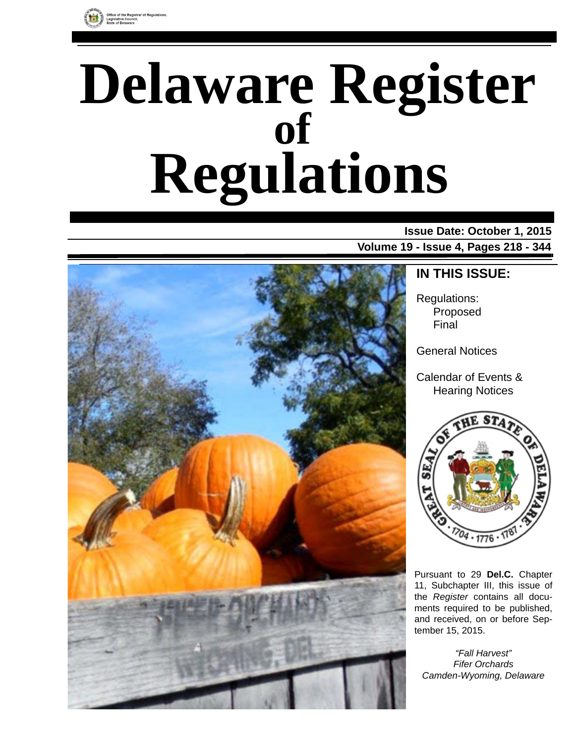Office of the Registrar of Regulations, Legislative Council, State of Delaware

# Delaware Register of Regulations

**Issue Date: October 1, 2015**

**Volume 19 - Issue 4, Pages 218 - 344**

## IN THIS ISSUE:

Regulations:
- Proposed
- Final

General Notices

Calendar of Events & Hearing Notices

Pursuant to 29 **Del.C.** Chapter 11, Subchapter III, this issue of the *Register* contains all documents required to be published, and received, on or before September 15, 2015.

*"Fall Harvest"*
*Fifer Orchards*
*Camden-Wyoming, Delaware*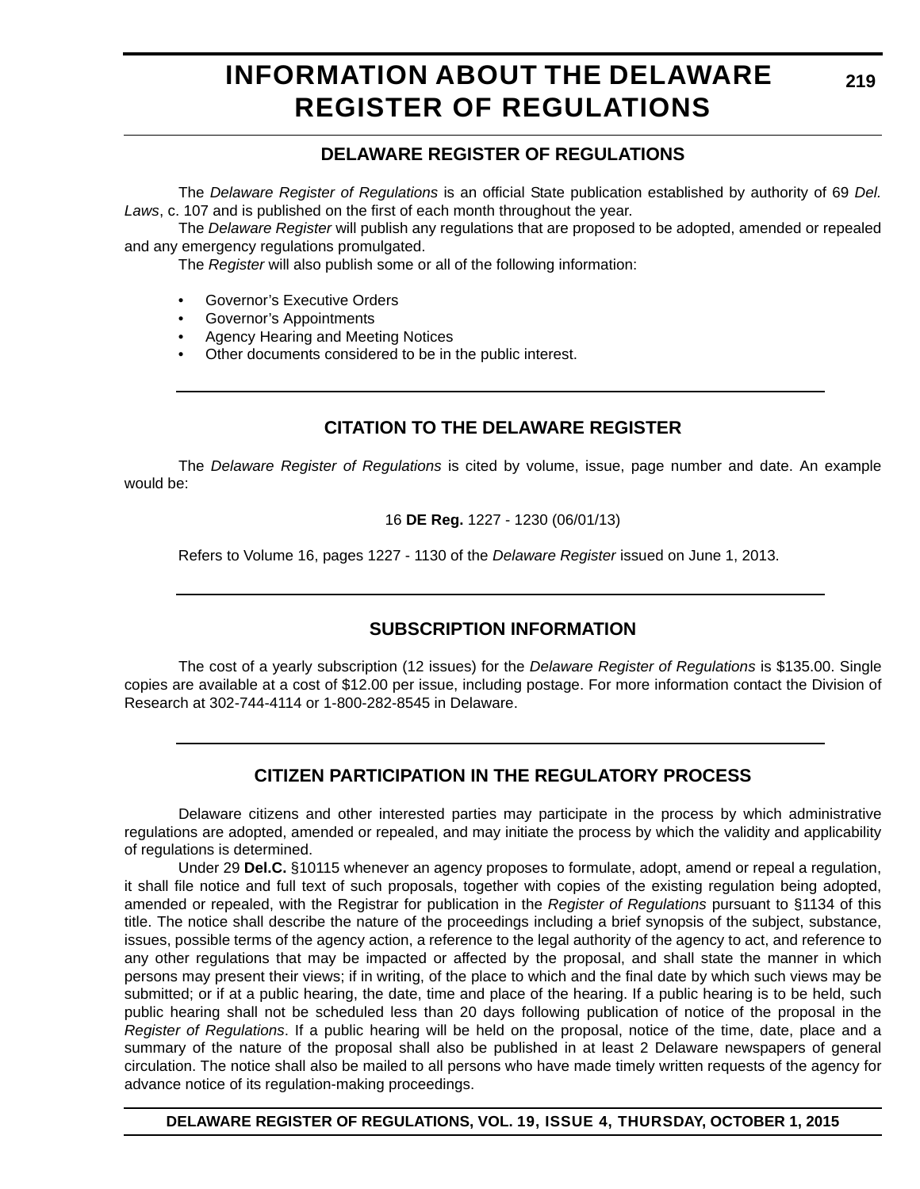# INFORMATION ABOUT THE DELAWARE REGISTER OF REGULATIONS

## DELAWARE REGISTER OF REGULATIONS

The *Delaware Register of Regulations* is an official State publication established by authority of 69 *Del. Laws*, c. 107 and is published on the first of each month throughout the year.

The *Delaware Register* will publish any regulations that are proposed to be adopted, amended or repealed and any emergency regulations promulgated.

The *Register* will also publish some or all of the following information:

- Governor's Executive Orders
- Governor's Appointments
- Agency Hearing and Meeting Notices
- Other documents considered to be in the public interest.

## CITATION TO THE DELAWARE REGISTER

The *Delaware Register of Regulations* is cited by volume, issue, page number and date. An example would be:

16 **DE Reg.** 1227 - 1230 (06/01/13)

Refers to Volume 16, pages 1227 - 1130 of the *Delaware Register* issued on June 1, 2013.

## SUBSCRIPTION INFORMATION

The cost of a yearly subscription (12 issues) for the *Delaware Register of Regulations* is $135.00. Single copies are available at a cost of $12.00 per issue, including postage. For more information contact the Division of Research at 302-744-4114 or 1-800-282-8545 in Delaware.

## CITIZEN PARTICIPATION IN THE REGULATORY PROCESS

Delaware citizens and other interested parties may participate in the process by which administrative regulations are adopted, amended or repealed, and may initiate the process by which the validity and applicability of regulations is determined.

Under 29 **Del.C.** §10115 whenever an agency proposes to formulate, adopt, amend or repeal a regulation, it shall file notice and full text of such proposals, together with copies of the existing regulation being adopted, amended or repealed, with the Registrar for publication in the *Register of Regulations* pursuant to §1134 of this title. The notice shall describe the nature of the proceedings including a brief synopsis of the subject, substance, issues, possible terms of the agency action, a reference to the legal authority of the agency to act, and reference to any other regulations that may be impacted or affected by the proposal, and shall state the manner in which persons may present their views; if in writing, of the place to which and the final date by which such views may be submitted; or if at a public hearing, the date, time and place of the hearing. If a public hearing is to be held, such public hearing shall not be scheduled less than 20 days following publication of notice of the proposal in the *Register of Regulations*. If a public hearing will be held on the proposal, notice of the time, date, place and a summary of the nature of the proposal shall also be published in at least 2 Delaware newspapers of general circulation. The notice shall also be mailed to all persons who have made timely written requests of the agency for advance notice of its regulation-making proceedings.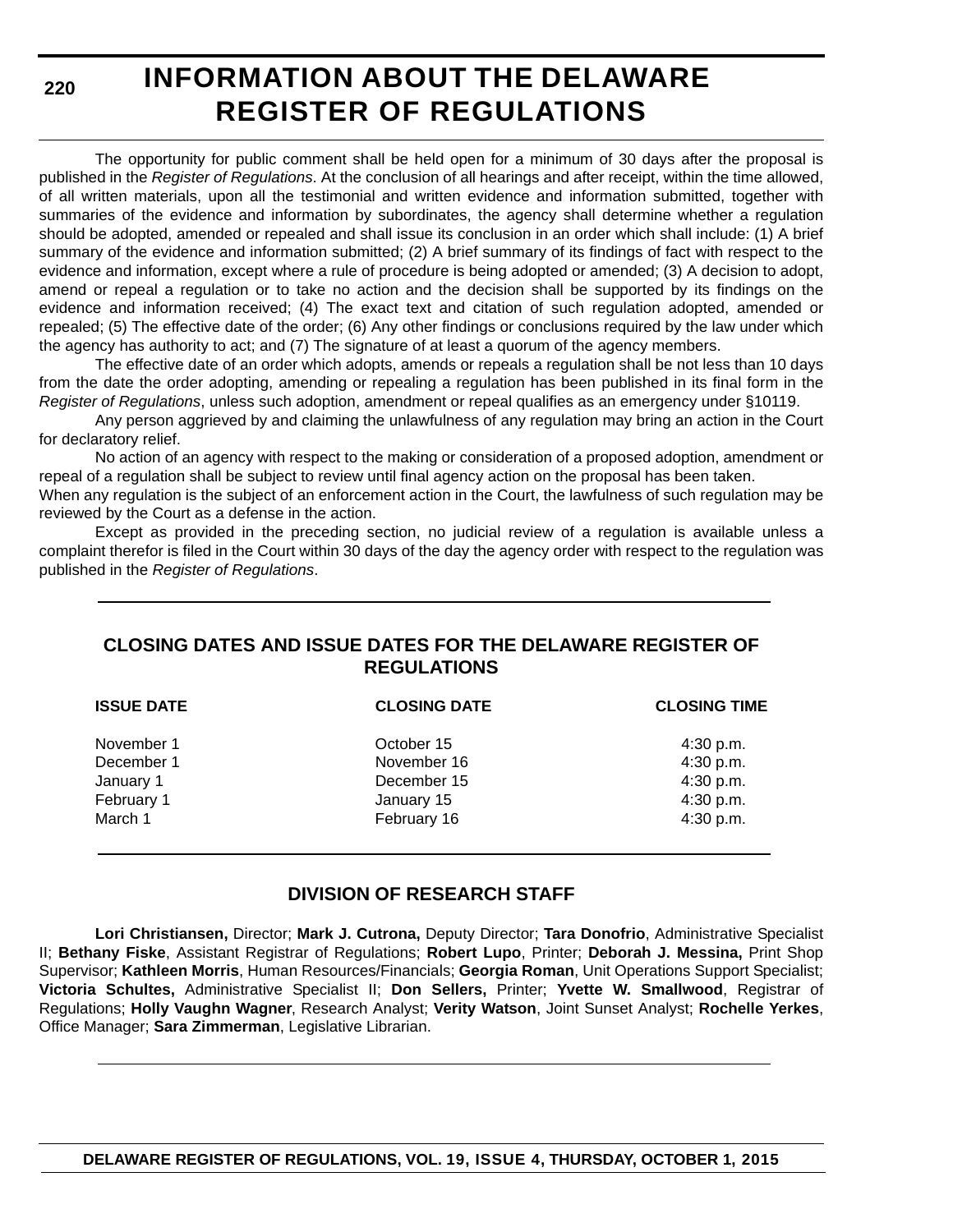# INFORMATION ABOUT THE DELAWARE REGISTER OF REGULATIONS

The opportunity for public comment shall be held open for a minimum of 30 days after the proposal is published in the *Register of Regulations*. At the conclusion of all hearings and after receipt, within the time allowed, of all written materials, upon all the testimonial and written evidence and information submitted, together with summaries of the evidence and information by subordinates, the agency shall determine whether a regulation should be adopted, amended or repealed and shall issue its conclusion in an order which shall include: (1) A brief summary of the evidence and information submitted; (2) A brief summary of its findings of fact with respect to the evidence and information, except where a rule of procedure is being adopted or amended; (3) A decision to adopt, amend or repeal a regulation or to take no action and the decision shall be supported by its findings on the evidence and information received; (4) The exact text and citation of such regulation adopted, amended or repealed; (5) The effective date of the order; (6) Any other findings or conclusions required by the law under which the agency has authority to act; and (7) The signature of at least a quorum of the agency members.

The effective date of an order which adopts, amends or repeals a regulation shall be not less than 10 days from the date the order adopting, amending or repealing a regulation has been published in its final form in the *Register of Regulations*, unless such adoption, amendment or repeal qualifies as an emergency under §10119.

Any person aggrieved by and claiming the unlawfulness of any regulation may bring an action in the Court for declaratory relief.

No action of an agency with respect to the making or consideration of a proposed adoption, amendment or repeal of a regulation shall be subject to review until final agency action on the proposal has been taken.

When any regulation is the subject of an enforcement action in the Court, the lawfulness of such regulation may be reviewed by the Court as a defense in the action.

Except as provided in the preceding section, no judicial review of a regulation is available unless a complaint therefor is filed in the Court within 30 days of the day the agency order with respect to the regulation was published in the *Register of Regulations*.

## CLOSING DATES AND ISSUE DATES FOR THE DELAWARE REGISTER OF REGULATIONS

| ISSUE DATE | CLOSING DATE | CLOSING TIME |
|---|---|---|
| November 1 | October 15 | 4:30 p.m. |
| December 1 | November 16 | 4:30 p.m. |
| January 1 | December 15 | 4:30 p.m. |
| February 1 | January 15 | 4:30 p.m. |
| March 1 | February 16 | 4:30 p.m. |

## DIVISION OF RESEARCH STAFF

**Lori Christiansen,** Director; **Mark J. Cutrona,** Deputy Director; **Tara Donofrio**, Administrative Specialist II; **Bethany Fiske**, Assistant Registrar of Regulations; **Robert Lupo**, Printer; **Deborah J. Messina,** Print Shop Supervisor; **Kathleen Morris**, Human Resources/Financials; **Georgia Roman**, Unit Operations Support Specialist; **Victoria Schultes,** Administrative Specialist II; **Don Sellers,** Printer; **Yvette W. Smallwood**, Registrar of Regulations; **Holly Vaughn Wagner**, Research Analyst; **Verity Watson**, Joint Sunset Analyst; **Rochelle Yerkes**, Office Manager; **Sara Zimmerman**, Legislative Librarian.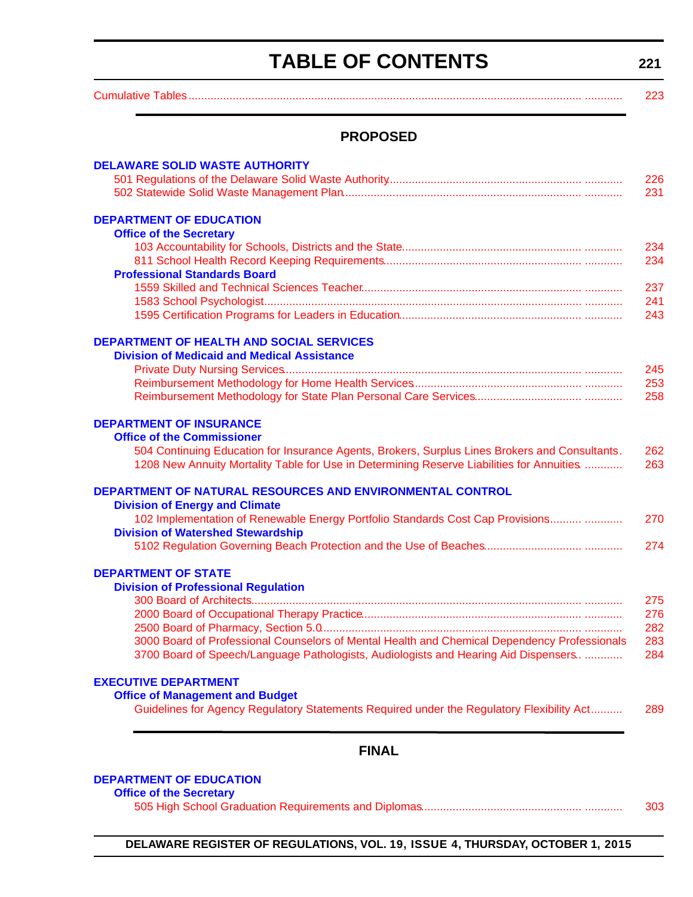# TABLE OF CONTENTS

Cumulative Tables ............ 223

## PROPOSED

### DELAWARE SOLID WASTE AUTHORITY

501 Regulations of the Delaware Solid Waste Authority ............ 226
502 Statewide Solid Waste Management Plan ............ 231

### DEPARTMENT OF EDUCATION

**Office of the Secretary**

103 Accountability for Schools, Districts and the State ............ 234
811 School Health Record Keeping Requirements ............ 234

**Professional Standards Board**

1559 Skilled and Technical Sciences Teacher ............ 237
1583 School Psychologist ............ 241
1595 Certification Programs for Leaders in Education ............ 243

### DEPARTMENT OF HEALTH AND SOCIAL SERVICES

**Division of Medicaid and Medical Assistance**

Private Duty Nursing Services ............ 245
Reimbursement Methodology for Home Health Services ............ 253
Reimbursement Methodology for State Plan Personal Care Services ............ 258

### DEPARTMENT OF INSURANCE

**Office of the Commissioner**

504 Continuing Education for Insurance Agents, Brokers, Surplus Lines Brokers and Consultants. 262
1208 New Annuity Mortality Table for Use in Determining Reserve Liabilities for Annuities ............ 263

### DEPARTMENT OF NATURAL RESOURCES AND ENVIRONMENTAL CONTROL

**Division of Energy and Climate**

102 Implementation of Renewable Energy Portfolio Standards Cost Cap Provisions ............ 270

**Division of Watershed Stewardship**

5102 Regulation Governing Beach Protection and the Use of Beaches ............ 274

### DEPARTMENT OF STATE

**Division of Professional Regulation**

300 Board of Architects ............ 275
2000 Board of Occupational Therapy Practice ............ 276
2500 Board of Pharmacy, Section 5.0 ............ 282
3000 Board of Professional Counselors of Mental Health and Chemical Dependency Professionals 283
3700 Board of Speech/Language Pathologists, Audiologists and Hearing Aid Dispensers ............ 284

### EXECUTIVE DEPARTMENT

**Office of Management and Budget**

Guidelines for Agency Regulatory Statements Required under the Regulatory Flexibility Act ............ 289

## FINAL

### DEPARTMENT OF EDUCATION

**Office of the Secretary**

505 High School Graduation Requirements and Diplomas ............ 303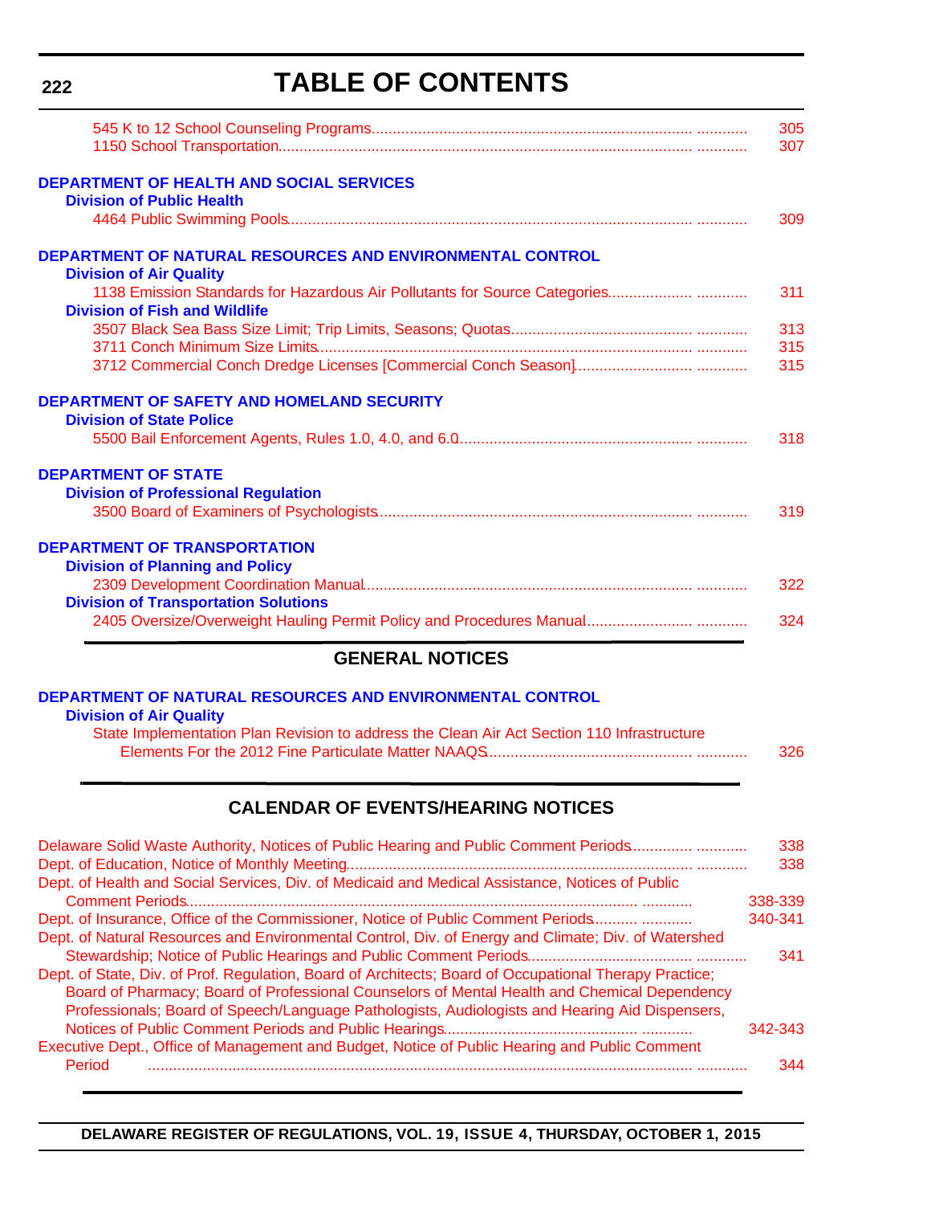# TABLE OF CONTENTS

545 K to 12 School Counseling Programs ........ 305
1150 School Transportation ........ 307

**DEPARTMENT OF HEALTH AND SOCIAL SERVICES**

**Division of Public Health**

4464 Public Swimming Pools ........ 309

**DEPARTMENT OF NATURAL RESOURCES AND ENVIRONMENTAL CONTROL**

**Division of Air Quality**

1138 Emission Standards for Hazardous Air Pollutants for Source Categories ........ 311

**Division of Fish and Wildlife**

3507 Black Sea Bass Size Limit; Trip Limits, Seasons; Quotas ........ 313
3711 Conch Minimum Size Limits ........ 315
3712 Commercial Conch Dredge Licenses [Commercial Conch Season] ........ 315

**DEPARTMENT OF SAFETY AND HOMELAND SECURITY**

**Division of State Police**

5500 Bail Enforcement Agents, Rules 1.0, 4.0, and 6.0 ........ 318

**DEPARTMENT OF STATE**

**Division of Professional Regulation**

3500 Board of Examiners of Psychologists ........ 319

**DEPARTMENT OF TRANSPORTATION**

**Division of Planning and Policy**

2309 Development Coordination Manual ........ 322

**Division of Transportation Solutions**

2405 Oversize/Overweight Hauling Permit Policy and Procedures Manual ........ 324

## GENERAL NOTICES

**DEPARTMENT OF NATURAL RESOURCES AND ENVIRONMENTAL CONTROL**

**Division of Air Quality**

State Implementation Plan Revision to address the Clean Air Act Section 110 Infrastructure Elements For the 2012 Fine Particulate Matter NAAQS ........ 326

## CALENDAR OF EVENTS/HEARING NOTICES

Delaware Solid Waste Authority, Notices of Public Hearing and Public Comment Periods ........ 338
Dept. of Education, Notice of Monthly Meeting ........ 338
Dept. of Health and Social Services, Div. of Medicaid and Medical Assistance, Notices of Public Comment Periods ........ 338-339
Dept. of Insurance, Office of the Commissioner, Notice of Public Comment Periods ........ 340-341
Dept. of Natural Resources and Environmental Control, Div. of Energy and Climate; Div. of Watershed Stewardship; Notice of Public Hearings and Public Comment Periods ........ 341
Dept. of State, Div. of Prof. Regulation, Board of Architects; Board of Occupational Therapy Practice; Board of Pharmacy; Board of Professional Counselors of Mental Health and Chemical Dependency Professionals; Board of Speech/Language Pathologists, Audiologists and Hearing Aid Dispensers, Notices of Public Comment Periods and Public Hearings ........ 342-343
Executive Dept., Office of Management and Budget, Notice of Public Hearing and Public Comment Period ........ 344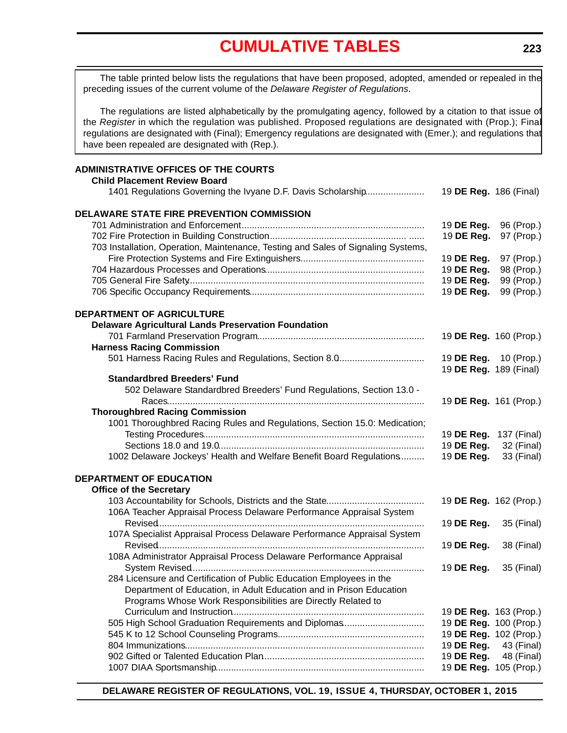# CUMULATIVE TABLES

The table printed below lists the regulations that have been proposed, adopted, amended or repealed in the preceding issues of the current volume of the *Delaware Register of Regulations*.

The regulations are listed alphabetically by the promulgating agency, followed by a citation to that issue of the *Register* in which the regulation was published. Proposed regulations are designated with (Prop.); Final regulations are designated with (Final); Emergency regulations are designated with (Emer.); and regulations that have been repealed are designated with (Rep.).

**ADMINISTRATIVE OFFICES OF THE COURTS**

**Child Placement Review Board**

1401 Regulations Governing the Ivyane D.F. Davis Scholarship ...................... 19 **DE Reg.** 186 (Final)

**DELAWARE STATE FIRE PREVENTION COMMISSION**

701 Administration and Enforcement ...................... 19 **DE Reg.** 96 (Prop.)
702 Fire Protection in Building Construction ...................... 19 **DE Reg.** 97 (Prop.)
703 Installation, Operation, Maintenance, Testing and Sales of Signaling Systems, Fire Protection Systems and Fire Extinguishers ...................... 19 **DE Reg.** 97 (Prop.)
704 Hazardous Processes and Operations ...................... 19 **DE Reg.** 98 (Prop.)
705 General Fire Safety ...................... 19 **DE Reg.** 99 (Prop.)
706 Specific Occupancy Requirements ...................... 19 **DE Reg.** 99 (Prop.)

**DEPARTMENT OF AGRICULTURE**

**Delaware Agricultural Lands Preservation Foundation**

701 Farmland Preservation Program ...................... 19 **DE Reg.** 160 (Prop.)

**Harness Racing Commission**

501 Harness Racing Rules and Regulations, Section 8.0 ...................... 19 **DE Reg.** 10 (Prop.)
19 **DE Reg.** 189 (Final)

**Standardbred Breeders' Fund**

502 Delaware Standardbred Breeders' Fund Regulations, Section 13.0 - Races ...................... 19 **DE Reg.** 161 (Prop.)

**Thoroughbred Racing Commission**

1001 Thoroughbred Racing Rules and Regulations, Section 15.0: Medication; Testing Procedures ...................... 19 **DE Reg.** 137 (Final)
Sections 18.0 and 19.0 ...................... 19 **DE Reg.** 32 (Final)
1002 Delaware Jockeys' Health and Welfare Benefit Board Regulations ...................... 19 **DE Reg.** 33 (Final)

**DEPARTMENT OF EDUCATION**

**Office of the Secretary**

103 Accountability for Schools, Districts and the State ...................... 19 **DE Reg.** 162 (Prop.)
106A Teacher Appraisal Process Delaware Performance Appraisal System Revised ...................... 19 **DE Reg.** 35 (Final)
107A Specialist Appraisal Process Delaware Performance Appraisal System Revised ...................... 19 **DE Reg.** 38 (Final)
108A Administrator Appraisal Process Delaware Performance Appraisal System Revised ...................... 19 **DE Reg.** 35 (Final)
284 Licensure and Certification of Public Education Employees in the Department of Education, in Adult Education and in Prison Education Programs Whose Work Responsibilities are Directly Related to Curriculum and Instruction ...................... 19 **DE Reg.** 163 (Prop.)
505 High School Graduation Requirements and Diplomas ...................... 19 **DE Reg.** 100 (Prop.)
545 K to 12 School Counseling Programs ...................... 19 **DE Reg.** 102 (Prop.)
804 Immunizations ...................... 19 **DE Reg.** 43 (Final)
902 Gifted or Talented Education Plan ...................... 19 **DE Reg.** 48 (Final)
1007 DIAA Sportsmanship ...................... 19 **DE Reg.** 105 (Prop.)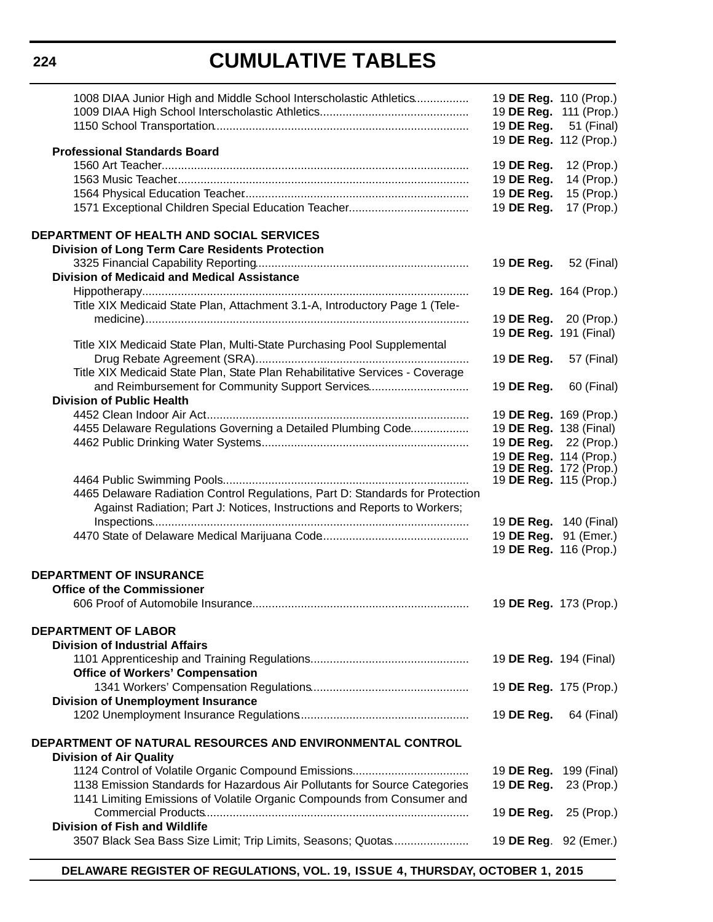# CUMULATIVE TABLES

| | |
|---|---|
| 1008 DIAA Junior High and Middle School Interscholastic Athletics | 19 **DE Reg.** 110 (Prop.) |
| 1009 DIAA High School Interscholastic Athletics | 19 **DE Reg.** 111 (Prop.) |
| 1150 School Transportation | 19 **DE Reg.** 51 (Final) |
| | 19 **DE Reg.** 112 (Prop.) |
| **Professional Standards Board** | |
| 1560 Art Teacher | 19 **DE Reg.** 12 (Prop.) |
| 1563 Music Teacher | 19 **DE Reg.** 14 (Prop.) |
| 1564 Physical Education Teacher | 19 **DE Reg.** 15 (Prop.) |
| 1571 Exceptional Children Special Education Teacher | 19 **DE Reg.** 17 (Prop.) |
| | |
| **DEPARTMENT OF HEALTH AND SOCIAL SERVICES** | |
| **Division of Long Term Care Residents Protection** | |
| 3325 Financial Capability Reporting | 19 **DE Reg.** 52 (Final) |
| **Division of Medicaid and Medical Assistance** | |
| Hippotherapy | 19 **DE Reg.** 164 (Prop.) |
| Title XIX Medicaid State Plan, Attachment 3.1-A, Introductory Page 1 (Tele-medicine) | 19 **DE Reg.** 20 (Prop.) |
| | 19 **DE Reg.** 191 (Final) |
| Title XIX Medicaid State Plan, Multi-State Purchasing Pool Supplemental Drug Rebate Agreement (SRA) | 19 **DE Reg.** 57 (Final) |
| Title XIX Medicaid State Plan, State Plan Rehabilitative Services - Coverage and Reimbursement for Community Support Services | 19 **DE Reg.** 60 (Final) |
| **Division of Public Health** | |
| 4452 Clean Indoor Air Act | 19 **DE Reg.** 169 (Prop.) |
| 4455 Delaware Regulations Governing a Detailed Plumbing Code | 19 **DE Reg.** 138 (Final) |
| 4462 Public Drinking Water Systems | 19 **DE Reg.** 22 (Prop.) |
| | 19 **DE Reg.** 114 (Prop.) |
| | 19 **DE Reg.** 172 (Prop.) |
| 4464 Public Swimming Pools | 19 **DE Reg.** 115 (Prop.) |
| 4465 Delaware Radiation Control Regulations, Part D: Standards for Protection Against Radiation; Part J: Notices, Instructions and Reports to Workers; Inspections | 19 **DE Reg.** 140 (Final) |
| 4470 State of Delaware Medical Marijuana Code | 19 **DE Reg.** 91 (Emer.) |
| | 19 **DE Reg.** 116 (Prop.) |
| | |
| **DEPARTMENT OF INSURANCE** | |
| **Office of the Commissioner** | |
| 606 Proof of Automobile Insurance | 19 **DE Reg.** 173 (Prop.) |
| | |
| **DEPARTMENT OF LABOR** | |
| **Division of Industrial Affairs** | |
| 1101 Apprenticeship and Training Regulations | 19 **DE Reg.** 194 (Final) |
| **Office of Workers' Compensation** | |
| 1341 Workers' Compensation Regulations | 19 **DE Reg.** 175 (Prop.) |
| **Division of Unemployment Insurance** | |
| 1202 Unemployment Insurance Regulations | 19 **DE Reg.** 64 (Final) |
| | |
| **DEPARTMENT OF NATURAL RESOURCES AND ENVIRONMENTAL CONTROL** | |
| **Division of Air Quality** | |
| 1124 Control of Volatile Organic Compound Emissions | 19 **DE Reg.** 199 (Final) |
| 1138 Emission Standards for Hazardous Air Pollutants for Source Categories | 19 **DE Reg.** 23 (Prop.) |
| 1141 Limiting Emissions of Volatile Organic Compounds from Consumer and Commercial Products | 19 **DE Reg.** 25 (Prop.) |
| **Division of Fish and Wildlife** | |
| 3507 Black Sea Bass Size Limit; Trip Limits, Seasons; Quotas | 19 **DE Reg**. 92 (Emer.) |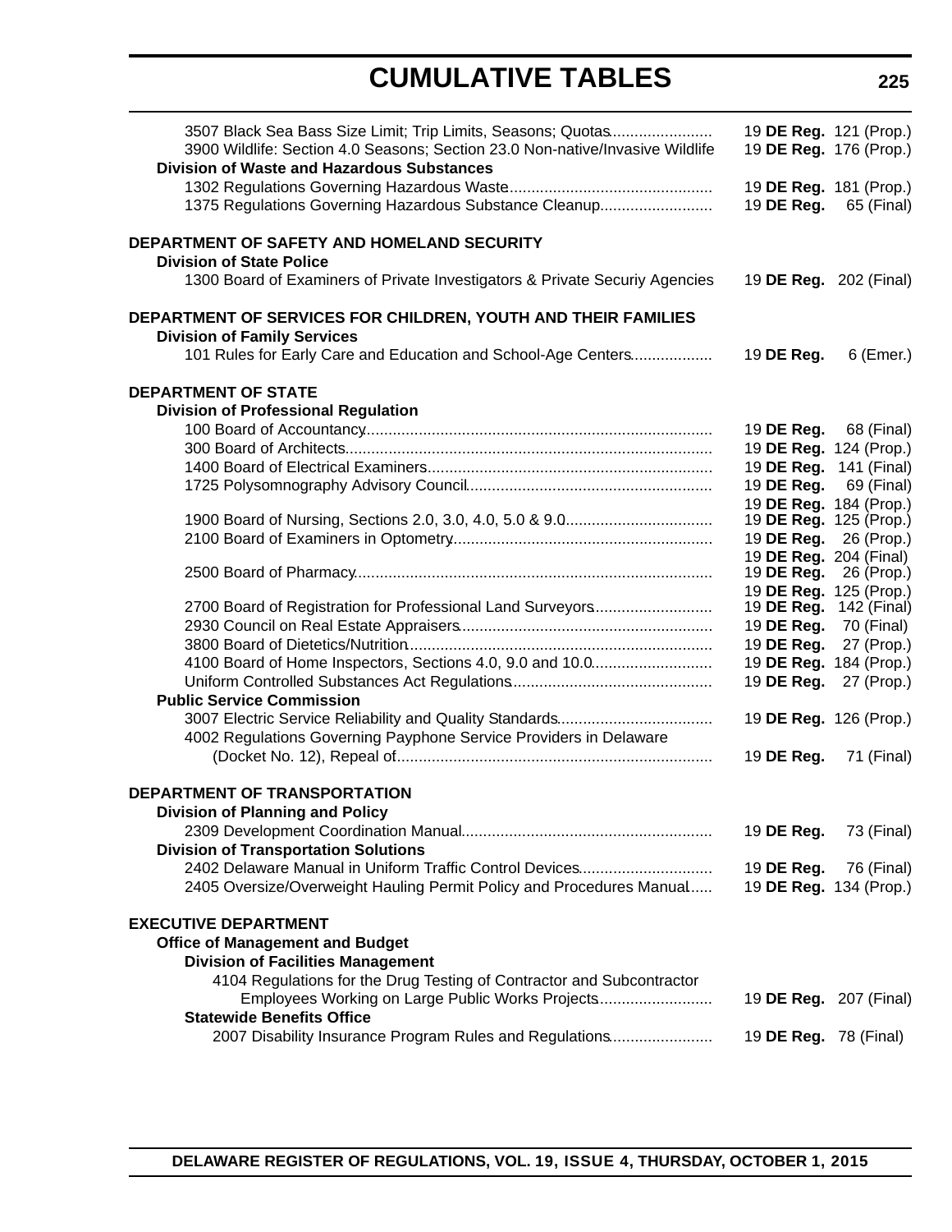# CUMULATIVE TABLES

| | |
|---|---|
| 3507 Black Sea Bass Size Limit; Trip Limits, Seasons; Quotas | 19 **DE Reg.** 121 (Prop.) |
| 3900 Wildlife: Section 4.0 Seasons; Section 23.0 Non-native/Invasive Wildlife | 19 **DE Reg.** 176 (Prop.) |
| **Division of Waste and Hazardous Substances** | |
| 1302 Regulations Governing Hazardous Waste | 19 **DE Reg.** 181 (Prop.) |
| 1375 Regulations Governing Hazardous Substance Cleanup | 19 **DE Reg.** 65 (Final) |

**DEPARTMENT OF SAFETY AND HOMELAND SECURITY**

| | |
|---|---|
| **Division of State Police** | |
| 1300 Board of Examiners of Private Investigators & Private Securiy Agencies | 19 **DE Reg.** 202 (Final) |

**DEPARTMENT OF SERVICES FOR CHILDREN, YOUTH AND THEIR FAMILIES**

| | |
|---|---|
| **Division of Family Services** | |
| 101 Rules for Early Care and Education and School-Age Centers | 19 **DE Reg.** 6 (Emer.) |

**DEPARTMENT OF STATE**

| | |
|---|---|
| **Division of Professional Regulation** | |
| 100 Board of Accountancy | 19 **DE Reg.** 68 (Final) |
| 300 Board of Architects | 19 **DE Reg.** 124 (Prop.) |
| 1400 Board of Electrical Examiners | 19 **DE Reg.** 141 (Final) |
| 1725 Polysomnography Advisory Council | 19 **DE Reg.** 69 (Final) |
| | 19 **DE Reg.** 184 (Prop.) |
| 1900 Board of Nursing, Sections 2.0, 3.0, 4.0, 5.0 & 9.0 | 19 **DE Reg.** 125 (Prop.) |
| 2100 Board of Examiners in Optometry | 19 **DE Reg.** 26 (Prop.) |
| | 19 **DE Reg.** 204 (Final) |
| 2500 Board of Pharmacy | 19 **DE Reg.** 26 (Prop.) |
| | 19 **DE Reg.** 125 (Prop.) |
| 2700 Board of Registration for Professional Land Surveyors | 19 **DE Reg.** 142 (Final) |
| 2930 Council on Real Estate Appraisers | 19 **DE Reg.** 70 (Final) |
| 3800 Board of Dietetics/Nutrition | 19 **DE Reg.** 27 (Prop.) |
| 4100 Board of Home Inspectors, Sections 4.0, 9.0 and 10.0 | 19 **DE Reg.** 184 (Prop.) |
| Uniform Controlled Substances Act Regulations | 19 **DE Reg.** 27 (Prop.) |
| **Public Service Commission** | |
| 3007 Electric Service Reliability and Quality Standards | 19 **DE Reg.** 126 (Prop.) |
| 4002 Regulations Governing Payphone Service Providers in Delaware (Docket No. 12), Repeal of | 19 **DE Reg.** 71 (Final) |

**DEPARTMENT OF TRANSPORTATION**

| | |
|---|---|
| **Division of Planning and Policy** | |
| 2309 Development Coordination Manual | 19 **DE Reg.** 73 (Final) |
| **Division of Transportation Solutions** | |
| 2402 Delaware Manual in Uniform Traffic Control Devices | 19 **DE Reg.** 76 (Final) |
| 2405 Oversize/Overweight Hauling Permit Policy and Procedures Manual | 19 **DE Reg.** 134 (Prop.) |

**EXECUTIVE DEPARTMENT**

| | |
|---|---|
| **Office of Management and Budget** | |
| **Division of Facilities Management** | |
| 4104 Regulations for the Drug Testing of Contractor and Subcontractor Employees Working on Large Public Works Projects | 19 **DE Reg.** 207 (Final) |
| **Statewide Benefits Office** | |
| 2007 Disability Insurance Program Rules and Regulations | 19 **DE Reg.** 78 (Final) |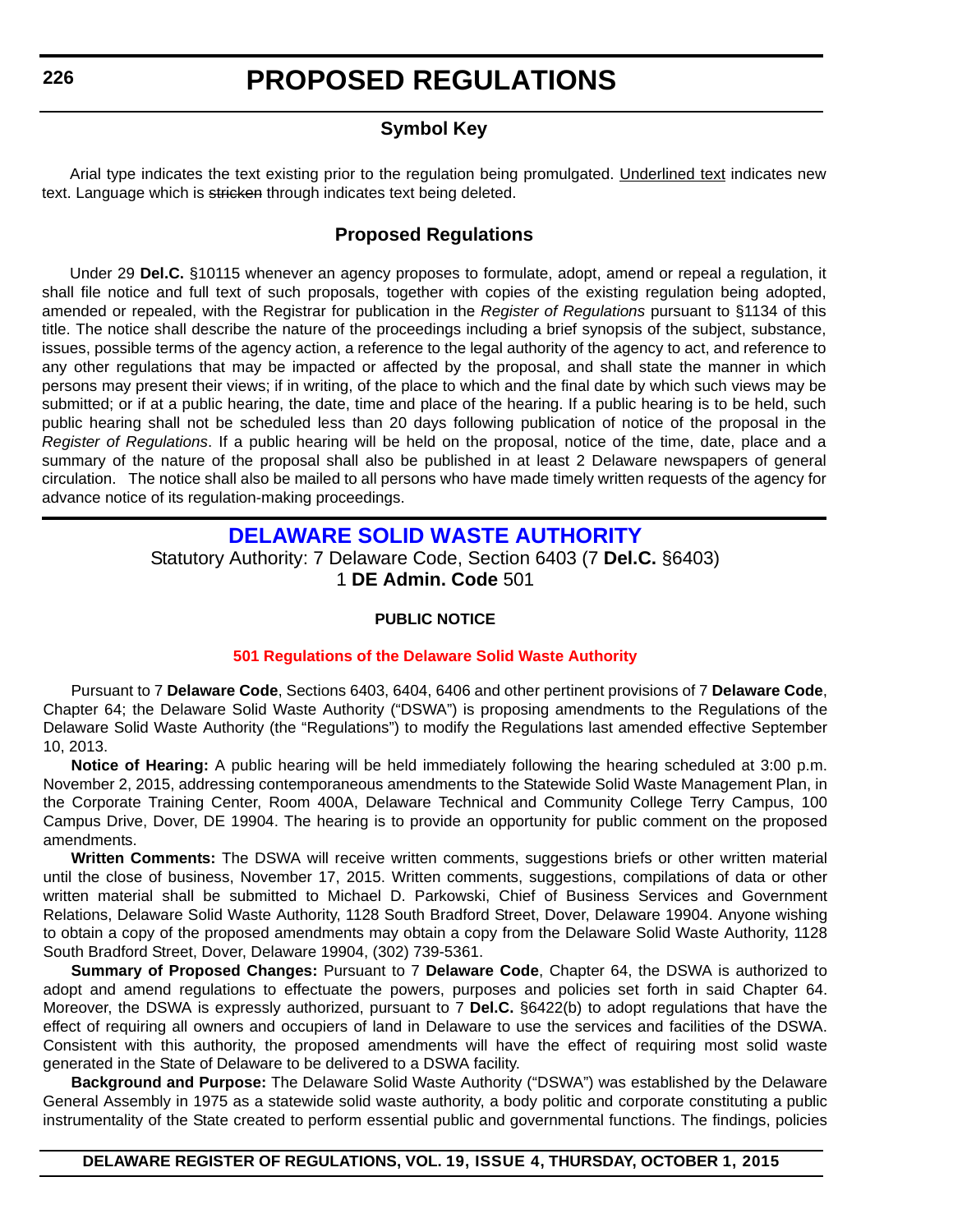# PROPOSED REGULATIONS

## Symbol Key

Arial type indicates the text existing prior to the regulation being promulgated. Underlined text indicates new text. Language which is ~~stricken~~ through indicates text being deleted.

## Proposed Regulations

Under 29 **Del.C.** §10115 whenever an agency proposes to formulate, adopt, amend or repeal a regulation, it shall file notice and full text of such proposals, together with copies of the existing regulation being adopted, amended or repealed, with the Registrar for publication in the *Register of Regulations* pursuant to §1134 of this title. The notice shall describe the nature of the proceedings including a brief synopsis of the subject, substance, issues, possible terms of the agency action, a reference to the legal authority of the agency to act, and reference to any other regulations that may be impacted or affected by the proposal, and shall state the manner in which persons may present their views; if in writing, of the place to which and the final date by which such views may be submitted; or if at a public hearing, the date, time and place of the hearing. If a public hearing is to be held, such public hearing shall not be scheduled less than 20 days following publication of notice of the proposal in the *Register of Regulations*. If a public hearing will be held on the proposal, notice of the time, date, place and a summary of the nature of the proposal shall also be published in at least 2 Delaware newspapers of general circulation. The notice shall also be mailed to all persons who have made timely written requests of the agency for advance notice of its regulation-making proceedings.

## DELAWARE SOLID WASTE AUTHORITY

Statutory Authority: 7 Delaware Code, Section 6403 (7 **Del.C.** §6403)
1 **DE Admin. Code** 501

**PUBLIC NOTICE**

**501 Regulations of the Delaware Solid Waste Authority**

Pursuant to 7 **Delaware Code**, Sections 6403, 6404, 6406 and other pertinent provisions of 7 **Delaware Code**, Chapter 64; the Delaware Solid Waste Authority ("DSWA") is proposing amendments to the Regulations of the Delaware Solid Waste Authority (the "Regulations") to modify the Regulations last amended effective September 10, 2013.

**Notice of Hearing:** A public hearing will be held immediately following the hearing scheduled at 3:00 p.m. November 2, 2015, addressing contemporaneous amendments to the Statewide Solid Waste Management Plan, in the Corporate Training Center, Room 400A, Delaware Technical and Community College Terry Campus, 100 Campus Drive, Dover, DE 19904. The hearing is to provide an opportunity for public comment on the proposed amendments.

**Written Comments:** The DSWA will receive written comments, suggestions briefs or other written material until the close of business, November 17, 2015. Written comments, suggestions, compilations of data or other written material shall be submitted to Michael D. Parkowski, Chief of Business Services and Government Relations, Delaware Solid Waste Authority, 1128 South Bradford Street, Dover, Delaware 19904. Anyone wishing to obtain a copy of the proposed amendments may obtain a copy from the Delaware Solid Waste Authority, 1128 South Bradford Street, Dover, Delaware 19904, (302) 739-5361.

**Summary of Proposed Changes:** Pursuant to 7 **Delaware Code**, Chapter 64, the DSWA is authorized to adopt and amend regulations to effectuate the powers, purposes and policies set forth in said Chapter 64. Moreover, the DSWA is expressly authorized, pursuant to 7 **Del.C.** §6422(b) to adopt regulations that have the effect of requiring all owners and occupiers of land in Delaware to use the services and facilities of the DSWA. Consistent with this authority, the proposed amendments will have the effect of requiring most solid waste generated in the State of Delaware to be delivered to a DSWA facility.

**Background and Purpose:** The Delaware Solid Waste Authority ("DSWA") was established by the Delaware General Assembly in 1975 as a statewide solid waste authority, a body politic and corporate constituting a public instrumentality of the State created to perform essential public and governmental functions. The findings, policies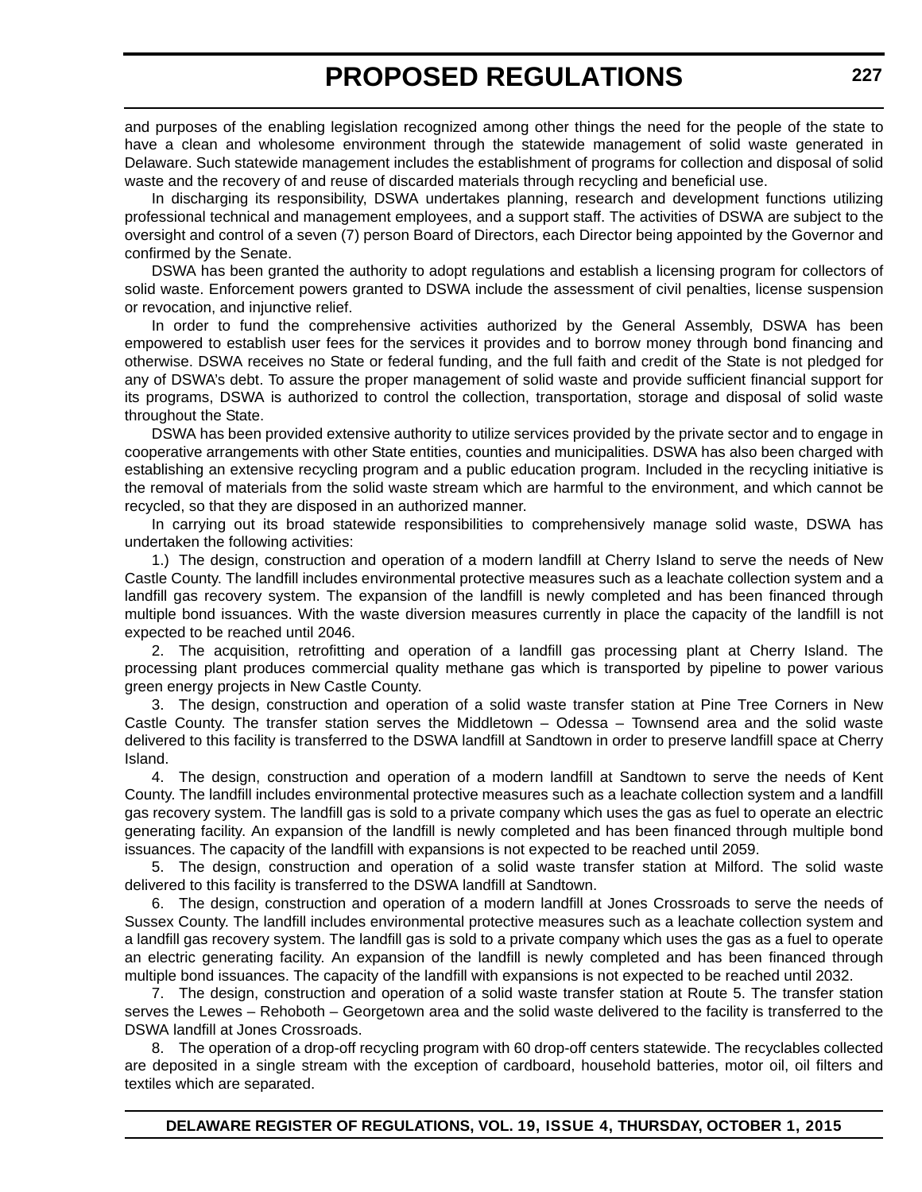and purposes of the enabling legislation recognized among other things the need for the people of the state to have a clean and wholesome environment through the statewide management of solid waste generated in Delaware. Such statewide management includes the establishment of programs for collection and disposal of solid waste and the recovery of and reuse of discarded materials through recycling and beneficial use.

In discharging its responsibility, DSWA undertakes planning, research and development functions utilizing professional technical and management employees, and a support staff. The activities of DSWA are subject to the oversight and control of a seven (7) person Board of Directors, each Director being appointed by the Governor and confirmed by the Senate.

DSWA has been granted the authority to adopt regulations and establish a licensing program for collectors of solid waste. Enforcement powers granted to DSWA include the assessment of civil penalties, license suspension or revocation, and injunctive relief.

In order to fund the comprehensive activities authorized by the General Assembly, DSWA has been empowered to establish user fees for the services it provides and to borrow money through bond financing and otherwise. DSWA receives no State or federal funding, and the full faith and credit of the State is not pledged for any of DSWA's debt. To assure the proper management of solid waste and provide sufficient financial support for its programs, DSWA is authorized to control the collection, transportation, storage and disposal of solid waste throughout the State.

DSWA has been provided extensive authority to utilize services provided by the private sector and to engage in cooperative arrangements with other State entities, counties and municipalities. DSWA has also been charged with establishing an extensive recycling program and a public education program. Included in the recycling initiative is the removal of materials from the solid waste stream which are harmful to the environment, and which cannot be recycled, so that they are disposed in an authorized manner.

In carrying out its broad statewide responsibilities to comprehensively manage solid waste, DSWA has undertaken the following activities:

1.) The design, construction and operation of a modern landfill at Cherry Island to serve the needs of New Castle County. The landfill includes environmental protective measures such as a leachate collection system and a landfill gas recovery system. The expansion of the landfill is newly completed and has been financed through multiple bond issuances. With the waste diversion measures currently in place the capacity of the landfill is not expected to be reached until 2046.

2. The acquisition, retrofitting and operation of a landfill gas processing plant at Cherry Island. The processing plant produces commercial quality methane gas which is transported by pipeline to power various green energy projects in New Castle County.

3. The design, construction and operation of a solid waste transfer station at Pine Tree Corners in New Castle County. The transfer station serves the Middletown – Odessa – Townsend area and the solid waste delivered to this facility is transferred to the DSWA landfill at Sandtown in order to preserve landfill space at Cherry Island.

4. The design, construction and operation of a modern landfill at Sandtown to serve the needs of Kent County. The landfill includes environmental protective measures such as a leachate collection system and a landfill gas recovery system. The landfill gas is sold to a private company which uses the gas as fuel to operate an electric generating facility. An expansion of the landfill is newly completed and has been financed through multiple bond issuances. The capacity of the landfill with expansions is not expected to be reached until 2059.

5. The design, construction and operation of a solid waste transfer station at Milford. The solid waste delivered to this facility is transferred to the DSWA landfill at Sandtown.

6. The design, construction and operation of a modern landfill at Jones Crossroads to serve the needs of Sussex County. The landfill includes environmental protective measures such as a leachate collection system and a landfill gas recovery system. The landfill gas is sold to a private company which uses the gas as a fuel to operate an electric generating facility. An expansion of the landfill is newly completed and has been financed through multiple bond issuances. The capacity of the landfill with expansions is not expected to be reached until 2032.

7. The design, construction and operation of a solid waste transfer station at Route 5. The transfer station serves the Lewes – Rehoboth – Georgetown area and the solid waste delivered to the facility is transferred to the DSWA landfill at Jones Crossroads.

8. The operation of a drop-off recycling program with 60 drop-off centers statewide. The recyclables collected are deposited in a single stream with the exception of cardboard, household batteries, motor oil, oil filters and textiles which are separated.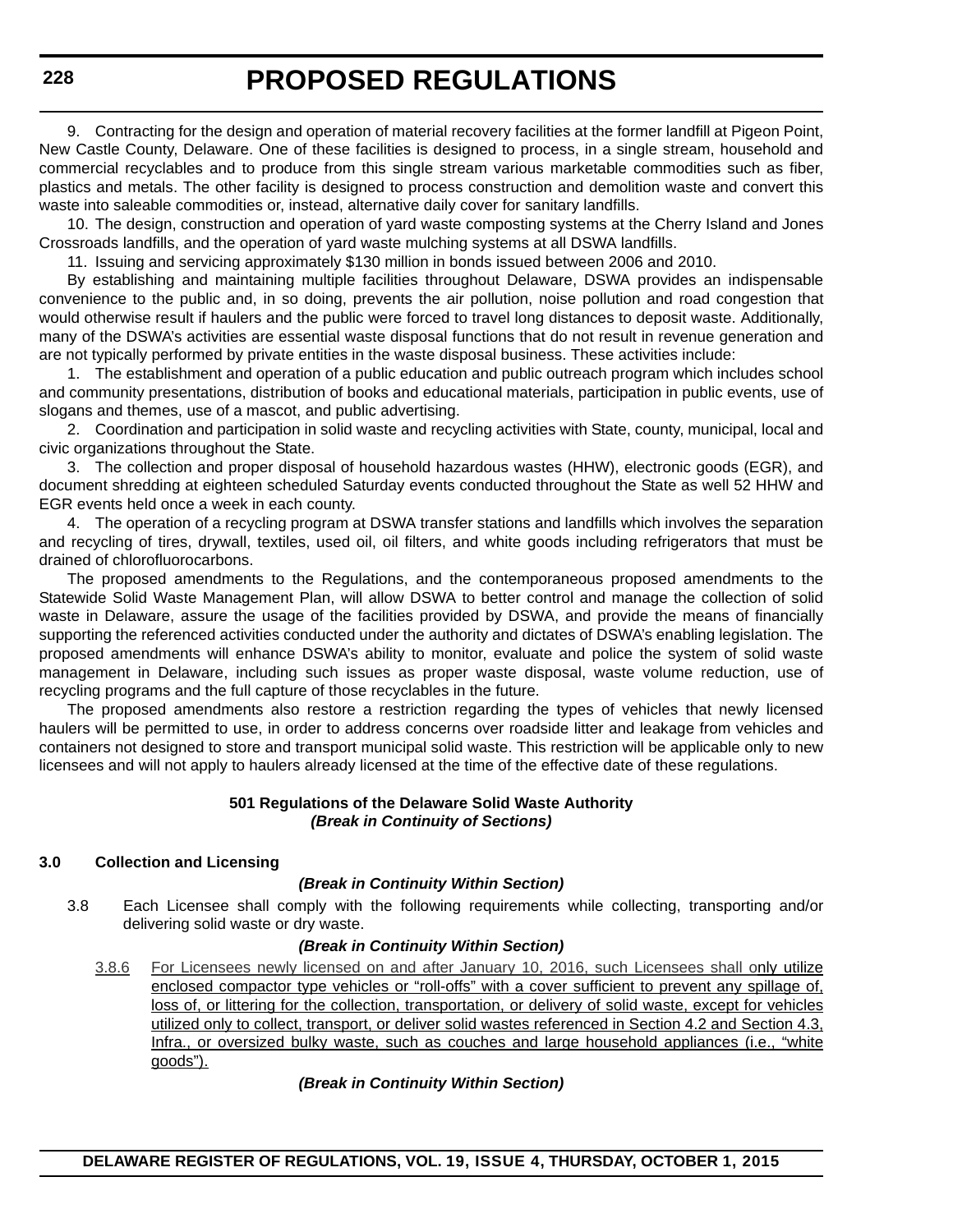9. Contracting for the design and operation of material recovery facilities at the former landfill at Pigeon Point, New Castle County, Delaware. One of these facilities is designed to process, in a single stream, household and commercial recyclables and to produce from this single stream various marketable commodities such as fiber, plastics and metals. The other facility is designed to process construction and demolition waste and convert this waste into saleable commodities or, instead, alternative daily cover for sanitary landfills.

10. The design, construction and operation of yard waste composting systems at the Cherry Island and Jones Crossroads landfills, and the operation of yard waste mulching systems at all DSWA landfills.

11. Issuing and servicing approximately $130 million in bonds issued between 2006 and 2010.

By establishing and maintaining multiple facilities throughout Delaware, DSWA provides an indispensable convenience to the public and, in so doing, prevents the air pollution, noise pollution and road congestion that would otherwise result if haulers and the public were forced to travel long distances to deposit waste. Additionally, many of the DSWA's activities are essential waste disposal functions that do not result in revenue generation and are not typically performed by private entities in the waste disposal business. These activities include:

1. The establishment and operation of a public education and public outreach program which includes school and community presentations, distribution of books and educational materials, participation in public events, use of slogans and themes, use of a mascot, and public advertising.

2. Coordination and participation in solid waste and recycling activities with State, county, municipal, local and civic organizations throughout the State.

3. The collection and proper disposal of household hazardous wastes (HHW), electronic goods (EGR), and document shredding at eighteen scheduled Saturday events conducted throughout the State as well 52 HHW and EGR events held once a week in each county.

4. The operation of a recycling program at DSWA transfer stations and landfills which involves the separation and recycling of tires, drywall, textiles, used oil, oil filters, and white goods including refrigerators that must be drained of chlorofluorocarbons.

The proposed amendments to the Regulations, and the contemporaneous proposed amendments to the Statewide Solid Waste Management Plan, will allow DSWA to better control and manage the collection of solid waste in Delaware, assure the usage of the facilities provided by DSWA, and provide the means of financially supporting the referenced activities conducted under the authority and dictates of DSWA's enabling legislation. The proposed amendments will enhance DSWA's ability to monitor, evaluate and police the system of solid waste management in Delaware, including such issues as proper waste disposal, waste volume reduction, use of recycling programs and the full capture of those recyclables in the future.

The proposed amendments also restore a restriction regarding the types of vehicles that newly licensed haulers will be permitted to use, in order to address concerns over roadside litter and leakage from vehicles and containers not designed to store and transport municipal solid waste. This restriction will be applicable only to new licensees and will not apply to haulers already licensed at the time of the effective date of these regulations.

**501 Regulations of the Delaware Solid Waste Authority**
***(Break in Continuity of Sections)***

**3.0 Collection and Licensing**

***(Break in Continuity Within Section)***

3.8 Each Licensee shall comply with the following requirements while collecting, transporting and/or delivering solid waste or dry waste.

***(Break in Continuity Within Section)***

<u>3.8.6 For Licensees newly licensed on and after January 10, 2016, such Licensees shall only utilize enclosed compactor type vehicles or "roll-offs" with a cover sufficient to prevent any spillage of, loss of, or littering for the collection, transportation, or delivery of solid waste, except for vehicles utilized only to collect, transport, or deliver solid wastes referenced in Section 4.2 and Section 4.3, Infra., or oversized bulky waste, such as couches and large household appliances (i.e., "white goods").</u>

***(Break in Continuity Within Section)***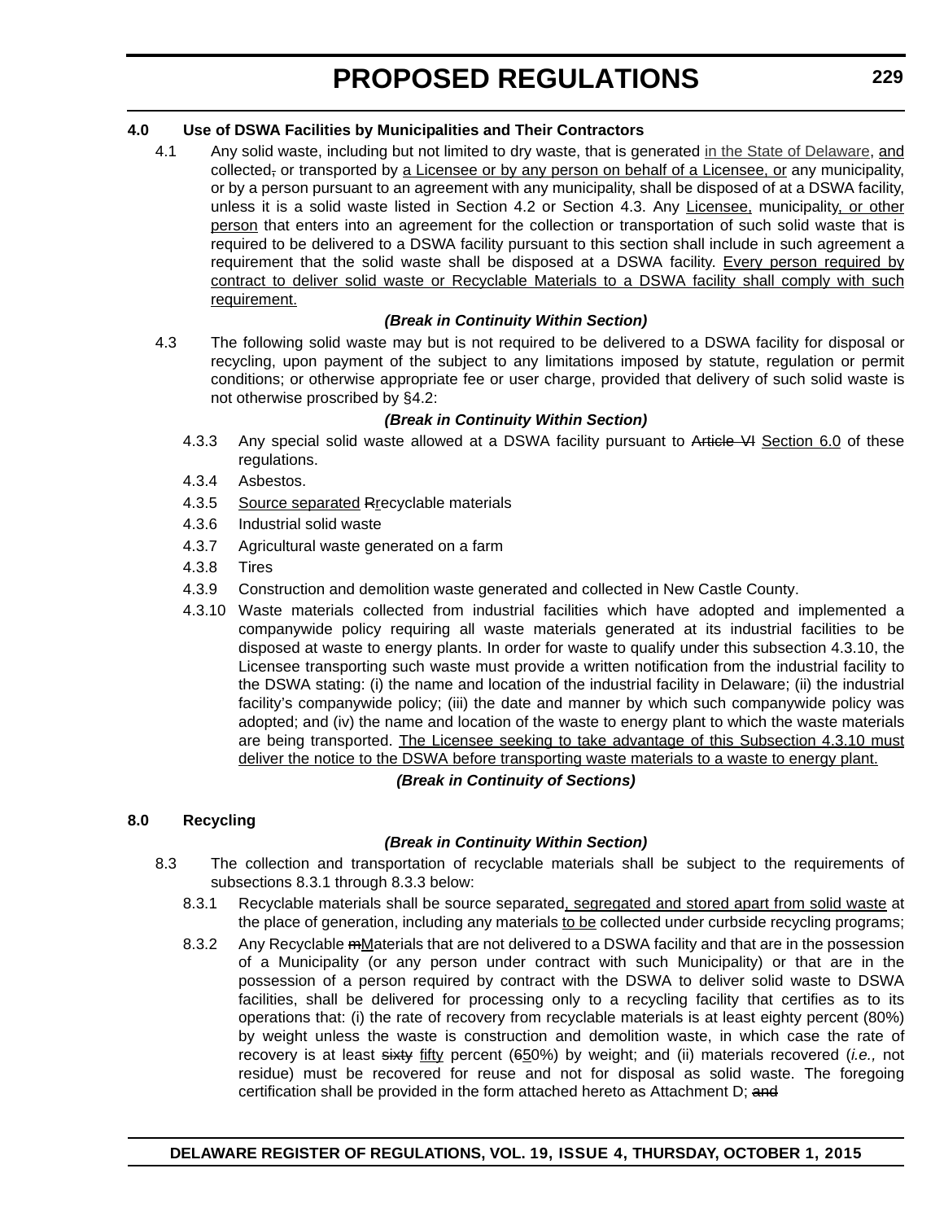**4.0 Use of DSWA Facilities by Municipalities and Their Contractors**

4.1 Any solid waste, including but not limited to dry waste, that is generated in the State of Delaware, and collected, or transported by a Licensee or by any person on behalf of a Licensee, or any municipality, or by a person pursuant to an agreement with any municipality, shall be disposed of at a DSWA facility, unless it is a solid waste listed in Section 4.2 or Section 4.3. Any Licensee, municipality, or other person that enters into an agreement for the collection or transportation of such solid waste that is required to be delivered to a DSWA facility pursuant to this section shall include in such agreement a requirement that the solid waste shall be disposed at a DSWA facility. Every person required by contract to deliver solid waste or Recyclable Materials to a DSWA facility shall comply with such requirement.

***(Break in Continuity Within Section)***

4.3 The following solid waste may but is not required to be delivered to a DSWA facility for disposal or recycling, upon payment of the subject to any limitations imposed by statute, regulation or permit conditions; or otherwise appropriate fee or user charge, provided that delivery of such solid waste is not otherwise proscribed by §4.2:

***(Break in Continuity Within Section)***

4.3.3 Any special solid waste allowed at a DSWA facility pursuant to ~~Article VI~~ Section 6.0 of these regulations.

4.3.4 Asbestos.

4.3.5 Source separated ~~R~~recyclable materials

4.3.6 Industrial solid waste

4.3.7 Agricultural waste generated on a farm

4.3.8 Tires

4.3.9 Construction and demolition waste generated and collected in New Castle County.

4.3.10 Waste materials collected from industrial facilities which have adopted and implemented a companywide policy requiring all waste materials generated at its industrial facilities to be disposed at waste to energy plants. In order for waste to qualify under this subsection 4.3.10, the Licensee transporting such waste must provide a written notification from the industrial facility to the DSWA stating: (i) the name and location of the industrial facility in Delaware; (ii) the industrial facility's companywide policy; (iii) the date and manner by which such companywide policy was adopted; and (iv) the name and location of the waste to energy plant to which the waste materials are being transported. The Licensee seeking to take advantage of this Subsection 4.3.10 must deliver the notice to the DSWA before transporting waste materials to a waste to energy plant.

***(Break in Continuity of Sections)***

**8.0 Recycling**

***(Break in Continuity Within Section)***

8.3 The collection and transportation of recyclable materials shall be subject to the requirements of subsections 8.3.1 through 8.3.3 below:

8.3.1 Recyclable materials shall be source separated, segregated and stored apart from solid waste at the place of generation, including any materials to be collected under curbside recycling programs;

8.3.2 Any Recyclable ~~m~~Materials that are not delivered to a DSWA facility and that are in the possession of a Municipality (or any person under contract with such Municipality) or that are in the possession of a person required by contract with the DSWA to deliver solid waste to DSWA facilities, shall be delivered for processing only to a recycling facility that certifies as to its operations that: (i) the rate of recovery from recyclable materials is at least eighty percent (80%) by weight unless the waste is construction and demolition waste, in which case the rate of recovery is at least ~~sixty~~ fifty percent (~~6~~50%) by weight; and (ii) materials recovered (*i.e.,* not residue) must be recovered for reuse and not for disposal as solid waste. The foregoing certification shall be provided in the form attached hereto as Attachment D; ~~and~~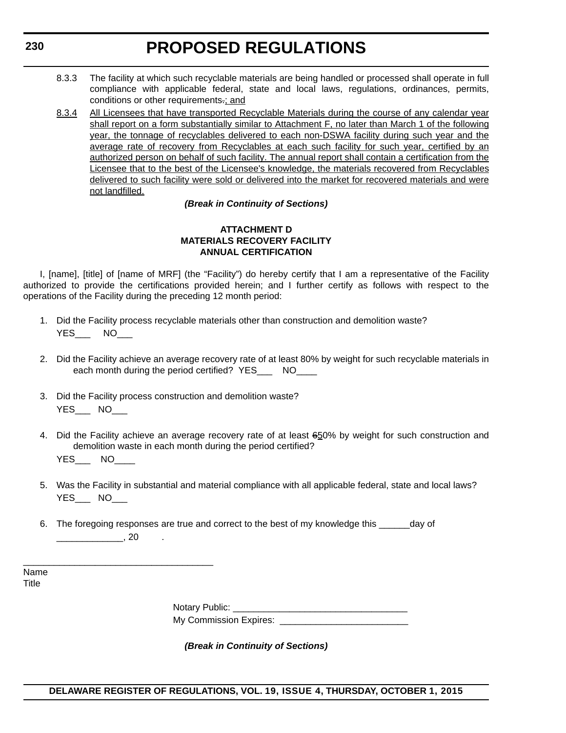8.3.3 The facility at which such recyclable materials are being handled or processed shall operate in full compliance with applicable federal, state and local laws, regulations, ordinances, permits, conditions or other requirements.; and

8.3.4 All Licensees that have transported Recyclable Materials during the course of any calendar year shall report on a form substantially similar to Attachment F, no later than March 1 of the following year, the tonnage of recyclables delivered to each non-DSWA facility during such year and the average rate of recovery from Recyclables at each such facility for such year, certified by an authorized person on behalf of such facility. The annual report shall contain a certification from the Licensee that to the best of the Licensee's knowledge, the materials recovered from Recyclables delivered to such facility were sold or delivered into the market for recovered materials and were not landfilled.

***(Break in Continuity of Sections)***

**ATTACHMENT D**
**MATERIALS RECOVERY FACILITY**
**ANNUAL CERTIFICATION**

I, [name], [title] of [name of MRF] (the “Facility”) do hereby certify that I am a representative of the Facility authorized to provide the certifications provided herein; and I further certify as follows with respect to the operations of the Facility during the preceding 12 month period:

1. Did the Facility process recyclable materials other than construction and demolition waste?
   YES___ NO___

2. Did the Facility achieve an average recovery rate of at least 80% by weight for such recyclable materials in each month during the period certified? YES___ NO____

3. Did the Facility process construction and demolition waste?
   YES___ NO___

4. Did the Facility achieve an average recovery rate of at least 650% by weight for such construction and demolition waste in each month during the period certified?
   YES___ NO____

5. Was the Facility in substantial and material compliance with all applicable federal, state and local laws?
   YES___ NO___

6. The foregoing responses are true and correct to the best of my knowledge this ______day of _____________, 20 .

____________________________________
Name
Title

Notary Public: ___________________________________
My Commission Expires: _________________________

***(Break in Continuity of Sections)***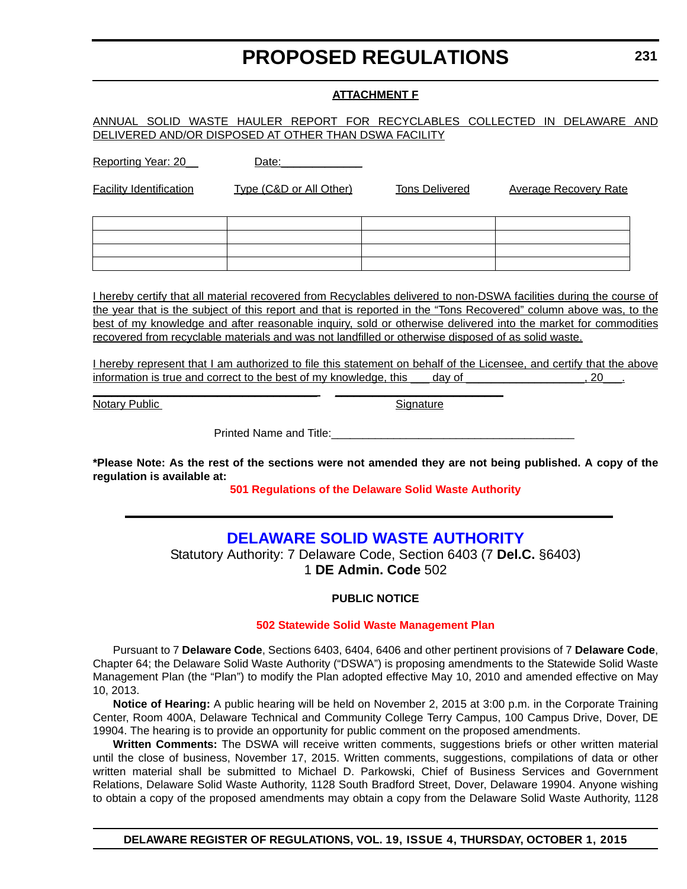## ATTACHMENT F

ANNUAL SOLID WASTE HAULER REPORT FOR RECYCLABLES COLLECTED IN DELAWARE AND DELIVERED AND/OR DISPOSED AT OTHER THAN DSWA FACILITY

Reporting Year: 20__ Date:_____________

| Facility Identification | Type (C&D or All Other) | Tons Delivered | Average Recovery Rate |
|---|---|---|---|
| | | | |
| | | | |
| | | | |
| | | | |

I hereby certify that all material recovered from Recyclables delivered to non-DSWA facilities during the course of the year that is the subject of this report and that is reported in the "Tons Recovered" column above was, to the best of my knowledge and after reasonable inquiry, sold or otherwise delivered into the market for commodities recovered from recyclable materials and was not landfilled or otherwise disposed of as solid waste.

I hereby represent that I am authorized to file this statement on behalf of the Licensee, and certify that the above information is true and correct to the best of my knowledge, this ___ day of ___________________, 20___.

Notary Public Signature

Printed Name and Title:_______________________________________

**\*Please Note: As the rest of the sections were not amended they are not being published. A copy of the regulation is available at:**

**501 Regulations of the Delaware Solid Waste Authority**

---

## DELAWARE SOLID WASTE AUTHORITY

Statutory Authority: 7 Delaware Code, Section 6403 (7 **Del.C.** §6403)
1 **DE Admin. Code** 502

### PUBLIC NOTICE

**502 Statewide Solid Waste Management Plan**

Pursuant to 7 **Delaware Code**, Sections 6403, 6404, 6406 and other pertinent provisions of 7 **Delaware Code**, Chapter 64; the Delaware Solid Waste Authority ("DSWA") is proposing amendments to the Statewide Solid Waste Management Plan (the "Plan") to modify the Plan adopted effective May 10, 2010 and amended effective on May 10, 2013.

**Notice of Hearing:** A public hearing will be held on November 2, 2015 at 3:00 p.m. in the Corporate Training Center, Room 400A, Delaware Technical and Community College Terry Campus, 100 Campus Drive, Dover, DE 19904. The hearing is to provide an opportunity for public comment on the proposed amendments.

**Written Comments:** The DSWA will receive written comments, suggestions briefs or other written material until the close of business, November 17, 2015. Written comments, suggestions, compilations of data or other written material shall be submitted to Michael D. Parkowski, Chief of Business Services and Government Relations, Delaware Solid Waste Authority, 1128 South Bradford Street, Dover, Delaware 19904. Anyone wishing to obtain a copy of the proposed amendments may obtain a copy from the Delaware Solid Waste Authority, 1128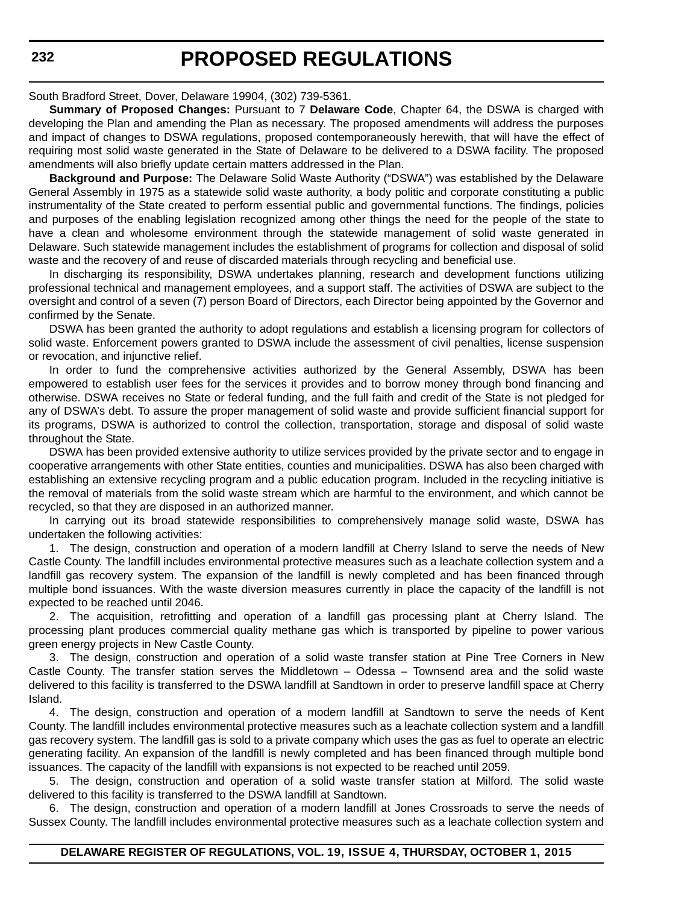South Bradford Street, Dover, Delaware 19904, (302) 739-5361.

**Summary of Proposed Changes:** Pursuant to 7 **Delaware Code**, Chapter 64, the DSWA is charged with developing the Plan and amending the Plan as necessary. The proposed amendments will address the purposes and impact of changes to DSWA regulations, proposed contemporaneously herewith, that will have the effect of requiring most solid waste generated in the State of Delaware to be delivered to a DSWA facility. The proposed amendments will also briefly update certain matters addressed in the Plan.

**Background and Purpose:** The Delaware Solid Waste Authority ("DSWA") was established by the Delaware General Assembly in 1975 as a statewide solid waste authority, a body politic and corporate constituting a public instrumentality of the State created to perform essential public and governmental functions. The findings, policies and purposes of the enabling legislation recognized among other things the need for the people of the state to have a clean and wholesome environment through the statewide management of solid waste generated in Delaware. Such statewide management includes the establishment of programs for collection and disposal of solid waste and the recovery of and reuse of discarded materials through recycling and beneficial use.

In discharging its responsibility, DSWA undertakes planning, research and development functions utilizing professional technical and management employees, and a support staff. The activities of DSWA are subject to the oversight and control of a seven (7) person Board of Directors, each Director being appointed by the Governor and confirmed by the Senate.

DSWA has been granted the authority to adopt regulations and establish a licensing program for collectors of solid waste. Enforcement powers granted to DSWA include the assessment of civil penalties, license suspension or revocation, and injunctive relief.

In order to fund the comprehensive activities authorized by the General Assembly, DSWA has been empowered to establish user fees for the services it provides and to borrow money through bond financing and otherwise. DSWA receives no State or federal funding, and the full faith and credit of the State is not pledged for any of DSWA's debt. To assure the proper management of solid waste and provide sufficient financial support for its programs, DSWA is authorized to control the collection, transportation, storage and disposal of solid waste throughout the State.

DSWA has been provided extensive authority to utilize services provided by the private sector and to engage in cooperative arrangements with other State entities, counties and municipalities. DSWA has also been charged with establishing an extensive recycling program and a public education program. Included in the recycling initiative is the removal of materials from the solid waste stream which are harmful to the environment, and which cannot be recycled, so that they are disposed in an authorized manner.

In carrying out its broad statewide responsibilities to comprehensively manage solid waste, DSWA has undertaken the following activities:

1. The design, construction and operation of a modern landfill at Cherry Island to serve the needs of New Castle County. The landfill includes environmental protective measures such as a leachate collection system and a landfill gas recovery system. The expansion of the landfill is newly completed and has been financed through multiple bond issuances. With the waste diversion measures currently in place the capacity of the landfill is not expected to be reached until 2046.

2. The acquisition, retrofitting and operation of a landfill gas processing plant at Cherry Island. The processing plant produces commercial quality methane gas which is transported by pipeline to power various green energy projects in New Castle County.

3. The design, construction and operation of a solid waste transfer station at Pine Tree Corners in New Castle County. The transfer station serves the Middletown – Odessa – Townsend area and the solid waste delivered to this facility is transferred to the DSWA landfill at Sandtown in order to preserve landfill space at Cherry Island.

4. The design, construction and operation of a modern landfill at Sandtown to serve the needs of Kent County. The landfill includes environmental protective measures such as a leachate collection system and a landfill gas recovery system. The landfill gas is sold to a private company which uses the gas as fuel to operate an electric generating facility. An expansion of the landfill is newly completed and has been financed through multiple bond issuances. The capacity of the landfill with expansions is not expected to be reached until 2059.

5. The design, construction and operation of a solid waste transfer station at Milford. The solid waste delivered to this facility is transferred to the DSWA landfill at Sandtown.

6. The design, construction and operation of a modern landfill at Jones Crossroads to serve the needs of Sussex County. The landfill includes environmental protective measures such as a leachate collection system and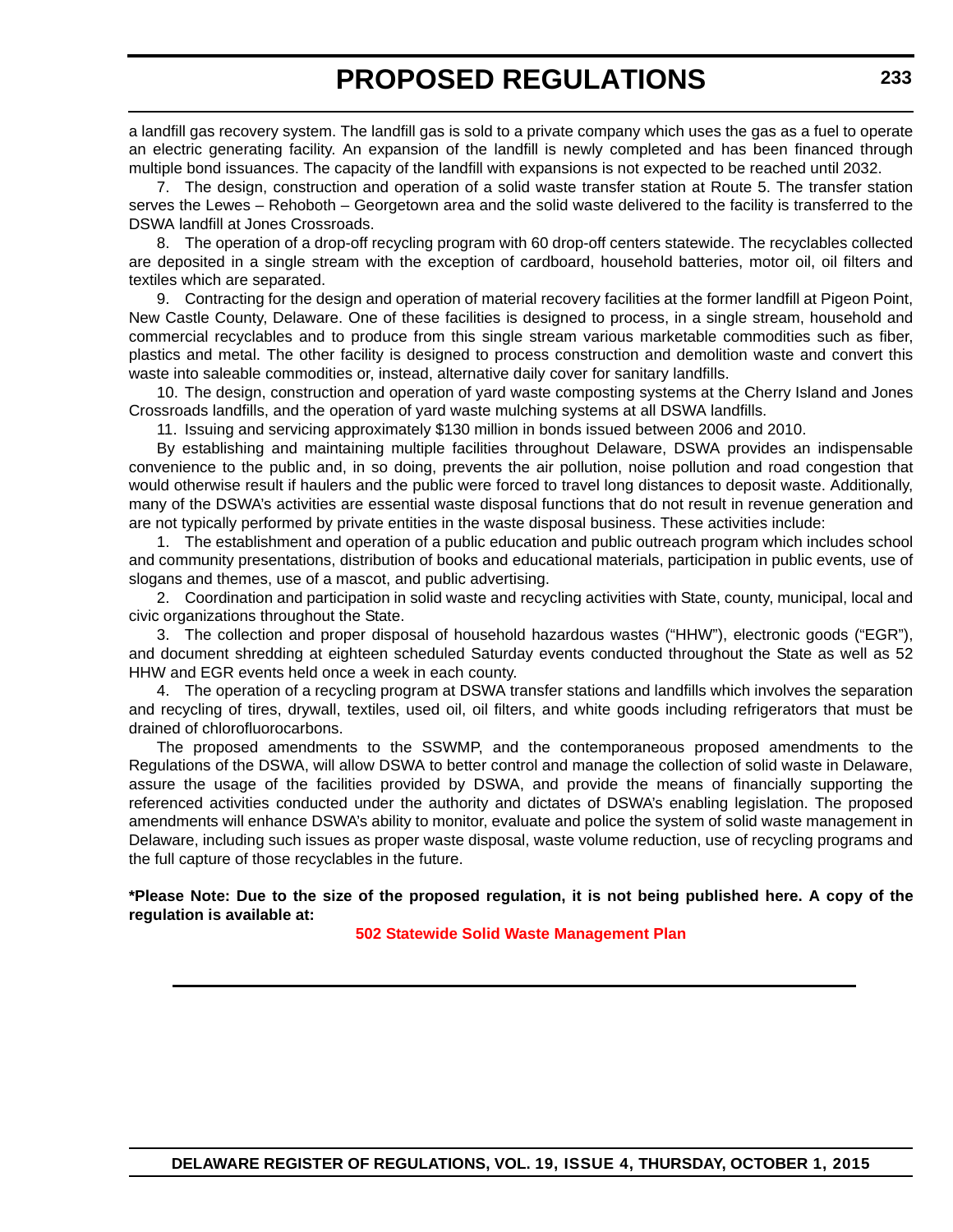a landfill gas recovery system. The landfill gas is sold to a private company which uses the gas as a fuel to operate an electric generating facility. An expansion of the landfill is newly completed and has been financed through multiple bond issuances. The capacity of the landfill with expansions is not expected to be reached until 2032.

7. The design, construction and operation of a solid waste transfer station at Route 5. The transfer station serves the Lewes – Rehoboth – Georgetown area and the solid waste delivered to the facility is transferred to the DSWA landfill at Jones Crossroads.

8. The operation of a drop-off recycling program with 60 drop-off centers statewide. The recyclables collected are deposited in a single stream with the exception of cardboard, household batteries, motor oil, oil filters and textiles which are separated.

9. Contracting for the design and operation of material recovery facilities at the former landfill at Pigeon Point, New Castle County, Delaware. One of these facilities is designed to process, in a single stream, household and commercial recyclables and to produce from this single stream various marketable commodities such as fiber, plastics and metal. The other facility is designed to process construction and demolition waste and convert this waste into saleable commodities or, instead, alternative daily cover for sanitary landfills.

10. The design, construction and operation of yard waste composting systems at the Cherry Island and Jones Crossroads landfills, and the operation of yard waste mulching systems at all DSWA landfills.

11. Issuing and servicing approximately $130 million in bonds issued between 2006 and 2010.

By establishing and maintaining multiple facilities throughout Delaware, DSWA provides an indispensable convenience to the public and, in so doing, prevents the air pollution, noise pollution and road congestion that would otherwise result if haulers and the public were forced to travel long distances to deposit waste. Additionally, many of the DSWA's activities are essential waste disposal functions that do not result in revenue generation and are not typically performed by private entities in the waste disposal business. These activities include:

1. The establishment and operation of a public education and public outreach program which includes school and community presentations, distribution of books and educational materials, participation in public events, use of slogans and themes, use of a mascot, and public advertising.

2. Coordination and participation in solid waste and recycling activities with State, county, municipal, local and civic organizations throughout the State.

3. The collection and proper disposal of household hazardous wastes ("HHW"), electronic goods ("EGR"), and document shredding at eighteen scheduled Saturday events conducted throughout the State as well as 52 HHW and EGR events held once a week in each county.

4. The operation of a recycling program at DSWA transfer stations and landfills which involves the separation and recycling of tires, drywall, textiles, used oil, oil filters, and white goods including refrigerators that must be drained of chlorofluorocarbons.

The proposed amendments to the SSWMP, and the contemporaneous proposed amendments to the Regulations of the DSWA, will allow DSWA to better control and manage the collection of solid waste in Delaware, assure the usage of the facilities provided by DSWA, and provide the means of financially supporting the referenced activities conducted under the authority and dictates of DSWA's enabling legislation. The proposed amendments will enhance DSWA's ability to monitor, evaluate and police the system of solid waste management in Delaware, including such issues as proper waste disposal, waste volume reduction, use of recycling programs and the full capture of those recyclables in the future.

**\*Please Note: Due to the size of the proposed regulation, it is not being published here. A copy of the regulation is available at:**

**502 Statewide Solid Waste Management Plan**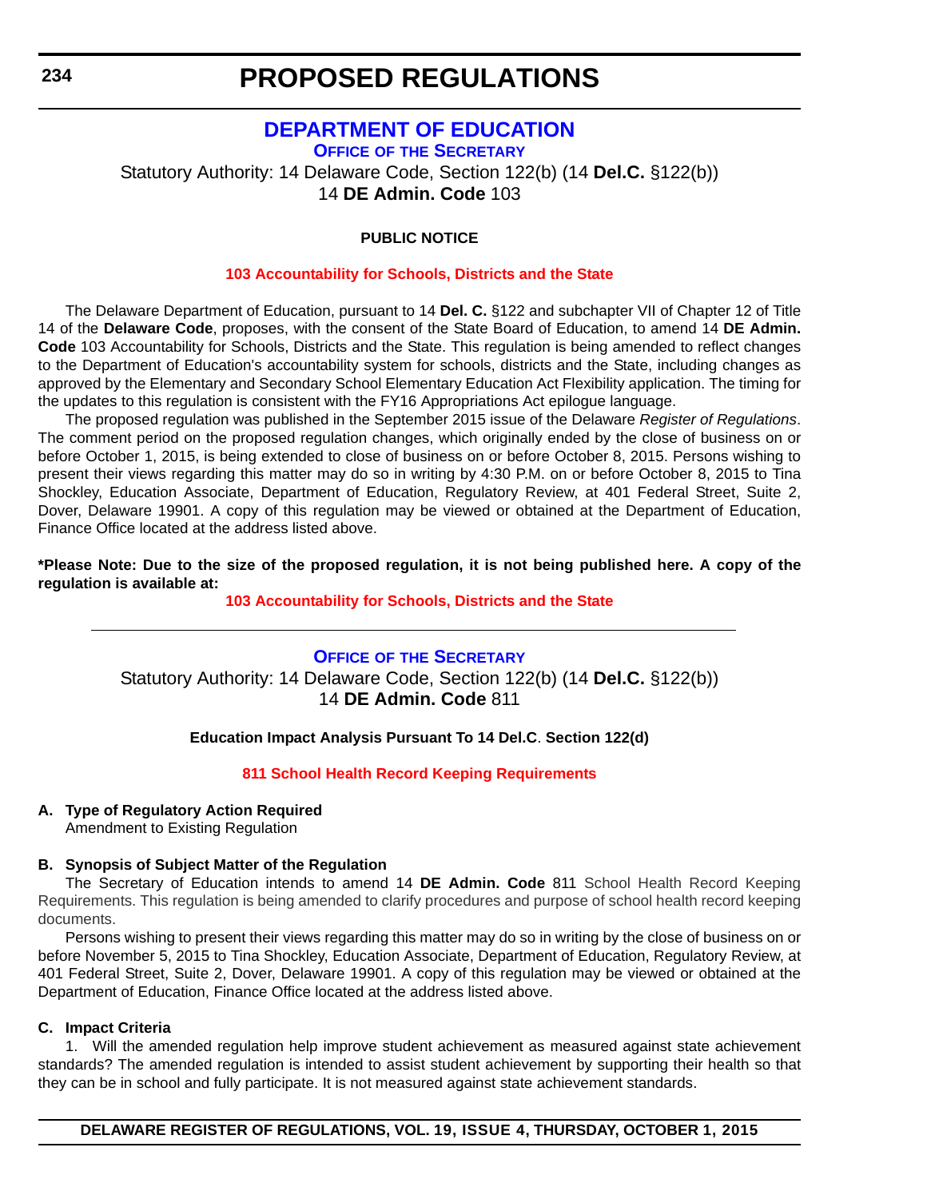# PROPOSED REGULATIONS

## DEPARTMENT OF EDUCATION

### Office of the Secretary

Statutory Authority: 14 Delaware Code, Section 122(b) (14 **Del.C.** §122(b))
14 **DE Admin. Code** 103

**PUBLIC NOTICE**

**103 Accountability for Schools, Districts and the State**

The Delaware Department of Education, pursuant to 14 **Del. C.** §122 and subchapter VII of Chapter 12 of Title 14 of the **Delaware Code**, proposes, with the consent of the State Board of Education, to amend 14 **DE Admin. Code** 103 Accountability for Schools, Districts and the State. This regulation is being amended to reflect changes to the Department of Education's accountability system for schools, districts and the State, including changes as approved by the Elementary and Secondary School Elementary Education Act Flexibility application. The timing for the updates to this regulation is consistent with the FY16 Appropriations Act epilogue language.

The proposed regulation was published in the September 2015 issue of the Delaware *Register of Regulations*. The comment period on the proposed regulation changes, which originally ended by the close of business on or before October 1, 2015, is being extended to close of business on or before October 8, 2015. Persons wishing to present their views regarding this matter may do so in writing by 4:30 P.M. on or before October 8, 2015 to Tina Shockley, Education Associate, Department of Education, Regulatory Review, at 401 Federal Street, Suite 2, Dover, Delaware 19901. A copy of this regulation may be viewed or obtained at the Department of Education, Finance Office located at the address listed above.

**\*Please Note: Due to the size of the proposed regulation, it is not being published here. A copy of the regulation is available at:**

**103 Accountability for Schools, Districts and the State**

---

### Office of the Secretary

Statutory Authority: 14 Delaware Code, Section 122(b) (14 **Del.C.** §122(b))
14 **DE Admin. Code** 811

**Education Impact Analysis Pursuant To 14 Del.C. Section 122(d)**

**811 School Health Record Keeping Requirements**

**A. Type of Regulatory Action Required**
Amendment to Existing Regulation

**B. Synopsis of Subject Matter of the Regulation**

The Secretary of Education intends to amend 14 **DE Admin. Code** 811 School Health Record Keeping Requirements. This regulation is being amended to clarify procedures and purpose of school health record keeping documents.

Persons wishing to present their views regarding this matter may do so in writing by the close of business on or before November 5, 2015 to Tina Shockley, Education Associate, Department of Education, Regulatory Review, at 401 Federal Street, Suite 2, Dover, Delaware 19901. A copy of this regulation may be viewed or obtained at the Department of Education, Finance Office located at the address listed above.

**C. Impact Criteria**

1. Will the amended regulation help improve student achievement as measured against state achievement standards? The amended regulation is intended to assist student achievement by supporting their health so that they can be in school and fully participate. It is not measured against state achievement standards.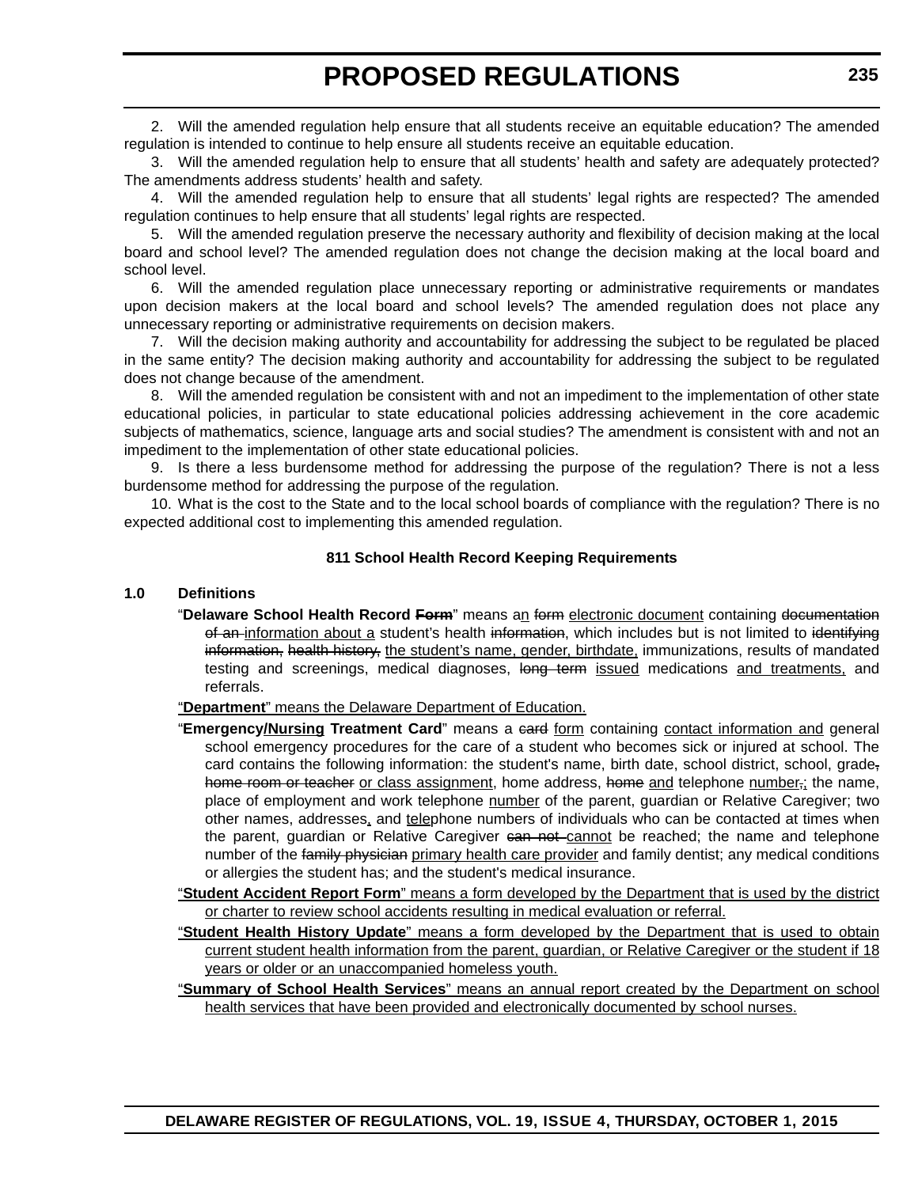2. Will the amended regulation help ensure that all students receive an equitable education? The amended regulation is intended to continue to help ensure all students receive an equitable education.

3. Will the amended regulation help to ensure that all students' health and safety are adequately protected? The amendments address students' health and safety.

4. Will the amended regulation help to ensure that all students' legal rights are respected? The amended regulation continues to help ensure that all students' legal rights are respected.

5. Will the amended regulation preserve the necessary authority and flexibility of decision making at the local board and school level? The amended regulation does not change the decision making at the local board and school level.

6. Will the amended regulation place unnecessary reporting or administrative requirements or mandates upon decision makers at the local board and school levels? The amended regulation does not place any unnecessary reporting or administrative requirements on decision makers.

7. Will the decision making authority and accountability for addressing the subject to be regulated be placed in the same entity? The decision making authority and accountability for addressing the subject to be regulated does not change because of the amendment.

8. Will the amended regulation be consistent with and not an impediment to the implementation of other state educational policies, in particular to state educational policies addressing achievement in the core academic subjects of mathematics, science, language arts and social studies? The amendment is consistent with and not an impediment to the implementation of other state educational policies.

9. Is there a less burdensome method for addressing the purpose of the regulation? There is not a less burdensome method for addressing the purpose of the regulation.

10. What is the cost to the State and to the local school boards of compliance with the regulation? There is no expected additional cost to implementing this amended regulation.

**811 School Health Record Keeping Requirements**

**1.0 Definitions**

"**Delaware School Health Record ~~Form~~**" means a<u>n</u> ~~form~~ <u>electronic document</u> containing ~~documentation of an~~ <u>information about a</u> student's health ~~information~~, which includes but is not limited to ~~identifying information, health history,~~ <u>the student's name, gender, birthdate,</u> immunizations, results of mandated testing and screenings, medical diagnoses, ~~long term~~ <u>issued</u> medications <u>and treatments,</u> and referrals.

<u>"**Department**" means the Delaware Department of Education.</u>

"**Emergency<u>/Nursing</u> Treatment Card**" means a ~~card~~ <u>form</u> containing <u>contact information and</u> general school emergency procedures for the care of a student who becomes sick or injured at school. The card contains the following information: the student's name, birth date, school district, school, grade~~, home room or teacher~~ <u>or class assignment</u>, home address, ~~home~~ <u>and</u> telephone <u>number</u>~~,~~<u>;</u> the name, place of employment and work telephone <u>number</u> of the parent, guardian or Relative Caregiver; two other names, addresses<u>,</u> and <u>tele</u>phone numbers of individuals who can be contacted at times when the parent, guardian or Relative Caregiver ~~can not~~ <u>cannot</u> be reached; the name and telephone number of the ~~family physician~~ <u>primary health care provider</u> and family dentist; any medical conditions or allergies the student has; and the student's medical insurance.

<u>"**Student Accident Report Form**" means a form developed by the Department that is used by the district or charter to review school accidents resulting in medical evaluation or referral.</u>

<u>"**Student Health History Update**" means a form developed by the Department that is used to obtain current student health information from the parent, guardian, or Relative Caregiver or the student if 18 years or older or an unaccompanied homeless youth.</u>

<u>"**Summary of School Health Services**" means an annual report created by the Department on school health services that have been provided and electronically documented by school nurses.</u>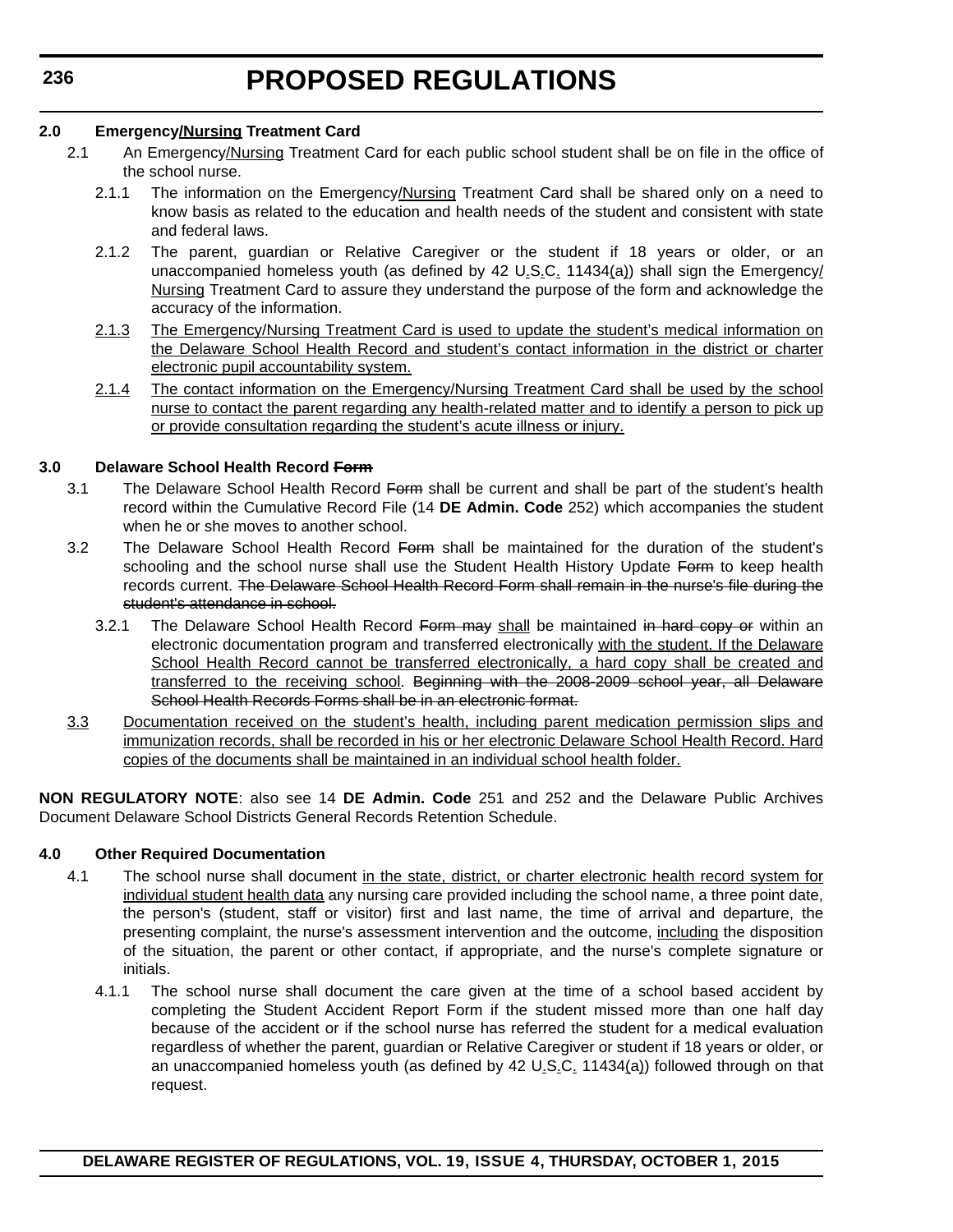**2.0 Emergency/Nursing Treatment Card**

2.1 An Emergency/Nursing Treatment Card for each public school student shall be on file in the office of the school nurse.

2.1.1 The information on the Emergency/Nursing Treatment Card shall be shared only on a need to know basis as related to the education and health needs of the student and consistent with state and federal laws.

2.1.2 The parent, guardian or Relative Caregiver or the student if 18 years or older, or an unaccompanied homeless youth (as defined by 42 U.S.C. 11434(a)) shall sign the Emergency/Nursing Treatment Card to assure they understand the purpose of the form and acknowledge the accuracy of the information.

2.1.3 The Emergency/Nursing Treatment Card is used to update the student's medical information on the Delaware School Health Record and student's contact information in the district or charter electronic pupil accountability system.

2.1.4 The contact information on the Emergency/Nursing Treatment Card shall be used by the school nurse to contact the parent regarding any health-related matter and to identify a person to pick up or provide consultation regarding the student's acute illness or injury.

**3.0 Delaware School Health Record ~~Form~~**

3.1 The Delaware School Health Record ~~Form~~ shall be current and shall be part of the student's health record within the Cumulative Record File (14 **DE Admin. Code** 252) which accompanies the student when he or she moves to another school.

3.2 The Delaware School Health Record ~~Form~~ shall be maintained for the duration of the student's schooling and the school nurse shall use the Student Health History Update ~~Form~~ to keep health records current. ~~The Delaware School Health Record Form shall remain in the nurse's file during the student's attendance in school.~~

3.2.1 The Delaware School Health Record ~~Form may~~ shall be maintained ~~in hard copy or~~ within an electronic documentation program and transferred electronically with the student. If the Delaware School Health Record cannot be transferred electronically, a hard copy shall be created and transferred to the receiving school. ~~Beginning with the 2008-2009 school year, all Delaware School Health Records Forms shall be in an electronic format.~~

3.3 Documentation received on the student's health, including parent medication permission slips and immunization records, shall be recorded in his or her electronic Delaware School Health Record. Hard copies of the documents shall be maintained in an individual school health folder.

**NON REGULATORY NOTE**: also see 14 **DE Admin. Code** 251 and 252 and the Delaware Public Archives Document Delaware School Districts General Records Retention Schedule.

**4.0 Other Required Documentation**

4.1 The school nurse shall document in the state, district, or charter electronic health record system for individual student health data any nursing care provided including the school name, a three point date, the person's (student, staff or visitor) first and last name, the time of arrival and departure, the presenting complaint, the nurse's assessment intervention and the outcome, including the disposition of the situation, the parent or other contact, if appropriate, and the nurse's complete signature or initials.

4.1.1 The school nurse shall document the care given at the time of a school based accident by completing the Student Accident Report Form if the student missed more than one half day because of the accident or if the school nurse has referred the student for a medical evaluation regardless of whether the parent, guardian or Relative Caregiver or student if 18 years or older, or an unaccompanied homeless youth (as defined by 42 U.S.C. 11434(a)) followed through on that request.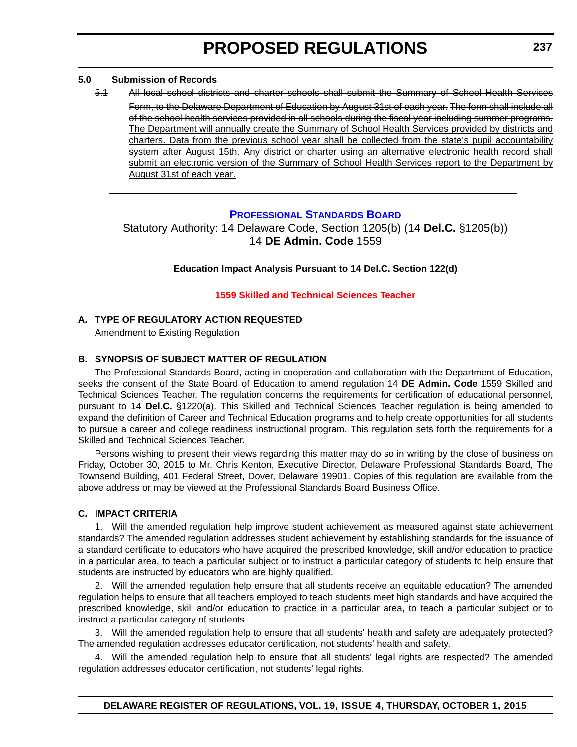**5.0 Submission of Records**

~~5.1~~ ~~All local school districts and charter schools shall submit the Summary of School Health Services Form, to the Delaware Department of Education by August 31st of each year. The form shall include all of the school health services provided in all schools during the fiscal year including summer programs.~~ <u>The Department will annually create the Summary of School Health Services provided by districts and charters. Data from the previous school year shall be collected from the state's pupil accountability system after August 15th. Any district or charter using an alternative electronic health record shall submit an electronic version of the Summary of School Health Services report to the Department by August 31st of each year.</u>

---

## PROFESSIONAL STANDARDS BOARD

Statutory Authority: 14 Delaware Code, Section 1205(b) (14 **Del.C.** §1205(b))
14 **DE Admin. Code** 1559

**Education Impact Analysis Pursuant to 14 Del.C. Section 122(d)**

### 1559 Skilled and Technical Sciences Teacher

**A. TYPE OF REGULATORY ACTION REQUESTED**

Amendment to Existing Regulation

**B. SYNOPSIS OF SUBJECT MATTER OF REGULATION**

The Professional Standards Board, acting in cooperation and collaboration with the Department of Education, seeks the consent of the State Board of Education to amend regulation 14 **DE Admin. Code** 1559 Skilled and Technical Sciences Teacher. The regulation concerns the requirements for certification of educational personnel, pursuant to 14 **Del.C.** §1220(a). This Skilled and Technical Sciences Teacher regulation is being amended to expand the definition of Career and Technical Education programs and to help create opportunities for all students to pursue a career and college readiness instructional program. This regulation sets forth the requirements for a Skilled and Technical Sciences Teacher.

Persons wishing to present their views regarding this matter may do so in writing by the close of business on Friday, October 30, 2015 to Mr. Chris Kenton, Executive Director, Delaware Professional Standards Board, The Townsend Building, 401 Federal Street, Dover, Delaware 19901. Copies of this regulation are available from the above address or may be viewed at the Professional Standards Board Business Office.

**C. IMPACT CRITERIA**

1. Will the amended regulation help improve student achievement as measured against state achievement standards? The amended regulation addresses student achievement by establishing standards for the issuance of a standard certificate to educators who have acquired the prescribed knowledge, skill and/or education to practice in a particular area, to teach a particular subject or to instruct a particular category of students to help ensure that students are instructed by educators who are highly qualified.

2. Will the amended regulation help ensure that all students receive an equitable education? The amended regulation helps to ensure that all teachers employed to teach students meet high standards and have acquired the prescribed knowledge, skill and/or education to practice in a particular area, to teach a particular subject or to instruct a particular category of students.

3. Will the amended regulation help to ensure that all students' health and safety are adequately protected? The amended regulation addresses educator certification, not students' health and safety.

4. Will the amended regulation help to ensure that all students' legal rights are respected? The amended regulation addresses educator certification, not students' legal rights.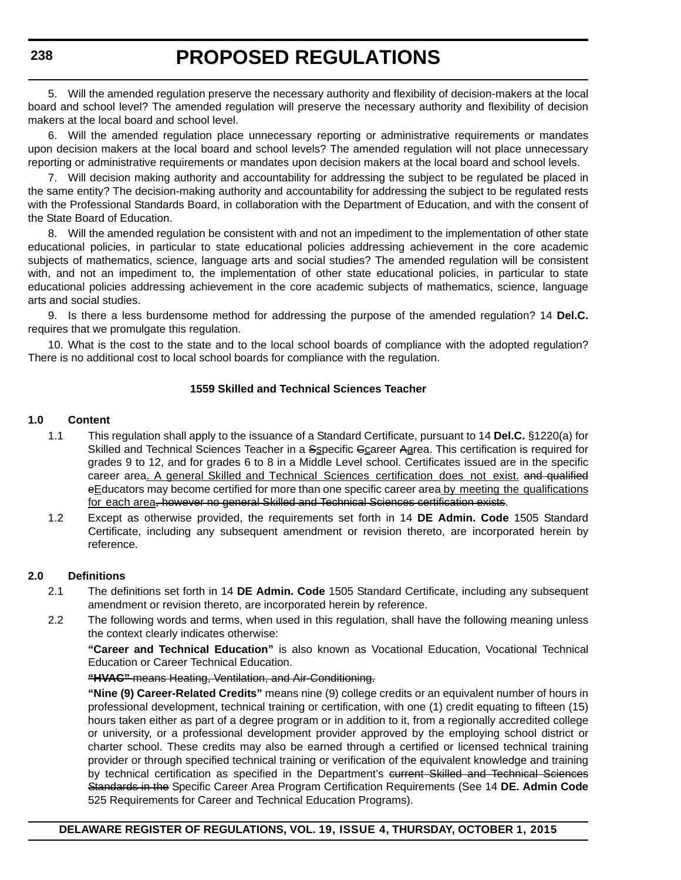5. Will the amended regulation preserve the necessary authority and flexibility of decision-makers at the local board and school level? The amended regulation will preserve the necessary authority and flexibility of decision makers at the local board and school level.

6. Will the amended regulation place unnecessary reporting or administrative requirements or mandates upon decision makers at the local board and school levels? The amended regulation will not place unnecessary reporting or administrative requirements or mandates upon decision makers at the local board and school levels.

7. Will decision making authority and accountability for addressing the subject to be regulated be placed in the same entity? The decision-making authority and accountability for addressing the subject to be regulated rests with the Professional Standards Board, in collaboration with the Department of Education, and with the consent of the State Board of Education.

8. Will the amended regulation be consistent with and not an impediment to the implementation of other state educational policies, in particular to state educational policies addressing achievement in the core academic subjects of mathematics, science, language arts and social studies? The amended regulation will be consistent with, and not an impediment to, the implementation of other state educational policies, in particular to state educational policies addressing achievement in the core academic subjects of mathematics, science, language arts and social studies.

9. Is there a less burdensome method for addressing the purpose of the amended regulation? 14 **Del.C.** requires that we promulgate this regulation.

10. What is the cost to the state and to the local school boards of compliance with the adopted regulation? There is no additional cost to local school boards for compliance with the regulation.

### 1559 Skilled and Technical Sciences Teacher

**1.0 Content**

1.1 This regulation shall apply to the issuance of a Standard Certificate, pursuant to 14 **Del.C.** §1220(a) for Skilled and Technical Sciences Teacher in a ~~S~~<u>s</u>pecific ~~C~~<u>c</u>areer ~~A~~<u>a</u>rea. This certification is required for grades 9 to 12, and for grades 6 to 8 in a Middle Level school. Certificates issued are in the specific career area<u>. A general Skilled and Technical Sciences certification does not exist.</u> ~~and qualified e~~<u>E</u>ducators may become certified for more than one specific career area<u> by meeting the qualifications for each area</u>~~, however no general Skilled and Technical Sciences certification exists~~.

1.2 Except as otherwise provided, the requirements set forth in 14 **DE Admin. Code** 1505 Standard Certificate, including any subsequent amendment or revision thereto, are incorporated herein by reference.

**2.0 Definitions**

2.1 The definitions set forth in 14 **DE Admin. Code** 1505 Standard Certificate, including any subsequent amendment or revision thereto, are incorporated herein by reference.

2.2 The following words and terms, when used in this regulation, shall have the following meaning unless the context clearly indicates otherwise:

**"Career and Technical Education"** is also known as Vocational Education, Vocational Technical Education or Career Technical Education.

~~**"HVAC"** means Heating, Ventilation, and Air-Conditioning.~~

**"Nine (9) Career-Related Credits"** means nine (9) college credits or an equivalent number of hours in professional development, technical training or certification, with one (1) credit equating to fifteen (15) hours taken either as part of a degree program or in addition to it, from a regionally accredited college or university, or a professional development provider approved by the employing school district or charter school. These credits may also be earned through a certified or licensed technical training provider or through specified technical training or verification of the equivalent knowledge and training by technical certification as specified in the Department's ~~current Skilled and Technical Sciences Standards in the~~ Specific Career Area Program Certification Requirements (See 14 **DE. Admin Code** 525 Requirements for Career and Technical Education Programs).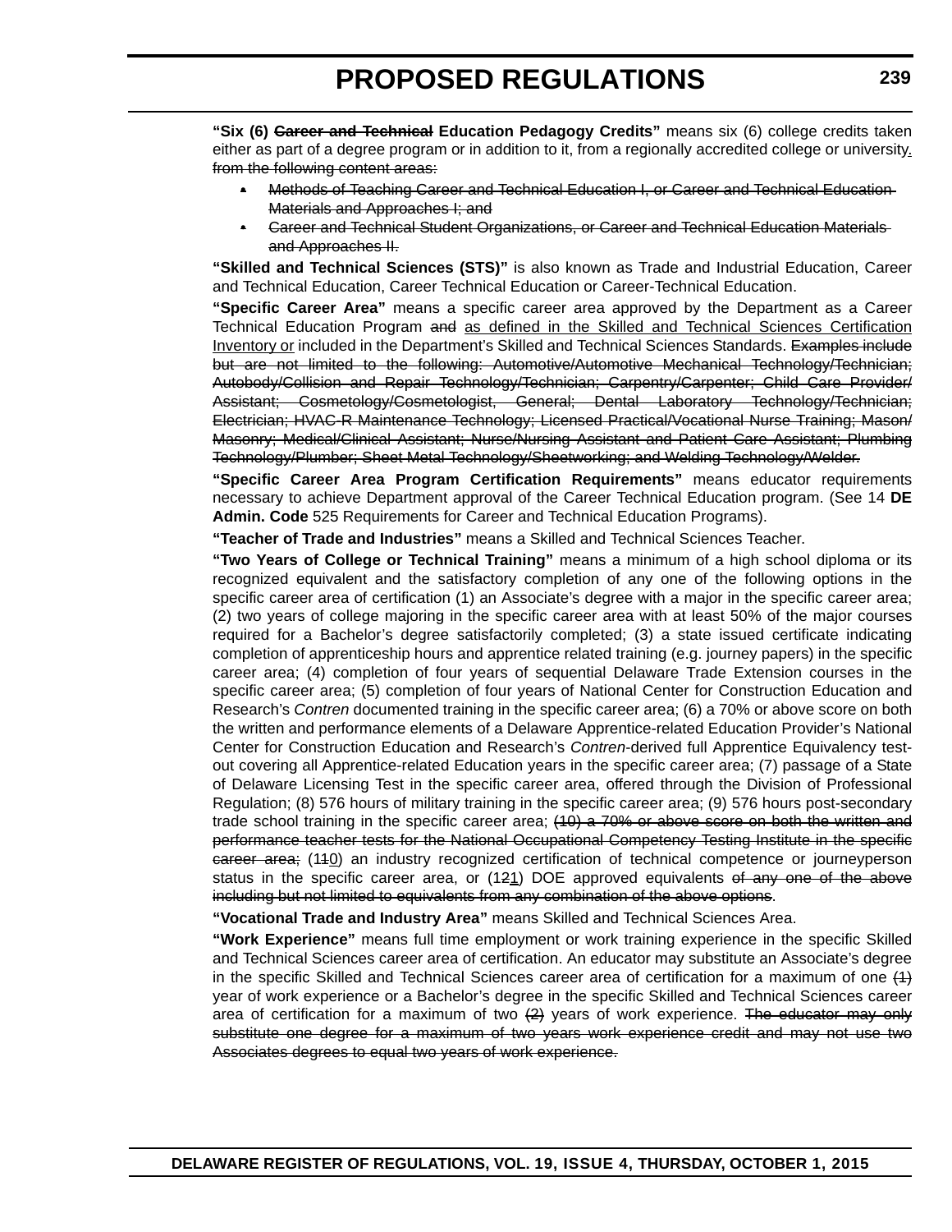**"Six (6) ~~Career and Technical~~ Education Pedagogy Credits"** means six (6) college credits taken either as part of a degree program or in addition to it, from a regionally accredited college or university<u>.</u> ~~from the following content areas:~~

- ~~Methods of Teaching Career and Technical Education I, or Career and Technical Education Materials and Approaches I; and~~
- ~~Career and Technical Student Organizations, or Career and Technical Education Materials and Approaches II.~~

**"Skilled and Technical Sciences (STS)"** is also known as Trade and Industrial Education, Career and Technical Education, Career Technical Education or Career-Technical Education.

**"Specific Career Area"** means a specific career area approved by the Department as a Career Technical Education Program ~~and~~ <u>as defined in the Skilled and Technical Sciences Certification Inventory or</u> included in the Department's Skilled and Technical Sciences Standards. ~~Examples include but are not limited to the following: Automotive/Automotive Mechanical Technology/Technician; Autobody/Collision and Repair Technology/Technician; Carpentry/Carpenter; Child Care Provider/Assistant; Cosmetology/Cosmetologist, General; Dental Laboratory Technology/Technician; Electrician; HVAC-R Maintenance Technology; Licensed Practical/Vocational Nurse Training; Mason/Masonry; Medical/Clinical Assistant; Nurse/Nursing Assistant and Patient Care Assistant; Plumbing Technology/Plumber; Sheet Metal Technology/Sheetworking; and Welding Technology/Welder.~~

**"Specific Career Area Program Certification Requirements"** means educator requirements necessary to achieve Department approval of the Career Technical Education program. (See 14 **DE Admin. Code** 525 Requirements for Career and Technical Education Programs).

**"Teacher of Trade and Industries"** means a Skilled and Technical Sciences Teacher.

**"Two Years of College or Technical Training"** means a minimum of a high school diploma or its recognized equivalent and the satisfactory completion of any one of the following options in the specific career area of certification (1) an Associate's degree with a major in the specific career area; (2) two years of college majoring in the specific career area with at least 50% of the major courses required for a Bachelor's degree satisfactorily completed; (3) a state issued certificate indicating completion of apprenticeship hours and apprentice related training (e.g. journey papers) in the specific career area; (4) completion of four years of sequential Delaware Trade Extension courses in the specific career area; (5) completion of four years of National Center for Construction Education and Research's *Contren* documented training in the specific career area; (6) a 70% or above score on both the written and performance elements of a Delaware Apprentice-related Education Provider's National Center for Construction Education and Research's *Contren*-derived full Apprentice Equivalency test-out covering all Apprentice-related Education years in the specific career area; (7) passage of a State of Delaware Licensing Test in the specific career area, offered through the Division of Professional Regulation; (8) 576 hours of military training in the specific career area; (9) 576 hours post-secondary trade school training in the specific career area; ~~(10) a 70% or above score on both the written and performance teacher tests for the National Occupational Competency Testing Institute in the specific career area;~~ (1~~1~~<u>0</u>) an industry recognized certification of technical competence or journeyperson status in the specific career area, or (1~~2~~<u>1</u>) DOE approved equivalents ~~of any one of the above including but not limited to equivalents from any combination of the above options~~.

**"Vocational Trade and Industry Area"** means Skilled and Technical Sciences Area.

**"Work Experience"** means full time employment or work training experience in the specific Skilled and Technical Sciences career area of certification. An educator may substitute an Associate's degree in the specific Skilled and Technical Sciences career area of certification for a maximum of one ~~(1)~~ year of work experience or a Bachelor's degree in the specific Skilled and Technical Sciences career area of certification for a maximum of two ~~(2)~~ years of work experience. ~~The educator may only substitute one degree for a maximum of two years work experience credit and may not use two Associates degrees to equal two years of work experience.~~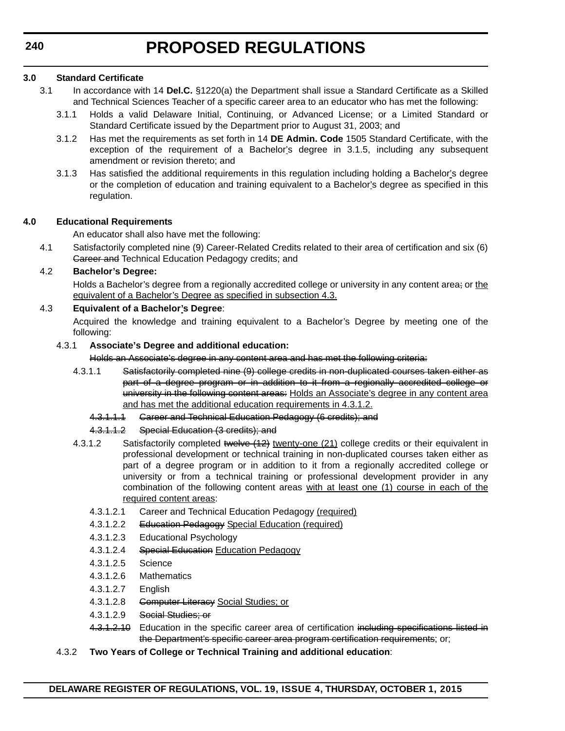# PROPOSED REGULATIONS

**3.0 Standard Certificate**

3.1 In accordance with 14 **Del.C.** §1220(a) the Department shall issue a Standard Certificate as a Skilled and Technical Sciences Teacher of a specific career area to an educator who has met the following:

3.1.1 Holds a valid Delaware Initial, Continuing, or Advanced License; or a Limited Standard or Standard Certificate issued by the Department prior to August 31, 2003; and

3.1.2 Has met the requirements as set forth in 14 **DE Admin. Code** 1505 Standard Certificate, with the exception of the requirement of a Bachelor's degree in 3.1.5, including any subsequent amendment or revision thereto; and

3.1.3 Has satisfied the additional requirements in this regulation including holding a Bachelor's degree or the completion of education and training equivalent to a Bachelor's degree as specified in this regulation.

**4.0 Educational Requirements**

An educator shall also have met the following:

4.1 Satisfactorily completed nine (9) Career-Related Credits related to their area of certification and six (6) ~~Career and~~ Technical Education Pedagogy credits; and

4.2 **Bachelor's Degree:**

Holds a Bachelor's degree from a regionally accredited college or university in any content area~~;~~ or <u>the equivalent of a Bachelor's Degree as specified in subsection 4.3.</u>

4.3 **Equivalent of a Bachelor's Degree**:

Acquired the knowledge and training equivalent to a Bachelor's Degree by meeting one of the following:

4.3.1 **Associate's Degree and additional education:**

~~Holds an Associate's degree in any content area and has met the following criteria:~~

4.3.1.1 ~~Satisfactorily completed nine (9) college credits in non-duplicated courses taken either as part of a degree program or in addition to it from a regionally accredited college or university in the following content areas:~~ <u>Holds an Associate's degree in any content area and has met the additional education requirements in 4.3.1.2.</u>

~~4.3.1.1.1 Career and Technical Education Pedagogy (6 credits); and~~

~~4.3.1.1.2 Special Education (3 credits); and~~

4.3.1.2 Satisfactorily completed ~~twelve (12)~~ <u>twenty-one (21)</u> college credits or their equivalent in professional development or technical training in non-duplicated courses taken either as part of a degree program or in addition to it from a regionally accredited college or university or from a technical training or professional development provider in any combination of the following content areas <u>with at least one (1) course in each of the required content areas</u>:

4.3.1.2.1 Career and Technical Education Pedagogy <u>(required)</u>

4.3.1.2.2 ~~Education Pedagogy~~ <u>Special Education (required)</u>

4.3.1.2.3 Educational Psychology

4.3.1.2.4 ~~Special Education~~ <u>Education Pedagogy</u>

4.3.1.2.5 Science

4.3.1.2.6 Mathematics

4.3.1.2.7 English

4.3.1.2.8 ~~Computer Literacy~~ <u>Social Studies; or</u>

4.3.1.2.9 ~~Social Studies; or~~

~~4.3.1.2.10~~ Education in the specific career area of certification ~~including specifications listed in the Department's specific career area program certification requirements~~; or;

4.3.2 **Two Years of College or Technical Training and additional education**: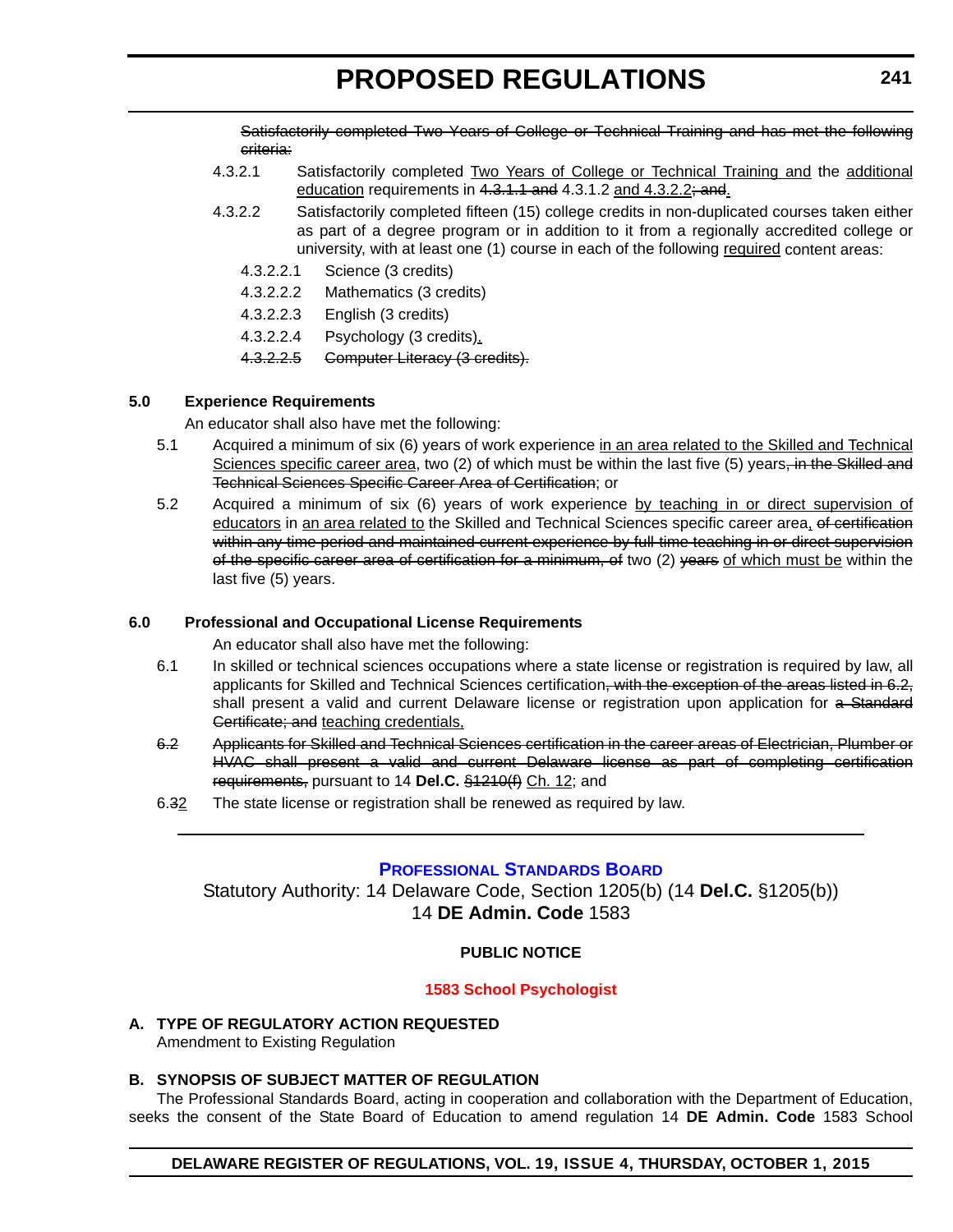~~Satisfactorily completed Two Years of College or Technical Training and has met the following criteria:~~

4.3.2.1 Satisfactorily completed <u>Two Years of College or Technical Training and</u> the <u>additional education</u> requirements in ~~4.3.1.1 and~~ 4.3.1.2 <u>and 4.3.2.2</u>~~; and~~<u>.</u>

4.3.2.2 Satisfactorily completed fifteen (15) college credits in non-duplicated courses taken either as part of a degree program or in addition to it from a regionally accredited college or university, with at least one (1) course in each of the following <u>required</u> content areas:

4.3.2.2.1 Science (3 credits)

4.3.2.2.2 Mathematics (3 credits)

4.3.2.2.3 English (3 credits)

4.3.2.2.4 Psychology (3 credits)<u>.</u>

~~4.3.2.2.5 Computer Literacy (3 credits).~~

**5.0 Experience Requirements**

An educator shall also have met the following:

5.1 Acquired a minimum of six (6) years of work experience <u>in an area related to the Skilled and Technical Sciences specific career area</u>, two (2) of which must be within the last five (5) years~~, in the Skilled and Technical Sciences Specific Career Area of Certification~~; or

5.2 Acquired a minimum of six (6) years of work experience <u>by teaching in or direct supervision of educators</u> in <u>an area related to</u> the Skilled and Technical Sciences specific career area<u>,</u> ~~of certification within any time period and maintained current experience by full-time teaching in or direct supervision of the specific career area of certification for a minimum, of~~ two (2) ~~years~~ <u>of which must be</u> within the last five (5) years.

**6.0 Professional and Occupational License Requirements**

An educator shall also have met the following:

6.1 In skilled or technical sciences occupations where a state license or registration is required by law, all applicants for Skilled and Technical Sciences certification~~, with the exception of the areas listed in 6.2,~~ shall present a valid and current Delaware license or registration upon application for ~~a Standard Certificate; and~~ <u>teaching credentials,</u>

~~6.2 Applicants for Skilled and Technical Sciences certification in the career areas of Electrician, Plumber or HVAC shall present a valid and current Delaware license as part of completing certification requirements,~~ pursuant to 14 **Del.C.** ~~§1210(f)~~ <u>Ch. 12</u>; and

6.~~3~~<u>2</u> The state license or registration shall be renewed as required by law.

---

## PROFESSIONAL STANDARDS BOARD

Statutory Authority: 14 Delaware Code, Section 1205(b) (14 **Del.C.** §1205(b))
14 **DE Admin. Code** 1583

**PUBLIC NOTICE**

**1583 School Psychologist**

**A. TYPE OF REGULATORY ACTION REQUESTED**

Amendment to Existing Regulation

**B. SYNOPSIS OF SUBJECT MATTER OF REGULATION**

The Professional Standards Board, acting in cooperation and collaboration with the Department of Education, seeks the consent of the State Board of Education to amend regulation 14 **DE Admin. Code** 1583 School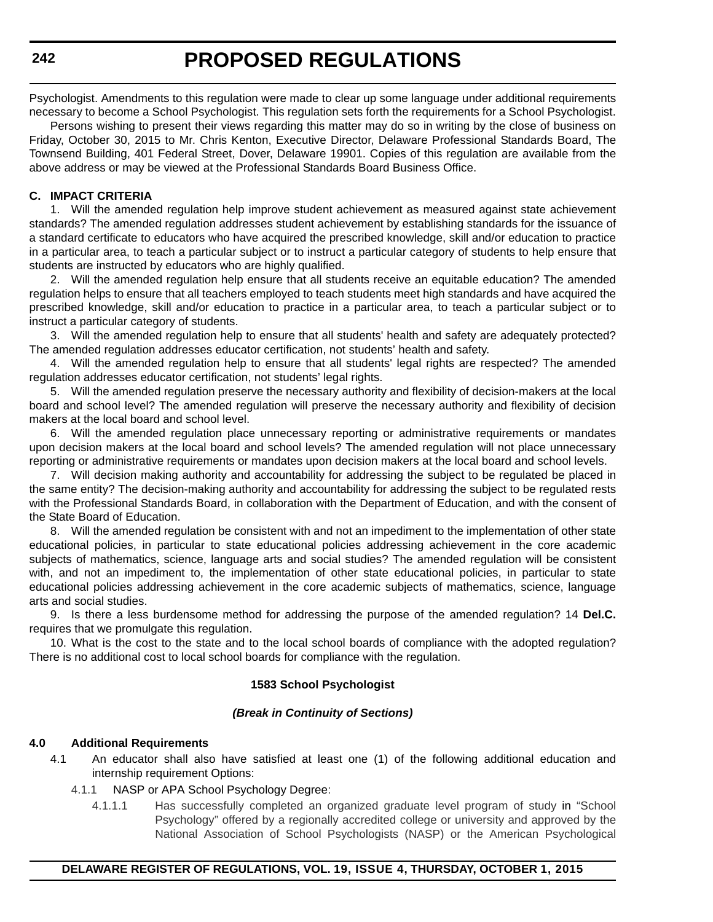Psychologist. Amendments to this regulation were made to clear up some language under additional requirements necessary to become a School Psychologist. This regulation sets forth the requirements for a School Psychologist.

Persons wishing to present their views regarding this matter may do so in writing by the close of business on Friday, October 30, 2015 to Mr. Chris Kenton, Executive Director, Delaware Professional Standards Board, The Townsend Building, 401 Federal Street, Dover, Delaware 19901. Copies of this regulation are available from the above address or may be viewed at the Professional Standards Board Business Office.

**C. IMPACT CRITERIA**

1. Will the amended regulation help improve student achievement as measured against state achievement standards? The amended regulation addresses student achievement by establishing standards for the issuance of a standard certificate to educators who have acquired the prescribed knowledge, skill and/or education to practice in a particular area, to teach a particular subject or to instruct a particular category of students to help ensure that students are instructed by educators who are highly qualified.

2. Will the amended regulation help ensure that all students receive an equitable education? The amended regulation helps to ensure that all teachers employed to teach students meet high standards and have acquired the prescribed knowledge, skill and/or education to practice in a particular area, to teach a particular subject or to instruct a particular category of students.

3. Will the amended regulation help to ensure that all students' health and safety are adequately protected? The amended regulation addresses educator certification, not students' health and safety.

4. Will the amended regulation help to ensure that all students' legal rights are respected? The amended regulation addresses educator certification, not students' legal rights.

5. Will the amended regulation preserve the necessary authority and flexibility of decision-makers at the local board and school level? The amended regulation will preserve the necessary authority and flexibility of decision makers at the local board and school level.

6. Will the amended regulation place unnecessary reporting or administrative requirements or mandates upon decision makers at the local board and school levels? The amended regulation will not place unnecessary reporting or administrative requirements or mandates upon decision makers at the local board and school levels.

7. Will decision making authority and accountability for addressing the subject to be regulated be placed in the same entity? The decision-making authority and accountability for addressing the subject to be regulated rests with the Professional Standards Board, in collaboration with the Department of Education, and with the consent of the State Board of Education.

8. Will the amended regulation be consistent with and not an impediment to the implementation of other state educational policies, in particular to state educational policies addressing achievement in the core academic subjects of mathematics, science, language arts and social studies? The amended regulation will be consistent with, and not an impediment to, the implementation of other state educational policies, in particular to state educational policies addressing achievement in the core academic subjects of mathematics, science, language arts and social studies.

9. Is there a less burdensome method for addressing the purpose of the amended regulation? 14 **Del.C.** requires that we promulgate this regulation.

10. What is the cost to the state and to the local school boards of compliance with the adopted regulation? There is no additional cost to local school boards for compliance with the regulation.

**1583 School Psychologist**

***(Break in Continuity of Sections)***

**4.0 Additional Requirements**

4.1 An educator shall also have satisfied at least one (1) of the following additional education and internship requirement Options:

4.1.1 NASP or APA School Psychology Degree:

4.1.1.1 Has successfully completed an organized graduate level program of study in "School Psychology" offered by a regionally accredited college or university and approved by the National Association of School Psychologists (NASP) or the American Psychological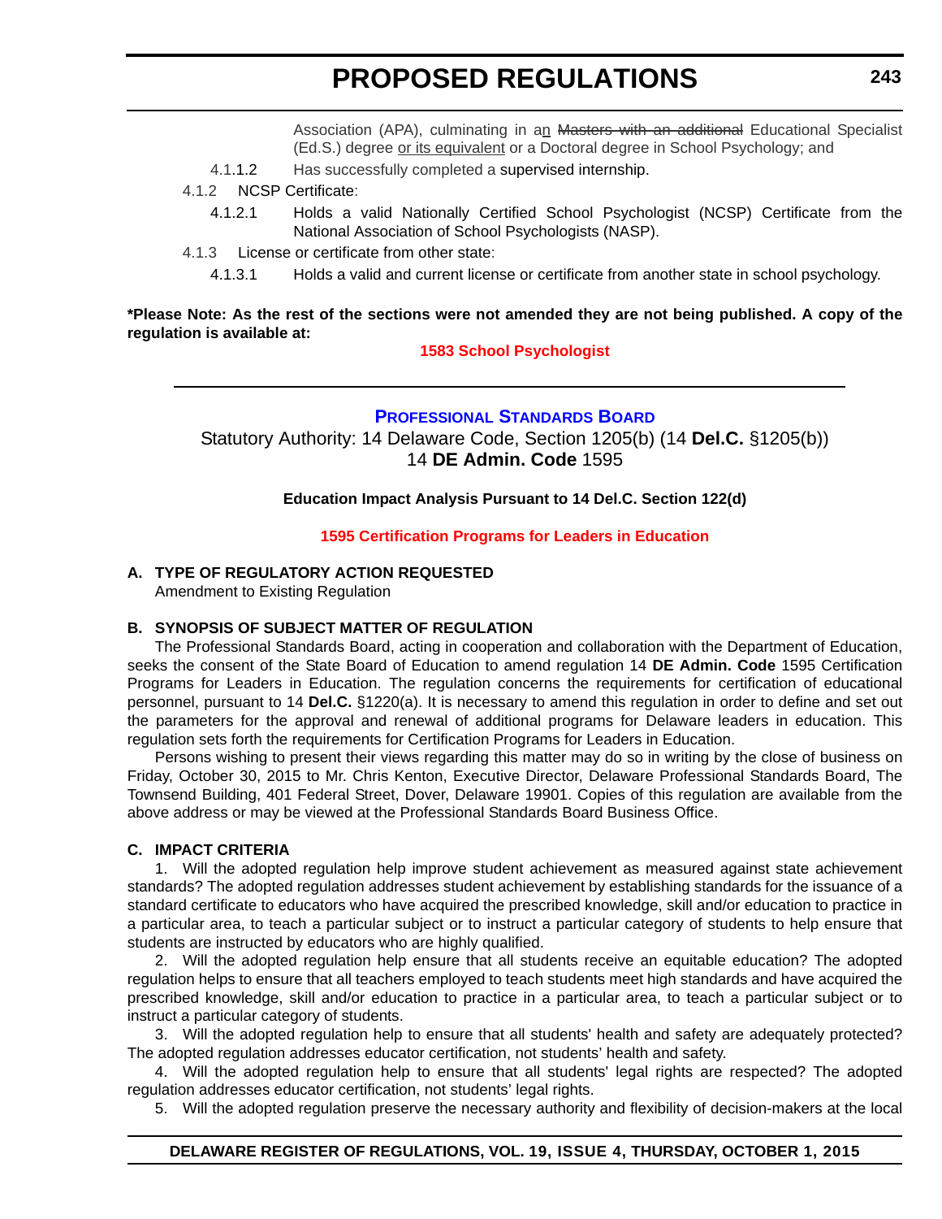Association (APA), culminating in a~~n~~ ~~Masters with an additional~~ Educational Specialist (Ed.S.) degree <u>or its equivalent</u> or a Doctoral degree in School Psychology; and

4.1.1.2 Has successfully completed a supervised internship.

4.1.2 NCSP Certificate:

4.1.2.1 Holds a valid Nationally Certified School Psychologist (NCSP) Certificate from the National Association of School Psychologists (NASP).

4.1.3 License or certificate from other state:

4.1.3.1 Holds a valid and current license or certificate from another state in school psychology.

**\*Please Note: As the rest of the sections were not amended they are not being published. A copy of the regulation is available at:**

**1583 School Psychologist**

---

## PROFESSIONAL STANDARDS BOARD

Statutory Authority: 14 Delaware Code, Section 1205(b) (14 **Del.C.** §1205(b))
14 **DE Admin. Code** 1595

**Education Impact Analysis Pursuant to 14 Del.C. Section 122(d)**

**1595 Certification Programs for Leaders in Education**

### A. TYPE OF REGULATORY ACTION REQUESTED

Amendment to Existing Regulation

### B. SYNOPSIS OF SUBJECT MATTER OF REGULATION

The Professional Standards Board, acting in cooperation and collaboration with the Department of Education, seeks the consent of the State Board of Education to amend regulation 14 **DE Admin. Code** 1595 Certification Programs for Leaders in Education. The regulation concerns the requirements for certification of educational personnel, pursuant to 14 **Del.C.** §1220(a). It is necessary to amend this regulation in order to define and set out the parameters for the approval and renewal of additional programs for Delaware leaders in education. This regulation sets forth the requirements for Certification Programs for Leaders in Education.

Persons wishing to present their views regarding this matter may do so in writing by the close of business on Friday, October 30, 2015 to Mr. Chris Kenton, Executive Director, Delaware Professional Standards Board, The Townsend Building, 401 Federal Street, Dover, Delaware 19901. Copies of this regulation are available from the above address or may be viewed at the Professional Standards Board Business Office.

### C. IMPACT CRITERIA

1. Will the adopted regulation help improve student achievement as measured against state achievement standards? The adopted regulation addresses student achievement by establishing standards for the issuance of a standard certificate to educators who have acquired the prescribed knowledge, skill and/or education to practice in a particular area, to teach a particular subject or to instruct a particular category of students to help ensure that students are instructed by educators who are highly qualified.

2. Will the adopted regulation help ensure that all students receive an equitable education? The adopted regulation helps to ensure that all teachers employed to teach students meet high standards and have acquired the prescribed knowledge, skill and/or education to practice in a particular area, to teach a particular subject or to instruct a particular category of students.

3. Will the adopted regulation help to ensure that all students' health and safety are adequately protected? The adopted regulation addresses educator certification, not students' health and safety.

4. Will the adopted regulation help to ensure that all students' legal rights are respected? The adopted regulation addresses educator certification, not students' legal rights.

5. Will the adopted regulation preserve the necessary authority and flexibility of decision-makers at the local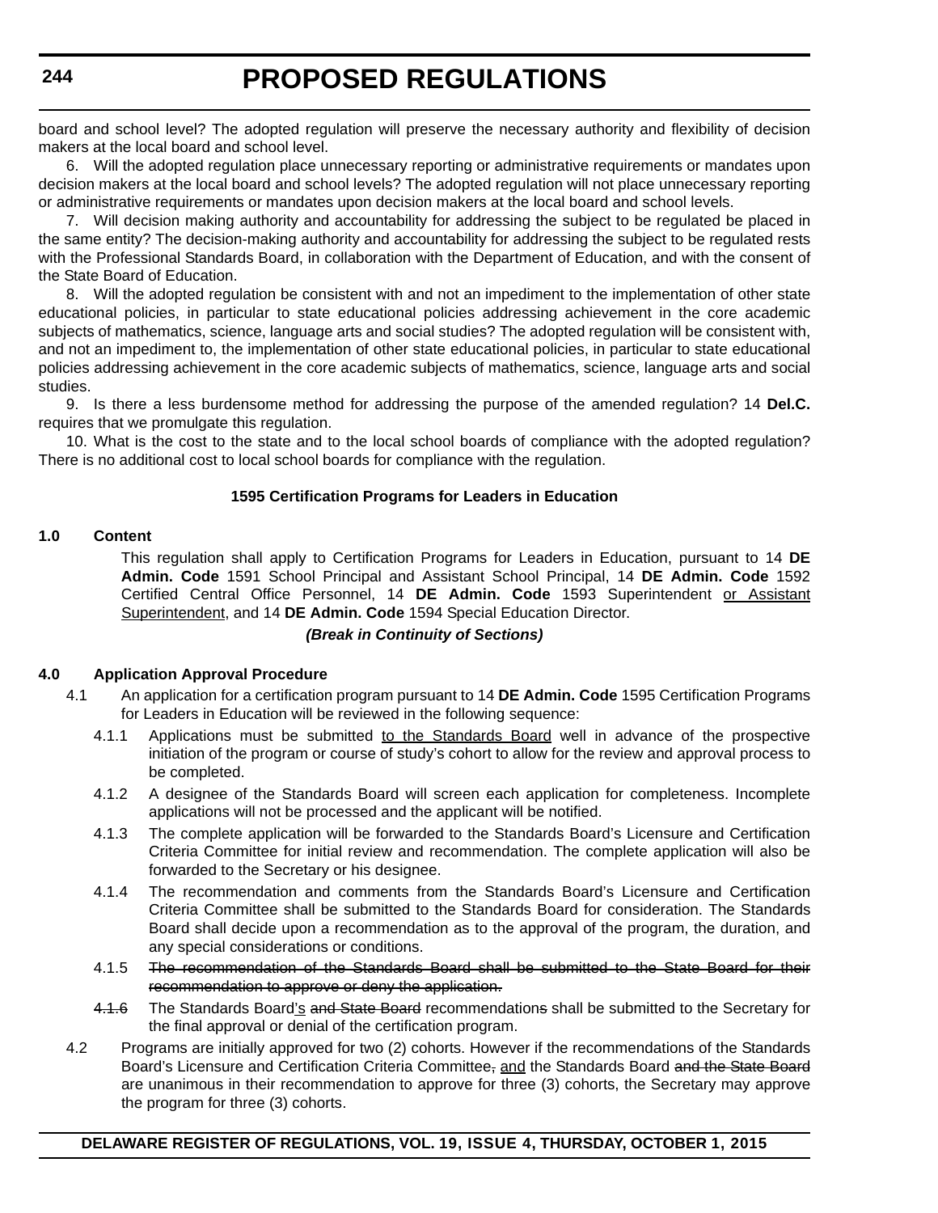board and school level? The adopted regulation will preserve the necessary authority and flexibility of decision makers at the local board and school level.

6. Will the adopted regulation place unnecessary reporting or administrative requirements or mandates upon decision makers at the local board and school levels? The adopted regulation will not place unnecessary reporting or administrative requirements or mandates upon decision makers at the local board and school levels.

7. Will decision making authority and accountability for addressing the subject to be regulated be placed in the same entity? The decision-making authority and accountability for addressing the subject to be regulated rests with the Professional Standards Board, in collaboration with the Department of Education, and with the consent of the State Board of Education.

8. Will the adopted regulation be consistent with and not an impediment to the implementation of other state educational policies, in particular to state educational policies addressing achievement in the core academic subjects of mathematics, science, language arts and social studies? The adopted regulation will be consistent with, and not an impediment to, the implementation of other state educational policies, in particular to state educational policies addressing achievement in the core academic subjects of mathematics, science, language arts and social studies.

9. Is there a less burdensome method for addressing the purpose of the amended regulation? 14 **Del.C.** requires that we promulgate this regulation.

10. What is the cost to the state and to the local school boards of compliance with the adopted regulation? There is no additional cost to local school boards for compliance with the regulation.

**1595 Certification Programs for Leaders in Education**

**1.0 Content**

This regulation shall apply to Certification Programs for Leaders in Education, pursuant to 14 **DE Admin. Code** 1591 School Principal and Assistant School Principal, 14 **DE Admin. Code** 1592 Certified Central Office Personnel, 14 **DE Admin. Code** 1593 Superintendent <u>or Assistant Superintendent</u>, and 14 **DE Admin. Code** 1594 Special Education Director.

***(Break in Continuity of Sections)***

**4.0 Application Approval Procedure**

4.1 An application for a certification program pursuant to 14 **DE Admin. Code** 1595 Certification Programs for Leaders in Education will be reviewed in the following sequence:

4.1.1 Applications must be submitted <u>to the Standards Board</u> well in advance of the prospective initiation of the program or course of study's cohort to allow for the review and approval process to be completed.

4.1.2 A designee of the Standards Board will screen each application for completeness. Incomplete applications will not be processed and the applicant will be notified.

4.1.3 The complete application will be forwarded to the Standards Board's Licensure and Certification Criteria Committee for initial review and recommendation. The complete application will also be forwarded to the Secretary or his designee.

4.1.4 The recommendation and comments from the Standards Board's Licensure and Certification Criteria Committee shall be submitted to the Standards Board for consideration. The Standards Board shall decide upon a recommendation as to the approval of the program, the duration, and any special considerations or conditions.

4.1.5 ~~The recommendation of the Standards Board shall be submitted to the State Board for their recommendation to approve or deny the application.~~

~~4.1.6~~ The Standards Board<u>'s</u> ~~and State Board~~ recommendation~~s~~ shall be submitted to the Secretary for the final approval or denial of the certification program.

4.2 Programs are initially approved for two (2) cohorts. However if the recommendations of the Standards Board's Licensure and Certification Criteria Committee~~,~~ <u>and</u> the Standards Board ~~and the State Board~~ are unanimous in their recommendation to approve for three (3) cohorts, the Secretary may approve the program for three (3) cohorts.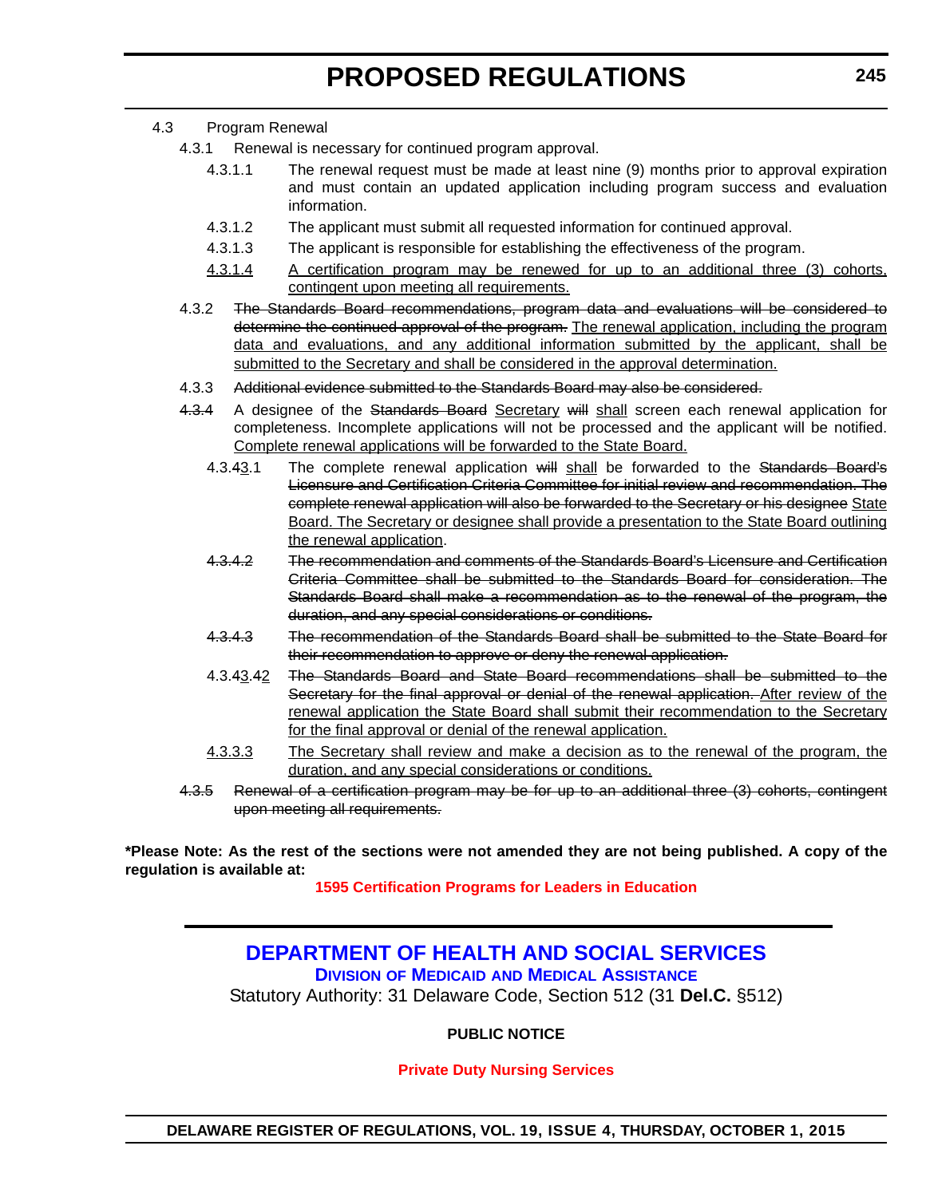4.3 Program Renewal

4.3.1 Renewal is necessary for continued program approval.

4.3.1.1 The renewal request must be made at least nine (9) months prior to approval expiration and must contain an updated application including program success and evaluation information.

4.3.1.2 The applicant must submit all requested information for continued approval.

4.3.1.3 The applicant is responsible for establishing the effectiveness of the program.

<u>4.3.1.4</u> <u>A certification program may be renewed for up to an additional three (3) cohorts, contingent upon meeting all requirements.</u>

4.3.2 ~~The Standards Board recommendations, program data and evaluations will be considered to determine the continued approval of the program.~~ <u>The renewal application, including the program data and evaluations, and any additional information submitted by the applicant, shall be submitted to the Secretary and shall be considered in the approval determination.</u>

4.3.3 ~~Additional evidence submitted to the Standards Board may also be considered.~~

~~4.3.4~~ A designee of the ~~Standards Board~~ <u>Secretary</u> ~~will~~ <u>shall</u> screen each renewal application for completeness. Incomplete applications will not be processed and the applicant will be notified. <u>Complete renewal applications will be forwarded to the State Board.</u>

4.3.~~4~~<u>3</u>.1 The complete renewal application ~~will~~ <u>shall</u> be forwarded to the ~~Standards Board's Licensure and Certification Criteria Committee for initial review and recommendation. The complete renewal application will also be forwarded to the Secretary or his designee~~ <u>State Board. The Secretary or designee shall provide a presentation to the State Board outlining the renewal application</u>.

~~4.3.4.2~~ ~~The recommendation and comments of the Standards Board's Licensure and Certification Criteria Committee shall be submitted to the Standards Board for consideration. The Standards Board shall make a recommendation as to the renewal of the program, the duration, and any special considerations or conditions.~~

~~4.3.4.3~~ ~~The recommendation of the Standards Board shall be submitted to the State Board for their recommendation to approve or deny the renewal application.~~

4.3.~~4~~<u>3</u>.~~4~~<u>2</u> ~~The Standards Board and State Board recommendations shall be submitted to the Secretary for the final approval or denial of the renewal application.~~ <u>After review of the renewal application the State Board shall submit their recommendation to the Secretary for the final approval or denial of the renewal application.</u>

<u>4.3.3.3</u> <u>The Secretary shall review and make a decision as to the renewal of the program, the duration, and any special considerations or conditions.</u>

~~4.3.5~~ ~~Renewal of a certification program may be for up to an additional three (3) cohorts, contingent upon meeting all requirements.~~

**\*Please Note: As the rest of the sections were not amended they are not being published. A copy of the regulation is available at:**

**1595 Certification Programs for Leaders in Education**

---

# DEPARTMENT OF HEALTH AND SOCIAL SERVICES

## Division of Medicaid and Medical Assistance

Statutory Authority: 31 Delaware Code, Section 512 (31 **Del.C.** §512)

**PUBLIC NOTICE**

**Private Duty Nursing Services**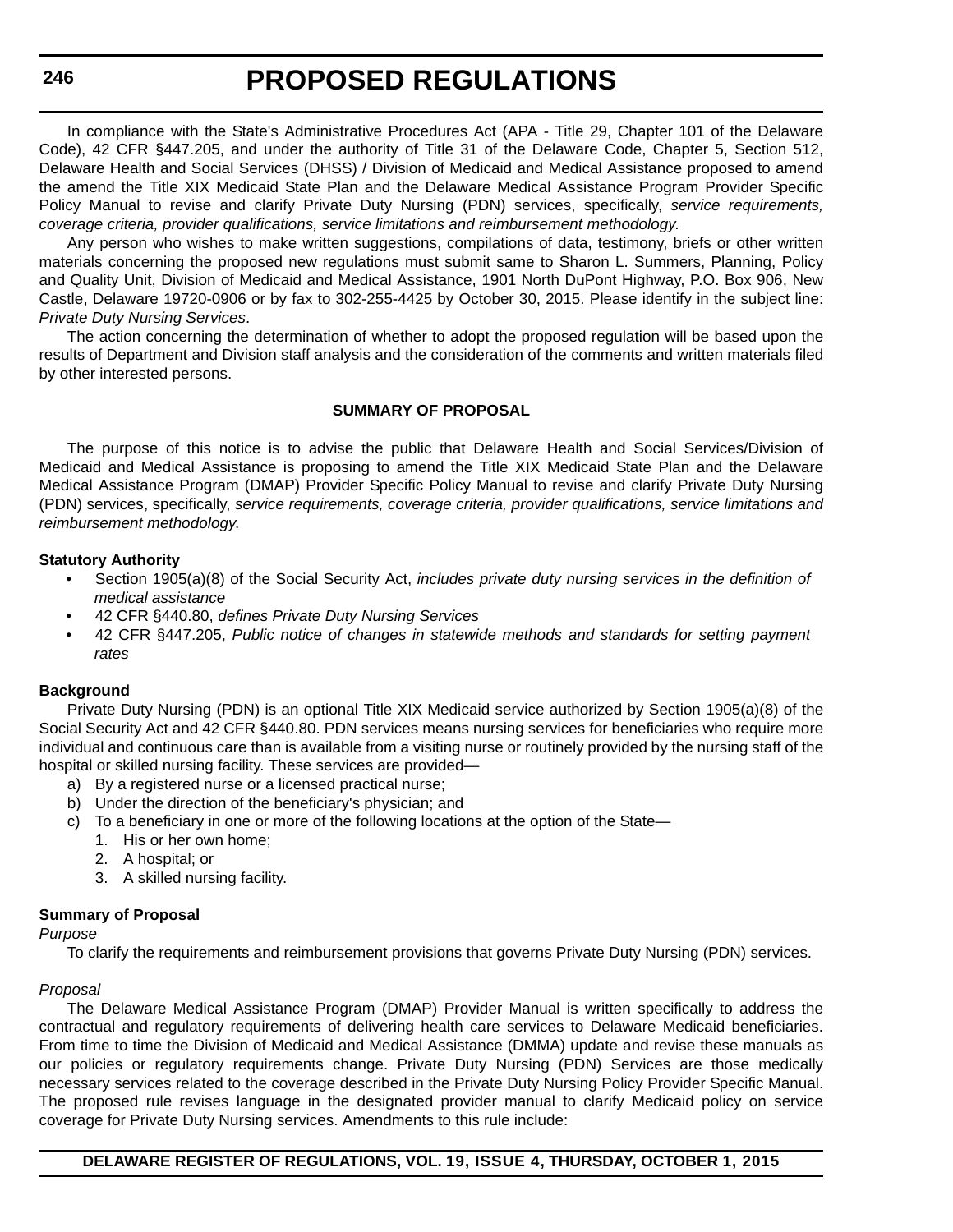In compliance with the State's Administrative Procedures Act (APA - Title 29, Chapter 101 of the Delaware Code), 42 CFR §447.205, and under the authority of Title 31 of the Delaware Code, Chapter 5, Section 512, Delaware Health and Social Services (DHSS) / Division of Medicaid and Medical Assistance proposed to amend the amend the Title XIX Medicaid State Plan and the Delaware Medical Assistance Program Provider Specific Policy Manual to revise and clarify Private Duty Nursing (PDN) services, specifically, *service requirements, coverage criteria, provider qualifications, service limitations and reimbursement methodology.*

Any person who wishes to make written suggestions, compilations of data, testimony, briefs or other written materials concerning the proposed new regulations must submit same to Sharon L. Summers, Planning, Policy and Quality Unit, Division of Medicaid and Medical Assistance, 1901 North DuPont Highway, P.O. Box 906, New Castle, Delaware 19720-0906 or by fax to 302-255-4425 by October 30, 2015. Please identify in the subject line: *Private Duty Nursing Services*.

The action concerning the determination of whether to adopt the proposed regulation will be based upon the results of Department and Division staff analysis and the consideration of the comments and written materials filed by other interested persons.

**SUMMARY OF PROPOSAL**

The purpose of this notice is to advise the public that Delaware Health and Social Services/Division of Medicaid and Medical Assistance is proposing to amend the Title XIX Medicaid State Plan and the Delaware Medical Assistance Program (DMAP) Provider Specific Policy Manual to revise and clarify Private Duty Nursing (PDN) services, specifically, *service requirements, coverage criteria, provider qualifications, service limitations and reimbursement methodology.*

**Statutory Authority**

- Section 1905(a)(8) of the Social Security Act, *includes private duty nursing services in the definition of medical assistance*
- 42 CFR §440.80, *defines Private Duty Nursing Services*
- 42 CFR §447.205, *Public notice of changes in statewide methods and standards for setting payment rates*

**Background**

Private Duty Nursing (PDN) is an optional Title XIX Medicaid service authorized by Section 1905(a)(8) of the Social Security Act and 42 CFR §440.80. PDN services means nursing services for beneficiaries who require more individual and continuous care than is available from a visiting nurse or routinely provided by the nursing staff of the hospital or skilled nursing facility. These services are provided—

a) By a registered nurse or a licensed practical nurse;
b) Under the direction of the beneficiary's physician; and
c) To a beneficiary in one or more of the following locations at the option of the State—
   1. His or her own home;
   2. A hospital; or
   3. A skilled nursing facility.

**Summary of Proposal**

*Purpose*

To clarify the requirements and reimbursement provisions that governs Private Duty Nursing (PDN) services.

*Proposal*

The Delaware Medical Assistance Program (DMAP) Provider Manual is written specifically to address the contractual and regulatory requirements of delivering health care services to Delaware Medicaid beneficiaries. From time to time the Division of Medicaid and Medical Assistance (DMMA) update and revise these manuals as our policies or regulatory requirements change. Private Duty Nursing (PDN) Services are those medically necessary services related to the coverage described in the Private Duty Nursing Policy Provider Specific Manual. The proposed rule revises language in the designated provider manual to clarify Medicaid policy on service coverage for Private Duty Nursing services. Amendments to this rule include: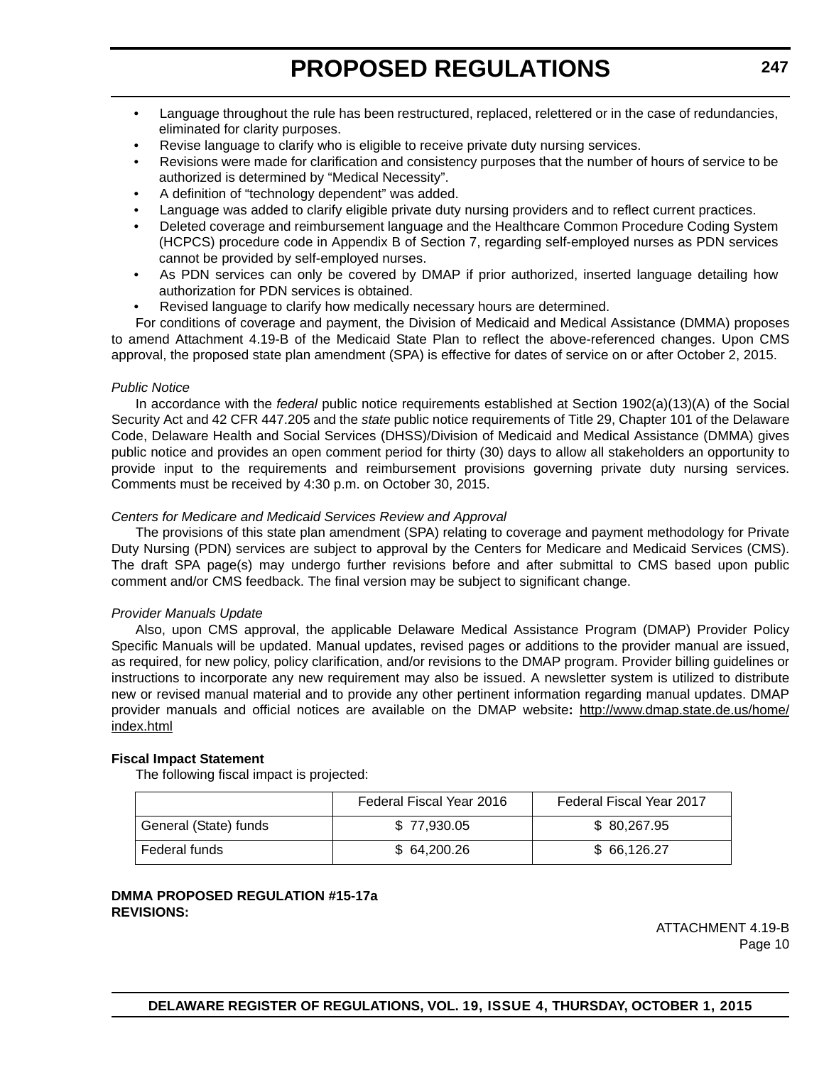- Language throughout the rule has been restructured, replaced, relettered or in the case of redundancies, eliminated for clarity purposes.
- Revise language to clarify who is eligible to receive private duty nursing services.
- Revisions were made for clarification and consistency purposes that the number of hours of service to be authorized is determined by "Medical Necessity".
- A definition of "technology dependent" was added.
- Language was added to clarify eligible private duty nursing providers and to reflect current practices.
- Deleted coverage and reimbursement language and the Healthcare Common Procedure Coding System (HCPCS) procedure code in Appendix B of Section 7, regarding self-employed nurses as PDN services cannot be provided by self-employed nurses.
- As PDN services can only be covered by DMAP if prior authorized, inserted language detailing how authorization for PDN services is obtained.
- Revised language to clarify how medically necessary hours are determined.

For conditions of coverage and payment, the Division of Medicaid and Medical Assistance (DMMA) proposes to amend Attachment 4.19-B of the Medicaid State Plan to reflect the above-referenced changes. Upon CMS approval, the proposed state plan amendment (SPA) is effective for dates of service on or after October 2, 2015.

*Public Notice*

In accordance with the *federal* public notice requirements established at Section 1902(a)(13)(A) of the Social Security Act and 42 CFR 447.205 and the *state* public notice requirements of Title 29, Chapter 101 of the Delaware Code, Delaware Health and Social Services (DHSS)/Division of Medicaid and Medical Assistance (DMMA) gives public notice and provides an open comment period for thirty (30) days to allow all stakeholders an opportunity to provide input to the requirements and reimbursement provisions governing private duty nursing services. Comments must be received by 4:30 p.m. on October 30, 2015.

*Centers for Medicare and Medicaid Services Review and Approval*

The provisions of this state plan amendment (SPA) relating to coverage and payment methodology for Private Duty Nursing (PDN) services are subject to approval by the Centers for Medicare and Medicaid Services (CMS). The draft SPA page(s) may undergo further revisions before and after submittal to CMS based upon public comment and/or CMS feedback. The final version may be subject to significant change.

*Provider Manuals Update*

Also, upon CMS approval, the applicable Delaware Medical Assistance Program (DMAP) Provider Policy Specific Manuals will be updated. Manual updates, revised pages or additions to the provider manual are issued, as required, for new policy, policy clarification, and/or revisions to the DMAP program. Provider billing guidelines or instructions to incorporate any new requirement may also be issued. A newsletter system is utilized to distribute new or revised manual material and to provide any other pertinent information regarding manual updates. DMAP provider manuals and official notices are available on the DMAP website**:** http://www.dmap.state.de.us/home/index.html

**Fiscal Impact Statement**

The following fiscal impact is projected:

| | Federal Fiscal Year 2016 | Federal Fiscal Year 2017 |
|---|---|---|
| General (State) funds | $ 77,930.05 | $ 80,267.95 |
| Federal funds | $ 64,200.26 | $ 66,126.27 |

**DMMA PROPOSED REGULATION #15-17a**
**REVISIONS:**

ATTACHMENT 4.19-B
Page 10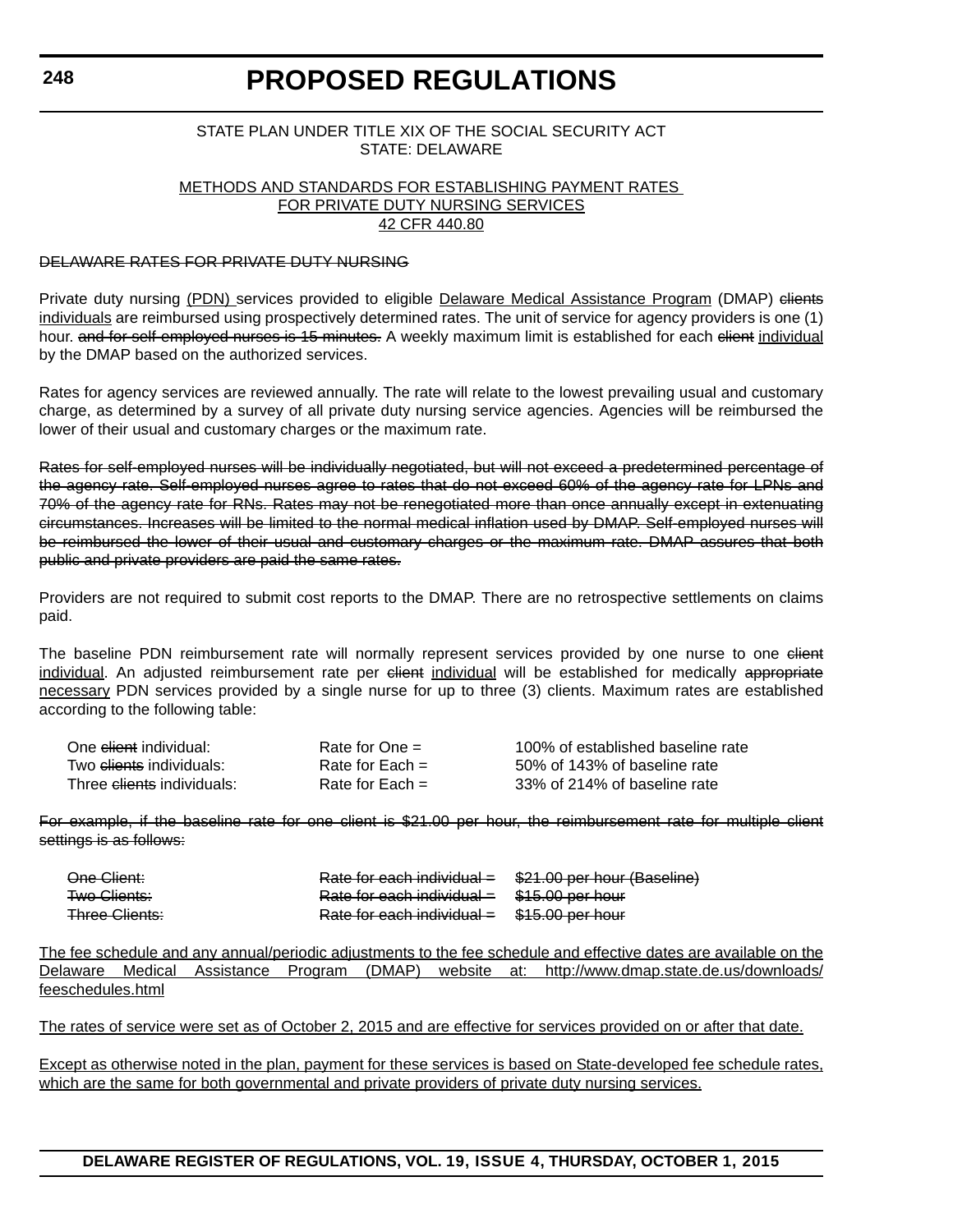STATE PLAN UNDER TITLE XIX OF THE SOCIAL SECURITY ACT
STATE: DELAWARE

METHODS AND STANDARDS FOR ESTABLISHING PAYMENT RATES
FOR PRIVATE DUTY NURSING SERVICES
42 CFR 440.80

~~DELAWARE RATES FOR PRIVATE DUTY NURSING~~

Private duty nursing (PDN) services provided to eligible Delaware Medical Assistance Program (DMAP) ~~clients~~ individuals are reimbursed using prospectively determined rates. The unit of service for agency providers is one (1) hour. ~~and for self-employed nurses is 15 minutes.~~ A weekly maximum limit is established for each ~~client~~ individual by the DMAP based on the authorized services.

Rates for agency services are reviewed annually. The rate will relate to the lowest prevailing usual and customary charge, as determined by a survey of all private duty nursing service agencies. Agencies will be reimbursed the lower of their usual and customary charges or the maximum rate.

~~Rates for self-employed nurses will be individually negotiated, but will not exceed a predetermined percentage of the agency rate. Self-employed nurses agree to rates that do not exceed 60% of the agency rate for LPNs and 70% of the agency rate for RNs. Rates may not be renegotiated more than once annually except in extenuating circumstances. Increases will be limited to the normal medical inflation used by DMAP. Self-employed nurses will be reimbursed the lower of their usual and customary charges or the maximum rate. DMAP assures that both public and private providers are paid the same rates.~~

Providers are not required to submit cost reports to the DMAP. There are no retrospective settlements on claims paid.

The baseline PDN reimbursement rate will normally represent services provided by one nurse to one ~~client~~ individual. An adjusted reimbursement rate per ~~client~~ individual will be established for medically ~~appropriate~~ necessary PDN services provided by a single nurse for up to three (3) clients. Maximum rates are established according to the following table:

| | | |
|---|---|---|
| One ~~client~~ individual: | Rate for One = | 100% of established baseline rate |
| Two ~~clients~~ individuals: | Rate for Each = | 50% of 143% of baseline rate |
| Three ~~clients~~ individuals: | Rate for Each = | 33% of 214% of baseline rate |

~~For example, if the baseline rate for one client is $21.00 per hour, the reimbursement rate for multiple client settings is as follows:~~

| | | |
|---|---|---|
| ~~One Client:~~ | ~~Rate for each individual =~~ | ~~$21.00 per hour (Baseline)~~ |
| ~~Two Clients:~~ | ~~Rate for each individual =~~ | ~~$15.00 per hour~~ |
| ~~Three Clients:~~ | ~~Rate for each individual =~~ | ~~$15.00 per hour~~ |

The fee schedule and any annual/periodic adjustments to the fee schedule and effective dates are available on the Delaware Medical Assistance Program (DMAP) website at: http://www.dmap.state.de.us/downloads/feeschedules.html

The rates of service were set as of October 2, 2015 and are effective for services provided on or after that date.

Except as otherwise noted in the plan, payment for these services is based on State-developed fee schedule rates, which are the same for both governmental and private providers of private duty nursing services.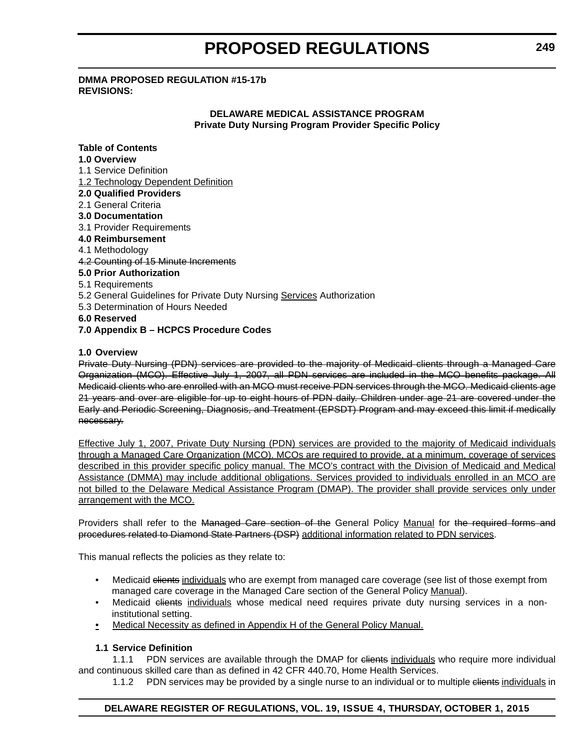**DMMA PROPOSED REGULATION #15-17b**
**REVISIONS:**

**DELAWARE MEDICAL ASSISTANCE PROGRAM**
**Private Duty Nursing Program Provider Specific Policy**

**Table of Contents**
**1.0 Overview**
1.1 Service Definition
<u>1.2 Technology Dependent Definition</u>
**2.0 Qualified Providers**
2.1 General Criteria
**3.0 Documentation**
3.1 Provider Requirements
**4.0 Reimbursement**
4.1 Methodology
~~4.2 Counting of 15 Minute Increments~~
**5.0 Prior Authorization**
5.1 Requirements
5.2 General Guidelines for Private Duty Nursing <u>Services</u> Authorization
5.3 Determination of Hours Needed
**6.0 Reserved**
**7.0 Appendix B – HCPCS Procedure Codes**

**1.0 Overview**

~~Private Duty Nursing (PDN) services are provided to the majority of Medicaid clients through a Managed Care Organization (MCO). Effective July 1, 2007, all PDN services are included in the MCO benefits package. All Medicaid clients who are enrolled with an MCO must receive PDN services through the MCO. Medicaid clients age 21 years and over are eligible for up to eight hours of PDN daily. Children under age 21 are covered under the Early and Periodic Screening, Diagnosis, and Treatment (EPSDT) Program and may exceed this limit if medically necessary.~~

<u>Effective July 1, 2007, Private Duty Nursing (PDN) services are provided to the majority of Medicaid individuals through a Managed Care Organization (MCO). MCOs are required to provide, at a minimum, coverage of services described in this provider specific policy manual. The MCO's contract with the Division of Medicaid and Medical Assistance (DMMA) may include additional obligations. Services provided to individuals enrolled in an MCO are not billed to the Delaware Medical Assistance Program (DMAP). The provider shall provide services only under arrangement with the MCO.</u>

Providers shall refer to the ~~Managed Care section of the~~ General Policy <u>Manual</u> for ~~the required forms and procedures related to Diamond State Partners (DSP)~~ <u>additional information related to PDN services</u>.

This manual reflects the policies as they relate to:

- Medicaid ~~clients~~ <u>individuals</u> who are exempt from managed care coverage (see list of those exempt from managed care coverage in the Managed Care section of the General Policy <u>Manual</u>).
- Medicaid ~~clients~~ <u>individuals</u> whose medical need requires private duty nursing services in a non-institutional setting.
- <u>Medical Necessity as defined in Appendix H of the General Policy Manual.</u>

**1.1 Service Definition**

1.1.1 PDN services are available through the DMAP for ~~clients~~ <u>individuals</u> who require more individual and continuous skilled care than as defined in 42 CFR 440.70, Home Health Services.

1.1.2 PDN services may be provided by a single nurse to an individual or to multiple ~~clients~~ <u>individuals</u> in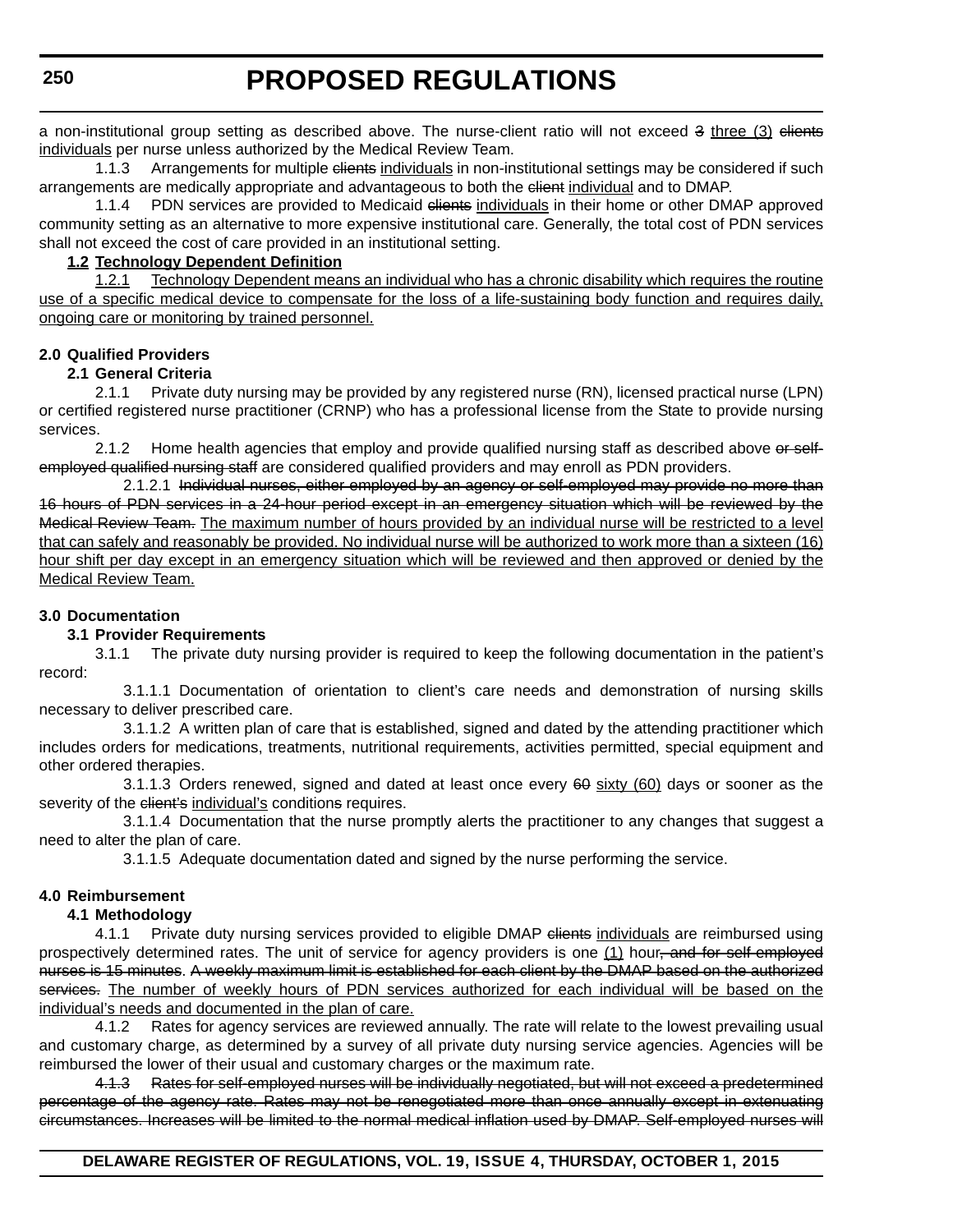a non-institutional group setting as described above. The nurse-client ratio will not exceed ~~3~~ <u>three (3)</u> ~~clients~~ <u>individuals</u> per nurse unless authorized by the Medical Review Team.

1.1.3 Arrangements for multiple ~~clients~~ <u>individuals</u> in non-institutional settings may be considered if such arrangements are medically appropriate and advantageous to both the ~~client~~ <u>individual</u> and to DMAP.

1.1.4 PDN services are provided to Medicaid ~~clients~~ <u>individuals</u> in their home or other DMAP approved community setting as an alternative to more expensive institutional care. Generally, the total cost of PDN services shall not exceed the cost of care provided in an institutional setting.

**<u>1.2 Technology Dependent Definition</u>**

<u>1.2.1 Technology Dependent means an individual who has a chronic disability which requires the routine use of a specific medical device to compensate for the loss of a life-sustaining body function and requires daily, ongoing care or monitoring by trained personnel.</u>

**2.0 Qualified Providers**

**2.1 General Criteria**

2.1.1 Private duty nursing may be provided by any registered nurse (RN), licensed practical nurse (LPN) or certified registered nurse practitioner (CRNP) who has a professional license from the State to provide nursing services.

2.1.2 Home health agencies that employ and provide qualified nursing staff as described above ~~or self-employed qualified nursing staff~~ are considered qualified providers and may enroll as PDN providers.

2.1.2.1 ~~Individual nurses, either employed by an agency or self-employed may provide no more than 16 hours of PDN services in a 24-hour period except in an emergency situation which will be reviewed by the Medical Review Team.~~ <u>The maximum number of hours provided by an individual nurse will be restricted to a level that can safely and reasonably be provided. No individual nurse will be authorized to work more than a sixteen (16) hour shift per day except in an emergency situation which will be reviewed and then approved or denied by the Medical Review Team.</u>

**3.0 Documentation**

**3.1 Provider Requirements**

3.1.1 The private duty nursing provider is required to keep the following documentation in the patient's record:

3.1.1.1 Documentation of orientation to client's care needs and demonstration of nursing skills necessary to deliver prescribed care.

3.1.1.2 A written plan of care that is established, signed and dated by the attending practitioner which includes orders for medications, treatments, nutritional requirements, activities permitted, special equipment and other ordered therapies.

3.1.1.3 Orders renewed, signed and dated at least once every ~~60~~ <u>sixty (60)</u> days or sooner as the severity of the ~~client's~~ <u>individual's</u> condition~~s~~ requires.

3.1.1.4 Documentation that the nurse promptly alerts the practitioner to any changes that suggest a need to alter the plan of care.

3.1.1.5 Adequate documentation dated and signed by the nurse performing the service.

**4.0 Reimbursement**

**4.1 Methodology**

4.1.1 Private duty nursing services provided to eligible DMAP ~~clients~~ <u>individuals</u> are reimbursed using prospectively determined rates. The unit of service for agency providers is one <u>(1)</u> hour~~, and for self-employed nurses is 15 minutes~~. ~~A weekly maximum limit is established for each client by the DMAP based on the authorized services.~~ <u>The number of weekly hours of PDN services authorized for each individual will be based on the individual's needs and documented in the plan of care.</u>

4.1.2 Rates for agency services are reviewed annually. The rate will relate to the lowest prevailing usual and customary charge, as determined by a survey of all private duty nursing service agencies. Agencies will be reimbursed the lower of their usual and customary charges or the maximum rate.

~~4.1.3 Rates for self-employed nurses will be individually negotiated, but will not exceed a predetermined percentage of the agency rate. Rates may not be renegotiated more than once annually except in extenuating circumstances. Increases will be limited to the normal medical inflation used by DMAP. Self-employed nurses will~~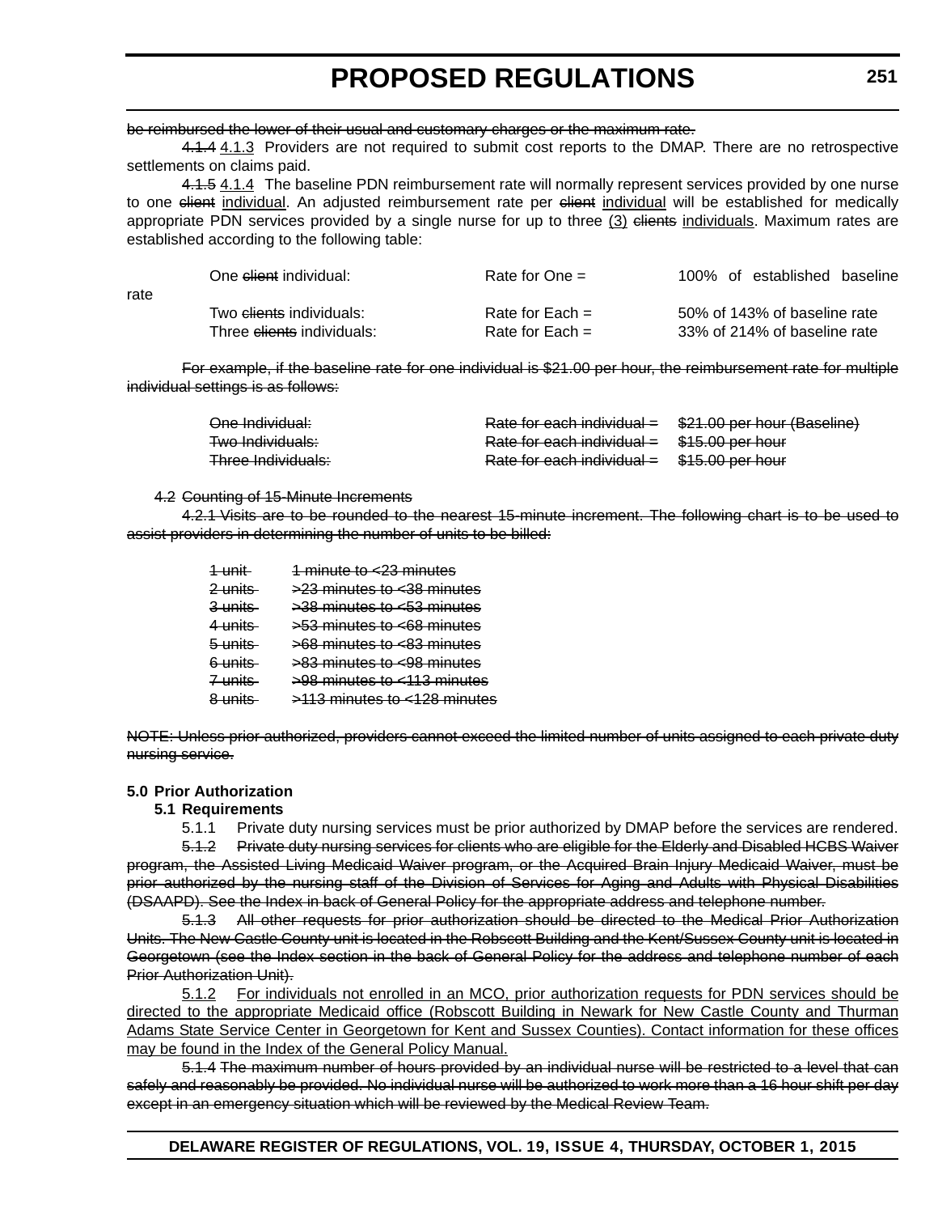~~be reimbursed the lower of their usual and customary charges or the maximum rate.~~

~~4.1.4~~ <u>4.1.3</u> Providers are not required to submit cost reports to the DMAP. There are no retrospective settlements on claims paid.

~~4.1.5~~ <u>4.1.4</u> The baseline PDN reimbursement rate will normally represent services provided by one nurse to one ~~client~~ <u>individual</u>. An adjusted reimbursement rate per ~~client~~ <u>individual</u> will be established for medically appropriate PDN services provided by a single nurse for up to three <u>(3)</u> ~~clients~~ <u>individuals</u>. Maximum rates are established according to the following table:

| | | |
|---|---|---|
| One ~~client~~ individual: | Rate for One = | 100% of established baseline rate |
| Two ~~clients~~ individuals: | Rate for Each = | 50% of 143% of baseline rate |
| Three ~~clients~~ individuals: | Rate for Each = | 33% of 214% of baseline rate |

~~For example, if the baseline rate for one individual is $21.00 per hour, the reimbursement rate for multiple individual settings is as follows:~~

| | | |
|---|---|---|
| ~~One Individual:~~ | ~~Rate for each individual =~~ | ~~$21.00 per hour (Baseline)~~ |
| ~~Two Individuals:~~ | ~~Rate for each individual =~~ | ~~$15.00 per hour~~ |
| ~~Three Individuals:~~ | ~~Rate for each individual =~~ | ~~$15.00 per hour~~ |

4.2 ~~Counting of 15-Minute Increments~~

~~4.2.1 Visits are to be rounded to the nearest 15-minute increment. The following chart is to be used to assist providers in determining the number of units to be billed:~~

| | |
|---|---|
| ~~1 unit~~ | ~~1 minute to <23 minutes~~ |
| ~~2 units~~ | ~~>23 minutes to <38 minutes~~ |
| ~~3 units~~ | ~~>38 minutes to <53 minutes~~ |
| ~~4 units~~ | ~~>53 minutes to <68 minutes~~ |
| ~~5 units~~ | ~~>68 minutes to <83 minutes~~ |
| ~~6 units~~ | ~~>83 minutes to <98 minutes~~ |
| ~~7 units~~ | ~~>98 minutes to <113 minutes~~ |
| ~~8 units~~ | ~~>113 minutes to <128 minutes~~ |

~~NOTE: Unless prior authorized, providers cannot exceed the limited number of units assigned to each private duty nursing service.~~

**5.0 Prior Authorization**

**5.1 Requirements**

5.1.1 Private duty nursing services must be prior authorized by DMAP before the services are rendered.

~~5.1.2 Private duty nursing services for clients who are eligible for the Elderly and Disabled HCBS Waiver program, the Assisted Living Medicaid Waiver program, or the Acquired Brain Injury Medicaid Waiver, must be prior authorized by the nursing staff of the Division of Services for Aging and Adults with Physical Disabilities (DSAAPD). See the Index in back of General Policy for the appropriate address and telephone number.~~

~~5.1.3 All other requests for prior authorization should be directed to the Medical Prior Authorization Units. The New Castle County unit is located in the Robscott Building and the Kent/Sussex County unit is located in Georgetown (see the Index section in the back of General Policy for the address and telephone number of each Prior Authorization Unit).~~

<u>5.1.2 For individuals not enrolled in an MCO, prior authorization requests for PDN services should be directed to the appropriate Medicaid office (Robscott Building in Newark for New Castle County and Thurman Adams State Service Center in Georgetown for Kent and Sussex Counties). Contact information for these offices may be found in the Index of the General Policy Manual.</u>

~~5.1.4 The maximum number of hours provided by an individual nurse will be restricted to a level that can safely and reasonably be provided. No individual nurse will be authorized to work more than a 16 hour shift per day except in an emergency situation which will be reviewed by the Medical Review Team.~~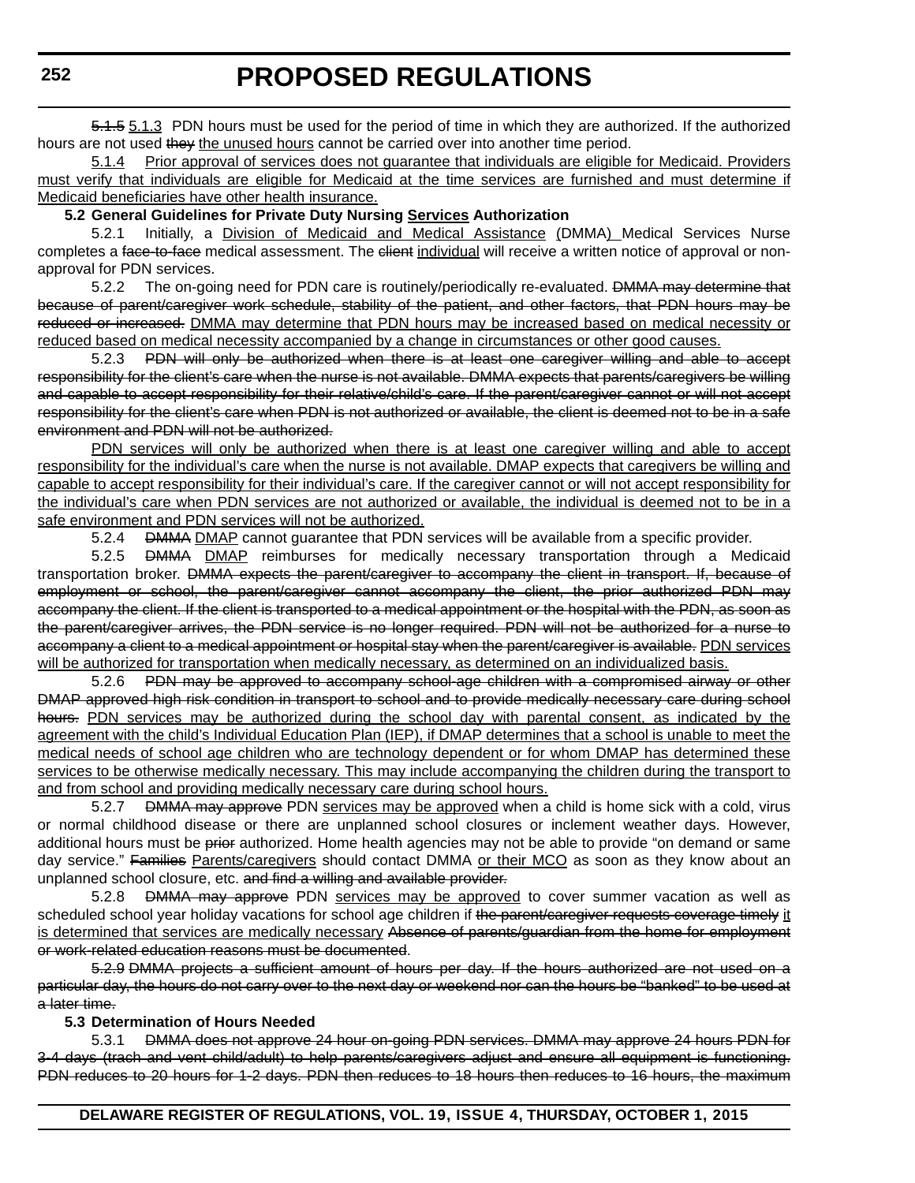~~5.1.5~~ <u>5.1.3</u> PDN hours must be used for the period of time in which they are authorized. If the authorized hours are not used ~~they~~ <u>the unused hours</u> cannot be carried over into another time period.

<u>5.1.4 Prior approval of services does not guarantee that individuals are eligible for Medicaid. Providers must verify that individuals are eligible for Medicaid at the time services are furnished and must determine if Medicaid beneficiaries have other health insurance.</u>

**5.2 General Guidelines for Private Duty Nursing <u>Services</u> Authorization**

5.2.1 Initially, a <u>Division of Medicaid and Medical Assistance</u> <u>(</u>DMMA<u>)</u> Medical Services Nurse completes a ~~face-to-face~~ medical assessment. The ~~client~~ <u>individual</u> will receive a written notice of approval or non-approval for PDN services.

5.2.2 The on-going need for PDN care is routinely/periodically re-evaluated. ~~DMMA may determine that because of parent/caregiver work schedule, stability of the patient, and other factors, that PDN hours may be reduced or increased.~~ <u>DMMA may determine that PDN hours may be increased based on medical necessity or reduced based on medical necessity accompanied by a change in circumstances or other good causes.</u>

5.2.3 ~~PDN will only be authorized when there is at least one caregiver willing and able to accept responsibility for the client's care when the nurse is not available. DMMA expects that parents/caregivers be willing and capable to accept responsibility for their relative/child's care. If the parent/caregiver cannot or will not accept responsibility for the client's care when PDN is not authorized or available, the client is deemed not to be in a safe environment and PDN will not be authorized.~~

<u>PDN services will only be authorized when there is at least one caregiver willing and able to accept responsibility for the individual's care when the nurse is not available. DMAP expects that caregivers be willing and capable to accept responsibility for their individual's care. If the caregiver cannot or will not accept responsibility for the individual's care when PDN services are not authorized or available, the individual is deemed not to be in a safe environment and PDN services will not be authorized.</u>

5.2.4 ~~DMMA~~ <u>DMAP</u> cannot guarantee that PDN services will be available from a specific provider.

5.2.5 ~~DMMA~~ <u>DMAP</u> reimburses for medically necessary transportation through a Medicaid transportation broker. ~~DMMA expects the parent/caregiver to accompany the client in transport. If, because of employment or school, the parent/caregiver cannot accompany the client, the prior authorized PDN may accompany the client. If the client is transported to a medical appointment or the hospital with the PDN, as soon as the parent/caregiver arrives, the PDN service is no longer required. PDN will not be authorized for a nurse to accompany a client to a medical appointment or hospital stay when the parent/caregiver is available.~~ <u>PDN services will be authorized for transportation when medically necessary, as determined on an individualized basis.</u>

5.2.6 ~~PDN may be approved to accompany school-age children with a compromised airway or other DMAP approved high risk condition in transport to school and to provide medically necessary care during school hours.~~ <u>PDN services may be authorized during the school day with parental consent, as indicated by the agreement with the child's Individual Education Plan (IEP), if DMAP determines that a school is unable to meet the medical needs of school age children who are technology dependent or for whom DMAP has determined these services to be otherwise medically necessary. This may include accompanying the children during the transport to and from school and providing medically necessary care during school hours.</u>

5.2.7 ~~DMMA may approve~~ PDN <u>services may be approved</u> when a child is home sick with a cold, virus or normal childhood disease or there are unplanned school closures or inclement weather days. However, additional hours must be ~~prior~~ authorized. Home health agencies may not be able to provide "on demand or same day service." ~~Families~~ <u>Parents/caregivers</u> should contact DMMA <u>or their MCO</u> as soon as they know about an unplanned school closure, etc. ~~and find a willing and available provider.~~

5.2.8 ~~DMMA may approve~~ PDN <u>services may be approved</u> to cover summer vacation as well as scheduled school year holiday vacations for school age children if ~~the parent/caregiver requests coverage timely~~ <u>it is determined that services are medically necessary</u> ~~Absence of parents/guardian from the home for employment or work-related education reasons must be documented~~.

~~5.2.9 DMMA projects a sufficient amount of hours per day. If the hours authorized are not used on a particular day, the hours do not carry over to the next day or weekend nor can the hours be "banked" to be used at a later time.~~

**5.3 Determination of Hours Needed**

5.3.1 ~~DMMA does not approve 24 hour on-going PDN services. DMMA may approve 24 hours PDN for 3-4 days (trach and vent child/adult) to help parents/caregivers adjust and ensure all equipment is functioning. PDN reduces to 20 hours for 1-2 days. PDN then reduces to 18 hours then reduces to 16 hours, the maximum~~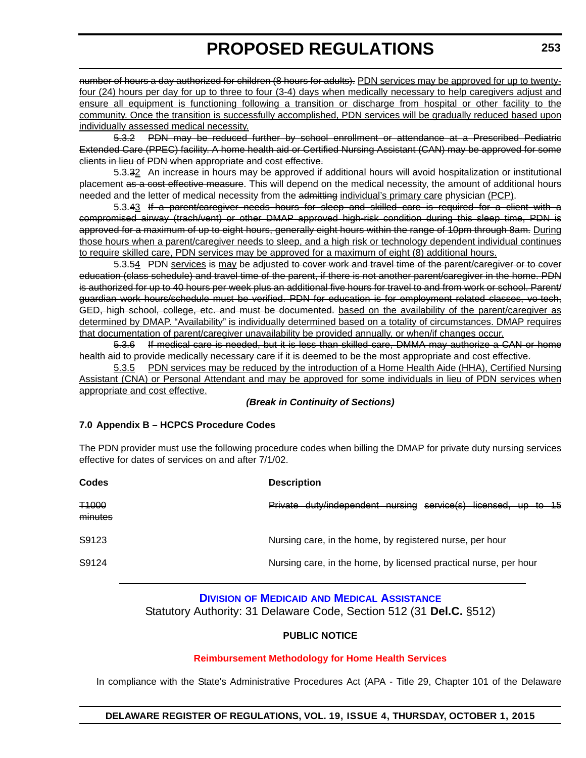~~number of hours a day authorized for children (8 hours for adults).~~ <u>PDN services may be approved for up to twenty-four (24) hours per day for up to three to four (3-4) days when medically necessary to help caregivers adjust and ensure all equipment is functioning following a transition or discharge from hospital or other facility to the community. Once the transition is successfully accomplished, PDN services will be gradually reduced based upon individually assessed medical necessity.</u>

~~5.3.2 PDN may be reduced further by school enrollment or attendance at a Prescribed Pediatric Extended Care (PPEC) facility. A home health aid or Certified Nursing Assistant (CAN) may be approved for some clients in lieu of PDN when appropriate and cost effective.~~

5.3.~~3~~<u>2</u> An increase in hours may be approved if additional hours will avoid hospitalization or institutional placement ~~as a cost effective measure~~. This will depend on the medical necessity, the amount of additional hours needed and the letter of medical necessity from the ~~admitting~~ <u>individual's primary care</u> physician <u>(PCP)</u>.

5.3.~~4~~<u>3</u> ~~If a parent/caregiver needs hours for sleep and skilled care is required for a client with a compromised airway (trach/vent) or other DMAP approved high-risk condition during this sleep time, PDN is approved for a maximum of up to eight hours, generally eight hours within the range of 10pm through 8am.~~ <u>During those hours when a parent/caregiver needs to sleep, and a high risk or technology dependent individual continues to require skilled care, PDN services may be approved for a maximum of eight (8) additional hours.</u>

5.3.~~5~~<u>4</u> PDN <u>services</u> ~~is~~ <u>may</u> be adjusted ~~to cover work and travel time of the parent/caregiver or to cover education (class schedule) and travel time of the parent, if there is not another parent/caregiver in the home. PDN is authorized for up to 40 hours per week plus an additional five hours for travel to and from work or school. Parent/guardian work hours/schedule must be verified. PDN for education is for employment related classes, vo-tech, GED, high school, college, etc. and must be documented.~~ <u>based on the availability of the parent/caregiver as determined by DMAP. "Availability" is individually determined based on a totality of circumstances. DMAP requires that documentation of parent/caregiver unavailability be provided annually, or when/if changes occur.</u>

~~5.3.6 If medical care is needed, but it is less than skilled care, DMMA may authorize a CAN or home health aid to provide medically necessary care if it is deemed to be the most appropriate and cost effective.~~

<u>5.3.5 PDN services may be reduced by the introduction of a Home Health Aide (HHA), Certified Nursing Assistant (CNA) or Personal Attendant and may be approved for some individuals in lieu of PDN services when appropriate and cost effective.</u>

***(Break in Continuity of Sections)***

**7.0 Appendix B – HCPCS Procedure Codes**

The PDN provider must use the following procedure codes when billing the DMAP for private duty nursing services effective for dates of services on and after 7/1/02.

| Codes | Description |
|---|---|
| ~~T1000 minutes~~ | ~~Private duty/independent nursing service(s) licensed, up to 15~~ |
| S9123 | Nursing care, in the home, by registered nurse, per hour |
| S9124 | Nursing care, in the home, by licensed practical nurse, per hour |

## Division of Medicaid and Medical Assistance

Statutory Authority: 31 Delaware Code, Section 512 (31 **Del.C.** §512)

**PUBLIC NOTICE**

**Reimbursement Methodology for Home Health Services**

In compliance with the State's Administrative Procedures Act (APA - Title 29, Chapter 101 of the Delaware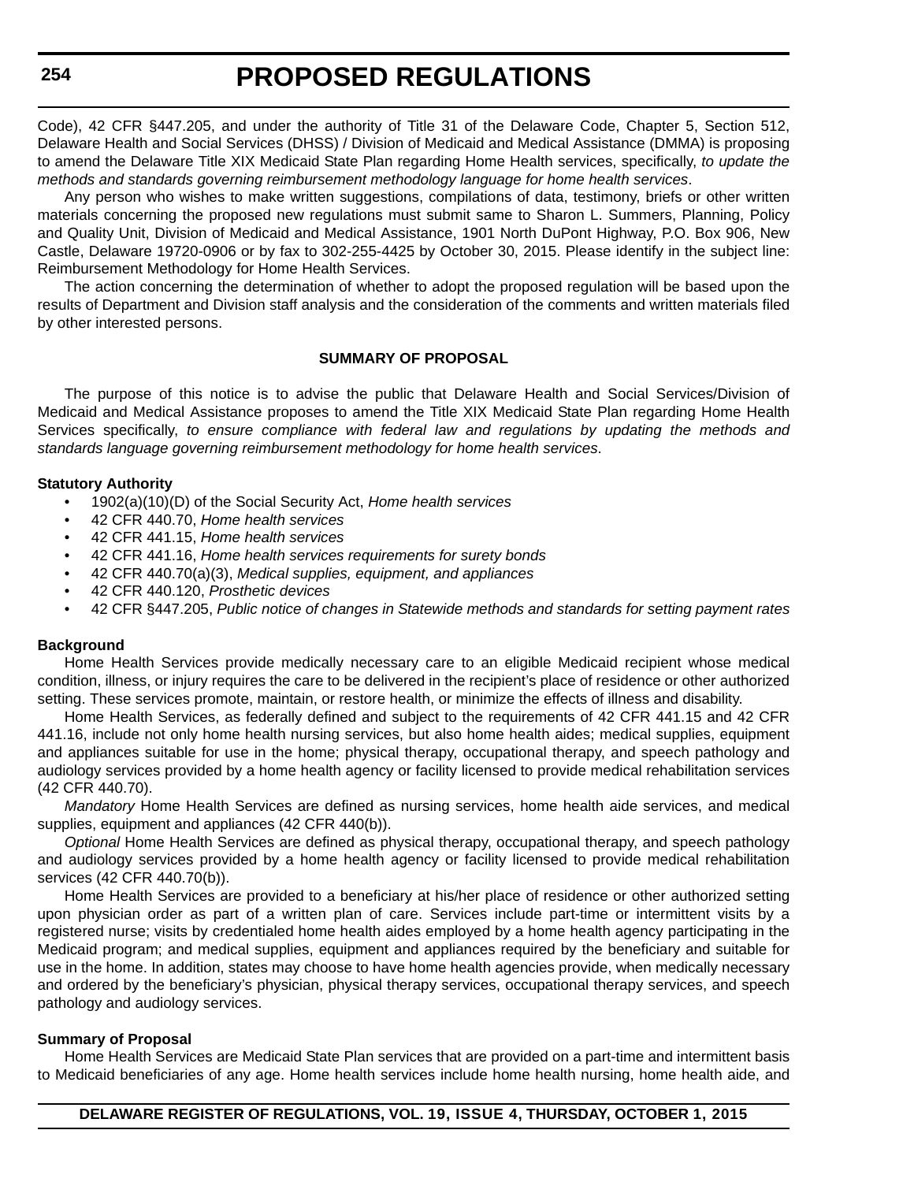Code), 42 CFR §447.205, and under the authority of Title 31 of the Delaware Code, Chapter 5, Section 512, Delaware Health and Social Services (DHSS) / Division of Medicaid and Medical Assistance (DMMA) is proposing to amend the Delaware Title XIX Medicaid State Plan regarding Home Health services, specifically, *to update the methods and standards governing reimbursement methodology language for home health services*.

Any person who wishes to make written suggestions, compilations of data, testimony, briefs or other written materials concerning the proposed new regulations must submit same to Sharon L. Summers, Planning, Policy and Quality Unit, Division of Medicaid and Medical Assistance, 1901 North DuPont Highway, P.O. Box 906, New Castle, Delaware 19720-0906 or by fax to 302-255-4425 by October 30, 2015. Please identify in the subject line: Reimbursement Methodology for Home Health Services.

The action concerning the determination of whether to adopt the proposed regulation will be based upon the results of Department and Division staff analysis and the consideration of the comments and written materials filed by other interested persons.

**SUMMARY OF PROPOSAL**

The purpose of this notice is to advise the public that Delaware Health and Social Services/Division of Medicaid and Medical Assistance proposes to amend the Title XIX Medicaid State Plan regarding Home Health Services specifically, *to ensure compliance with federal law and regulations by updating the methods and standards language governing reimbursement methodology for home health services*.

**Statutory Authority**

- 1902(a)(10)(D) of the Social Security Act, *Home health services*
- 42 CFR 440.70, *Home health services*
- 42 CFR 441.15, *Home health services*
- 42 CFR 441.16, *Home health services requirements for surety bonds*
- 42 CFR 440.70(a)(3), *Medical supplies, equipment, and appliances*
- 42 CFR 440.120, *Prosthetic devices*
- 42 CFR §447.205, *Public notice of changes in Statewide methods and standards for setting payment rates*

**Background**

Home Health Services provide medically necessary care to an eligible Medicaid recipient whose medical condition, illness, or injury requires the care to be delivered in the recipient's place of residence or other authorized setting. These services promote, maintain, or restore health, or minimize the effects of illness and disability.

Home Health Services, as federally defined and subject to the requirements of 42 CFR 441.15 and 42 CFR 441.16, include not only home health nursing services, but also home health aides; medical supplies, equipment and appliances suitable for use in the home; physical therapy, occupational therapy, and speech pathology and audiology services provided by a home health agency or facility licensed to provide medical rehabilitation services (42 CFR 440.70).

*Mandatory* Home Health Services are defined as nursing services, home health aide services, and medical supplies, equipment and appliances (42 CFR 440(b)).

*Optional* Home Health Services are defined as physical therapy, occupational therapy, and speech pathology and audiology services provided by a home health agency or facility licensed to provide medical rehabilitation services (42 CFR 440.70(b)).

Home Health Services are provided to a beneficiary at his/her place of residence or other authorized setting upon physician order as part of a written plan of care. Services include part-time or intermittent visits by a registered nurse; visits by credentialed home health aides employed by a home health agency participating in the Medicaid program; and medical supplies, equipment and appliances required by the beneficiary and suitable for use in the home. In addition, states may choose to have home health agencies provide, when medically necessary and ordered by the beneficiary's physician, physical therapy services, occupational therapy services, and speech pathology and audiology services.

**Summary of Proposal**

Home Health Services are Medicaid State Plan services that are provided on a part-time and intermittent basis to Medicaid beneficiaries of any age. Home health services include home health nursing, home health aide, and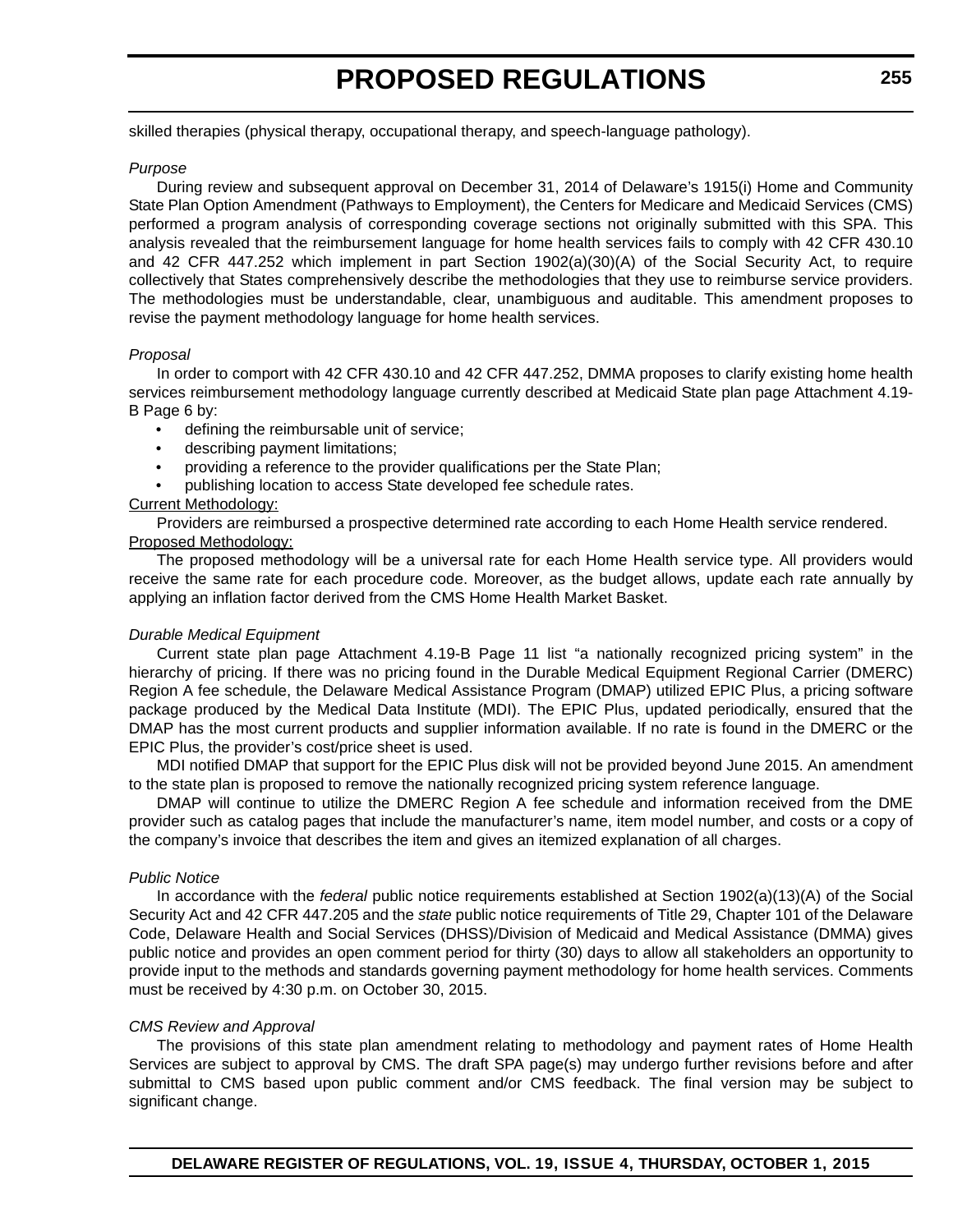skilled therapies (physical therapy, occupational therapy, and speech-language pathology).

*Purpose*

During review and subsequent approval on December 31, 2014 of Delaware's 1915(i) Home and Community State Plan Option Amendment (Pathways to Employment), the Centers for Medicare and Medicaid Services (CMS) performed a program analysis of corresponding coverage sections not originally submitted with this SPA. This analysis revealed that the reimbursement language for home health services fails to comply with 42 CFR 430.10 and 42 CFR 447.252 which implement in part Section 1902(a)(30)(A) of the Social Security Act, to require collectively that States comprehensively describe the methodologies that they use to reimburse service providers. The methodologies must be understandable, clear, unambiguous and auditable. This amendment proposes to revise the payment methodology language for home health services.

*Proposal*

In order to comport with 42 CFR 430.10 and 42 CFR 447.252, DMMA proposes to clarify existing home health services reimbursement methodology language currently described at Medicaid State plan page Attachment 4.19-B Page 6 by:

- defining the reimbursable unit of service;
- describing payment limitations;
- providing a reference to the provider qualifications per the State Plan;
- publishing location to access State developed fee schedule rates.

<u>Current Methodology:</u>

Providers are reimbursed a prospective determined rate according to each Home Health service rendered.

<u>Proposed Methodology:</u>

The proposed methodology will be a universal rate for each Home Health service type. All providers would receive the same rate for each procedure code. Moreover, as the budget allows, update each rate annually by applying an inflation factor derived from the CMS Home Health Market Basket.

*Durable Medical Equipment*

Current state plan page Attachment 4.19-B Page 11 list "a nationally recognized pricing system" in the hierarchy of pricing. If there was no pricing found in the Durable Medical Equipment Regional Carrier (DMERC) Region A fee schedule, the Delaware Medical Assistance Program (DMAP) utilized EPIC Plus, a pricing software package produced by the Medical Data Institute (MDI). The EPIC Plus, updated periodically, ensured that the DMAP has the most current products and supplier information available. If no rate is found in the DMERC or the EPIC Plus, the provider's cost/price sheet is used.

MDI notified DMAP that support for the EPIC Plus disk will not be provided beyond June 2015. An amendment to the state plan is proposed to remove the nationally recognized pricing system reference language.

DMAP will continue to utilize the DMERC Region A fee schedule and information received from the DME provider such as catalog pages that include the manufacturer's name, item model number, and costs or a copy of the company's invoice that describes the item and gives an itemized explanation of all charges.

*Public Notice*

In accordance with the *federal* public notice requirements established at Section 1902(a)(13)(A) of the Social Security Act and 42 CFR 447.205 and the *state* public notice requirements of Title 29, Chapter 101 of the Delaware Code, Delaware Health and Social Services (DHSS)/Division of Medicaid and Medical Assistance (DMMA) gives public notice and provides an open comment period for thirty (30) days to allow all stakeholders an opportunity to provide input to the methods and standards governing payment methodology for home health services. Comments must be received by 4:30 p.m. on October 30, 2015.

*CMS Review and Approval*

The provisions of this state plan amendment relating to methodology and payment rates of Home Health Services are subject to approval by CMS. The draft SPA page(s) may undergo further revisions before and after submittal to CMS based upon public comment and/or CMS feedback. The final version may be subject to significant change.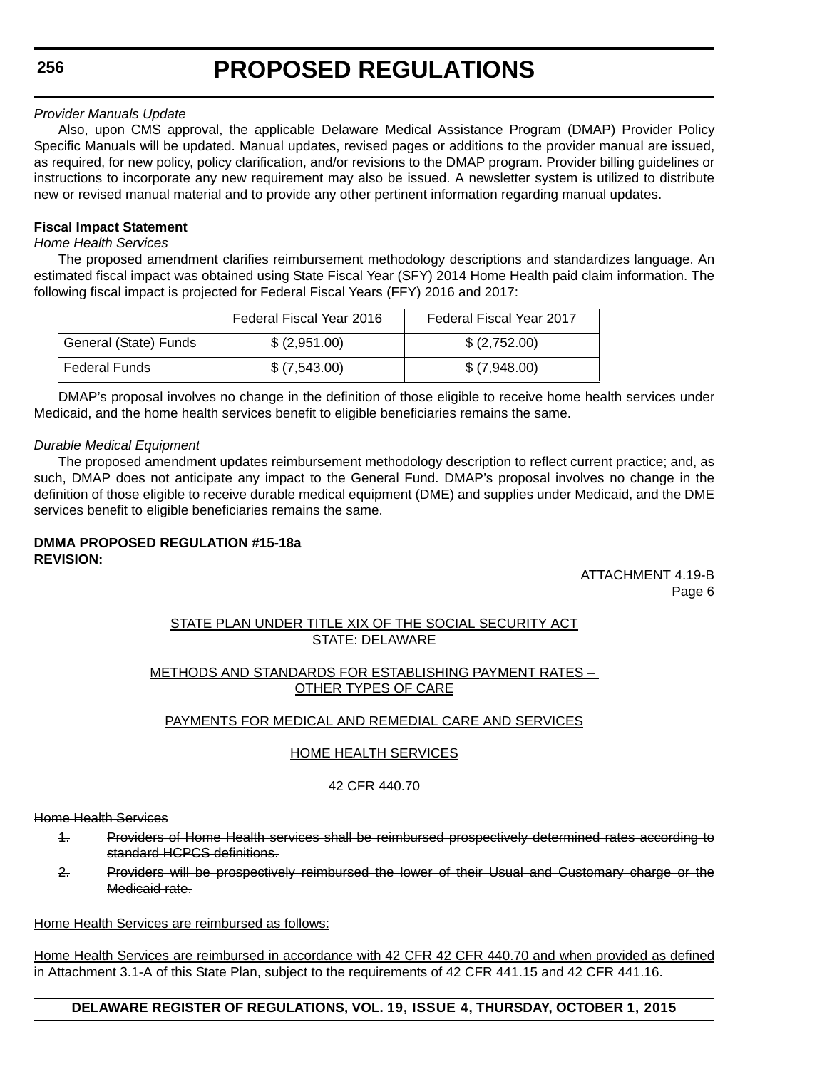*Provider Manuals Update*

Also, upon CMS approval, the applicable Delaware Medical Assistance Program (DMAP) Provider Policy Specific Manuals will be updated. Manual updates, revised pages or additions to the provider manual are issued, as required, for new policy, policy clarification, and/or revisions to the DMAP program. Provider billing guidelines or instructions to incorporate any new requirement may also be issued. A newsletter system is utilized to distribute new or revised manual material and to provide any other pertinent information regarding manual updates.

**Fiscal Impact Statement**

*Home Health Services*

The proposed amendment clarifies reimbursement methodology descriptions and standardizes language. An estimated fiscal impact was obtained using State Fiscal Year (SFY) 2014 Home Health paid claim information. The following fiscal impact is projected for Federal Fiscal Years (FFY) 2016 and 2017:

| | Federal Fiscal Year 2016 | Federal Fiscal Year 2017 |
|---|---|---|
| General (State) Funds | $ (2,951.00) | $ (2,752.00) |
| Federal Funds | $ (7,543.00) | $ (7,948.00) |

DMAP's proposal involves no change in the definition of those eligible to receive home health services under Medicaid, and the home health services benefit to eligible beneficiaries remains the same.

*Durable Medical Equipment*

The proposed amendment updates reimbursement methodology description to reflect current practice; and, as such, DMAP does not anticipate any impact to the General Fund. DMAP's proposal involves no change in the definition of those eligible to receive durable medical equipment (DME) and supplies under Medicaid, and the DME services benefit to eligible beneficiaries remains the same.

**DMMA PROPOSED REGULATION #15-18a**
**REVISION:**

ATTACHMENT 4.19-B
Page 6

STATE PLAN UNDER TITLE XIX OF THE SOCIAL SECURITY ACT
STATE: DELAWARE

METHODS AND STANDARDS FOR ESTABLISHING PAYMENT RATES –
OTHER TYPES OF CARE

PAYMENTS FOR MEDICAL AND REMEDIAL CARE AND SERVICES

HOME HEALTH SERVICES

42 CFR 440.70

~~Home Health Services~~

1. ~~Providers of Home Health services shall be reimbursed prospectively determined rates according to standard HCPCS definitions.~~
2. ~~Providers will be prospectively reimbursed the lower of their Usual and Customary charge or the Medicaid rate.~~

Home Health Services are reimbursed as follows:

Home Health Services are reimbursed in accordance with 42 CFR 42 CFR 440.70 and when provided as defined in Attachment 3.1-A of this State Plan, subject to the requirements of 42 CFR 441.15 and 42 CFR 441.16.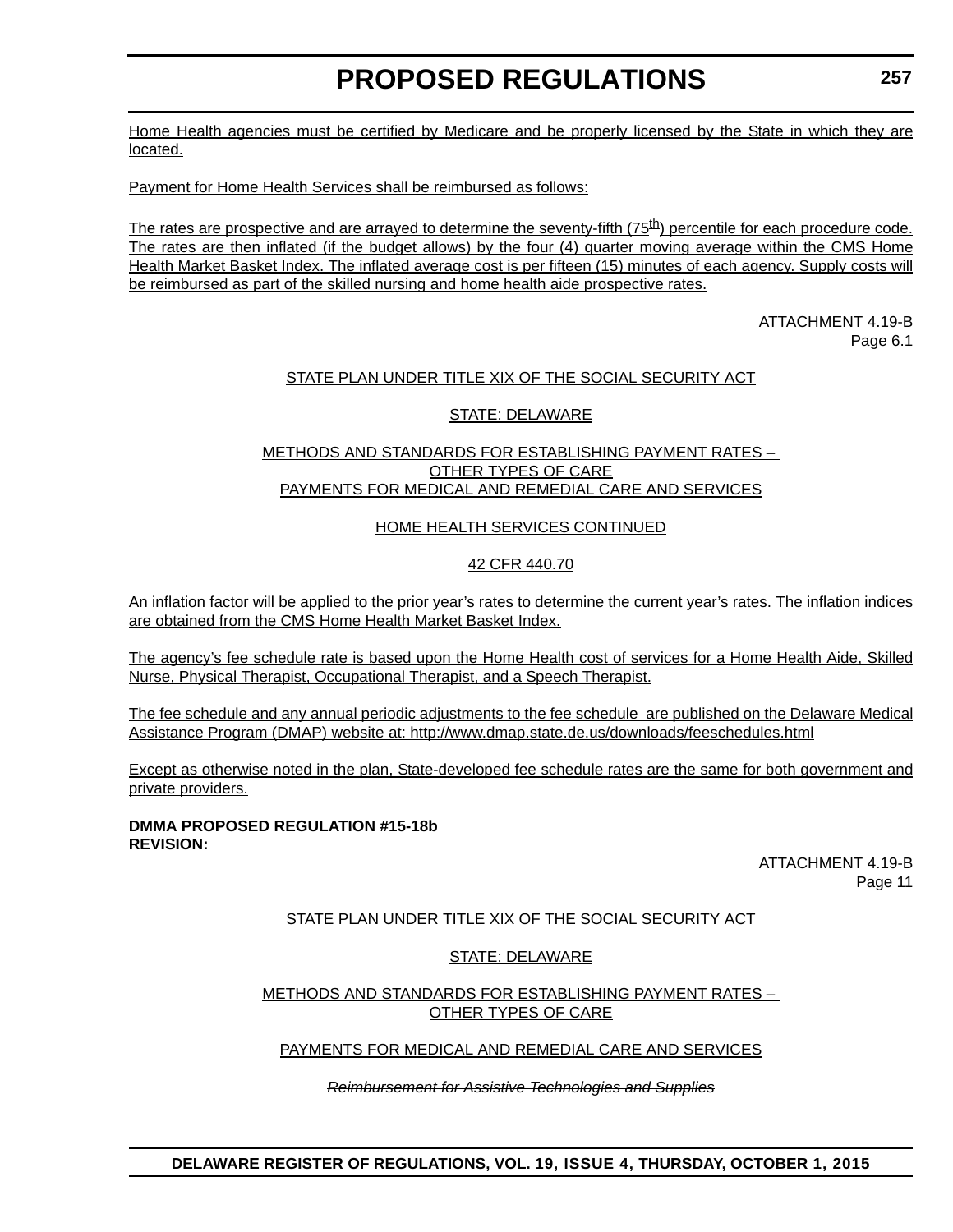Home Health agencies must be certified by Medicare and be properly licensed by the State in which they are located.

Payment for Home Health Services shall be reimbursed as follows:

The rates are prospective and are arrayed to determine the seventy-fifth (75th) percentile for each procedure code. The rates are then inflated (if the budget allows) by the four (4) quarter moving average within the CMS Home Health Market Basket Index. The inflated average cost is per fifteen (15) minutes of each agency. Supply costs will be reimbursed as part of the skilled nursing and home health aide prospective rates.

ATTACHMENT 4.19-B
Page 6.1

STATE PLAN UNDER TITLE XIX OF THE SOCIAL SECURITY ACT

STATE: DELAWARE

METHODS AND STANDARDS FOR ESTABLISHING PAYMENT RATES –
OTHER TYPES OF CARE
PAYMENTS FOR MEDICAL AND REMEDIAL CARE AND SERVICES

HOME HEALTH SERVICES CONTINUED

42 CFR 440.70

An inflation factor will be applied to the prior year's rates to determine the current year's rates. The inflation indices are obtained from the CMS Home Health Market Basket Index.

The agency's fee schedule rate is based upon the Home Health cost of services for a Home Health Aide, Skilled Nurse, Physical Therapist, Occupational Therapist, and a Speech Therapist.

The fee schedule and any annual periodic adjustments to the fee schedule are published on the Delaware Medical Assistance Program (DMAP) website at: http://www.dmap.state.de.us/downloads/feeschedules.html

Except as otherwise noted in the plan, State-developed fee schedule rates are the same for both government and private providers.

**DMMA PROPOSED REGULATION #15-18b**
**REVISION:**

ATTACHMENT 4.19-B
Page 11

STATE PLAN UNDER TITLE XIX OF THE SOCIAL SECURITY ACT

STATE: DELAWARE

METHODS AND STANDARDS FOR ESTABLISHING PAYMENT RATES –
OTHER TYPES OF CARE

PAYMENTS FOR MEDICAL AND REMEDIAL CARE AND SERVICES

~~*Reimbursement for Assistive Technologies and Supplies*~~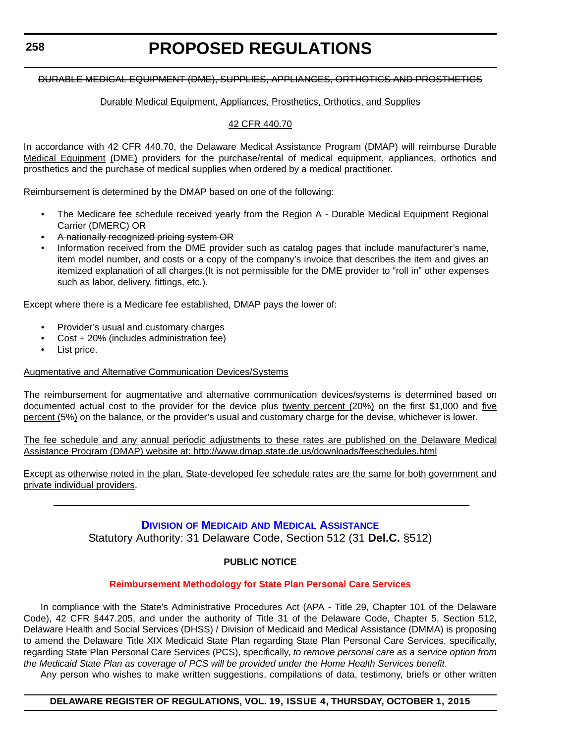~~DURABLE MEDICAL EQUIPMENT (DME), SUPPLIES, APPLIANCES, ORTHOTICS AND PROSTHETICS~~

<u>Durable Medical Equipment, Appliances, Prosthetics, Orthotics, and Supplies</u>

<u>42 CFR 440.70</u>

<u>In accordance with 42 CFR 440.70,</u> the Delaware Medical Assistance Program (DMAP) will reimburse <u>Durable Medical Equipment</u> <u>(</u>DME<u>)</u> providers for the purchase/rental of medical equipment, appliances, orthotics and prosthetics and the purchase of medical supplies when ordered by a medical practitioner.

Reimbursement is determined by the DMAP based on one of the following:

- The Medicare fee schedule received yearly from the Region A - Durable Medical Equipment Regional Carrier (DMERC) OR
- ~~A nationally recognized pricing system OR~~
- Information received from the DME provider such as catalog pages that include manufacturer's name, item model number, and costs or a copy of the company's invoice that describes the item and gives an itemized explanation of all charges.(It is not permissible for the DME provider to "roll in" other expenses such as labor, delivery, fittings, etc.).

Except where there is a Medicare fee established, DMAP pays the lower of:

- Provider's usual and customary charges
- Cost + 20% (includes administration fee)
- List price.

<u>Augmentative and Alternative Communication Devices/Systems</u>

The reimbursement for augmentative and alternative communication devices/systems is determined based on documented actual cost to the provider for the device plus <u>twenty percent (</u>20%<u>)</u> on the first $1,000 and <u>five percent (</u>5%<u>)</u> on the balance, or the provider's usual and customary charge for the devise, whichever is lower.

<u>The fee schedule and any annual periodic adjustments to these rates are published on the Delaware Medical Assistance Program (DMAP) website at: http://www.dmap.state.de.us/downloads/feeschedules.html</u>

<u>Except as otherwise noted in the plan, State-developed fee schedule rates are the same for both government and private individual providers</u>.

---

## Division of Medicaid and Medical Assistance

Statutory Authority: 31 Delaware Code, Section 512 (31 **Del.C.** §512)

**PUBLIC NOTICE**

**Reimbursement Methodology for State Plan Personal Care Services**

In compliance with the State's Administrative Procedures Act (APA - Title 29, Chapter 101 of the Delaware Code), 42 CFR §447.205, and under the authority of Title 31 of the Delaware Code, Chapter 5, Section 512, Delaware Health and Social Services (DHSS) / Division of Medicaid and Medical Assistance (DMMA) is proposing to amend the Delaware Title XIX Medicaid State Plan regarding State Plan Personal Care Services, specifically, regarding State Plan Personal Care Services (PCS), specifically, *to remove personal care as a service option from the Medicaid State Plan as coverage of PCS will be provided under the Home Health Services benefit*.

Any person who wishes to make written suggestions, compilations of data, testimony, briefs or other written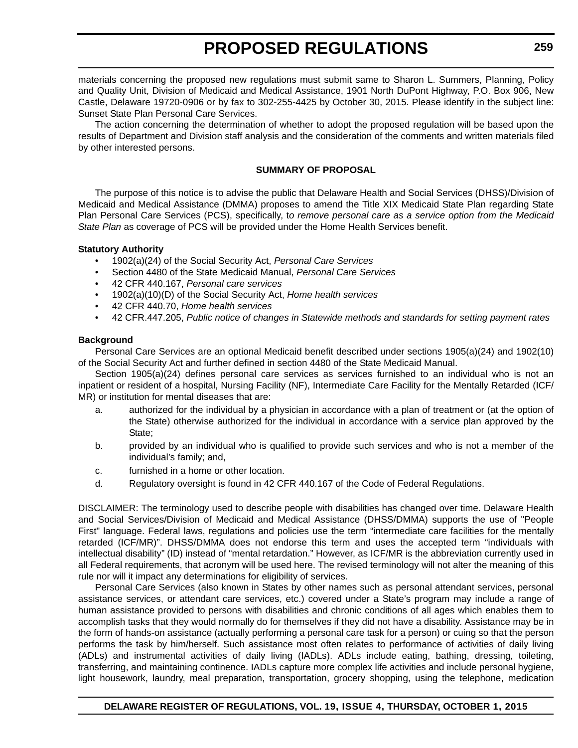materials concerning the proposed new regulations must submit same to Sharon L. Summers, Planning, Policy and Quality Unit, Division of Medicaid and Medical Assistance, 1901 North DuPont Highway, P.O. Box 906, New Castle, Delaware 19720-0906 or by fax to 302-255-4425 by October 30, 2015. Please identify in the subject line: Sunset State Plan Personal Care Services.

The action concerning the determination of whether to adopt the proposed regulation will be based upon the results of Department and Division staff analysis and the consideration of the comments and written materials filed by other interested persons.

**SUMMARY OF PROPOSAL**

The purpose of this notice is to advise the public that Delaware Health and Social Services (DHSS)/Division of Medicaid and Medical Assistance (DMMA) proposes to amend the Title XIX Medicaid State Plan regarding State Plan Personal Care Services (PCS), specifically, t*o remove personal care as a service option from the Medicaid State Plan* as coverage of PCS will be provided under the Home Health Services benefit.

**Statutory Authority**

- 1902(a)(24) of the Social Security Act, *Personal Care Services*
- Section 4480 of the State Medicaid Manual, *Personal Care Services*
- 42 CFR 440.167, *Personal care services*
- 1902(a)(10)(D) of the Social Security Act, *Home health services*
- 42 CFR 440.70, *Home health services*
- 42 CFR.447.205, *Public notice of changes in Statewide methods and standards for setting payment rates*

**Background**

Personal Care Services are an optional Medicaid benefit described under sections 1905(a)(24) and 1902(10) of the Social Security Act and further defined in section 4480 of the State Medicaid Manual.

Section 1905(a)(24) defines personal care services as services furnished to an individual who is not an inpatient or resident of a hospital, Nursing Facility (NF), Intermediate Care Facility for the Mentally Retarded (ICF/MR) or institution for mental diseases that are:

a. authorized for the individual by a physician in accordance with a plan of treatment or (at the option of the State) otherwise authorized for the individual in accordance with a service plan approved by the State;

b. provided by an individual who is qualified to provide such services and who is not a member of the individual's family; and,

c. furnished in a home or other location.

d. Regulatory oversight is found in 42 CFR 440.167 of the Code of Federal Regulations.

DISCLAIMER: The terminology used to describe people with disabilities has changed over time. Delaware Health and Social Services/Division of Medicaid and Medical Assistance (DHSS/DMMA) supports the use of "People First" language. Federal laws, regulations and policies use the term "intermediate care facilities for the mentally retarded (ICF/MR)". DHSS/DMMA does not endorse this term and uses the accepted term "individuals with intellectual disability" (ID) instead of "mental retardation." However, as ICF/MR is the abbreviation currently used in all Federal requirements, that acronym will be used here. The revised terminology will not alter the meaning of this rule nor will it impact any determinations for eligibility of services.

Personal Care Services (also known in States by other names such as personal attendant services, personal assistance services, or attendant care services, etc.) covered under a State's program may include a range of human assistance provided to persons with disabilities and chronic conditions of all ages which enables them to accomplish tasks that they would normally do for themselves if they did not have a disability. Assistance may be in the form of hands-on assistance (actually performing a personal care task for a person) or cuing so that the person performs the task by him/herself. Such assistance most often relates to performance of activities of daily living (ADLs) and instrumental activities of daily living (IADLs). ADLs include eating, bathing, dressing, toileting, transferring, and maintaining continence. IADLs capture more complex life activities and include personal hygiene, light housework, laundry, meal preparation, transportation, grocery shopping, using the telephone, medication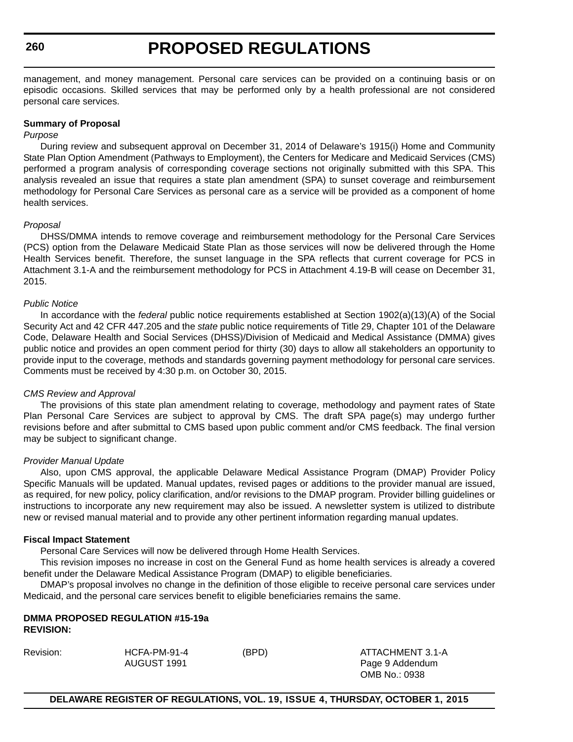management, and money management. Personal care services can be provided on a continuing basis or on episodic occasions. Skilled services that may be performed only by a health professional are not considered personal care services.

**Summary of Proposal**

*Purpose*

During review and subsequent approval on December 31, 2014 of Delaware's 1915(i) Home and Community State Plan Option Amendment (Pathways to Employment), the Centers for Medicare and Medicaid Services (CMS) performed a program analysis of corresponding coverage sections not originally submitted with this SPA. This analysis revealed an issue that requires a state plan amendment (SPA) to sunset coverage and reimbursement methodology for Personal Care Services as personal care as a service will be provided as a component of home health services.

*Proposal*

DHSS/DMMA intends to remove coverage and reimbursement methodology for the Personal Care Services (PCS) option from the Delaware Medicaid State Plan as those services will now be delivered through the Home Health Services benefit. Therefore, the sunset language in the SPA reflects that current coverage for PCS in Attachment 3.1-A and the reimbursement methodology for PCS in Attachment 4.19-B will cease on December 31, 2015.

*Public Notice*

In accordance with the *federal* public notice requirements established at Section 1902(a)(13)(A) of the Social Security Act and 42 CFR 447.205 and the *state* public notice requirements of Title 29, Chapter 101 of the Delaware Code, Delaware Health and Social Services (DHSS)/Division of Medicaid and Medical Assistance (DMMA) gives public notice and provides an open comment period for thirty (30) days to allow all stakeholders an opportunity to provide input to the coverage, methods and standards governing payment methodology for personal care services. Comments must be received by 4:30 p.m. on October 30, 2015.

*CMS Review and Approval*

The provisions of this state plan amendment relating to coverage, methodology and payment rates of State Plan Personal Care Services are subject to approval by CMS. The draft SPA page(s) may undergo further revisions before and after submittal to CMS based upon public comment and/or CMS feedback. The final version may be subject to significant change.

*Provider Manual Update*

Also, upon CMS approval, the applicable Delaware Medical Assistance Program (DMAP) Provider Policy Specific Manuals will be updated. Manual updates, revised pages or additions to the provider manual are issued, as required, for new policy, policy clarification, and/or revisions to the DMAP program. Provider billing guidelines or instructions to incorporate any new requirement may also be issued. A newsletter system is utilized to distribute new or revised manual material and to provide any other pertinent information regarding manual updates.

**Fiscal Impact Statement**

Personal Care Services will now be delivered through Home Health Services.

This revision imposes no increase in cost on the General Fund as home health services is already a covered benefit under the Delaware Medical Assistance Program (DMAP) to eligible beneficiaries.

DMAP's proposal involves no change in the definition of those eligible to receive personal care services under Medicaid, and the personal care services benefit to eligible beneficiaries remains the same.

**DMMA PROPOSED REGULATION #15-19a**
**REVISION:**

| Revision: | HCFA-PM-91-4<br>AUGUST 1991 | (BPD) | ATTACHMENT 3.1-A<br>Page 9 Addendum<br>OMB No.: 0938 |
|---|---|---|---|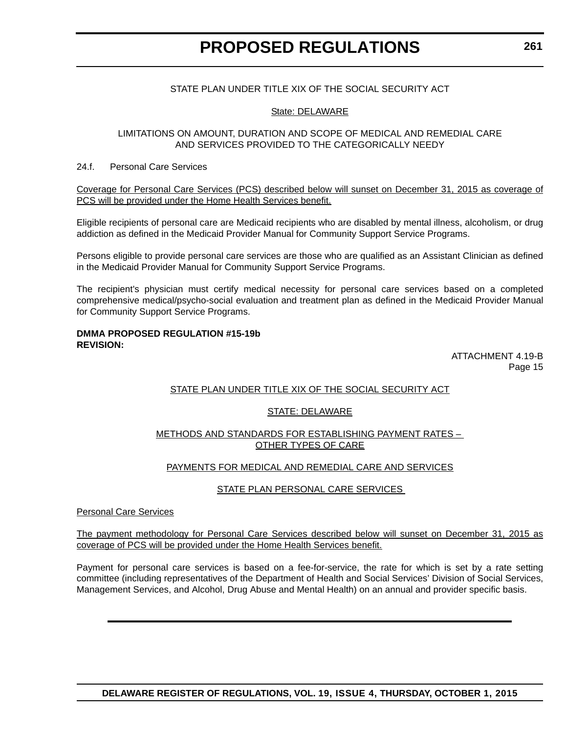STATE PLAN UNDER TITLE XIX OF THE SOCIAL SECURITY ACT

State: DELAWARE

LIMITATIONS ON AMOUNT, DURATION AND SCOPE OF MEDICAL AND REMEDIAL CARE AND SERVICES PROVIDED TO THE CATEGORICALLY NEEDY

24.f. Personal Care Services

Coverage for Personal Care Services (PCS) described below will sunset on December 31, 2015 as coverage of PCS will be provided under the Home Health Services benefit.

Eligible recipients of personal care are Medicaid recipients who are disabled by mental illness, alcoholism, or drug addiction as defined in the Medicaid Provider Manual for Community Support Service Programs.

Persons eligible to provide personal care services are those who are qualified as an Assistant Clinician as defined in the Medicaid Provider Manual for Community Support Service Programs.

The recipient's physician must certify medical necessity for personal care services based on a completed comprehensive medical/psycho-social evaluation and treatment plan as defined in the Medicaid Provider Manual for Community Support Service Programs.

**DMMA PROPOSED REGULATION #15-19b**
**REVISION:**

ATTACHMENT 4.19-B
Page 15

STATE PLAN UNDER TITLE XIX OF THE SOCIAL SECURITY ACT

STATE: DELAWARE

METHODS AND STANDARDS FOR ESTABLISHING PAYMENT RATES – OTHER TYPES OF CARE

PAYMENTS FOR MEDICAL AND REMEDIAL CARE AND SERVICES

STATE PLAN PERSONAL CARE SERVICES

Personal Care Services

The payment methodology for Personal Care Services described below will sunset on December 31, 2015 as coverage of PCS will be provided under the Home Health Services benefit.

Payment for personal care services is based on a fee-for-service, the rate for which is set by a rate setting committee (including representatives of the Department of Health and Social Services' Division of Social Services, Management Services, and Alcohol, Drug Abuse and Mental Health) on an annual and provider specific basis.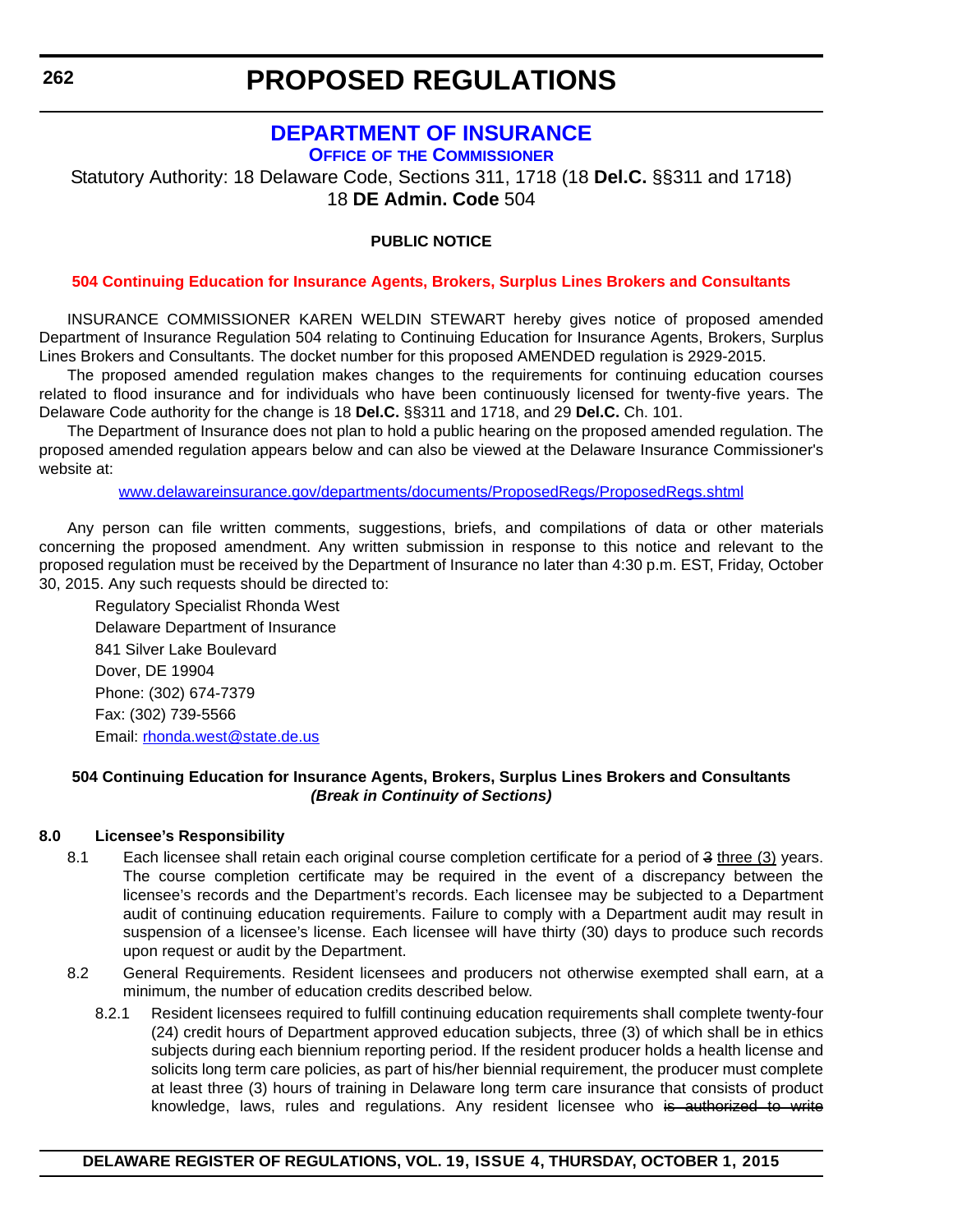# PROPOSED REGULATIONS

## DEPARTMENT OF INSURANCE

### OFFICE OF THE COMMISSIONER

Statutory Authority: 18 Delaware Code, Sections 311, 1718 (18 **Del.C.** §§311 and 1718)
18 **DE Admin. Code** 504

**PUBLIC NOTICE**

**504 Continuing Education for Insurance Agents, Brokers, Surplus Lines Brokers and Consultants**

INSURANCE COMMISSIONER KAREN WELDIN STEWART hereby gives notice of proposed amended Department of Insurance Regulation 504 relating to Continuing Education for Insurance Agents, Brokers, Surplus Lines Brokers and Consultants. The docket number for this proposed AMENDED regulation is 2929-2015.

The proposed amended regulation makes changes to the requirements for continuing education courses related to flood insurance and for individuals who have been continuously licensed for twenty-five years. The Delaware Code authority for the change is 18 **Del.C.** §§311 and 1718, and 29 **Del.C.** Ch. 101.

The Department of Insurance does not plan to hold a public hearing on the proposed amended regulation. The proposed amended regulation appears below and can also be viewed at the Delaware Insurance Commissioner's website at:

www.delawareinsurance.gov/departments/documents/ProposedRegs/ProposedRegs.shtml

Any person can file written comments, suggestions, briefs, and compilations of data or other materials concerning the proposed amendment. Any written submission in response to this notice and relevant to the proposed regulation must be received by the Department of Insurance no later than 4:30 p.m. EST, Friday, October 30, 2015. Any such requests should be directed to:

Regulatory Specialist Rhonda West
Delaware Department of Insurance
841 Silver Lake Boulevard
Dover, DE 19904
Phone: (302) 674-7379
Fax: (302) 739-5566
Email: rhonda.west@state.de.us

**504 Continuing Education for Insurance Agents, Brokers, Surplus Lines Brokers and Consultants**
***(Break in Continuity of Sections)***

**8.0 Licensee's Responsibility**

8.1 Each licensee shall retain each original course completion certificate for a period of ~~3~~ three (3) years. The course completion certificate may be required in the event of a discrepancy between the licensee's records and the Department's records. Each licensee may be subjected to a Department audit of continuing education requirements. Failure to comply with a Department audit may result in suspension of a licensee's license. Each licensee will have thirty (30) days to produce such records upon request or audit by the Department.

8.2 General Requirements. Resident licensees and producers not otherwise exempted shall earn, at a minimum, the number of education credits described below.

8.2.1 Resident licensees required to fulfill continuing education requirements shall complete twenty-four (24) credit hours of Department approved education subjects, three (3) of which shall be in ethics subjects during each biennium reporting period. If the resident producer holds a health license and solicits long term care policies, as part of his/her biennial requirement, the producer must complete at least three (3) hours of training in Delaware long term care insurance that consists of product knowledge, laws, rules and regulations. Any resident licensee who ~~is authorized to write~~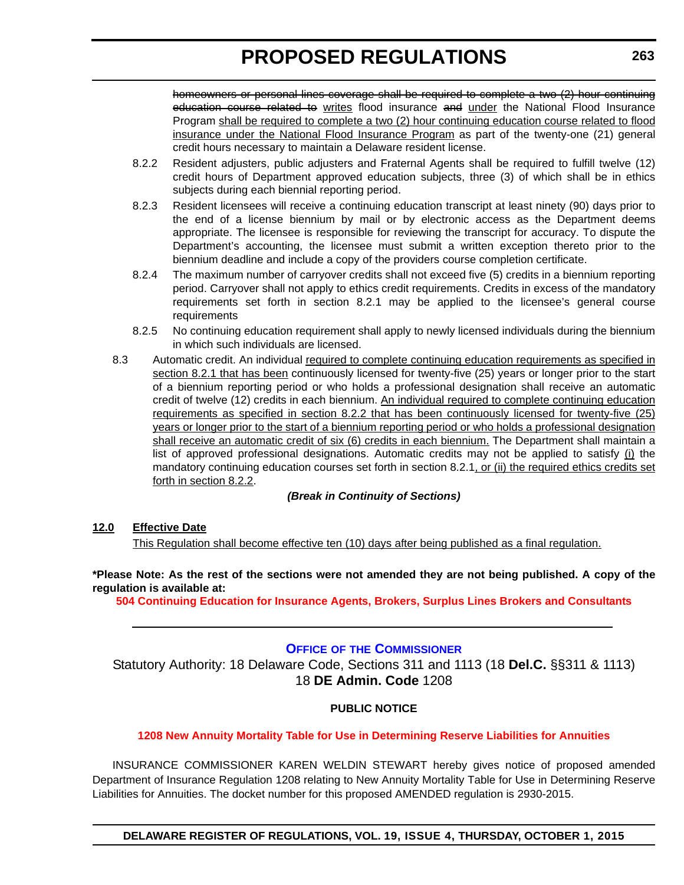~~homeowners or personal lines coverage shall be required to complete a two (2) hour continuing education course related to~~ <u>writes</u> flood insurance ~~and~~ <u>under</u> the National Flood Insurance Program <u>shall be required to complete a two (2) hour continuing education course related to flood insurance under the National Flood Insurance Program</u> as part of the twenty-one (21) general credit hours necessary to maintain a Delaware resident license.

8.2.2 Resident adjusters, public adjusters and Fraternal Agents shall be required to fulfill twelve (12) credit hours of Department approved education subjects, three (3) of which shall be in ethics subjects during each biennial reporting period.

8.2.3 Resident licensees will receive a continuing education transcript at least ninety (90) days prior to the end of a license biennium by mail or by electronic access as the Department deems appropriate. The licensee is responsible for reviewing the transcript for accuracy. To dispute the Department's accounting, the licensee must submit a written exception thereto prior to the biennium deadline and include a copy of the providers course completion certificate.

8.2.4 The maximum number of carryover credits shall not exceed five (5) credits in a biennium reporting period. Carryover shall not apply to ethics credit requirements. Credits in excess of the mandatory requirements set forth in section 8.2.1 may be applied to the licensee's general course requirements

8.2.5 No continuing education requirement shall apply to newly licensed individuals during the biennium in which such individuals are licensed.

8.3 Automatic credit. An individual <u>required to complete continuing education requirements as specified in section 8.2.1 that has been</u> continuously licensed for twenty-five (25) years or longer prior to the start of a biennium reporting period or who holds a professional designation shall receive an automatic credit of twelve (12) credits in each biennium. <u>An individual required to complete continuing education requirements as specified in section 8.2.2 that has been continuously licensed for twenty-five (25) years or longer prior to the start of a biennium reporting period or who holds a professional designation shall receive an automatic credit of six (6) credits in each biennium.</u> The Department shall maintain a list of approved professional designations. Automatic credits may not be applied to satisfy <u>(i)</u> the mandatory continuing education courses set forth in section 8.2.1<u>, or (ii) the required ethics credits set forth in section 8.2.2</u>.

***(Break in Continuity of Sections)***

**<u>12.0 Effective Date</u>**

<u>This Regulation shall become effective ten (10) days after being published as a final regulation.</u>

**\*Please Note: As the rest of the sections were not amended they are not being published. A copy of the regulation is available at:**

**504 Continuing Education for Insurance Agents, Brokers, Surplus Lines Brokers and Consultants**

---

### OFFICE OF THE COMMISSIONER

Statutory Authority: 18 Delaware Code, Sections 311 and 1113 (18 **Del.C.** §§311 & 1113)
18 **DE Admin. Code** 1208

**PUBLIC NOTICE**

**1208 New Annuity Mortality Table for Use in Determining Reserve Liabilities for Annuities**

INSURANCE COMMISSIONER KAREN WELDIN STEWART hereby gives notice of proposed amended Department of Insurance Regulation 1208 relating to New Annuity Mortality Table for Use in Determining Reserve Liabilities for Annuities. The docket number for this proposed AMENDED regulation is 2930-2015.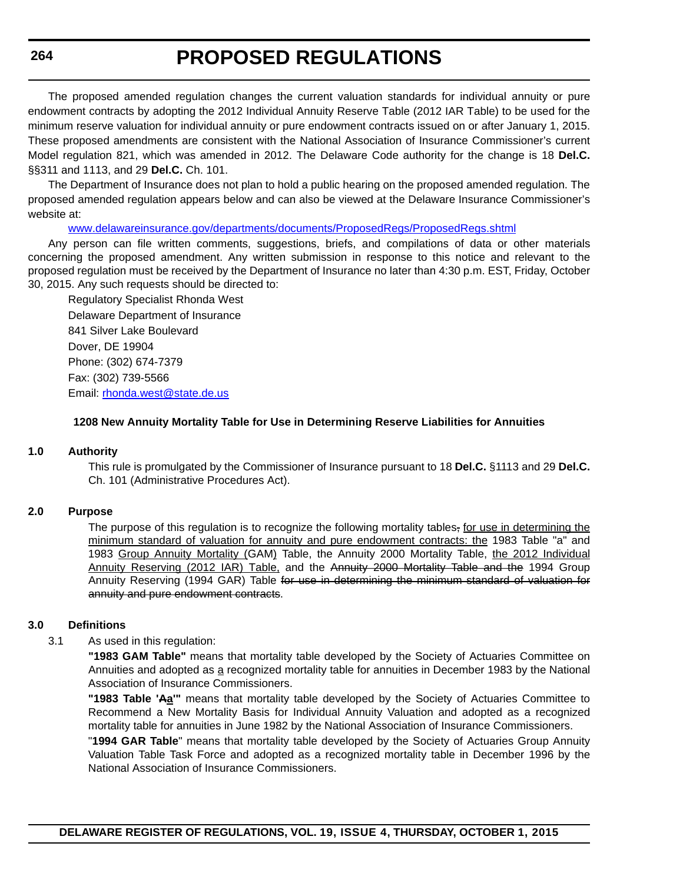The proposed amended regulation changes the current valuation standards for individual annuity or pure endowment contracts by adopting the 2012 Individual Annuity Reserve Table (2012 IAR Table) to be used for the minimum reserve valuation for individual annuity or pure endowment contracts issued on or after January 1, 2015. These proposed amendments are consistent with the National Association of Insurance Commissioner's current Model regulation 821, which was amended in 2012. The Delaware Code authority for the change is 18 **Del.C.** §§311 and 1113, and 29 **Del.C.** Ch. 101.

The Department of Insurance does not plan to hold a public hearing on the proposed amended regulation. The proposed amended regulation appears below and can also be viewed at the Delaware Insurance Commissioner's website at:

www.delawareinsurance.gov/departments/documents/ProposedRegs/ProposedRegs.shtml

Any person can file written comments, suggestions, briefs, and compilations of data or other materials concerning the proposed amendment. Any written submission in response to this notice and relevant to the proposed regulation must be received by the Department of Insurance no later than 4:30 p.m. EST, Friday, October 30, 2015. Any such requests should be directed to:

Regulatory Specialist Rhonda West
Delaware Department of Insurance
841 Silver Lake Boulevard
Dover, DE 19904
Phone: (302) 674-7379
Fax: (302) 739-5566
Email: rhonda.west@state.de.us

**1208 New Annuity Mortality Table for Use in Determining Reserve Liabilities for Annuities**

**1.0 Authority**

This rule is promulgated by the Commissioner of Insurance pursuant to 18 **Del.C.** §1113 and 29 **Del.C.** Ch. 101 (Administrative Procedures Act).

**2.0 Purpose**

The purpose of this regulation is to recognize the following mortality tables~~,~~ <u>for use in determining the minimum standard of valuation for annuity and pure endowment contracts: the</u> 1983 Table "a" and 1983 <u>Group Annuity Mortality (GAM)</u> Table, the Annuity 2000 Mortality Table, <u>the 2012 Individual Annuity Reserving (2012 IAR) Table,</u> and the ~~Annuity 2000 Mortality Table and the~~ 1994 Group Annuity Reserving (1994 GAR) Table ~~for use in determining the minimum standard of valuation for annuity and pure endowment contracts~~.

**3.0 Definitions**

3.1 As used in this regulation:

**"1983 GAM Table"** means that mortality table developed by the Society of Actuaries Committee on Annuities and adopted as <u>a</u> recognized mortality table for annuities in December 1983 by the National Association of Insurance Commissioners.

**"1983 Table '~~A~~<u>a</u>'"** means that mortality table developed by the Society of Actuaries Committee to Recommend a New Mortality Basis for Individual Annuity Valuation and adopted as a recognized mortality table for annuities in June 1982 by the National Association of Insurance Commissioners.

"**1994 GAR Table**" means that mortality table developed by the Society of Actuaries Group Annuity Valuation Table Task Force and adopted as a recognized mortality table in December 1996 by the National Association of Insurance Commissioners.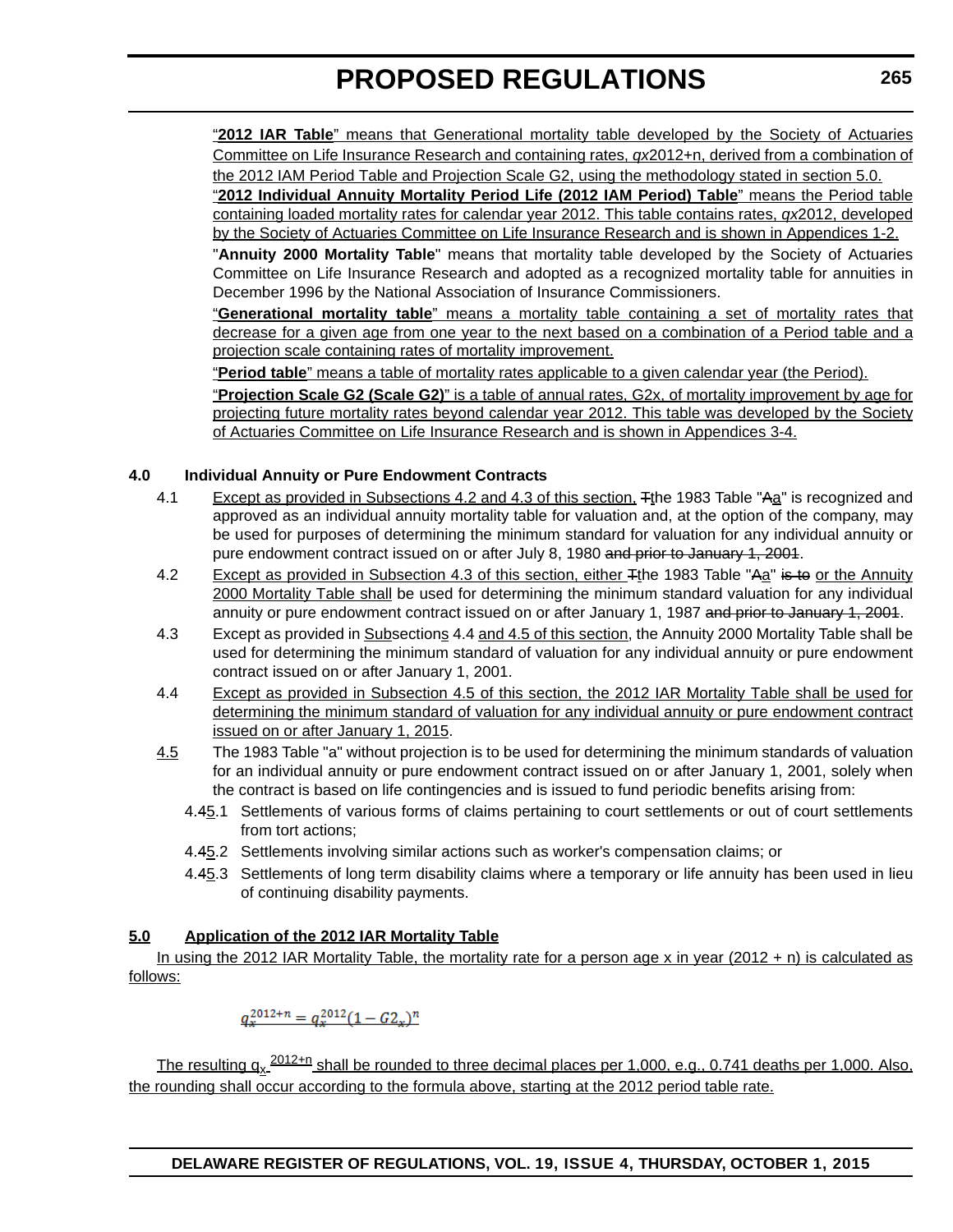"**2012 IAR Table**" means that Generational mortality table developed by the Society of Actuaries Committee on Life Insurance Research and containing rates, *qx*2012+n, derived from a combination of the 2012 IAM Period Table and Projection Scale G2, using the methodology stated in section 5.0.

"**2012 Individual Annuity Mortality Period Life (2012 IAM Period) Table**" means the Period table containing loaded mortality rates for calendar year 2012. This table contains rates, *qx*2012, developed by the Society of Actuaries Committee on Life Insurance Research and is shown in Appendices 1-2.

"**Annuity 2000 Mortality Table**" means that mortality table developed by the Society of Actuaries Committee on Life Insurance Research and adopted as a recognized mortality table for annuities in December 1996 by the National Association of Insurance Commissioners.

"**Generational mortality table**" means a mortality table containing a set of mortality rates that decrease for a given age from one year to the next based on a combination of a Period table and a projection scale containing rates of mortality improvement.

"**Period table**" means a table of mortality rates applicable to a given calendar year (the Period).

"**Projection Scale G2 (Scale G2)**" is a table of annual rates, G2x, of mortality improvement by age for projecting future mortality rates beyond calendar year 2012. This table was developed by the Society of Actuaries Committee on Life Insurance Research and is shown in Appendices 3-4.

**4.0 Individual Annuity or Pure Endowment Contracts**

4.1 Except as provided in Subsections 4.2 and 4.3 of this section, ~~T~~the 1983 Table "~~A~~a" is recognized and approved as an individual annuity mortality table for valuation and, at the option of the company, may be used for purposes of determining the minimum standard for valuation for any individual annuity or pure endowment contract issued on or after July 8, 1980 ~~and prior to January 1, 2001~~.

4.2 Except as provided in Subsection 4.3 of this section, either ~~T~~the 1983 Table "~~A~~a" ~~is to~~ or the Annuity 2000 Mortality Table shall be used for determining the minimum standard valuation for any individual annuity or pure endowment contract issued on or after January 1, 1987 ~~and prior to January 1, 2001~~.

4.3 Except as provided in Subsections 4.4 and 4.5 of this section, the Annuity 2000 Mortality Table shall be used for determining the minimum standard of valuation for any individual annuity or pure endowment contract issued on or after January 1, 2001.

4.4 Except as provided in Subsection 4.5 of this section, the 2012 IAR Mortality Table shall be used for determining the minimum standard of valuation for any individual annuity or pure endowment contract issued on or after January 1, 2015.

4.5 The 1983 Table "a" without projection is to be used for determining the minimum standards of valuation for an individual annuity or pure endowment contract issued on or after January 1, 2001, solely when the contract is based on life contingencies and is issued to fund periodic benefits arising from:

4.4~~5~~.1 Settlements of various forms of claims pertaining to court settlements or out of court settlements from tort actions;

4.4~~5~~.2 Settlements involving similar actions such as worker's compensation claims; or

4.4~~5~~.3 Settlements of long term disability claims where a temporary or life annuity has been used in lieu of continuing disability payments.

**5.0 Application of the 2012 IAR Mortality Table**

In using the 2012 IAR Mortality Table, the mortality rate for a person age x in year (2012 + n) is calculated as follows:

$$q_x^{2012+n} = q_x^{2012}(1 - G2_x)^n$$

The resulting $q_x^{2012+n}$ shall be rounded to three decimal places per 1,000, e.g., 0.741 deaths per 1,000. Also, the rounding shall occur according to the formula above, starting at the 2012 period table rate.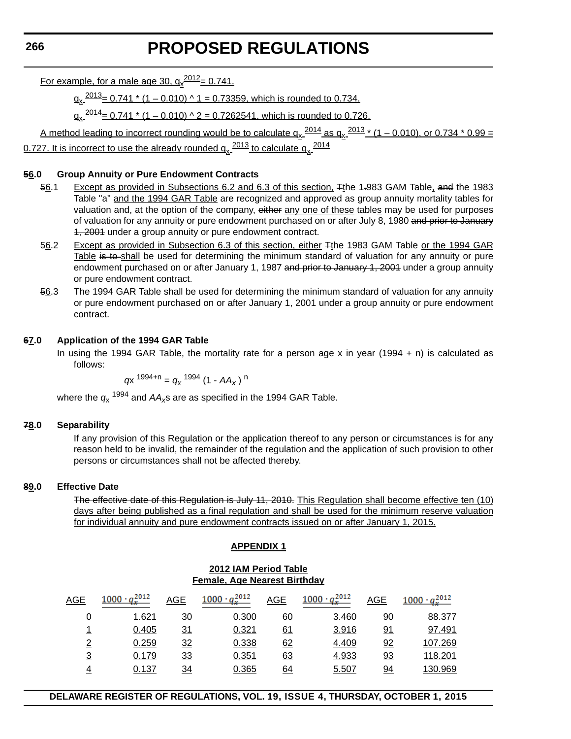For example, for a male age 30, $q_x^{2012}$ = 0.741.

$q_x^{2013}$ = 0.741 * (1 – 0.010) ^ 1 = 0.73359, which is rounded to 0.734.

$q_x^{2014}$ = 0.741 * (1 – 0.010) ^ 2 = 0.7262541, which is rounded to 0.726.

A method leading to incorrect rounding would be to calculate $q_x^{2014}$ as $q_x^{2013}$ * (1 – 0.010), or 0.734 * 0.99 = 0.727. It is incorrect to use the already rounded $q_x^{2013}$ to calculate $q_x^{2014}$

**~~5~~6.0 Group Annuity or Pure Endowment Contracts**

~~5~~6.1 Except as provided in Subsections 6.2 and 6.3 of this section, ~~T~~the 1~~.~~983 GAM Table, ~~and~~ the 1983 Table "a" and the 1994 GAR Table are recognized and approved as group annuity mortality tables for valuation and, at the option of the company, ~~either~~ any one of these tables may be used for purposes of valuation for any annuity or pure endowment purchased on or after July 8, 1980 ~~and prior to January 1, 2001~~ under a group annuity or pure endowment contract.

~~5~~6.2 Except as provided in Subsection 6.3 of this section, either ~~T~~the 1983 GAM Table or the 1994 GAR Table ~~is to~~ shall be used for determining the minimum standard of valuation for any annuity or pure endowment purchased on or after January 1, 1987 ~~and prior to January 1, 2001~~ under a group annuity or pure endowment contract.

~~5~~6.3 The 1994 GAR Table shall be used for determining the minimum standard of valuation for any annuity or pure endowment purchased on or after January 1, 2001 under a group annuity or pure endowment contract.

**~~6~~7.0 Application of the 1994 GAR Table**

In using the 1994 GAR Table, the mortality rate for a person age x in year (1994 + n) is calculated as follows:

$$q_x^{1994+n} = q_x^{1994} (1 - AA_x)^n$$

where the $q_x^{1994}$ and $AA_x$s are as specified in the 1994 GAR Table.

**~~7~~8.0 Separability**

If any provision of this Regulation or the application thereof to any person or circumstances is for any reason held to be invalid, the remainder of the regulation and the application of such provision to other persons or circumstances shall not be affected thereby.

**~~8~~9.0 Effective Date**

~~The effective date of this Regulation is July 11, 2010.~~ This Regulation shall become effective ten (10) days after being published as a final regulation and shall be used for the minimum reserve valuation for individual annuity and pure endowment contracts issued on or after January 1, 2015.

**APPENDIX 1**

**2012 IAM Period Table**
**Female, Age Nearest Birthday**

| AGE | $1000 \cdot q_x^{2012}$ | AGE | $1000 \cdot q_x^{2012}$ | AGE | $1000 \cdot q_x^{2012}$ | AGE | $1000 \cdot q_x^{2012}$ |
|---|---|---|---|---|---|---|---|
| 0 | 1.621 | 30 | 0.300 | 60 | 3.460 | 90 | 88.377 |
| 1 | 0.405 | 31 | 0.321 | 61 | 3.916 | 91 | 97.491 |
| 2 | 0.259 | 32 | 0.338 | 62 | 4.409 | 92 | 107.269 |
| 3 | 0.179 | 33 | 0.351 | 63 | 4.933 | 93 | 118.201 |
| 4 | 0.137 | 34 | 0.365 | 64 | 5.507 | 94 | 130.969 |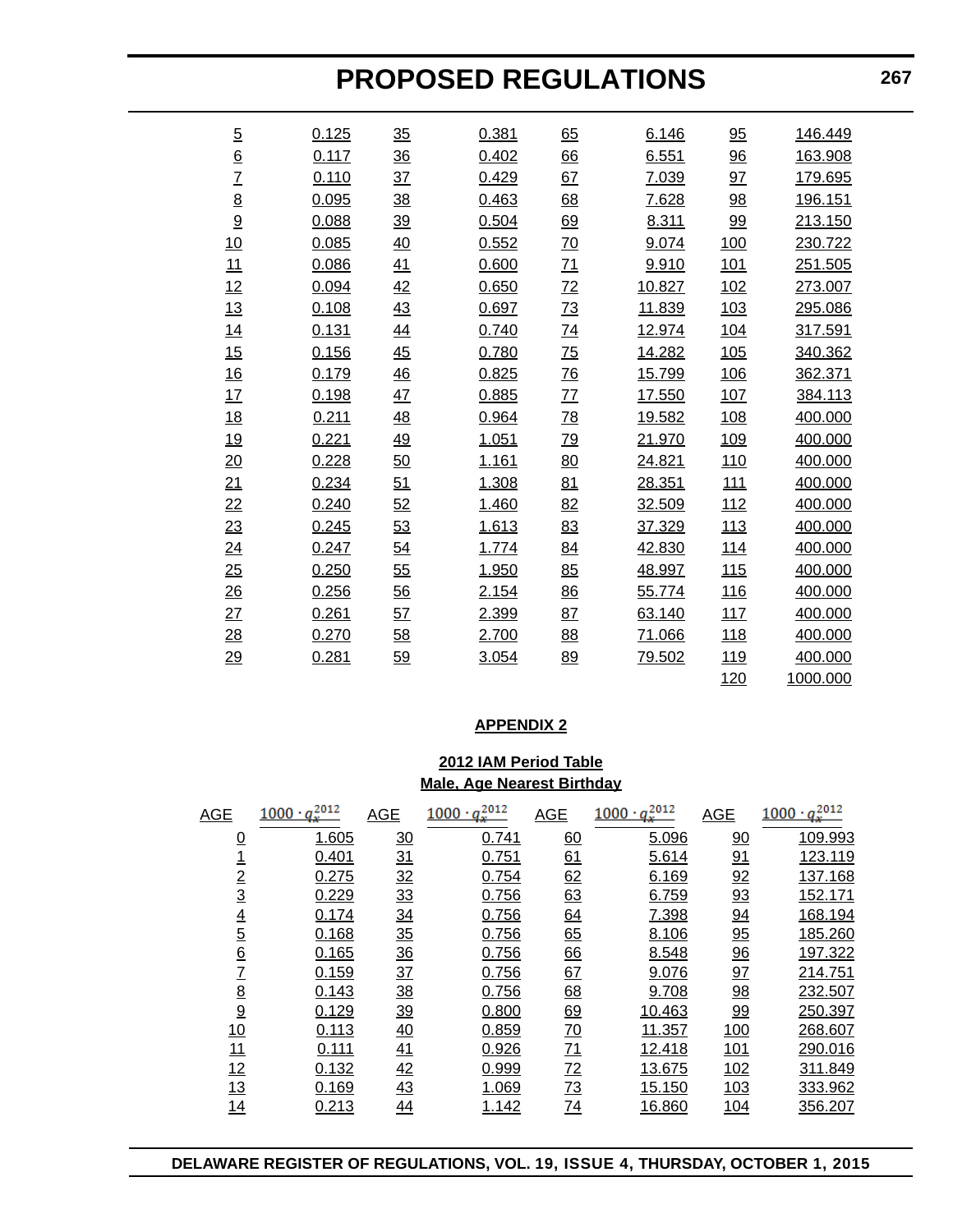| | | | | | | | |
|---|---|---|---|---|---|---|---|
| 5 | 0.125 | 35 | 0.381 | 65 | 6.146 | 95 | 146.449 |
| 6 | 0.117 | 36 | 0.402 | 66 | 6.551 | 96 | 163.908 |
| 7 | 0.110 | 37 | 0.429 | 67 | 7.039 | 97 | 179.695 |
| 8 | 0.095 | 38 | 0.463 | 68 | 7.628 | 98 | 196.151 |
| 9 | 0.088 | 39 | 0.504 | 69 | 8.311 | 99 | 213.150 |
| 10 | 0.085 | 40 | 0.552 | 70 | 9.074 | 100 | 230.722 |
| 11 | 0.086 | 41 | 0.600 | 71 | 9.910 | 101 | 251.505 |
| 12 | 0.094 | 42 | 0.650 | 72 | 10.827 | 102 | 273.007 |
| 13 | 0.108 | 43 | 0.697 | 73 | 11.839 | 103 | 295.086 |
| 14 | 0.131 | 44 | 0.740 | 74 | 12.974 | 104 | 317.591 |
| 15 | 0.156 | 45 | 0.780 | 75 | 14.282 | 105 | 340.362 |
| 16 | 0.179 | 46 | 0.825 | 76 | 15.799 | 106 | 362.371 |
| 17 | 0.198 | 47 | 0.885 | 77 | 17.550 | 107 | 384.113 |
| 18 | 0.211 | 48 | 0.964 | 78 | 19.582 | 108 | 400.000 |
| 19 | 0.221 | 49 | 1.051 | 79 | 21.970 | 109 | 400.000 |
| 20 | 0.228 | 50 | 1.161 | 80 | 24.821 | 110 | 400.000 |
| 21 | 0.234 | 51 | 1.308 | 81 | 28.351 | 111 | 400.000 |
| 22 | 0.240 | 52 | 1.460 | 82 | 32.509 | 112 | 400.000 |
| 23 | 0.245 | 53 | 1.613 | 83 | 37.329 | 113 | 400.000 |
| 24 | 0.247 | 54 | 1.774 | 84 | 42.830 | 114 | 400.000 |
| 25 | 0.250 | 55 | 1.950 | 85 | 48.997 | 115 | 400.000 |
| 26 | 0.256 | 56 | 2.154 | 86 | 55.774 | 116 | 400.000 |
| 27 | 0.261 | 57 | 2.399 | 87 | 63.140 | 117 | 400.000 |
| 28 | 0.270 | 58 | 2.700 | 88 | 71.066 | 118 | 400.000 |
| 29 | 0.281 | 59 | 3.054 | 89 | 79.502 | 119 | 400.000 |
| | | | | | | 120 | 1000.000 |

## APPENDIX 2

**2012 IAM Period Table**
**Male, Age Nearest Birthday**

| AGE | $1000 \cdot q_x^{2012}$ | AGE | $1000 \cdot q_x^{2012}$ | AGE | $1000 \cdot q_x^{2012}$ | AGE | $1000 \cdot q_x^{2012}$ |
|---|---|---|---|---|---|---|---|
| 0 | 1.605 | 30 | 0.741 | 60 | 5.096 | 90 | 109.993 |
| 1 | 0.401 | 31 | 0.751 | 61 | 5.614 | 91 | 123.119 |
| 2 | 0.275 | 32 | 0.754 | 62 | 6.169 | 92 | 137.168 |
| 3 | 0.229 | 33 | 0.756 | 63 | 6.759 | 93 | 152.171 |
| 4 | 0.174 | 34 | 0.756 | 64 | 7.398 | 94 | 168.194 |
| 5 | 0.168 | 35 | 0.756 | 65 | 8.106 | 95 | 185.260 |
| 6 | 0.165 | 36 | 0.756 | 66 | 8.548 | 96 | 197.322 |
| 7 | 0.159 | 37 | 0.756 | 67 | 9.076 | 97 | 214.751 |
| 8 | 0.143 | 38 | 0.756 | 68 | 9.708 | 98 | 232.507 |
| 9 | 0.129 | 39 | 0.800 | 69 | 10.463 | 99 | 250.397 |
| 10 | 0.113 | 40 | 0.859 | 70 | 11.357 | 100 | 268.607 |
| 11 | 0.111 | 41 | 0.926 | 71 | 12.418 | 101 | 290.016 |
| 12 | 0.132 | 42 | 0.999 | 72 | 13.675 | 102 | 311.849 |
| 13 | 0.169 | 43 | 1.069 | 73 | 15.150 | 103 | 333.962 |
| 14 | 0.213 | 44 | 1.142 | 74 | 16.860 | 104 | 356.207 |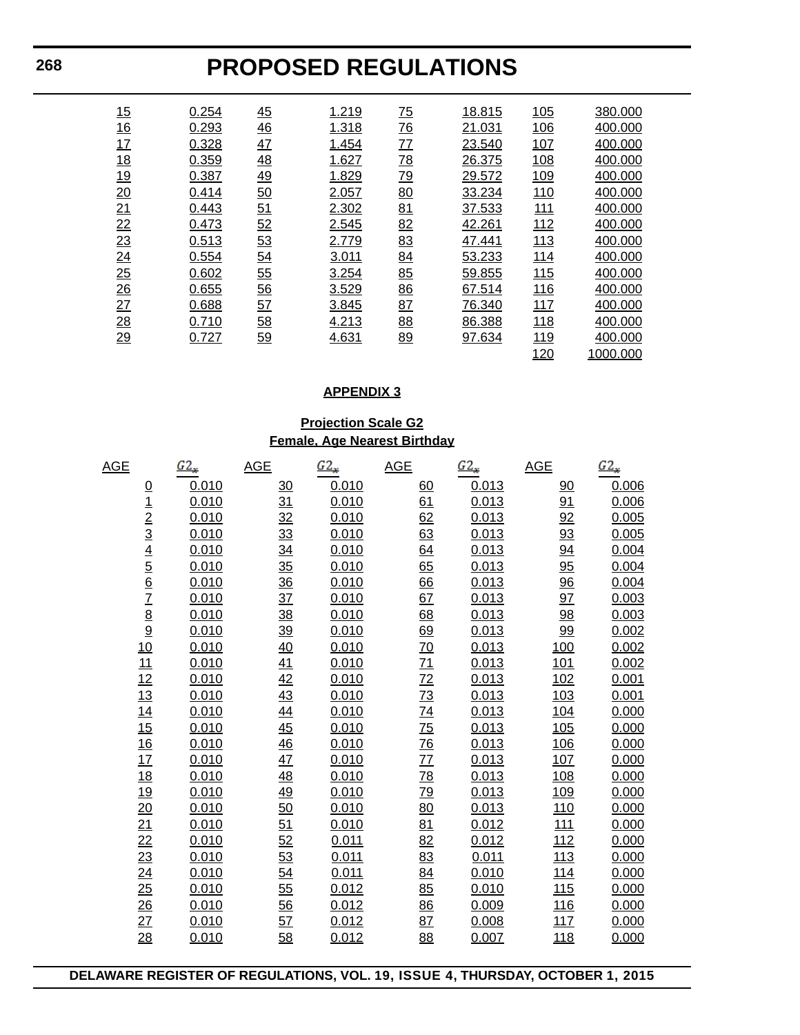| | | | | | | | |
|---|---|---|---|---|---|---|---|
| 15 | 0.254 | 45 | 1.219 | 75 | 18.815 | 105 | 380.000 |
| 16 | 0.293 | 46 | 1.318 | 76 | 21.031 | 106 | 400.000 |
| 17 | 0.328 | 47 | 1.454 | 77 | 23.540 | 107 | 400.000 |
| 18 | 0.359 | 48 | 1.627 | 78 | 26.375 | 108 | 400.000 |
| 19 | 0.387 | 49 | 1.829 | 79 | 29.572 | 109 | 400.000 |
| 20 | 0.414 | 50 | 2.057 | 80 | 33.234 | 110 | 400.000 |
| 21 | 0.443 | 51 | 2.302 | 81 | 37.533 | 111 | 400.000 |
| 22 | 0.473 | 52 | 2.545 | 82 | 42.261 | 112 | 400.000 |
| 23 | 0.513 | 53 | 2.779 | 83 | 47.441 | 113 | 400.000 |
| 24 | 0.554 | 54 | 3.011 | 84 | 53.233 | 114 | 400.000 |
| 25 | 0.602 | 55 | 3.254 | 85 | 59.855 | 115 | 400.000 |
| 26 | 0.655 | 56 | 3.529 | 86 | 67.514 | 116 | 400.000 |
| 27 | 0.688 | 57 | 3.845 | 87 | 76.340 | 117 | 400.000 |
| 28 | 0.710 | 58 | 4.213 | 88 | 86.388 | 118 | 400.000 |
| 29 | 0.727 | 59 | 4.631 | 89 | 97.634 | 119 | 400.000 |
| | | | | | | 120 | 1000.000 |

**APPENDIX 3**

**Projection Scale G2**
**Female, Age Nearest Birthday**

| AGE | $G2_x$ | AGE | $G2_x$ | AGE | $G2_x$ | AGE | $G2_x$ |
|---|---|---|---|---|---|---|---|
| 0 | 0.010 | 30 | 0.010 | 60 | 0.013 | 90 | 0.006 |
| 1 | 0.010 | 31 | 0.010 | 61 | 0.013 | 91 | 0.006 |
| 2 | 0.010 | 32 | 0.010 | 62 | 0.013 | 92 | 0.005 |
| 3 | 0.010 | 33 | 0.010 | 63 | 0.013 | 93 | 0.005 |
| 4 | 0.010 | 34 | 0.010 | 64 | 0.013 | 94 | 0.004 |
| 5 | 0.010 | 35 | 0.010 | 65 | 0.013 | 95 | 0.004 |
| 6 | 0.010 | 36 | 0.010 | 66 | 0.013 | 96 | 0.004 |
| 7 | 0.010 | 37 | 0.010 | 67 | 0.013 | 97 | 0.003 |
| 8 | 0.010 | 38 | 0.010 | 68 | 0.013 | 98 | 0.003 |
| 9 | 0.010 | 39 | 0.010 | 69 | 0.013 | 99 | 0.002 |
| 10 | 0.010 | 40 | 0.010 | 70 | 0.013 | 100 | 0.002 |
| 11 | 0.010 | 41 | 0.010 | 71 | 0.013 | 101 | 0.002 |
| 12 | 0.010 | 42 | 0.010 | 72 | 0.013 | 102 | 0.001 |
| 13 | 0.010 | 43 | 0.010 | 73 | 0.013 | 103 | 0.001 |
| 14 | 0.010 | 44 | 0.010 | 74 | 0.013 | 104 | 0.000 |
| 15 | 0.010 | 45 | 0.010 | 75 | 0.013 | 105 | 0.000 |
| 16 | 0.010 | 46 | 0.010 | 76 | 0.013 | 106 | 0.000 |
| 17 | 0.010 | 47 | 0.010 | 77 | 0.013 | 107 | 0.000 |
| 18 | 0.010 | 48 | 0.010 | 78 | 0.013 | 108 | 0.000 |
| 19 | 0.010 | 49 | 0.010 | 79 | 0.013 | 109 | 0.000 |
| 20 | 0.010 | 50 | 0.010 | 80 | 0.013 | 110 | 0.000 |
| 21 | 0.010 | 51 | 0.010 | 81 | 0.012 | 111 | 0.000 |
| 22 | 0.010 | 52 | 0.011 | 82 | 0.012 | 112 | 0.000 |
| 23 | 0.010 | 53 | 0.011 | 83 | 0.011 | 113 | 0.000 |
| 24 | 0.010 | 54 | 0.011 | 84 | 0.010 | 114 | 0.000 |
| 25 | 0.010 | 55 | 0.012 | 85 | 0.010 | 115 | 0.000 |
| 26 | 0.010 | 56 | 0.012 | 86 | 0.009 | 116 | 0.000 |
| 27 | 0.010 | 57 | 0.012 | 87 | 0.008 | 117 | 0.000 |
| 28 | 0.010 | 58 | 0.012 | 88 | 0.007 | 118 | 0.000 |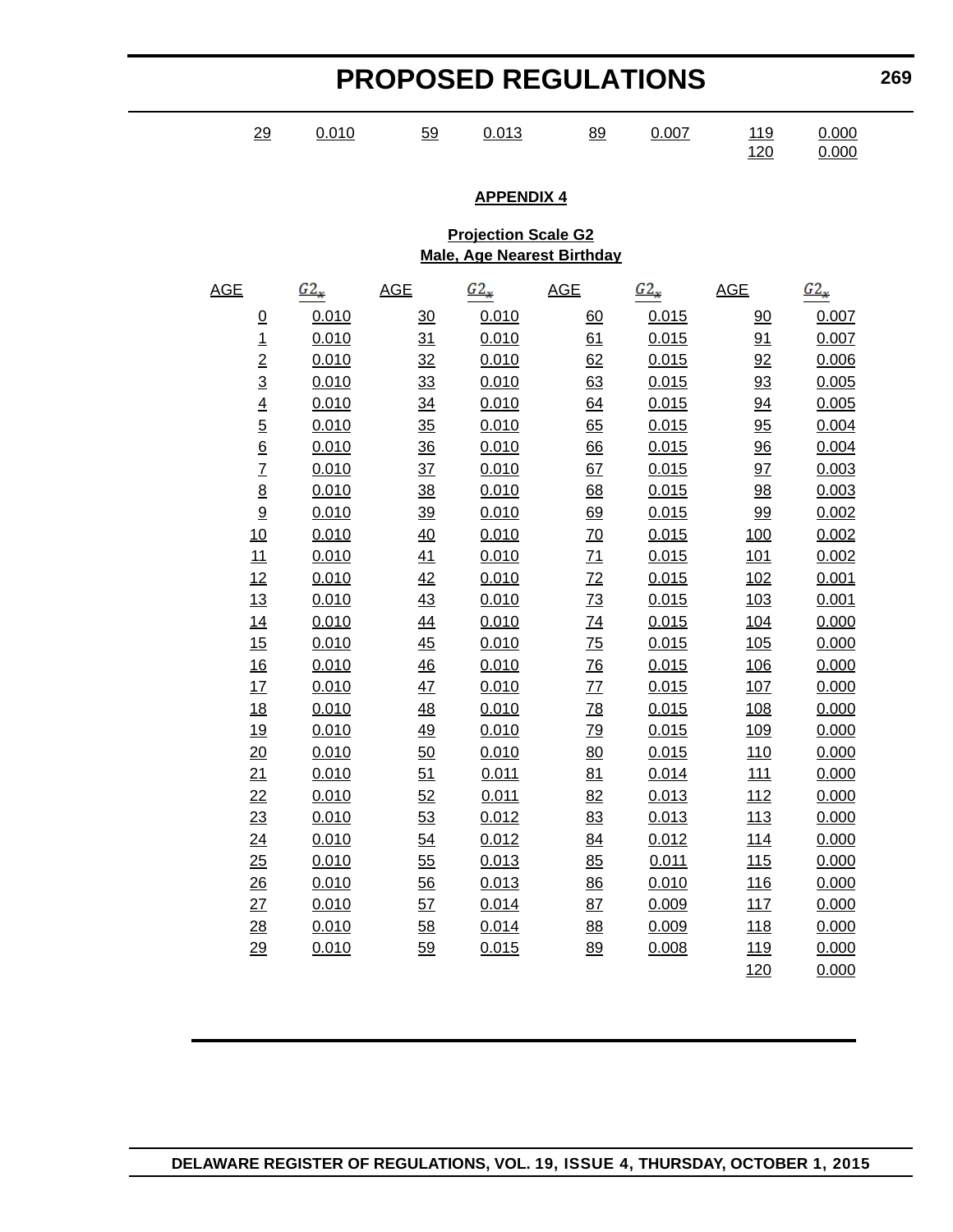| 29 | 0.010 | 59 | 0.013 | 89 | 0.007 | 119 | 0.000 |
|---|---|---|---|---|---|---|---|
| | | | | | | 120 | 0.000 |

**APPENDIX 4**

**Projection Scale G2**
**Male, Age Nearest Birthday**

| AGE | $G2_x$ | AGE | $G2_x$ | AGE | $G2_x$ | AGE | $G2_x$ |
|---|---|---|---|---|---|---|---|
| 0 | 0.010 | 30 | 0.010 | 60 | 0.015 | 90 | 0.007 |
| 1 | 0.010 | 31 | 0.010 | 61 | 0.015 | 91 | 0.007 |
| 2 | 0.010 | 32 | 0.010 | 62 | 0.015 | 92 | 0.006 |
| 3 | 0.010 | 33 | 0.010 | 63 | 0.015 | 93 | 0.005 |
| 4 | 0.010 | 34 | 0.010 | 64 | 0.015 | 94 | 0.005 |
| 5 | 0.010 | 35 | 0.010 | 65 | 0.015 | 95 | 0.004 |
| 6 | 0.010 | 36 | 0.010 | 66 | 0.015 | 96 | 0.004 |
| 7 | 0.010 | 37 | 0.010 | 67 | 0.015 | 97 | 0.003 |
| 8 | 0.010 | 38 | 0.010 | 68 | 0.015 | 98 | 0.003 |
| 9 | 0.010 | 39 | 0.010 | 69 | 0.015 | 99 | 0.002 |
| 10 | 0.010 | 40 | 0.010 | 70 | 0.015 | 100 | 0.002 |
| 11 | 0.010 | 41 | 0.010 | 71 | 0.015 | 101 | 0.002 |
| 12 | 0.010 | 42 | 0.010 | 72 | 0.015 | 102 | 0.001 |
| 13 | 0.010 | 43 | 0.010 | 73 | 0.015 | 103 | 0.001 |
| 14 | 0.010 | 44 | 0.010 | 74 | 0.015 | 104 | 0.000 |
| 15 | 0.010 | 45 | 0.010 | 75 | 0.015 | 105 | 0.000 |
| 16 | 0.010 | 46 | 0.010 | 76 | 0.015 | 106 | 0.000 |
| 17 | 0.010 | 47 | 0.010 | 77 | 0.015 | 107 | 0.000 |
| 18 | 0.010 | 48 | 0.010 | 78 | 0.015 | 108 | 0.000 |
| 19 | 0.010 | 49 | 0.010 | 79 | 0.015 | 109 | 0.000 |
| 20 | 0.010 | 50 | 0.010 | 80 | 0.015 | 110 | 0.000 |
| 21 | 0.010 | 51 | 0.011 | 81 | 0.014 | 111 | 0.000 |
| 22 | 0.010 | 52 | 0.011 | 82 | 0.013 | 112 | 0.000 |
| 23 | 0.010 | 53 | 0.012 | 83 | 0.013 | 113 | 0.000 |
| 24 | 0.010 | 54 | 0.012 | 84 | 0.012 | 114 | 0.000 |
| 25 | 0.010 | 55 | 0.013 | 85 | 0.011 | 115 | 0.000 |
| 26 | 0.010 | 56 | 0.013 | 86 | 0.010 | 116 | 0.000 |
| 27 | 0.010 | 57 | 0.014 | 87 | 0.009 | 117 | 0.000 |
| 28 | 0.010 | 58 | 0.014 | 88 | 0.009 | 118 | 0.000 |
| 29 | 0.010 | 59 | 0.015 | 89 | 0.008 | 119 | 0.000 |
| | | | | | | 120 | 0.000 |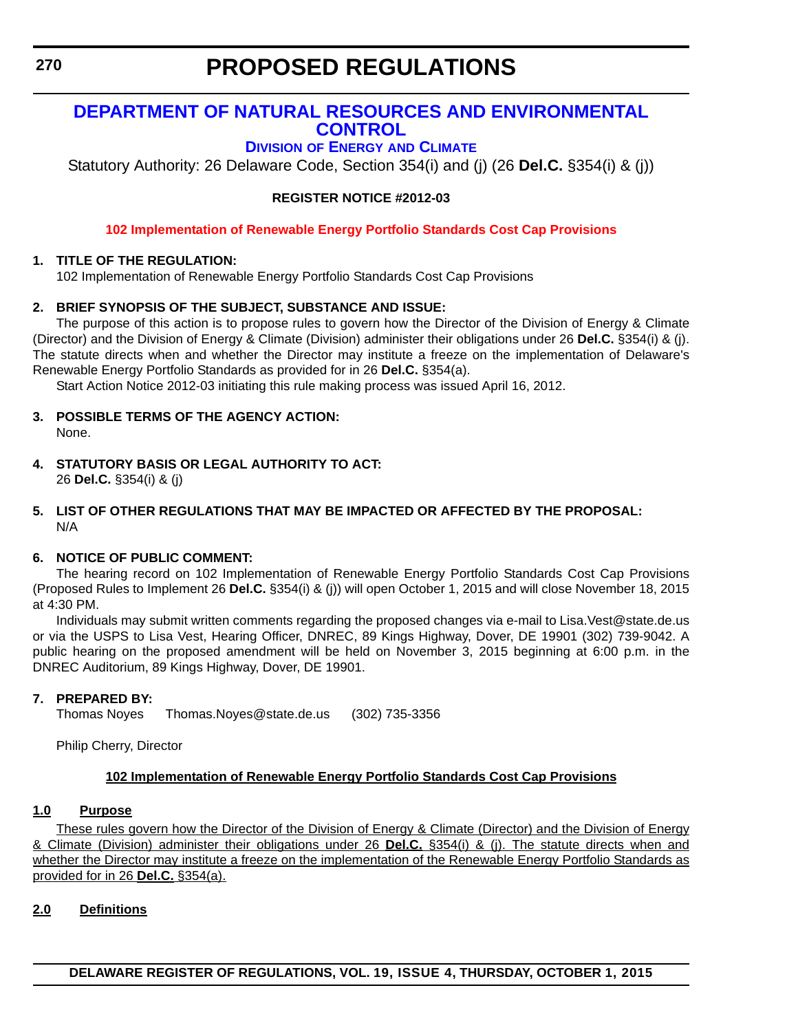# PROPOSED REGULATIONS

## DEPARTMENT OF NATURAL RESOURCES AND ENVIRONMENTAL CONTROL

### DIVISION OF ENERGY AND CLIMATE

Statutory Authority: 26 Delaware Code, Section 354(i) and (j) (26 **Del.C.** §354(i) & (j))

**REGISTER NOTICE #2012-03**

**102 Implementation of Renewable Energy Portfolio Standards Cost Cap Provisions**

**1. TITLE OF THE REGULATION:**

102 Implementation of Renewable Energy Portfolio Standards Cost Cap Provisions

**2. BRIEF SYNOPSIS OF THE SUBJECT, SUBSTANCE AND ISSUE:**

The purpose of this action is to propose rules to govern how the Director of the Division of Energy & Climate (Director) and the Division of Energy & Climate (Division) administer their obligations under 26 **Del.C.** §354(i) & (j). The statute directs when and whether the Director may institute a freeze on the implementation of Delaware's Renewable Energy Portfolio Standards as provided for in 26 **Del.C.** §354(a).

Start Action Notice 2012-03 initiating this rule making process was issued April 16, 2012.

**3. POSSIBLE TERMS OF THE AGENCY ACTION:**

None.

**4. STATUTORY BASIS OR LEGAL AUTHORITY TO ACT:**

26 **Del.C.** §354(i) & (j)

**5. LIST OF OTHER REGULATIONS THAT MAY BE IMPACTED OR AFFECTED BY THE PROPOSAL:**

N/A

**6. NOTICE OF PUBLIC COMMENT:**

The hearing record on 102 Implementation of Renewable Energy Portfolio Standards Cost Cap Provisions (Proposed Rules to Implement 26 **Del.C.** §354(i) & (j)) will open October 1, 2015 and will close November 18, 2015 at 4:30 PM.

Individuals may submit written comments regarding the proposed changes via e-mail to Lisa.Vest@state.de.us or via the USPS to Lisa Vest, Hearing Officer, DNREC, 89 Kings Highway, Dover, DE 19901 (302) 739-9042. A public hearing on the proposed amendment will be held on November 3, 2015 beginning at 6:00 p.m. in the DNREC Auditorium, 89 Kings Highway, Dover, DE 19901.

**7. PREPARED BY:**

Thomas Noyes   Thomas.Noyes@state.de.us   (302) 735-3356

Philip Cherry, Director

**<u>102 Implementation of Renewable Energy Portfolio Standards Cost Cap Provisions</u>**

**<u>1.0 Purpose</u>**

<u>These rules govern how the Director of the Division of Energy & Climate (Director) and the Division of Energy & Climate (Division) administer their obligations under 26 **Del.C.** §354(i) & (j). The statute directs when and whether the Director may institute a freeze on the implementation of the Renewable Energy Portfolio Standards as provided for in 26 **Del.C.** §354(a).</u>

**<u>2.0 Definitions</u>**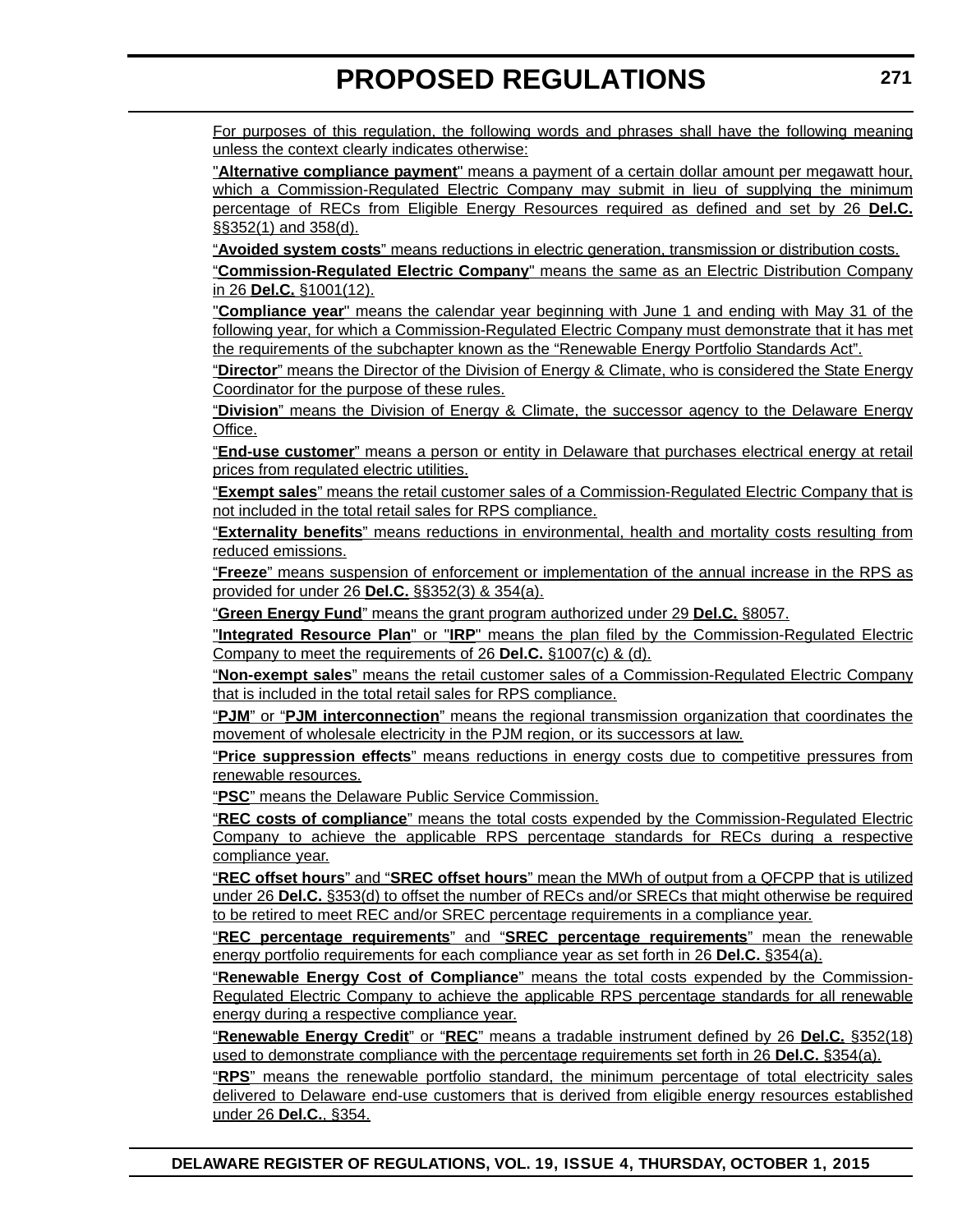For purposes of this regulation, the following words and phrases shall have the following meaning unless the context clearly indicates otherwise:

"**Alternative compliance payment**" means a payment of a certain dollar amount per megawatt hour, which a Commission-Regulated Electric Company may submit in lieu of supplying the minimum percentage of RECs from Eligible Energy Resources required as defined and set by 26 **Del.C.** §§352(1) and 358(d).

"**Avoided system costs**" means reductions in electric generation, transmission or distribution costs.

"**Commission-Regulated Electric Company**" means the same as an Electric Distribution Company in 26 **Del.C.** §1001(12).

"**Compliance year**" means the calendar year beginning with June 1 and ending with May 31 of the following year, for which a Commission-Regulated Electric Company must demonstrate that it has met the requirements of the subchapter known as the "Renewable Energy Portfolio Standards Act".

"**Director**" means the Director of the Division of Energy & Climate, who is considered the State Energy Coordinator for the purpose of these rules.

"**Division**" means the Division of Energy & Climate, the successor agency to the Delaware Energy Office.

"**End-use customer**" means a person or entity in Delaware that purchases electrical energy at retail prices from regulated electric utilities.

"**Exempt sales**" means the retail customer sales of a Commission-Regulated Electric Company that is not included in the total retail sales for RPS compliance.

"**Externality benefits**" means reductions in environmental, health and mortality costs resulting from reduced emissions.

"**Freeze**" means suspension of enforcement or implementation of the annual increase in the RPS as provided for under 26 **Del.C.** §§352(3) & 354(a).

"**Green Energy Fund**" means the grant program authorized under 29 **Del.C.** §8057.

"**Integrated Resource Plan**" or "**IRP**" means the plan filed by the Commission-Regulated Electric Company to meet the requirements of 26 **Del.C.** §1007(c) & (d).

"**Non-exempt sales**" means the retail customer sales of a Commission-Regulated Electric Company that is included in the total retail sales for RPS compliance.

"**PJM**" or "**PJM interconnection**" means the regional transmission organization that coordinates the movement of wholesale electricity in the PJM region, or its successors at law.

"**Price suppression effects**" means reductions in energy costs due to competitive pressures from renewable resources.

"**PSC**" means the Delaware Public Service Commission.

"**REC costs of compliance**" means the total costs expended by the Commission-Regulated Electric Company to achieve the applicable RPS percentage standards for RECs during a respective compliance year.

"**REC offset hours**" and "**SREC offset hours**" mean the MWh of output from a QFCPP that is utilized under 26 **Del.C.** §353(d) to offset the number of RECs and/or SRECs that might otherwise be required to be retired to meet REC and/or SREC percentage requirements in a compliance year.

"**REC percentage requirements**" and "**SREC percentage requirements**" mean the renewable energy portfolio requirements for each compliance year as set forth in 26 **Del.C.** §354(a).

"**Renewable Energy Cost of Compliance**" means the total costs expended by the Commission-Regulated Electric Company to achieve the applicable RPS percentage standards for all renewable energy during a respective compliance year.

"**Renewable Energy Credit**" or "**REC**" means a tradable instrument defined by 26 **Del.C.** §352(18) used to demonstrate compliance with the percentage requirements set forth in 26 **Del.C.** §354(a).

"**RPS**" means the renewable portfolio standard, the minimum percentage of total electricity sales delivered to Delaware end-use customers that is derived from eligible energy resources established under 26 **Del.C.**, §354.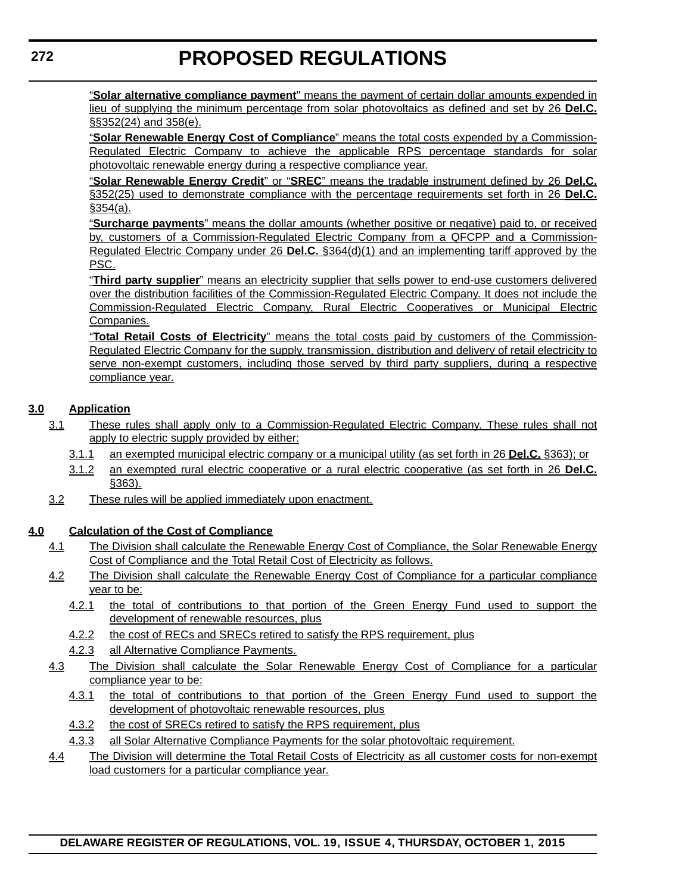"**Solar alternative compliance payment**" means the payment of certain dollar amounts expended in lieu of supplying the minimum percentage from solar photovoltaics as defined and set by 26 **Del.C.** §§352(24) and 358(e).

"**Solar Renewable Energy Cost of Compliance**" means the total costs expended by a Commission-Regulated Electric Company to achieve the applicable RPS percentage standards for solar photovoltaic renewable energy during a respective compliance year.

"**Solar Renewable Energy Credit**" or "**SREC**" means the tradable instrument defined by 26 **Del.C.** §352(25) used to demonstrate compliance with the percentage requirements set forth in 26 **Del.C.** §354(a).

"**Surcharge payments**" means the dollar amounts (whether positive or negative) paid to, or received by, customers of a Commission-Regulated Electric Company from a QFCPP and a Commission-Regulated Electric Company under 26 **Del.C.** §364(d)(1) and an implementing tariff approved by the PSC.

"**Third party supplier**" means an electricity supplier that sells power to end-use customers delivered over the distribution facilities of the Commission-Regulated Electric Company. It does not include the Commission-Regulated Electric Company, Rural Electric Cooperatives or Municipal Electric Companies.

"**Total Retail Costs of Electricity**" means the total costs paid by customers of the Commission-Regulated Electric Company for the supply, transmission, distribution and delivery of retail electricity to serve non-exempt customers, including those served by third party suppliers, during a respective compliance year.

**3.0 Application**

3.1 These rules shall apply only to a Commission-Regulated Electric Company. These rules shall not apply to electric supply provided by either:

3.1.1 an exempted municipal electric company or a municipal utility (as set forth in 26 **Del.C.** §363); or

3.1.2 an exempted rural electric cooperative or a rural electric cooperative (as set forth in 26 **Del.C.** §363).

3.2 These rules will be applied immediately upon enactment.

**4.0 Calculation of the Cost of Compliance**

4.1 The Division shall calculate the Renewable Energy Cost of Compliance, the Solar Renewable Energy Cost of Compliance and the Total Retail Cost of Electricity as follows.

4.2 The Division shall calculate the Renewable Energy Cost of Compliance for a particular compliance year to be:

4.2.1 the total of contributions to that portion of the Green Energy Fund used to support the development of renewable resources, plus

4.2.2 the cost of RECs and SRECs retired to satisfy the RPS requirement, plus

4.2.3 all Alternative Compliance Payments.

4.3 The Division shall calculate the Solar Renewable Energy Cost of Compliance for a particular compliance year to be:

4.3.1 the total of contributions to that portion of the Green Energy Fund used to support the development of photovoltaic renewable resources, plus

4.3.2 the cost of SRECs retired to satisfy the RPS requirement, plus

4.3.3 all Solar Alternative Compliance Payments for the solar photovoltaic requirement.

4.4 The Division will determine the Total Retail Costs of Electricity as all customer costs for non-exempt load customers for a particular compliance year.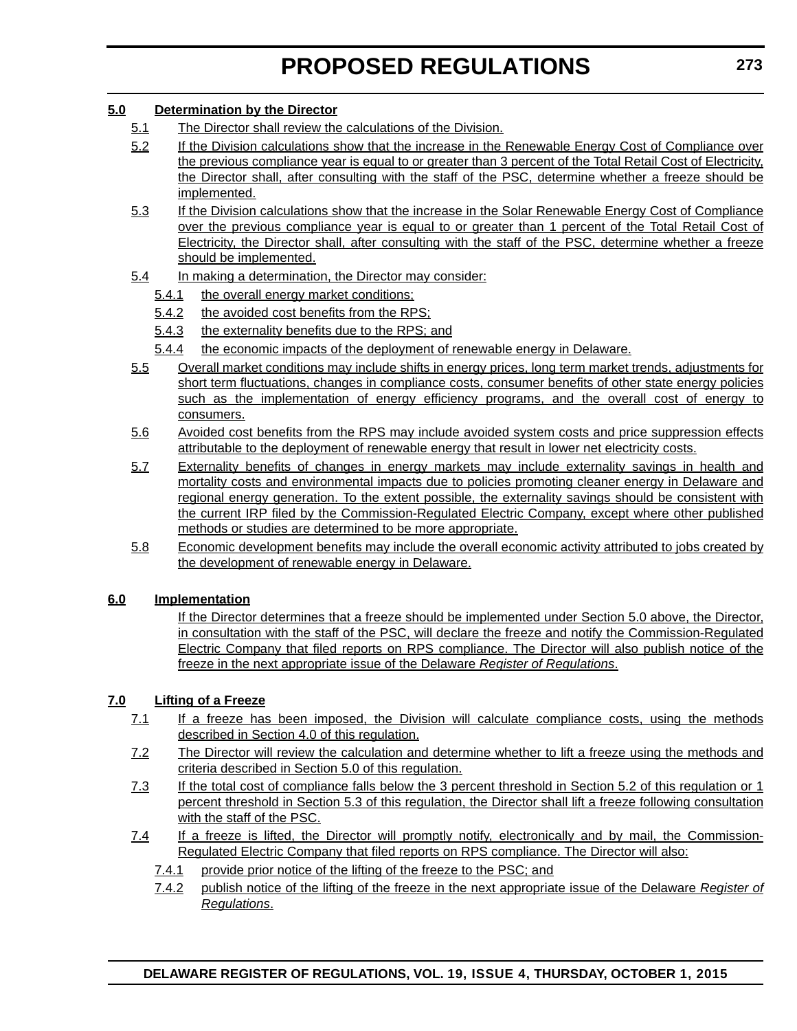**5.0 Determination by the Director**

5.1 The Director shall review the calculations of the Division.

5.2 If the Division calculations show that the increase in the Renewable Energy Cost of Compliance over the previous compliance year is equal to or greater than 3 percent of the Total Retail Cost of Electricity, the Director shall, after consulting with the staff of the PSC, determine whether a freeze should be implemented.

5.3 If the Division calculations show that the increase in the Solar Renewable Energy Cost of Compliance over the previous compliance year is equal to or greater than 1 percent of the Total Retail Cost of Electricity, the Director shall, after consulting with the staff of the PSC, determine whether a freeze should be implemented.

5.4 In making a determination, the Director may consider:

5.4.1 the overall energy market conditions;

5.4.2 the avoided cost benefits from the RPS;

5.4.3 the externality benefits due to the RPS; and

5.4.4 the economic impacts of the deployment of renewable energy in Delaware.

5.5 Overall market conditions may include shifts in energy prices, long term market trends, adjustments for short term fluctuations, changes in compliance costs, consumer benefits of other state energy policies such as the implementation of energy efficiency programs, and the overall cost of energy to consumers.

5.6 Avoided cost benefits from the RPS may include avoided system costs and price suppression effects attributable to the deployment of renewable energy that result in lower net electricity costs.

5.7 Externality benefits of changes in energy markets may include externality savings in health and mortality costs and environmental impacts due to policies promoting cleaner energy in Delaware and regional energy generation. To the extent possible, the externality savings should be consistent with the current IRP filed by the Commission-Regulated Electric Company, except where other published methods or studies are determined to be more appropriate.

5.8 Economic development benefits may include the overall economic activity attributed to jobs created by the development of renewable energy in Delaware.

**6.0 Implementation**

If the Director determines that a freeze should be implemented under Section 5.0 above, the Director, in consultation with the staff of the PSC, will declare the freeze and notify the Commission-Regulated Electric Company that filed reports on RPS compliance. The Director will also publish notice of the freeze in the next appropriate issue of the Delaware *Register of Regulations*.

**7.0 Lifting of a Freeze**

7.1 If a freeze has been imposed, the Division will calculate compliance costs, using the methods described in Section 4.0 of this regulation.

7.2 The Director will review the calculation and determine whether to lift a freeze using the methods and criteria described in Section 5.0 of this regulation.

7.3 If the total cost of compliance falls below the 3 percent threshold in Section 5.2 of this regulation or 1 percent threshold in Section 5.3 of this regulation, the Director shall lift a freeze following consultation with the staff of the PSC.

7.4 If a freeze is lifted, the Director will promptly notify, electronically and by mail, the Commission-Regulated Electric Company that filed reports on RPS compliance. The Director will also:

7.4.1 provide prior notice of the lifting of the freeze to the PSC; and

7.4.2 publish notice of the lifting of the freeze in the next appropriate issue of the Delaware *Register of Regulations*.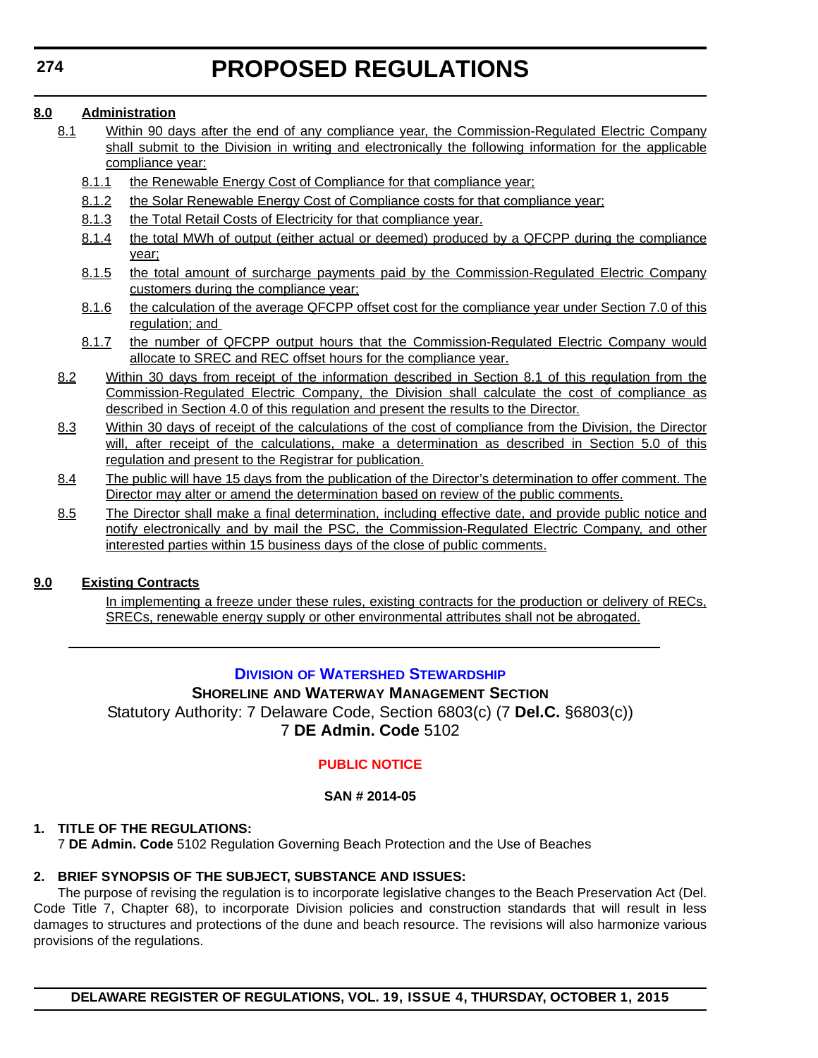**8.0 Administration**

8.1 Within 90 days after the end of any compliance year, the Commission-Regulated Electric Company shall submit to the Division in writing and electronically the following information for the applicable compliance year:

8.1.1 the Renewable Energy Cost of Compliance for that compliance year;

8.1.2 the Solar Renewable Energy Cost of Compliance costs for that compliance year;

8.1.3 the Total Retail Costs of Electricity for that compliance year.

8.1.4 the total MWh of output (either actual or deemed) produced by a QFCPP during the compliance year;

8.1.5 the total amount of surcharge payments paid by the Commission-Regulated Electric Company customers during the compliance year;

8.1.6 the calculation of the average QFCPP offset cost for the compliance year under Section 7.0 of this regulation; and

8.1.7 the number of QFCPP output hours that the Commission-Regulated Electric Company would allocate to SREC and REC offset hours for the compliance year.

8.2 Within 30 days from receipt of the information described in Section 8.1 of this regulation from the Commission-Regulated Electric Company, the Division shall calculate the cost of compliance as described in Section 4.0 of this regulation and present the results to the Director.

8.3 Within 30 days of receipt of the calculations of the cost of compliance from the Division, the Director will, after receipt of the calculations, make a determination as described in Section 5.0 of this regulation and present to the Registrar for publication.

8.4 The public will have 15 days from the publication of the Director's determination to offer comment. The Director may alter or amend the determination based on review of the public comments.

8.5 The Director shall make a final determination, including effective date, and provide public notice and notify electronically and by mail the PSC, the Commission-Regulated Electric Company, and other interested parties within 15 business days of the close of public comments.

**9.0 Existing Contracts**

In implementing a freeze under these rules, existing contracts for the production or delivery of RECs, SRECs, renewable energy supply or other environmental attributes shall not be abrogated.

---

## DIVISION OF WATERSHED STEWARDSHIP

### SHORELINE AND WATERWAY MANAGEMENT SECTION

Statutory Authority: 7 Delaware Code, Section 6803(c) (7 **Del.C.** §6803(c))
7 **DE Admin. Code** 5102

### PUBLIC NOTICE

**SAN # 2014-05**

**1. TITLE OF THE REGULATIONS:**

7 **DE Admin. Code** 5102 Regulation Governing Beach Protection and the Use of Beaches

**2. BRIEF SYNOPSIS OF THE SUBJECT, SUBSTANCE AND ISSUES:**

The purpose of revising the regulation is to incorporate legislative changes to the Beach Preservation Act (Del. Code Title 7, Chapter 68), to incorporate Division policies and construction standards that will result in less damages to structures and protections of the dune and beach resource. The revisions will also harmonize various provisions of the regulations.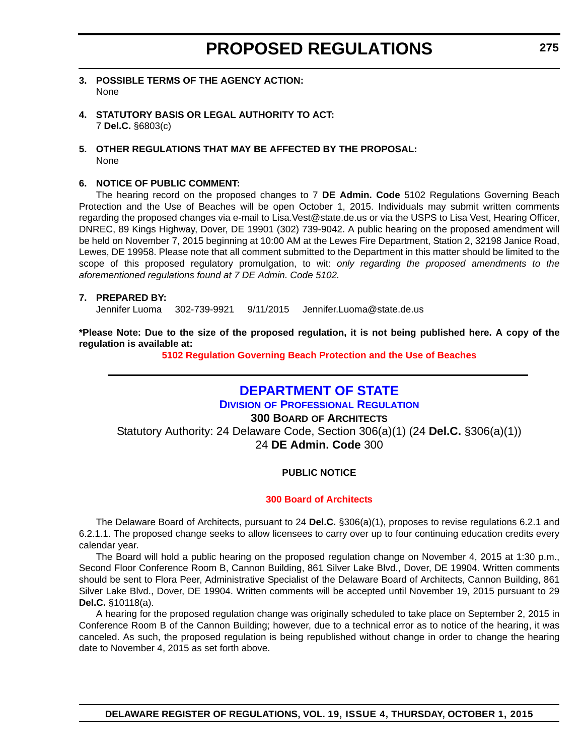**3. POSSIBLE TERMS OF THE AGENCY ACTION:**
None

**4. STATUTORY BASIS OR LEGAL AUTHORITY TO ACT:**
7 **Del.C.** §6803(c)

**5. OTHER REGULATIONS THAT MAY BE AFFECTED BY THE PROPOSAL:**
None

**6. NOTICE OF PUBLIC COMMENT:**

The hearing record on the proposed changes to 7 **DE Admin. Code** 5102 Regulations Governing Beach Protection and the Use of Beaches will be open October 1, 2015. Individuals may submit written comments regarding the proposed changes via e-mail to Lisa.Vest@state.de.us or via the USPS to Lisa Vest, Hearing Officer, DNREC, 89 Kings Highway, Dover, DE 19901 (302) 739-9042. A public hearing on the proposed amendment will be held on November 7, 2015 beginning at 10:00 AM at the Lewes Fire Department, Station 2, 32198 Janice Road, Lewes, DE 19958. Please note that all comment submitted to the Department in this matter should be limited to the scope of this proposed regulatory promulgation, to wit: *only regarding the proposed amendments to the aforementioned regulations found at 7 DE Admin. Code 5102.*

**7. PREPARED BY:**
Jennifer Luoma 302-739-9921 9/11/2015 Jennifer.Luoma@state.de.us

**\*Please Note: Due to the size of the proposed regulation, it is not being published here. A copy of the regulation is available at:**

**5102 Regulation Governing Beach Protection and the Use of Beaches**

---

## DEPARTMENT OF STATE

### DIVISION OF PROFESSIONAL REGULATION

### 300 BOARD OF ARCHITECTS

Statutory Authority: 24 Delaware Code, Section 306(a)(1) (24 **Del.C.** §306(a)(1))
24 **DE Admin. Code** 300

**PUBLIC NOTICE**

**300 Board of Architects**

The Delaware Board of Architects, pursuant to 24 **Del.C.** §306(a)(1), proposes to revise regulations 6.2.1 and 6.2.1.1. The proposed change seeks to allow licensees to carry over up to four continuing education credits every calendar year.

The Board will hold a public hearing on the proposed regulation change on November 4, 2015 at 1:30 p.m., Second Floor Conference Room B, Cannon Building, 861 Silver Lake Blvd., Dover, DE 19904. Written comments should be sent to Flora Peer, Administrative Specialist of the Delaware Board of Architects, Cannon Building, 861 Silver Lake Blvd., Dover, DE 19904. Written comments will be accepted until November 19, 2015 pursuant to 29 **Del.C.** §10118(a).

A hearing for the proposed regulation change was originally scheduled to take place on September 2, 2015 in Conference Room B of the Cannon Building; however, due to a technical error as to notice of the hearing, it was canceled. As such, the proposed regulation is being republished without change in order to change the hearing date to November 4, 2015 as set forth above.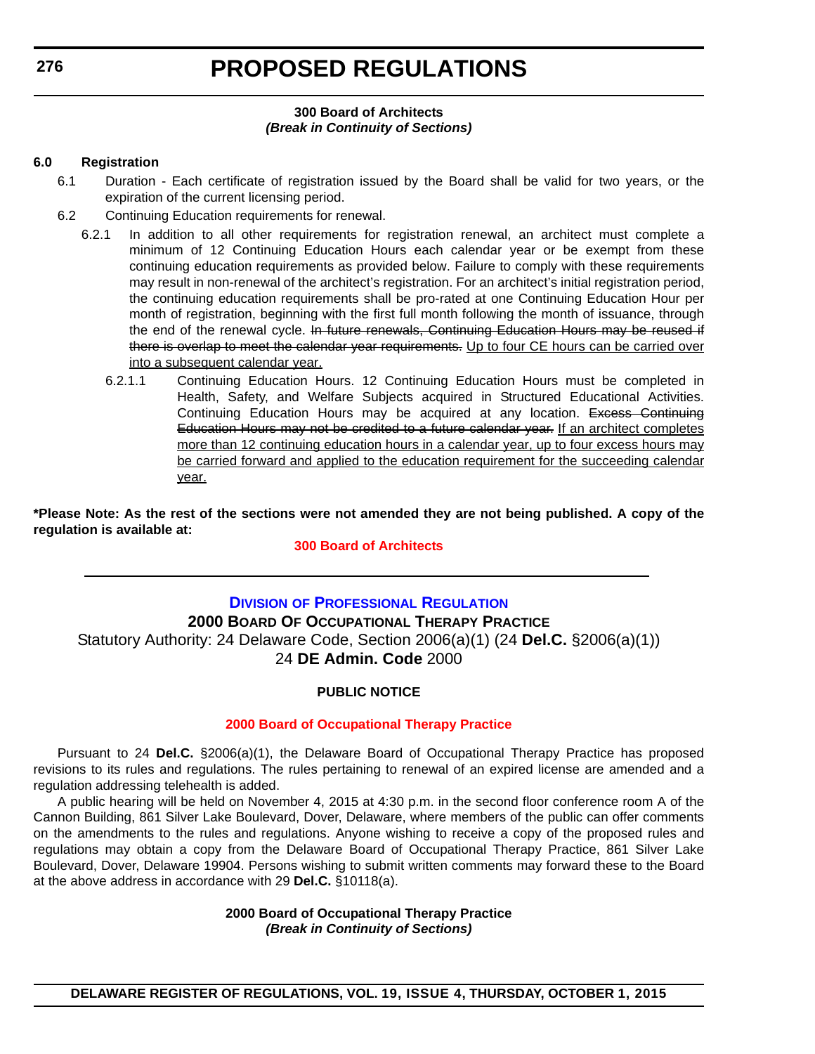**300 Board of Architects**
***(Break in Continuity of Sections)***

**6.0 Registration**

6.1 Duration - Each certificate of registration issued by the Board shall be valid for two years, or the expiration of the current licensing period.

6.2 Continuing Education requirements for renewal.

6.2.1 In addition to all other requirements for registration renewal, an architect must complete a minimum of 12 Continuing Education Hours each calendar year or be exempt from these continuing education requirements as provided below. Failure to comply with these requirements may result in non-renewal of the architect's registration. For an architect's initial registration period, the continuing education requirements shall be pro-rated at one Continuing Education Hour per month of registration, beginning with the first full month following the month of issuance, through the end of the renewal cycle. ~~In future renewals, Continuing Education Hours may be reused if there is overlap to meet the calendar year requirements.~~ <u>Up to four CE hours can be carried over into a subsequent calendar year.</u>

6.2.1.1 Continuing Education Hours. 12 Continuing Education Hours must be completed in Health, Safety, and Welfare Subjects acquired in Structured Educational Activities. Continuing Education Hours may be acquired at any location. ~~Excess Continuing Education Hours may not be credited to a future calendar year.~~ <u>If an architect completes more than 12 continuing education hours in a calendar year, up to four excess hours may be carried forward and applied to the education requirement for the succeeding calendar year.</u>

**\*Please Note: As the rest of the sections were not amended they are not being published. A copy of the regulation is available at:**

**300 Board of Architects**

---

## DIVISION OF PROFESSIONAL REGULATION

**2000 BOARD OF OCCUPATIONAL THERAPY PRACTICE**

Statutory Authority: 24 Delaware Code, Section 2006(a)(1) (24 **Del.C.** §2006(a)(1))
24 **DE Admin. Code** 2000

**PUBLIC NOTICE**

**2000 Board of Occupational Therapy Practice**

Pursuant to 24 **Del.C.** §2006(a)(1), the Delaware Board of Occupational Therapy Practice has proposed revisions to its rules and regulations. The rules pertaining to renewal of an expired license are amended and a regulation addressing telehealth is added.

A public hearing will be held on November 4, 2015 at 4:30 p.m. in the second floor conference room A of the Cannon Building, 861 Silver Lake Boulevard, Dover, Delaware, where members of the public can offer comments on the amendments to the rules and regulations. Anyone wishing to receive a copy of the proposed rules and regulations may obtain a copy from the Delaware Board of Occupational Therapy Practice, 861 Silver Lake Boulevard, Dover, Delaware 19904. Persons wishing to submit written comments may forward these to the Board at the above address in accordance with 29 **Del.C.** §10118(a).

**2000 Board of Occupational Therapy Practice**
***(Break in Continuity of Sections)***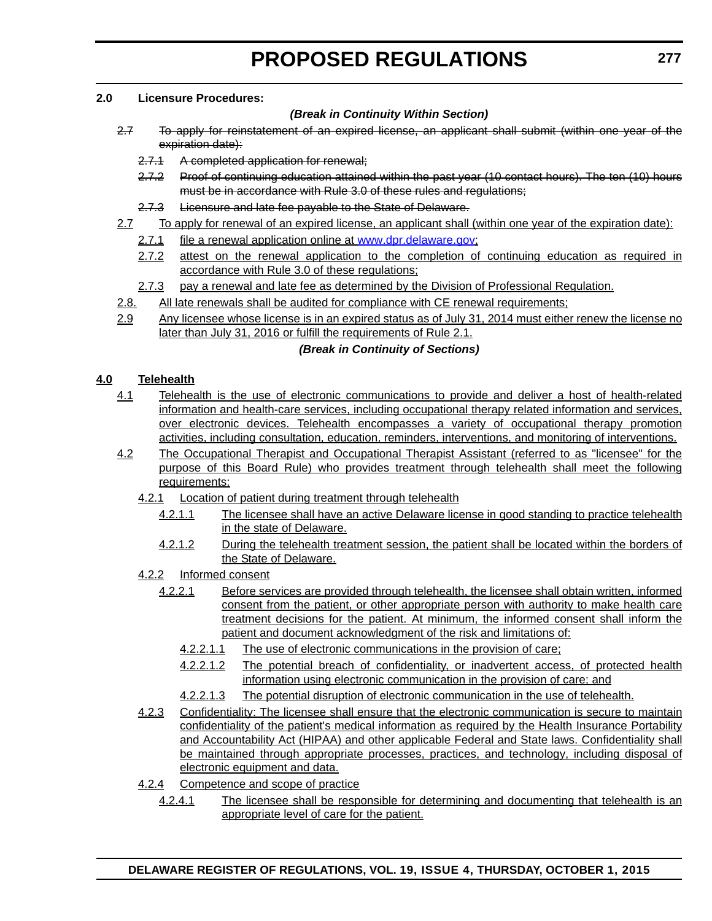**2.0 Licensure Procedures:**

***(Break in Continuity Within Section)***

~~2.7 To apply for reinstatement of an expired license, an applicant shall submit (within one year of the expiration date):~~

~~2.7.1 A completed application for renewal;~~

~~2.7.2 Proof of continuing education attained within the past year (10 contact hours). The ten (10) hours must be in accordance with Rule 3.0 of these rules and regulations;~~

~~2.7.3 Licensure and late fee payable to the State of Delaware.~~

2.7 To apply for renewal of an expired license, an applicant shall (within one year of the expiration date):

2.7.1 file a renewal application online at www.dpr.delaware.gov;

2.7.2 attest on the renewal application to the completion of continuing education as required in accordance with Rule 3.0 of these regulations;

2.7.3 pay a renewal and late fee as determined by the Division of Professional Regulation.

2.8. All late renewals shall be audited for compliance with CE renewal requirements;

2.9 Any licensee whose license is in an expired status as of July 31, 2014 must either renew the license no later than July 31, 2016 or fulfill the requirements of Rule 2.1.

***(Break in Continuity of Sections)***

**4.0 Telehealth**

4.1 Telehealth is the use of electronic communications to provide and deliver a host of health-related information and health-care services, including occupational therapy related information and services, over electronic devices. Telehealth encompasses a variety of occupational therapy promotion activities, including consultation, education, reminders, interventions, and monitoring of interventions.

4.2 The Occupational Therapist and Occupational Therapist Assistant (referred to as "licensee" for the purpose of this Board Rule) who provides treatment through telehealth shall meet the following requirements:

4.2.1 Location of patient during treatment through telehealth

4.2.1.1 The licensee shall have an active Delaware license in good standing to practice telehealth in the state of Delaware.

4.2.1.2 During the telehealth treatment session, the patient shall be located within the borders of the State of Delaware.

4.2.2 Informed consent

4.2.2.1 Before services are provided through telehealth, the licensee shall obtain written, informed consent from the patient, or other appropriate person with authority to make health care treatment decisions for the patient. At minimum, the informed consent shall inform the patient and document acknowledgment of the risk and limitations of:

4.2.2.1.1 The use of electronic communications in the provision of care;

4.2.2.1.2 The potential breach of confidentiality, or inadvertent access, of protected health information using electronic communication in the provision of care; and

4.2.2.1.3 The potential disruption of electronic communication in the use of telehealth.

4.2.3 Confidentiality: The licensee shall ensure that the electronic communication is secure to maintain confidentiality of the patient's medical information as required by the Health Insurance Portability and Accountability Act (HIPAA) and other applicable Federal and State laws. Confidentiality shall be maintained through appropriate processes, practices, and technology, including disposal of electronic equipment and data.

4.2.4 Competence and scope of practice

4.2.4.1 The licensee shall be responsible for determining and documenting that telehealth is an appropriate level of care for the patient.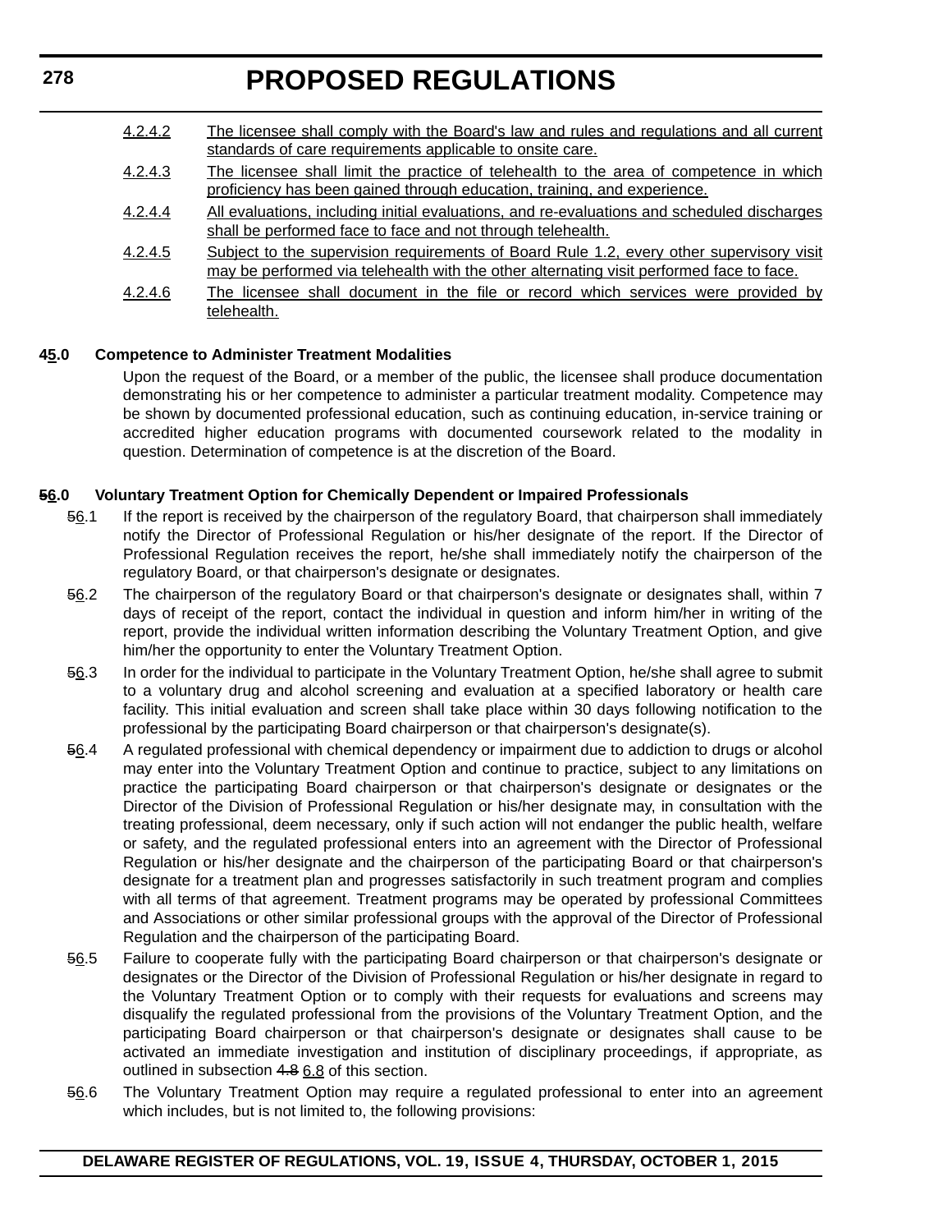4.2.4.2 The licensee shall comply with the Board's law and rules and regulations and all current standards of care requirements applicable to onsite care.

4.2.4.3 The licensee shall limit the practice of telehealth to the area of competence in which proficiency has been gained through education, training, and experience.

4.2.4.4 All evaluations, including initial evaluations, and re-evaluations and scheduled discharges shall be performed face to face and not through telehealth.

4.2.4.5 Subject to the supervision requirements of Board Rule 1.2, every other supervisory visit may be performed via telehealth with the other alternating visit performed face to face.

4.2.4.6 The licensee shall document in the file or record which services were provided by telehealth.

**~~4~~5.0 Competence to Administer Treatment Modalities**

Upon the request of the Board, or a member of the public, the licensee shall produce documentation demonstrating his or her competence to administer a particular treatment modality. Competence may be shown by documented professional education, such as continuing education, in-service training or accredited higher education programs with documented coursework related to the modality in question. Determination of competence is at the discretion of the Board.

**~~5~~6.0 Voluntary Treatment Option for Chemically Dependent or Impaired Professionals**

~~5~~6.1 If the report is received by the chairperson of the regulatory Board, that chairperson shall immediately notify the Director of Professional Regulation or his/her designate of the report. If the Director of Professional Regulation receives the report, he/she shall immediately notify the chairperson of the regulatory Board, or that chairperson's designate or designates.

~~5~~6.2 The chairperson of the regulatory Board or that chairperson's designate or designates shall, within 7 days of receipt of the report, contact the individual in question and inform him/her in writing of the report, provide the individual written information describing the Voluntary Treatment Option, and give him/her the opportunity to enter the Voluntary Treatment Option.

~~5~~6.3 In order for the individual to participate in the Voluntary Treatment Option, he/she shall agree to submit to a voluntary drug and alcohol screening and evaluation at a specified laboratory or health care facility. This initial evaluation and screen shall take place within 30 days following notification to the professional by the participating Board chairperson or that chairperson's designate(s).

~~5~~6.4 A regulated professional with chemical dependency or impairment due to addiction to drugs or alcohol may enter into the Voluntary Treatment Option and continue to practice, subject to any limitations on practice the participating Board chairperson or that chairperson's designate or designates or the Director of the Division of Professional Regulation or his/her designate may, in consultation with the treating professional, deem necessary, only if such action will not endanger the public health, welfare or safety, and the regulated professional enters into an agreement with the Director of Professional Regulation or his/her designate and the chairperson of the participating Board or that chairperson's designate for a treatment plan and progresses satisfactorily in such treatment program and complies with all terms of that agreement. Treatment programs may be operated by professional Committees and Associations or other similar professional groups with the approval of the Director of Professional Regulation and the chairperson of the participating Board.

~~5~~6.5 Failure to cooperate fully with the participating Board chairperson or that chairperson's designate or designates or the Director of the Division of Professional Regulation or his/her designate in regard to the Voluntary Treatment Option or to comply with their requests for evaluations and screens may disqualify the regulated professional from the provisions of the Voluntary Treatment Option, and the participating Board chairperson or that chairperson's designate or designates shall cause to be activated an immediate investigation and institution of disciplinary proceedings, if appropriate, as outlined in subsection ~~4.8~~ 6.8 of this section.

~~5~~6.6 The Voluntary Treatment Option may require a regulated professional to enter into an agreement which includes, but is not limited to, the following provisions: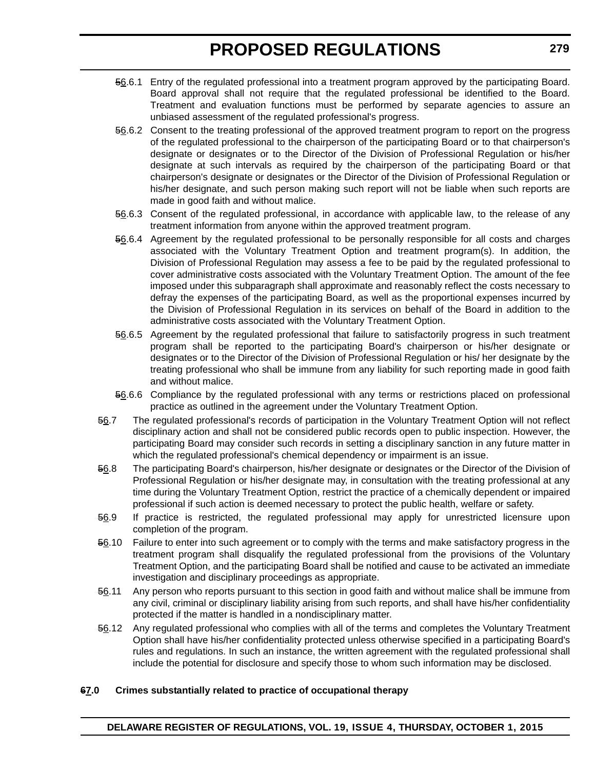~~5~~6.6.1 Entry of the regulated professional into a treatment program approved by the participating Board. Board approval shall not require that the regulated professional be identified to the Board. Treatment and evaluation functions must be performed by separate agencies to assure an unbiased assessment of the regulated professional's progress.

~~5~~6.6.2 Consent to the treating professional of the approved treatment program to report on the progress of the regulated professional to the chairperson of the participating Board or to that chairperson's designate or designates or to the Director of the Division of Professional Regulation or his/her designate at such intervals as required by the chairperson of the participating Board or that chairperson's designate or designates or the Director of the Division of Professional Regulation or his/her designate, and such person making such report will not be liable when such reports are made in good faith and without malice.

~~5~~6.6.3 Consent of the regulated professional, in accordance with applicable law, to the release of any treatment information from anyone within the approved treatment program.

~~5~~6.6.4 Agreement by the regulated professional to be personally responsible for all costs and charges associated with the Voluntary Treatment Option and treatment program(s). In addition, the Division of Professional Regulation may assess a fee to be paid by the regulated professional to cover administrative costs associated with the Voluntary Treatment Option. The amount of the fee imposed under this subparagraph shall approximate and reasonably reflect the costs necessary to defray the expenses of the participating Board, as well as the proportional expenses incurred by the Division of Professional Regulation in its services on behalf of the Board in addition to the administrative costs associated with the Voluntary Treatment Option.

~~5~~6.6.5 Agreement by the regulated professional that failure to satisfactorily progress in such treatment program shall be reported to the participating Board's chairperson or his/her designate or designates or to the Director of the Division of Professional Regulation or his/ her designate by the treating professional who shall be immune from any liability for such reporting made in good faith and without malice.

~~5~~6.6.6 Compliance by the regulated professional with any terms or restrictions placed on professional practice as outlined in the agreement under the Voluntary Treatment Option.

~~5~~6.7 The regulated professional's records of participation in the Voluntary Treatment Option will not reflect disciplinary action and shall not be considered public records open to public inspection. However, the participating Board may consider such records in setting a disciplinary sanction in any future matter in which the regulated professional's chemical dependency or impairment is an issue.

~~5~~6.8 The participating Board's chairperson, his/her designate or designates or the Director of the Division of Professional Regulation or his/her designate may, in consultation with the treating professional at any time during the Voluntary Treatment Option, restrict the practice of a chemically dependent or impaired professional if such action is deemed necessary to protect the public health, welfare or safety.

~~5~~6.9 If practice is restricted, the regulated professional may apply for unrestricted licensure upon completion of the program.

~~5~~6.10 Failure to enter into such agreement or to comply with the terms and make satisfactory progress in the treatment program shall disqualify the regulated professional from the provisions of the Voluntary Treatment Option, and the participating Board shall be notified and cause to be activated an immediate investigation and disciplinary proceedings as appropriate.

~~5~~6.11 Any person who reports pursuant to this section in good faith and without malice shall be immune from any civil, criminal or disciplinary liability arising from such reports, and shall have his/her confidentiality protected if the matter is handled in a nondisciplinary matter.

~~5~~6.12 Any regulated professional who complies with all of the terms and completes the Voluntary Treatment Option shall have his/her confidentiality protected unless otherwise specified in a participating Board's rules and regulations. In such an instance, the written agreement with the regulated professional shall include the potential for disclosure and specify those to whom such information may be disclosed.

**~~6~~7.0 Crimes substantially related to practice of occupational therapy**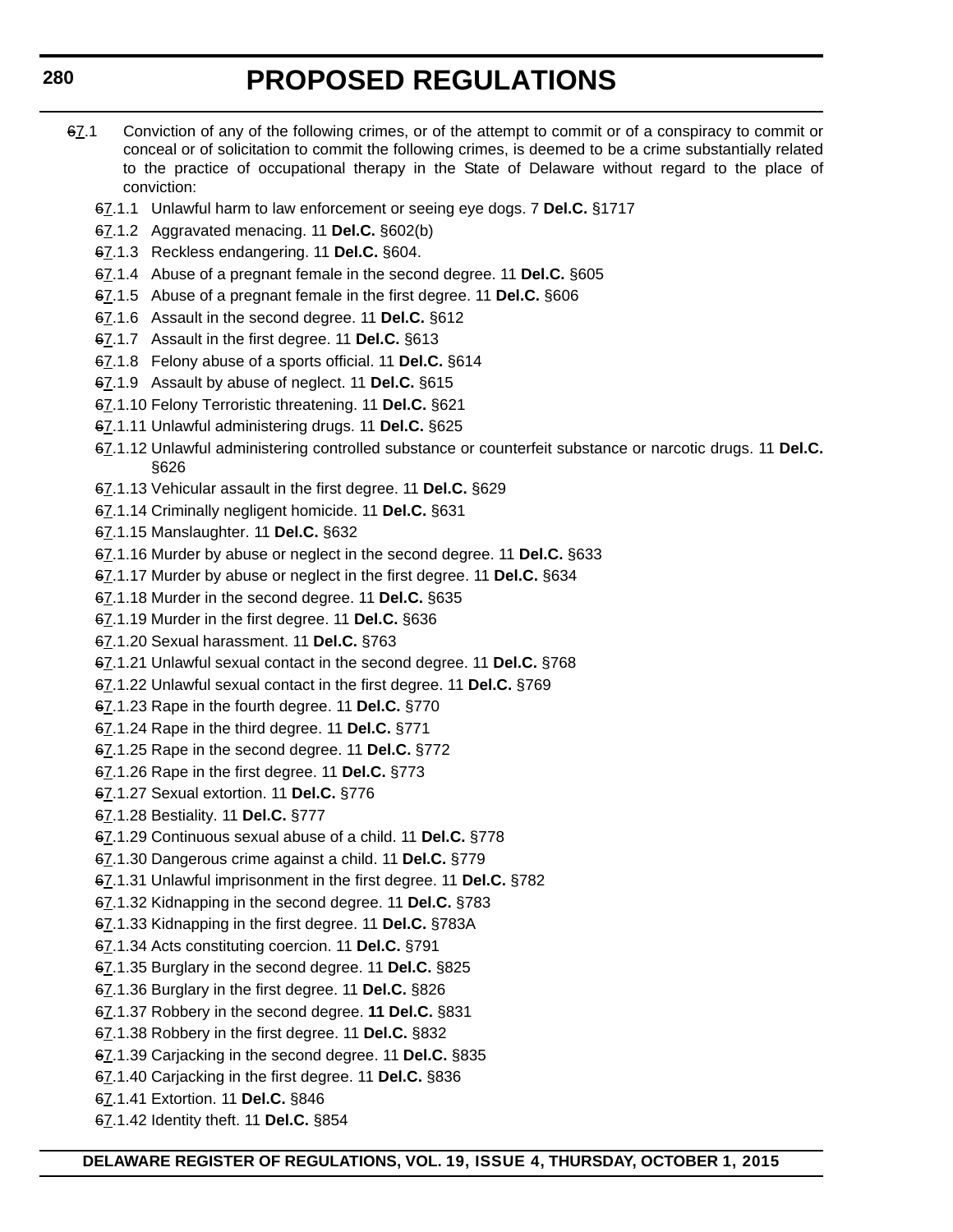~~6~~7.1 Conviction of any of the following crimes, or of the attempt to commit or of a conspiracy to commit or conceal or of solicitation to commit the following crimes, is deemed to be a crime substantially related to the practice of occupational therapy in the State of Delaware without regard to the place of conviction:

~~6~~7.1.1 Unlawful harm to law enforcement or seeing eye dogs. 7 **Del.C.** §1717

~~6~~7.1.2 Aggravated menacing. 11 **Del.C.** §602(b)

~~6~~7.1.3 Reckless endangering. 11 **Del.C.** §604.

~~6~~7.1.4 Abuse of a pregnant female in the second degree. 11 **Del.C.** §605

~~6~~7.1.5 Abuse of a pregnant female in the first degree. 11 **Del.C.** §606

~~6~~7.1.6 Assault in the second degree. 11 **Del.C.** §612

~~6~~7.1.7 Assault in the first degree. 11 **Del.C.** §613

~~6~~7.1.8 Felony abuse of a sports official. 11 **Del.C.** §614

~~6~~7.1.9 Assault by abuse of neglect. 11 **Del.C.** §615

~~6~~7.1.10 Felony Terroristic threatening. 11 **Del.C.** §621

~~6~~7.1.11 Unlawful administering drugs. 11 **Del.C.** §625

~~6~~7.1.12 Unlawful administering controlled substance or counterfeit substance or narcotic drugs. 11 **Del.C.** §626

~~6~~7.1.13 Vehicular assault in the first degree. 11 **Del.C.** §629

~~6~~7.1.14 Criminally negligent homicide. 11 **Del.C.** §631

~~6~~7.1.15 Manslaughter. 11 **Del.C.** §632

~~6~~7.1.16 Murder by abuse or neglect in the second degree. 11 **Del.C.** §633

~~6~~7.1.17 Murder by abuse or neglect in the first degree. 11 **Del.C.** §634

~~6~~7.1.18 Murder in the second degree. 11 **Del.C.** §635

~~6~~7.1.19 Murder in the first degree. 11 **Del.C.** §636

~~6~~7.1.20 Sexual harassment. 11 **Del.C.** §763

~~6~~7.1.21 Unlawful sexual contact in the second degree. 11 **Del.C.** §768

~~6~~7.1.22 Unlawful sexual contact in the first degree. 11 **Del.C.** §769

~~6~~7.1.23 Rape in the fourth degree. 11 **Del.C.** §770

~~6~~7.1.24 Rape in the third degree. 11 **Del.C.** §771

~~6~~7.1.25 Rape in the second degree. 11 **Del.C.** §772

~~6~~7.1.26 Rape in the first degree. 11 **Del.C.** §773

~~6~~7.1.27 Sexual extortion. 11 **Del.C.** §776

~~6~~7.1.28 Bestiality. 11 **Del.C.** §777

~~6~~7.1.29 Continuous sexual abuse of a child. 11 **Del.C.** §778

~~6~~7.1.30 Dangerous crime against a child. 11 **Del.C.** §779

~~6~~7.1.31 Unlawful imprisonment in the first degree. 11 **Del.C.** §782

~~6~~7.1.32 Kidnapping in the second degree. 11 **Del.C.** §783

~~6~~7.1.33 Kidnapping in the first degree. 11 **Del.C.** §783A

~~6~~7.1.34 Acts constituting coercion. 11 **Del.C.** §791

~~6~~7.1.35 Burglary in the second degree. 11 **Del.C.** §825

~~6~~7.1.36 Burglary in the first degree. 11 **Del.C.** §826

~~6~~7.1.37 Robbery in the second degree. **11 Del.C.** §831

~~6~~7.1.38 Robbery in the first degree. 11 **Del.C.** §832

~~6~~7.1.39 Carjacking in the second degree. 11 **Del.C.** §835

~~6~~7.1.40 Carjacking in the first degree. 11 **Del.C.** §836

~~6~~7.1.41 Extortion. 11 **Del.C.** §846

~~6~~7.1.42 Identity theft. 11 **Del.C.** §854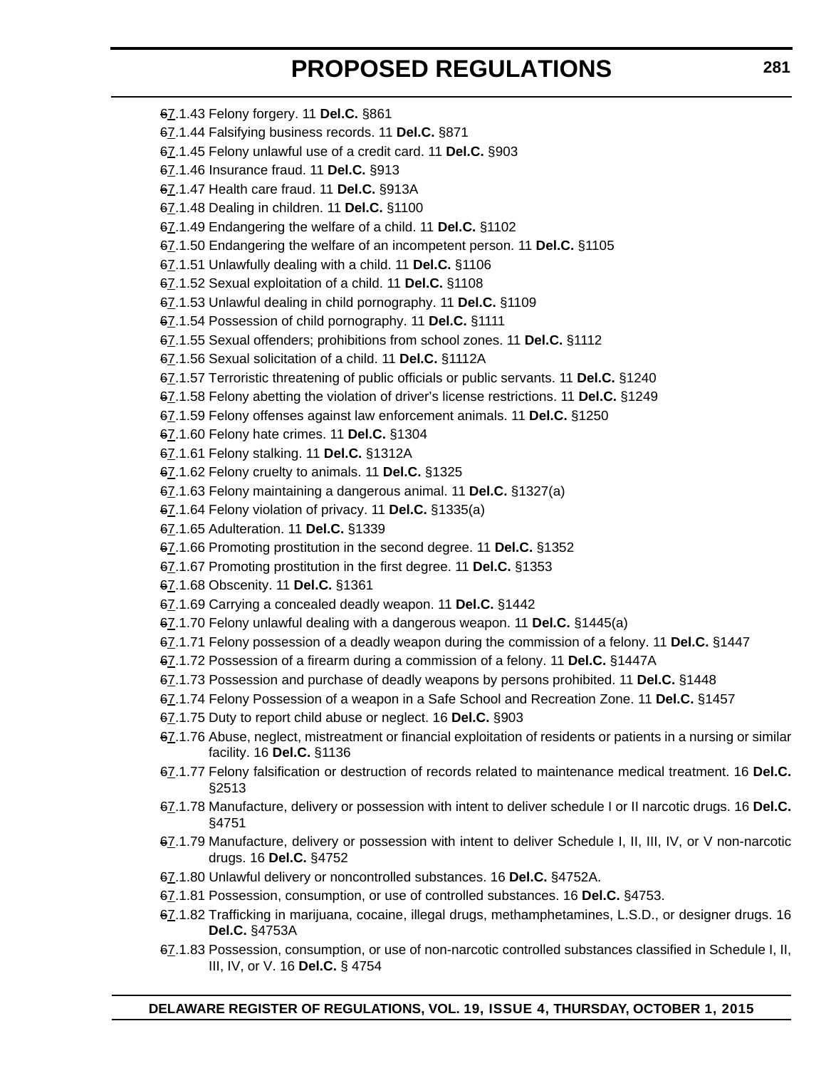~~6~~7.1.43 Felony forgery. 11 **Del.C.** §861

~~6~~7.1.44 Falsifying business records. 11 **Del.C.** §871

~~6~~7.1.45 Felony unlawful use of a credit card. 11 **Del.C.** §903

~~6~~7.1.46 Insurance fraud. 11 **Del.C.** §913

~~6~~7.1.47 Health care fraud. 11 **Del.C.** §913A

~~6~~7.1.48 Dealing in children. 11 **Del.C.** §1100

~~6~~7.1.49 Endangering the welfare of a child. 11 **Del.C.** §1102

~~6~~7.1.50 Endangering the welfare of an incompetent person. 11 **Del.C.** §1105

~~6~~7.1.51 Unlawfully dealing with a child. 11 **Del.C.** §1106

~~6~~7.1.52 Sexual exploitation of a child. 11 **Del.C.** §1108

~~6~~7.1.53 Unlawful dealing in child pornography. 11 **Del.C.** §1109

~~6~~7.1.54 Possession of child pornography. 11 **Del.C.** §1111

~~6~~7.1.55 Sexual offenders; prohibitions from school zones. 11 **Del.C.** §1112

~~6~~7.1.56 Sexual solicitation of a child. 11 **Del.C.** §1112A

~~6~~7.1.57 Terroristic threatening of public officials or public servants. 11 **Del.C.** §1240

~~6~~7.1.58 Felony abetting the violation of driver's license restrictions. 11 **Del.C.** §1249

~~6~~7.1.59 Felony offenses against law enforcement animals. 11 **Del.C.** §1250

~~6~~7.1.60 Felony hate crimes. 11 **Del.C.** §1304

~~6~~7.1.61 Felony stalking. 11 **Del.C.** §1312A

~~6~~7.1.62 Felony cruelty to animals. 11 **Del.C.** §1325

~~6~~7.1.63 Felony maintaining a dangerous animal. 11 **Del.C.** §1327(a)

~~6~~7.1.64 Felony violation of privacy. 11 **Del.C.** §1335(a)

~~6~~7.1.65 Adulteration. 11 **Del.C.** §1339

~~6~~7.1.66 Promoting prostitution in the second degree. 11 **Del.C.** §1352

~~6~~7.1.67 Promoting prostitution in the first degree. 11 **Del.C.** §1353

~~6~~7.1.68 Obscenity. 11 **Del.C.** §1361

~~6~~7.1.69 Carrying a concealed deadly weapon. 11 **Del.C.** §1442

~~6~~7.1.70 Felony unlawful dealing with a dangerous weapon. 11 **Del.C.** §1445(a)

~~6~~7.1.71 Felony possession of a deadly weapon during the commission of a felony. 11 **Del.C.** §1447

~~6~~7.1.72 Possession of a firearm during a commission of a felony. 11 **Del.C.** §1447A

~~6~~7.1.73 Possession and purchase of deadly weapons by persons prohibited. 11 **Del.C.** §1448

~~6~~7.1.74 Felony Possession of a weapon in a Safe School and Recreation Zone. 11 **Del.C.** §1457

~~6~~7.1.75 Duty to report child abuse or neglect. 16 **Del.C.** §903

~~6~~7.1.76 Abuse, neglect, mistreatment or financial exploitation of residents or patients in a nursing or similar facility. 16 **Del.C.** §1136

~~6~~7.1.77 Felony falsification or destruction of records related to maintenance medical treatment. 16 **Del.C.** §2513

~~6~~7.1.78 Manufacture, delivery or possession with intent to deliver schedule I or II narcotic drugs. 16 **Del.C.** §4751

~~6~~7.1.79 Manufacture, delivery or possession with intent to deliver Schedule I, II, III, IV, or V non-narcotic drugs. 16 **Del.C.** §4752

~~6~~7.1.80 Unlawful delivery or noncontrolled substances. 16 **Del.C.** §4752A.

~~6~~7.1.81 Possession, consumption, or use of controlled substances. 16 **Del.C.** §4753.

~~6~~7.1.82 Trafficking in marijuana, cocaine, illegal drugs, methamphetamines, L.S.D., or designer drugs. 16 **Del.C.** §4753A

~~6~~7.1.83 Possession, consumption, or use of non-narcotic controlled substances classified in Schedule I, II, III, IV, or V. 16 **Del.C.** § 4754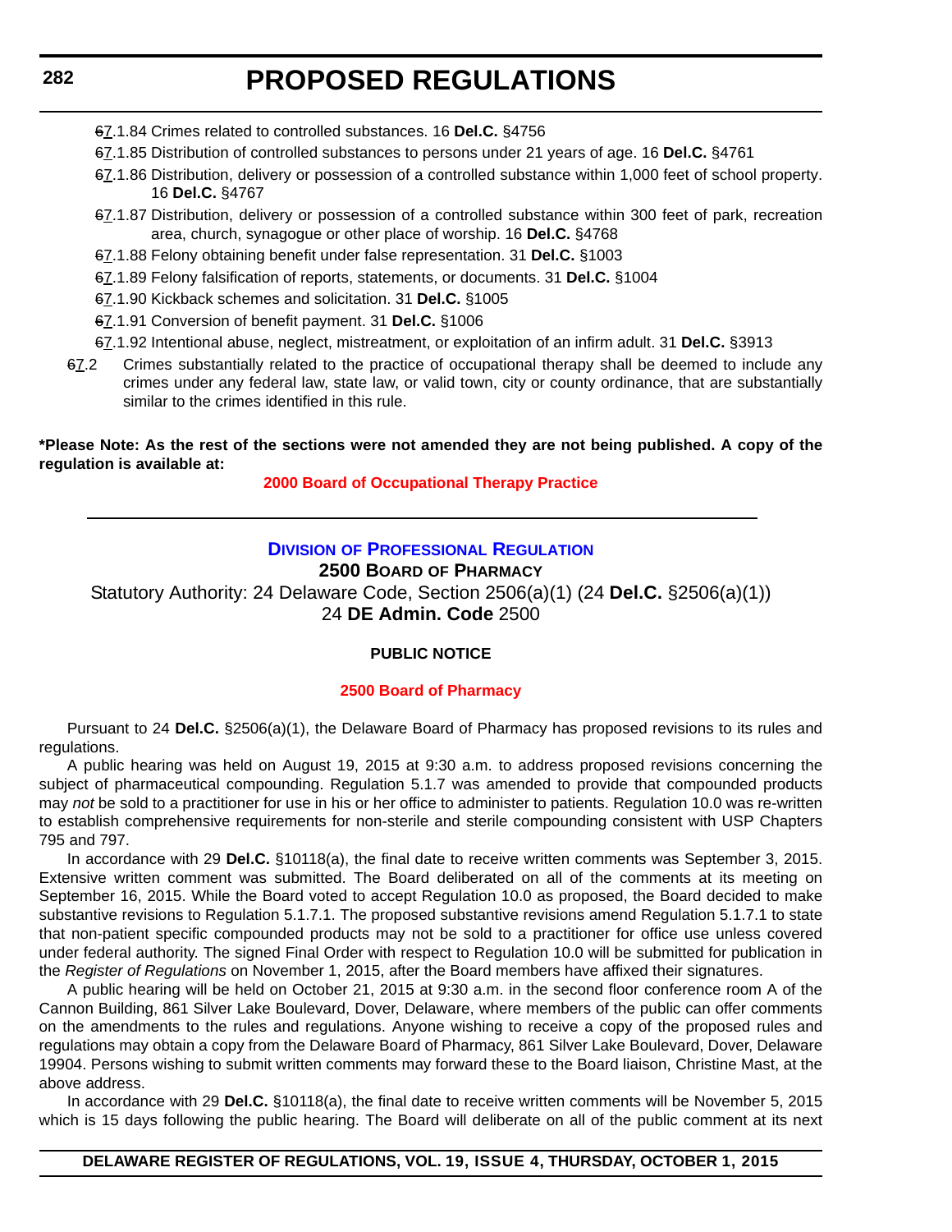~~6~~7.1.84 Crimes related to controlled substances. 16 **Del.C.** §4756

~~6~~7.1.85 Distribution of controlled substances to persons under 21 years of age. 16 **Del.C.** §4761

~~6~~7.1.86 Distribution, delivery or possession of a controlled substance within 1,000 feet of school property. 16 **Del.C.** §4767

~~6~~7.1.87 Distribution, delivery or possession of a controlled substance within 300 feet of park, recreation area, church, synagogue or other place of worship. 16 **Del.C.** §4768

~~6~~7.1.88 Felony obtaining benefit under false representation. 31 **Del.C.** §1003

~~6~~7.1.89 Felony falsification of reports, statements, or documents. 31 **Del.C.** §1004

~~6~~7.1.90 Kickback schemes and solicitation. 31 **Del.C.** §1005

~~6~~7.1.91 Conversion of benefit payment. 31 **Del.C.** §1006

~~6~~7.1.92 Intentional abuse, neglect, mistreatment, or exploitation of an infirm adult. 31 **Del.C.** §3913

~~6~~7.2 Crimes substantially related to the practice of occupational therapy shall be deemed to include any crimes under any federal law, state law, or valid town, city or county ordinance, that are substantially similar to the crimes identified in this rule.

**\*Please Note: As the rest of the sections were not amended they are not being published. A copy of the regulation is available at:**

**2000 Board of Occupational Therapy Practice**

---

## Division of Professional Regulation

### 2500 Board of Pharmacy

Statutory Authority: 24 Delaware Code, Section 2506(a)(1) (24 **Del.C.** §2506(a)(1))
24 **DE Admin. Code** 2500

**PUBLIC NOTICE**

**2500 Board of Pharmacy**

Pursuant to 24 **Del.C.** §2506(a)(1), the Delaware Board of Pharmacy has proposed revisions to its rules and regulations.

A public hearing was held on August 19, 2015 at 9:30 a.m. to address proposed revisions concerning the subject of pharmaceutical compounding. Regulation 5.1.7 was amended to provide that compounded products may *not* be sold to a practitioner for use in his or her office to administer to patients. Regulation 10.0 was re-written to establish comprehensive requirements for non-sterile and sterile compounding consistent with USP Chapters 795 and 797.

In accordance with 29 **Del.C.** §10118(a), the final date to receive written comments was September 3, 2015. Extensive written comment was submitted. The Board deliberated on all of the comments at its meeting on September 16, 2015. While the Board voted to accept Regulation 10.0 as proposed, the Board decided to make substantive revisions to Regulation 5.1.7.1. The proposed substantive revisions amend Regulation 5.1.7.1 to state that non-patient specific compounded products may not be sold to a practitioner for office use unless covered under federal authority. The signed Final Order with respect to Regulation 10.0 will be submitted for publication in the *Register of Regulations* on November 1, 2015, after the Board members have affixed their signatures.

A public hearing will be held on October 21, 2015 at 9:30 a.m. in the second floor conference room A of the Cannon Building, 861 Silver Lake Boulevard, Dover, Delaware, where members of the public can offer comments on the amendments to the rules and regulations. Anyone wishing to receive a copy of the proposed rules and regulations may obtain a copy from the Delaware Board of Pharmacy, 861 Silver Lake Boulevard, Dover, Delaware 19904. Persons wishing to submit written comments may forward these to the Board liaison, Christine Mast, at the above address.

In accordance with 29 **Del.C.** §10118(a), the final date to receive written comments will be November 5, 2015 which is 15 days following the public hearing. The Board will deliberate on all of the public comment at its next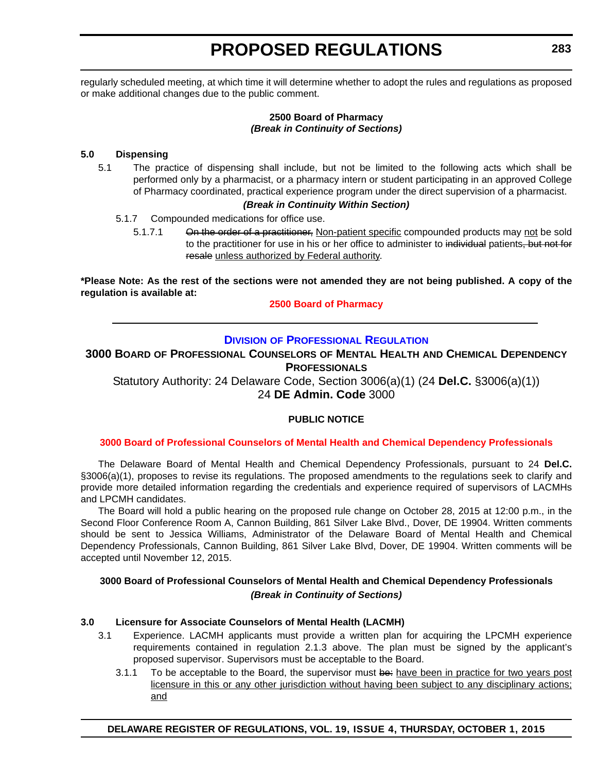regularly scheduled meeting, at which time it will determine whether to adopt the rules and regulations as proposed or make additional changes due to the public comment.

**2500 Board of Pharmacy**
***(Break in Continuity of Sections)***

**5.0 Dispensing**

5.1 The practice of dispensing shall include, but not be limited to the following acts which shall be performed only by a pharmacist, or a pharmacy intern or student participating in an approved College of Pharmacy coordinated, practical experience program under the direct supervision of a pharmacist.

***(Break in Continuity Within Section)***

5.1.7 Compounded medications for office use.

5.1.7.1 ~~On the order of a practitioner,~~ <u>Non-patient specific</u> compounded products may <u>not</u> be sold to the practitioner for use in his or her office to administer to ~~individual~~ patients~~, but not for resale~~ <u>unless authorized by Federal authority</u>.

**\*Please Note: As the rest of the sections were not amended they are not being published. A copy of the regulation is available at:**

**2500 Board of Pharmacy**

---

**DIVISION OF PROFESSIONAL REGULATION**

## 3000 BOARD OF PROFESSIONAL COUNSELORS OF MENTAL HEALTH AND CHEMICAL DEPENDENCY PROFESSIONALS

Statutory Authority: 24 Delaware Code, Section 3006(a)(1) (24 **Del.C.** §3006(a)(1))
24 **DE Admin. Code** 3000

**PUBLIC NOTICE**

**3000 Board of Professional Counselors of Mental Health and Chemical Dependency Professionals**

The Delaware Board of Mental Health and Chemical Dependency Professionals, pursuant to 24 **Del.C.** §3006(a)(1), proposes to revise its regulations. The proposed amendments to the regulations seek to clarify and provide more detailed information regarding the credentials and experience required of supervisors of LACMHs and LPCMH candidates.

The Board will hold a public hearing on the proposed rule change on October 28, 2015 at 12:00 p.m., in the Second Floor Conference Room A, Cannon Building, 861 Silver Lake Blvd., Dover, DE 19904. Written comments should be sent to Jessica Williams, Administrator of the Delaware Board of Mental Health and Chemical Dependency Professionals, Cannon Building, 861 Silver Lake Blvd, Dover, DE 19904. Written comments will be accepted until November 12, 2015.

**3000 Board of Professional Counselors of Mental Health and Chemical Dependency Professionals**
***(Break in Continuity of Sections)***

**3.0 Licensure for Associate Counselors of Mental Health (LACMH)**

3.1 Experience. LACMH applicants must provide a written plan for acquiring the LPCMH experience requirements contained in regulation 2.1.3 above. The plan must be signed by the applicant's proposed supervisor. Supervisors must be acceptable to the Board.

3.1.1 To be acceptable to the Board, the supervisor must ~~be:~~ <u>have been in practice for two years post licensure in this or any other jurisdiction without having been subject to any disciplinary actions; and</u>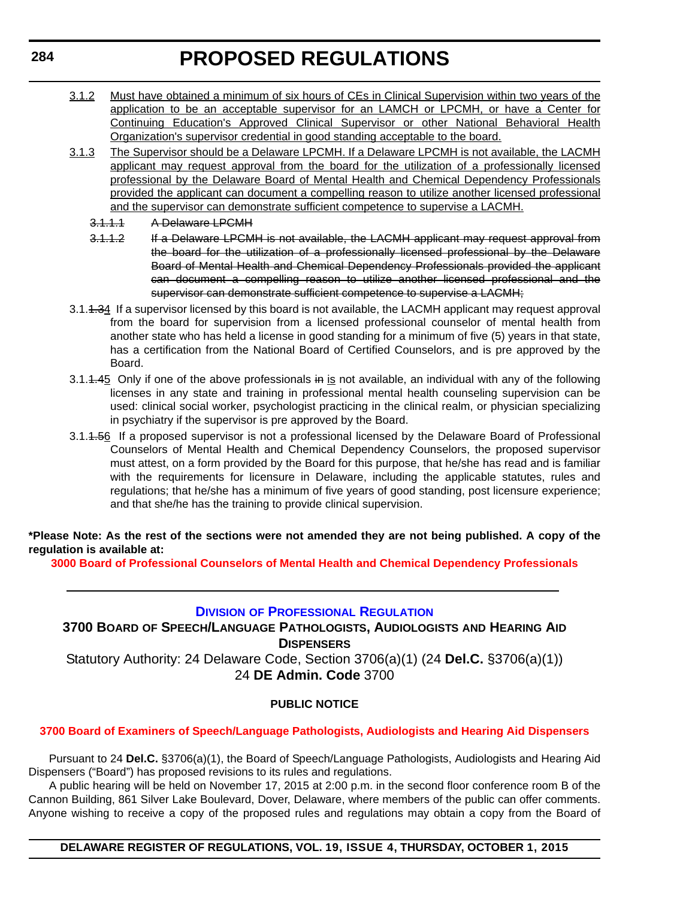3.1.2 Must have obtained a minimum of six hours of CEs in Clinical Supervision within two years of the application to be an acceptable supervisor for an LAMCH or LPCMH, or have a Center for Continuing Education's Approved Clinical Supervisor or other National Behavioral Health Organization's supervisor credential in good standing acceptable to the board.

3.1.3 The Supervisor should be a Delaware LPCMH. If a Delaware LPCMH is not available, the LACMH applicant may request approval from the board for the utilization of a professionally licensed professional by the Delaware Board of Mental Health and Chemical Dependency Professionals provided the applicant can document a compelling reason to utilize another licensed professional and the supervisor can demonstrate sufficient competence to supervise a LACMH.

~~3.1.1.1 A Delaware LPCMH~~

~~3.1.1.2 If a Delaware LPCMH is not available, the LACMH applicant may request approval from the board for the utilization of a professionally licensed professional by the Delaware Board of Mental Health and Chemical Dependency Professionals provided the applicant can document a compelling reason to utilize another licensed professional and the supervisor can demonstrate sufficient competence to supervise a LACMH;~~

3.1.~~1.3~~4 If a supervisor licensed by this board is not available, the LACMH applicant may request approval from the board for supervision from a licensed professional counselor of mental health from another state who has held a license in good standing for a minimum of five (5) years in that state, has a certification from the National Board of Certified Counselors, and is pre approved by the Board.

3.1.~~1.4~~5 Only if one of the above professionals ~~in~~ is not available, an individual with any of the following licenses in any state and training in professional mental health counseling supervision can be used: clinical social worker, psychologist practicing in the clinical realm, or physician specializing in psychiatry if the supervisor is pre approved by the Board.

3.1.~~1.5~~6 If a proposed supervisor is not a professional licensed by the Delaware Board of Professional Counselors of Mental Health and Chemical Dependency Counselors, the proposed supervisor must attest, on a form provided by the Board for this purpose, that he/she has read and is familiar with the requirements for licensure in Delaware, including the applicable statutes, rules and regulations; that he/she has a minimum of five years of good standing, post licensure experience; and that she/he has the training to provide clinical supervision.

**\*Please Note: As the rest of the sections were not amended they are not being published. A copy of the regulation is available at:**

**3000 Board of Professional Counselors of Mental Health and Chemical Dependency Professionals**

---

## DIVISION OF PROFESSIONAL REGULATION

### 3700 BOARD OF SPEECH/LANGUAGE PATHOLOGISTS, AUDIOLOGISTS AND HEARING AID DISPENSERS

Statutory Authority: 24 Delaware Code, Section 3706(a)(1) (24 **Del.C.** §3706(a)(1))
24 **DE Admin. Code** 3700

#### PUBLIC NOTICE

**3700 Board of Examiners of Speech/Language Pathologists, Audiologists and Hearing Aid Dispensers**

Pursuant to 24 **Del.C.** §3706(a)(1), the Board of Speech/Language Pathologists, Audiologists and Hearing Aid Dispensers ("Board") has proposed revisions to its rules and regulations.

A public hearing will be held on November 17, 2015 at 2:00 p.m. in the second floor conference room B of the Cannon Building, 861 Silver Lake Boulevard, Dover, Delaware, where members of the public can offer comments. Anyone wishing to receive a copy of the proposed rules and regulations may obtain a copy from the Board of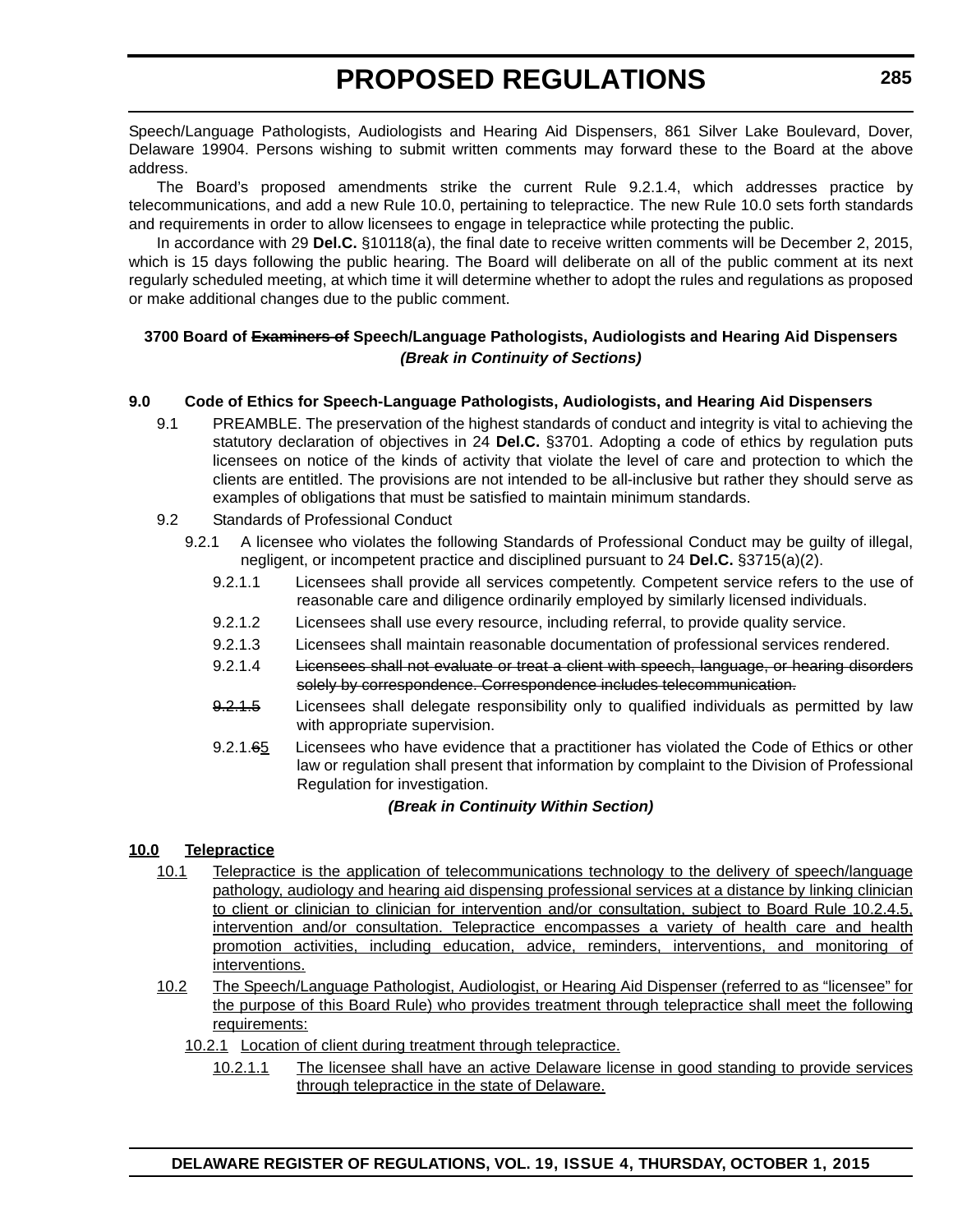Speech/Language Pathologists, Audiologists and Hearing Aid Dispensers, 861 Silver Lake Boulevard, Dover, Delaware 19904. Persons wishing to submit written comments may forward these to the Board at the above address.

The Board's proposed amendments strike the current Rule 9.2.1.4, which addresses practice by telecommunications, and add a new Rule 10.0, pertaining to telepractice. The new Rule 10.0 sets forth standards and requirements in order to allow licensees to engage in telepractice while protecting the public.

In accordance with 29 **Del.C.** §10118(a), the final date to receive written comments will be December 2, 2015, which is 15 days following the public hearing. The Board will deliberate on all of the public comment at its next regularly scheduled meeting, at which time it will determine whether to adopt the rules and regulations as proposed or make additional changes due to the public comment.

**3700 Board of ~~Examiners of~~ Speech/Language Pathologists, Audiologists and Hearing Aid Dispensers**

***(Break in Continuity of Sections)***

**9.0 Code of Ethics for Speech-Language Pathologists, Audiologists, and Hearing Aid Dispensers**

9.1 PREAMBLE. The preservation of the highest standards of conduct and integrity is vital to achieving the statutory declaration of objectives in 24 **Del.C.** §3701. Adopting a code of ethics by regulation puts licensees on notice of the kinds of activity that violate the level of care and protection to which the clients are entitled. The provisions are not intended to be all-inclusive but rather they should serve as examples of obligations that must be satisfied to maintain minimum standards.

9.2 Standards of Professional Conduct

9.2.1 A licensee who violates the following Standards of Professional Conduct may be guilty of illegal, negligent, or incompetent practice and disciplined pursuant to 24 **Del.C.** §3715(a)(2).

9.2.1.1 Licensees shall provide all services competently. Competent service refers to the use of reasonable care and diligence ordinarily employed by similarly licensed individuals.

9.2.1.2 Licensees shall use every resource, including referral, to provide quality service.

9.2.1.3 Licensees shall maintain reasonable documentation of professional services rendered.

9.2.1.4 ~~Licensees shall not evaluate or treat a client with speech, language, or hearing disorders solely by correspondence. Correspondence includes telecommunication.~~

~~9.2.1.5~~ Licensees shall delegate responsibility only to qualified individuals as permitted by law with appropriate supervision.

9.2.1.~~6~~<u>5</u> Licensees who have evidence that a practitioner has violated the Code of Ethics or other law or regulation shall present that information by complaint to the Division of Professional Regulation for investigation.

***(Break in Continuity Within Section)***

<u>**10.0 Telepractice**</u>

<u>10.1 Telepractice is the application of telecommunications technology to the delivery of speech/language pathology, audiology and hearing aid dispensing professional services at a distance by linking clinician to client or clinician to clinician for intervention and/or consultation, subject to Board Rule 10.2.4.5, intervention and/or consultation. Telepractice encompasses a variety of health care and health promotion activities, including education, advice, reminders, interventions, and monitoring of interventions.</u>

<u>10.2 The Speech/Language Pathologist, Audiologist, or Hearing Aid Dispenser (referred to as "licensee" for the purpose of this Board Rule) who provides treatment through telepractice shall meet the following requirements:</u>

<u>10.2.1 Location of client during treatment through telepractice.</u>

<u>10.2.1.1 The licensee shall have an active Delaware license in good standing to provide services through telepractice in the state of Delaware.</u>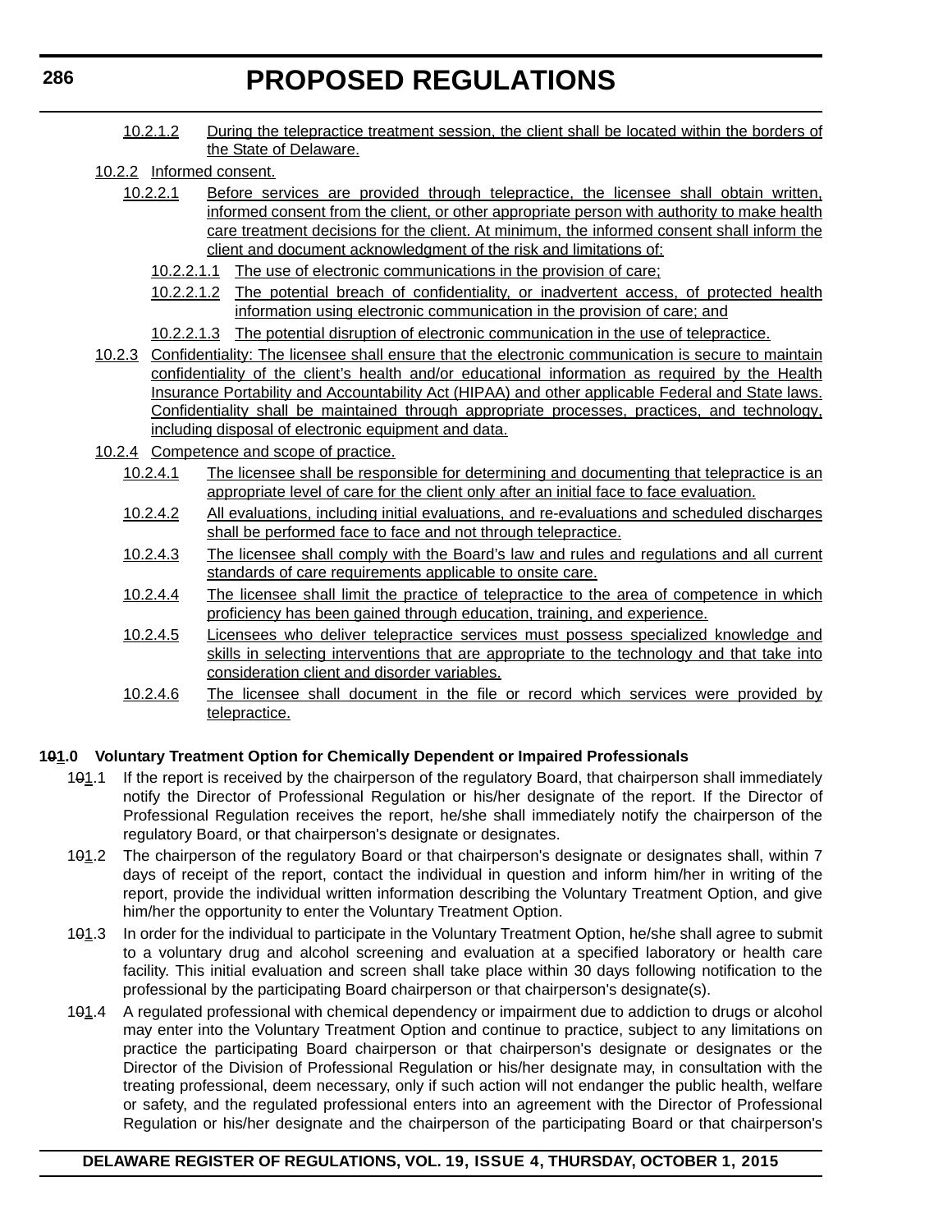10.2.1.2 During the telepractice treatment session, the client shall be located within the borders of the State of Delaware.

10.2.2 Informed consent.

10.2.2.1 Before services are provided through telepractice, the licensee shall obtain written, informed consent from the client, or other appropriate person with authority to make health care treatment decisions for the client. At minimum, the informed consent shall inform the client and document acknowledgment of the risk and limitations of:

10.2.2.1.1 The use of electronic communications in the provision of care;

10.2.2.1.2 The potential breach of confidentiality, or inadvertent access, of protected health information using electronic communication in the provision of care; and

10.2.2.1.3 The potential disruption of electronic communication in the use of telepractice.

10.2.3 Confidentiality: The licensee shall ensure that the electronic communication is secure to maintain confidentiality of the client's health and/or educational information as required by the Health Insurance Portability and Accountability Act (HIPAA) and other applicable Federal and State laws. Confidentiality shall be maintained through appropriate processes, practices, and technology, including disposal of electronic equipment and data.

10.2.4 Competence and scope of practice.

10.2.4.1 The licensee shall be responsible for determining and documenting that telepractice is an appropriate level of care for the client only after an initial face to face evaluation.

10.2.4.2 All evaluations, including initial evaluations, and re-evaluations and scheduled discharges shall be performed face to face and not through telepractice.

10.2.4.3 The licensee shall comply with the Board's law and rules and regulations and all current standards of care requirements applicable to onsite care.

10.2.4.4 The licensee shall limit the practice of telepractice to the area of competence in which proficiency has been gained through education, training, and experience.

10.2.4.5 Licensees who deliver telepractice services must possess specialized knowledge and skills in selecting interventions that are appropriate to the technology and that take into consideration client and disorder variables.

10.2.4.6 The licensee shall document in the file or record which services were provided by telepractice.

**1~~0~~1.0 Voluntary Treatment Option for Chemically Dependent or Impaired Professionals**

1~~0~~1.1 If the report is received by the chairperson of the regulatory Board, that chairperson shall immediately notify the Director of Professional Regulation or his/her designate of the report. If the Director of Professional Regulation receives the report, he/she shall immediately notify the chairperson of the regulatory Board, or that chairperson's designate or designates.

1~~0~~1.2 The chairperson of the regulatory Board or that chairperson's designate or designates shall, within 7 days of receipt of the report, contact the individual in question and inform him/her in writing of the report, provide the individual written information describing the Voluntary Treatment Option, and give him/her the opportunity to enter the Voluntary Treatment Option.

1~~0~~1.3 In order for the individual to participate in the Voluntary Treatment Option, he/she shall agree to submit to a voluntary drug and alcohol screening and evaluation at a specified laboratory or health care facility. This initial evaluation and screen shall take place within 30 days following notification to the professional by the participating Board chairperson or that chairperson's designate(s).

1~~0~~1.4 A regulated professional with chemical dependency or impairment due to addiction to drugs or alcohol may enter into the Voluntary Treatment Option and continue to practice, subject to any limitations on practice the participating Board chairperson or that chairperson's designate or designates or the Director of the Division of Professional Regulation or his/her designate may, in consultation with the treating professional, deem necessary, only if such action will not endanger the public health, welfare or safety, and the regulated professional enters into an agreement with the Director of Professional Regulation or his/her designate and the chairperson of the participating Board or that chairperson's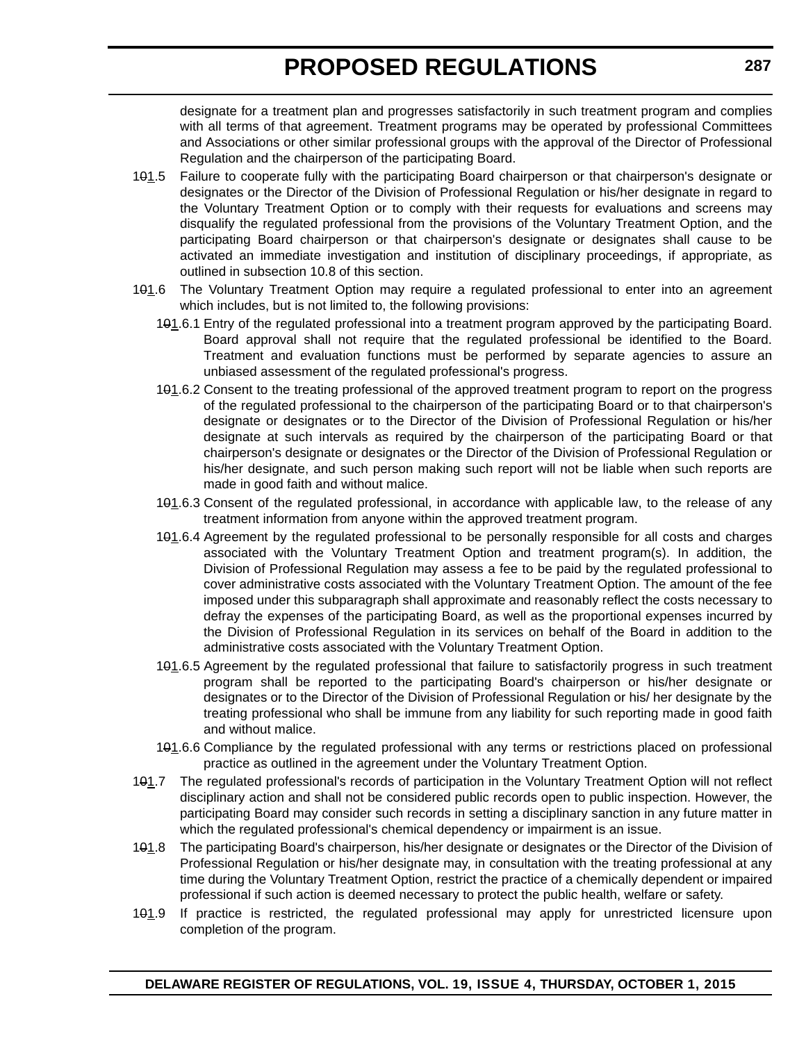designate for a treatment plan and progresses satisfactorily in such treatment program and complies with all terms of that agreement. Treatment programs may be operated by professional Committees and Associations or other similar professional groups with the approval of the Director of Professional Regulation and the chairperson of the participating Board.

1~~0~~<u>1</u>.5 Failure to cooperate fully with the participating Board chairperson or that chairperson's designate or designates or the Director of the Division of Professional Regulation or his/her designate in regard to the Voluntary Treatment Option or to comply with their requests for evaluations and screens may disqualify the regulated professional from the provisions of the Voluntary Treatment Option, and the participating Board chairperson or that chairperson's designate or designates shall cause to be activated an immediate investigation and institution of disciplinary proceedings, if appropriate, as outlined in subsection 10.8 of this section.

1~~0~~<u>1</u>.6 The Voluntary Treatment Option may require a regulated professional to enter into an agreement which includes, but is not limited to, the following provisions:

1~~0~~<u>1</u>.6.1 Entry of the regulated professional into a treatment program approved by the participating Board. Board approval shall not require that the regulated professional be identified to the Board. Treatment and evaluation functions must be performed by separate agencies to assure an unbiased assessment of the regulated professional's progress.

1~~0~~<u>1</u>.6.2 Consent to the treating professional of the approved treatment program to report on the progress of the regulated professional to the chairperson of the participating Board or to that chairperson's designate or designates or to the Director of the Division of Professional Regulation or his/her designate at such intervals as required by the chairperson of the participating Board or that chairperson's designate or designates or the Director of the Division of Professional Regulation or his/her designate, and such person making such report will not be liable when such reports are made in good faith and without malice.

1~~0~~<u>1</u>.6.3 Consent of the regulated professional, in accordance with applicable law, to the release of any treatment information from anyone within the approved treatment program.

1~~0~~<u>1</u>.6.4 Agreement by the regulated professional to be personally responsible for all costs and charges associated with the Voluntary Treatment Option and treatment program(s). In addition, the Division of Professional Regulation may assess a fee to be paid by the regulated professional to cover administrative costs associated with the Voluntary Treatment Option. The amount of the fee imposed under this subparagraph shall approximate and reasonably reflect the costs necessary to defray the expenses of the participating Board, as well as the proportional expenses incurred by the Division of Professional Regulation in its services on behalf of the Board in addition to the administrative costs associated with the Voluntary Treatment Option.

1~~0~~<u>1</u>.6.5 Agreement by the regulated professional that failure to satisfactorily progress in such treatment program shall be reported to the participating Board's chairperson or his/her designate or designates or to the Director of the Division of Professional Regulation or his/ her designate by the treating professional who shall be immune from any liability for such reporting made in good faith and without malice.

1~~0~~<u>1</u>.6.6 Compliance by the regulated professional with any terms or restrictions placed on professional practice as outlined in the agreement under the Voluntary Treatment Option.

1~~0~~<u>1</u>.7 The regulated professional's records of participation in the Voluntary Treatment Option will not reflect disciplinary action and shall not be considered public records open to public inspection. However, the participating Board may consider such records in setting a disciplinary sanction in any future matter in which the regulated professional's chemical dependency or impairment is an issue.

1~~0~~<u>1</u>.8 The participating Board's chairperson, his/her designate or designates or the Director of the Division of Professional Regulation or his/her designate may, in consultation with the treating professional at any time during the Voluntary Treatment Option, restrict the practice of a chemically dependent or impaired professional if such action is deemed necessary to protect the public health, welfare or safety.

1~~0~~<u>1</u>.9 If practice is restricted, the regulated professional may apply for unrestricted licensure upon completion of the program.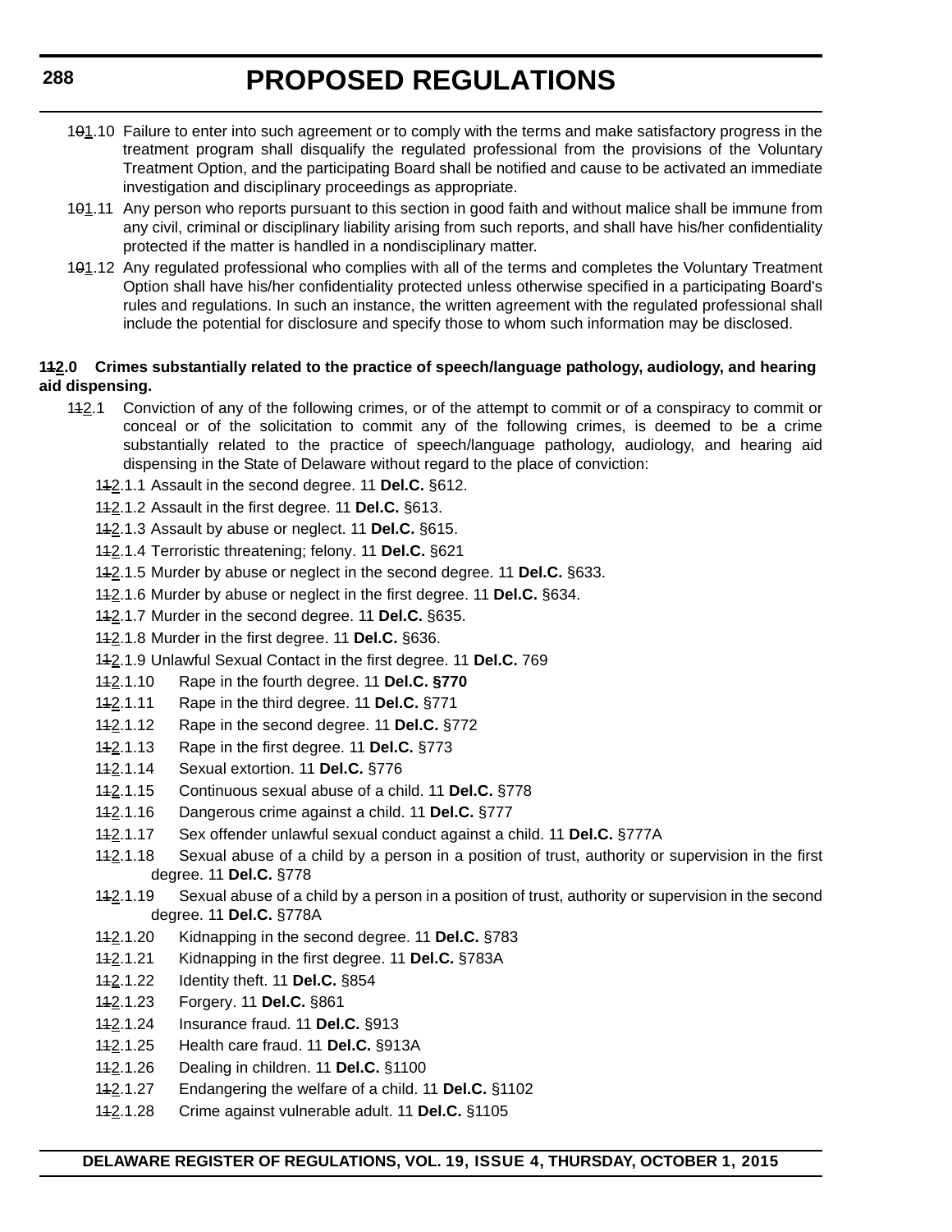10~~0~~1.10 Failure to enter into such agreement or to comply with the terms and make satisfactory progress in the treatment program shall disqualify the regulated professional from the provisions of the Voluntary Treatment Option, and the participating Board shall be notified and cause to be activated an immediate investigation and disciplinary proceedings as appropriate.

10~~0~~1.11 Any person who reports pursuant to this section in good faith and without malice shall be immune from any civil, criminal or disciplinary liability arising from such reports, and shall have his/her confidentiality protected if the matter is handled in a nondisciplinary matter.

10~~0~~1.12 Any regulated professional who complies with all of the terms and completes the Voluntary Treatment Option shall have his/her confidentiality protected unless otherwise specified in a participating Board's rules and regulations. In such an instance, the written agreement with the regulated professional shall include the potential for disclosure and specify those to whom such information may be disclosed.

**1~~1~~2.0 Crimes substantially related to the practice of speech/language pathology, audiology, and hearing aid dispensing.**

1~~1~~2.1 Conviction of any of the following crimes, or of the attempt to commit or of a conspiracy to commit or conceal or of the solicitation to commit any of the following crimes, is deemed to be a crime substantially related to the practice of speech/language pathology, audiology, and hearing aid dispensing in the State of Delaware without regard to the place of conviction:

1~~1~~2.1.1 Assault in the second degree. 11 **Del.C.** §612.

1~~1~~2.1.2 Assault in the first degree. 11 **Del.C.** §613.

1~~1~~2.1.3 Assault by abuse or neglect. 11 **Del.C.** §615.

1~~1~~2.1.4 Terroristic threatening; felony. 11 **Del.C.** §621

1~~1~~2.1.5 Murder by abuse or neglect in the second degree. 11 **Del.C.** §633.

1~~1~~2.1.6 Murder by abuse or neglect in the first degree. 11 **Del.C.** §634.

1~~1~~2.1.7 Murder in the second degree. 11 **Del.C.** §635.

1~~1~~2.1.8 Murder in the first degree. 11 **Del.C.** §636.

1~~1~~2.1.9 Unlawful Sexual Contact in the first degree. 11 **Del.C.** 769

1~~1~~2.1.10 Rape in the fourth degree. 11 **Del.C. §770**

1~~1~~2.1.11 Rape in the third degree. 11 **Del.C.** §771

1~~1~~2.1.12 Rape in the second degree. 11 **Del.C.** §772

1~~1~~2.1.13 Rape in the first degree. 11 **Del.C.** §773

1~~1~~2.1.14 Sexual extortion. 11 **Del.C.** §776

1~~1~~2.1.15 Continuous sexual abuse of a child. 11 **Del.C.** §778

1~~1~~2.1.16 Dangerous crime against a child. 11 **Del.C.** §777

1~~1~~2.1.17 Sex offender unlawful sexual conduct against a child. 11 **Del.C.** §777A

1~~1~~2.1.18 Sexual abuse of a child by a person in a position of trust, authority or supervision in the first degree. 11 **Del.C.** §778

1~~1~~2.1.19 Sexual abuse of a child by a person in a position of trust, authority or supervision in the second degree. 11 **Del.C.** §778A

1~~1~~2.1.20 Kidnapping in the second degree. 11 **Del.C.** §783

1~~1~~2.1.21 Kidnapping in the first degree. 11 **Del.C.** §783A

1~~1~~2.1.22 Identity theft. 11 **Del.C.** §854

1~~1~~2.1.23 Forgery. 11 **Del.C.** §861

1~~1~~2.1.24 Insurance fraud. 11 **Del.C.** §913

1~~1~~2.1.25 Health care fraud. 11 **Del.C.** §913A

1~~1~~2.1.26 Dealing in children. 11 **Del.C.** §1100

1~~1~~2.1.27 Endangering the welfare of a child. 11 **Del.C.** §1102

1~~1~~2.1.28 Crime against vulnerable adult. 11 **Del.C.** §1105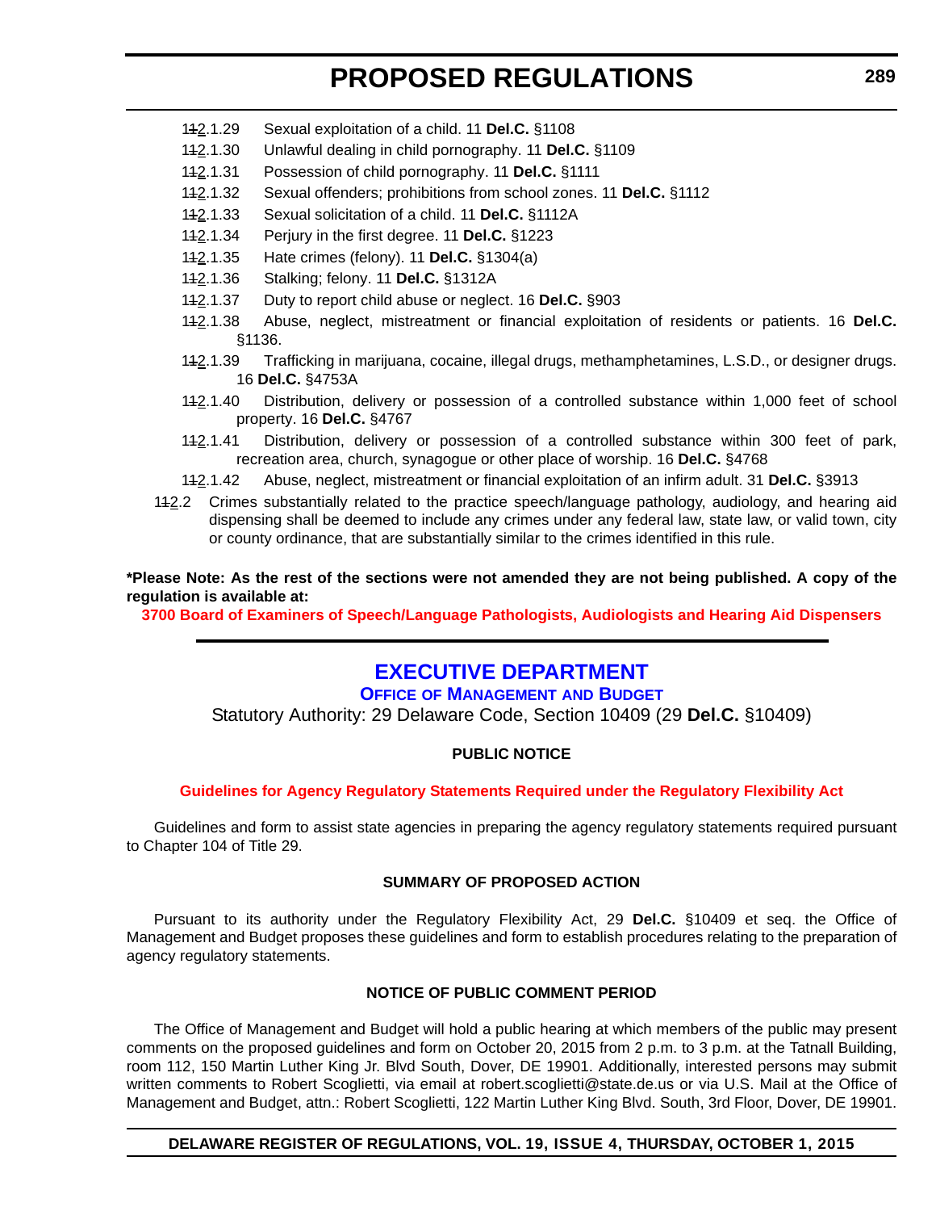~~11~~2.1.29 Sexual exploitation of a child. 11 **Del.C.** §1108

~~11~~2.1.30 Unlawful dealing in child pornography. 11 **Del.C.** §1109

~~11~~2.1.31 Possession of child pornography. 11 **Del.C.** §1111

~~11~~2.1.32 Sexual offenders; prohibitions from school zones. 11 **Del.C.** §1112

~~11~~2.1.33 Sexual solicitation of a child. 11 **Del.C.** §1112A

~~11~~2.1.34 Perjury in the first degree. 11 **Del.C.** §1223

~~11~~2.1.35 Hate crimes (felony). 11 **Del.C.** §1304(a)

~~11~~2.1.36 Stalking; felony. 11 **Del.C.** §1312A

~~11~~2.1.37 Duty to report child abuse or neglect. 16 **Del.C.** §903

~~11~~2.1.38 Abuse, neglect, mistreatment or financial exploitation of residents or patients. 16 **Del.C.** §1136.

~~11~~2.1.39 Trafficking in marijuana, cocaine, illegal drugs, methamphetamines, L.S.D., or designer drugs. 16 **Del.C.** §4753A

~~11~~2.1.40 Distribution, delivery or possession of a controlled substance within 1,000 feet of school property. 16 **Del.C.** §4767

~~11~~2.1.41 Distribution, delivery or possession of a controlled substance within 300 feet of park, recreation area, church, synagogue or other place of worship. 16 **Del.C.** §4768

~~11~~2.1.42 Abuse, neglect, mistreatment or financial exploitation of an infirm adult. 31 **Del.C.** §3913

~~11~~2.2 Crimes substantially related to the practice speech/language pathology, audiology, and hearing aid dispensing shall be deemed to include any crimes under any federal law, state law, or valid town, city or county ordinance, that are substantially similar to the crimes identified in this rule.

**\*Please Note: As the rest of the sections were not amended they are not being published. A copy of the regulation is available at:**

**3700 Board of Examiners of Speech/Language Pathologists, Audiologists and Hearing Aid Dispensers**

---

## EXECUTIVE DEPARTMENT

### Office of Management and Budget

Statutory Authority: 29 Delaware Code, Section 10409 (29 **Del.C.** §10409)

**PUBLIC NOTICE**

**Guidelines for Agency Regulatory Statements Required under the Regulatory Flexibility Act**

Guidelines and form to assist state agencies in preparing the agency regulatory statements required pursuant to Chapter 104 of Title 29.

**SUMMARY OF PROPOSED ACTION**

Pursuant to its authority under the Regulatory Flexibility Act, 29 **Del.C.** §10409 et seq. the Office of Management and Budget proposes these guidelines and form to establish procedures relating to the preparation of agency regulatory statements.

**NOTICE OF PUBLIC COMMENT PERIOD**

The Office of Management and Budget will hold a public hearing at which members of the public may present comments on the proposed guidelines and form on October 20, 2015 from 2 p.m. to 3 p.m. at the Tatnall Building, room 112, 150 Martin Luther King Jr. Blvd South, Dover, DE 19901. Additionally, interested persons may submit written comments to Robert Scoglietti, via email at robert.scoglietti@state.de.us or via U.S. Mail at the Office of Management and Budget, attn.: Robert Scoglietti, 122 Martin Luther King Blvd. South, 3rd Floor, Dover, DE 19901.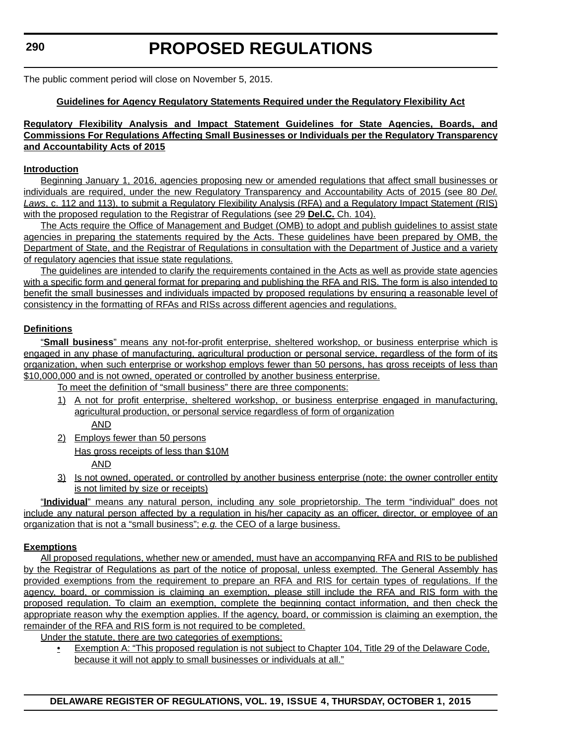The public comment period will close on November 5, 2015.

**Guidelines for Agency Regulatory Statements Required under the Regulatory Flexibility Act**

**Regulatory Flexibility Analysis and Impact Statement Guidelines for State Agencies, Boards, and Commissions For Regulations Affecting Small Businesses or Individuals per the Regulatory Transparency and Accountability Acts of 2015**

**Introduction**

Beginning January 1, 2016, agencies proposing new or amended regulations that affect small businesses or individuals are required, under the new Regulatory Transparency and Accountability Acts of 2015 (see 80 *Del. Laws*, c. 112 and 113), to submit a Regulatory Flexibility Analysis (RFA) and a Regulatory Impact Statement (RIS) with the proposed regulation to the Registrar of Regulations (see 29 **Del.C.** Ch. 104).

The Acts require the Office of Management and Budget (OMB) to adopt and publish guidelines to assist state agencies in preparing the statements required by the Acts. These guidelines have been prepared by OMB, the Department of State, and the Registrar of Regulations in consultation with the Department of Justice and a variety of regulatory agencies that issue state regulations.

The guidelines are intended to clarify the requirements contained in the Acts as well as provide state agencies with a specific form and general format for preparing and publishing the RFA and RIS. The form is also intended to benefit the small businesses and individuals impacted by proposed regulations by ensuring a reasonable level of consistency in the formatting of RFAs and RISs across different agencies and regulations.

**Definitions**

"**Small business**" means any not-for-profit enterprise, sheltered workshop, or business enterprise which is engaged in any phase of manufacturing, agricultural production or personal service, regardless of the form of its organization, when such enterprise or workshop employs fewer than 50 persons, has gross receipts of less than $10,000,000 and is not owned, operated or controlled by another business enterprise.

To meet the definition of "small business" there are three components:

1) A not for profit enterprise, sheltered workshop, or business enterprise engaged in manufacturing, agricultural production, or personal service regardless of form of organization

   AND

2) Employs fewer than 50 persons

   Has gross receipts of less than $10M

   AND

3) Is not owned, operated, or controlled by another business enterprise (note: the owner controller entity is not limited by size or receipts)

"**Individual**" means any natural person, including any sole proprietorship. The term "individual" does not include any natural person affected by a regulation in his/her capacity as an officer, director, or employee of an organization that is not a "small business"; *e.g.* the CEO of a large business.

**Exemptions**

All proposed regulations, whether new or amended, must have an accompanying RFA and RIS to be published by the Registrar of Regulations as part of the notice of proposal, unless exempted. The General Assembly has provided exemptions from the requirement to prepare an RFA and RIS for certain types of regulations. If the agency, board, or commission is claiming an exemption, please still include the RFA and RIS form with the proposed regulation. To claim an exemption, complete the beginning contact information, and then check the appropriate reason why the exemption applies. If the agency, board, or commission is claiming an exemption, the remainder of the RFA and RIS form is not required to be completed.

Under the statute, there are two categories of exemptions:

- Exemption A: "This proposed regulation is not subject to Chapter 104, Title 29 of the Delaware Code, because it will not apply to small businesses or individuals at all."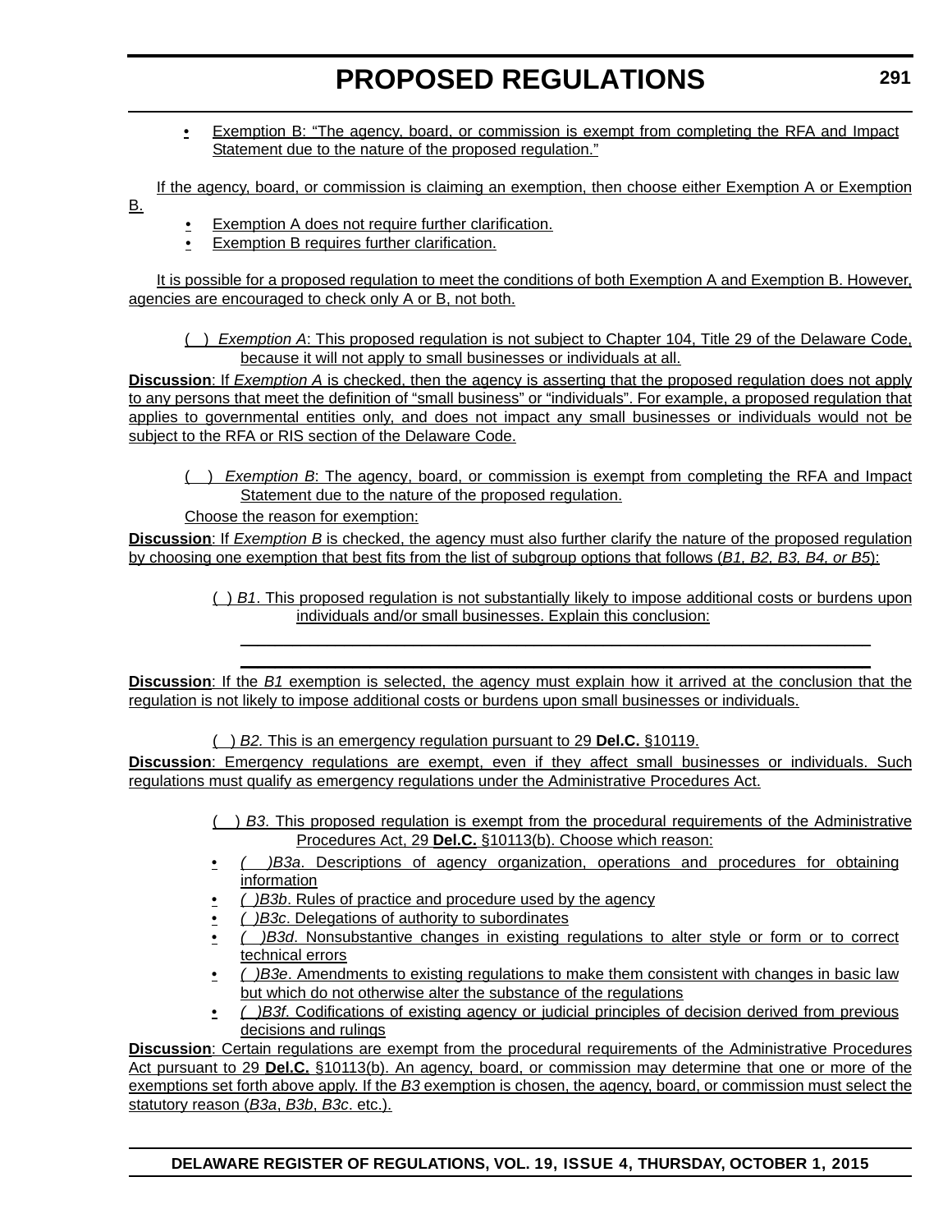- Exemption B: "The agency, board, or commission is exempt from completing the RFA and Impact Statement due to the nature of the proposed regulation."

If the agency, board, or commission is claiming an exemption, then choose either Exemption A or Exemption B.

- Exemption A does not require further clarification.
- Exemption B requires further clarification.

It is possible for a proposed regulation to meet the conditions of both Exemption A and Exemption B. However, agencies are encouraged to check only A or B, not both.

( ) *Exemption A*: This proposed regulation is not subject to Chapter 104, Title 29 of the Delaware Code, because it will not apply to small businesses or individuals at all.

**Discussion**: If *Exemption A* is checked, then the agency is asserting that the proposed regulation does not apply to any persons that meet the definition of "small business" or "individuals". For example, a proposed regulation that applies to governmental entities only, and does not impact any small businesses or individuals would not be subject to the RFA or RIS section of the Delaware Code.

( ) *Exemption B*: The agency, board, or commission is exempt from completing the RFA and Impact Statement due to the nature of the proposed regulation.

Choose the reason for exemption:

**Discussion**: If *Exemption B* is checked, the agency must also further clarify the nature of the proposed regulation by choosing one exemption that best fits from the list of subgroup options that follows (*B1, B2, B3, B4, or B5*):

( ) *B1*. This proposed regulation is not substantially likely to impose additional costs or burdens upon individuals and/or small businesses. Explain this conclusion:

\_\_\_\_\_\_\_\_\_\_\_\_\_\_\_\_\_\_\_\_\_\_\_\_\_\_\_\_\_\_\_\_\_\_\_\_\_\_\_\_\_\_\_\_\_\_\_\_\_\_\_\_\_\_\_\_\_\_\_\_\_\_\_\_\_\_\_\_\_\_

\_\_\_\_\_\_\_\_\_\_\_\_\_\_\_\_\_\_\_\_\_\_\_\_\_\_\_\_\_\_\_\_\_\_\_\_\_\_\_\_\_\_\_\_\_\_\_\_\_\_\_\_\_\_\_\_\_\_\_\_\_\_\_\_\_\_\_\_\_\_

**Discussion**: If the *B1* exemption is selected, the agency must explain how it arrived at the conclusion that the regulation is not likely to impose additional costs or burdens upon small businesses or individuals.

( ) *B2.* This is an emergency regulation pursuant to 29 **Del.C.** §10119.

**Discussion**: Emergency regulations are exempt, even if they affect small businesses or individuals. Such regulations must qualify as emergency regulations under the Administrative Procedures Act.

( ) *B3*. This proposed regulation is exempt from the procedural requirements of the Administrative Procedures Act, 29 **Del.C.** §10113(b). Choose which reason:

- *( )B3a*. Descriptions of agency organization, operations and procedures for obtaining information
- *( )B3b*. Rules of practice and procedure used by the agency
- *( )B3c*. Delegations of authority to subordinates
- *( )B3d*. Nonsubstantive changes in existing regulations to alter style or form or to correct technical errors
- *( )B3e*. Amendments to existing regulations to make them consistent with changes in basic law but which do not otherwise alter the substance of the regulations
- *( )B3f*. Codifications of existing agency or judicial principles of decision derived from previous decisions and rulings

**Discussion**: Certain regulations are exempt from the procedural requirements of the Administrative Procedures Act pursuant to 29 **Del.C.** §10113(b). An agency, board, or commission may determine that one or more of the exemptions set forth above apply. If the *B3* exemption is chosen, the agency, board, or commission must select the statutory reason (*B3a*, *B3b*, *B3c*. etc.).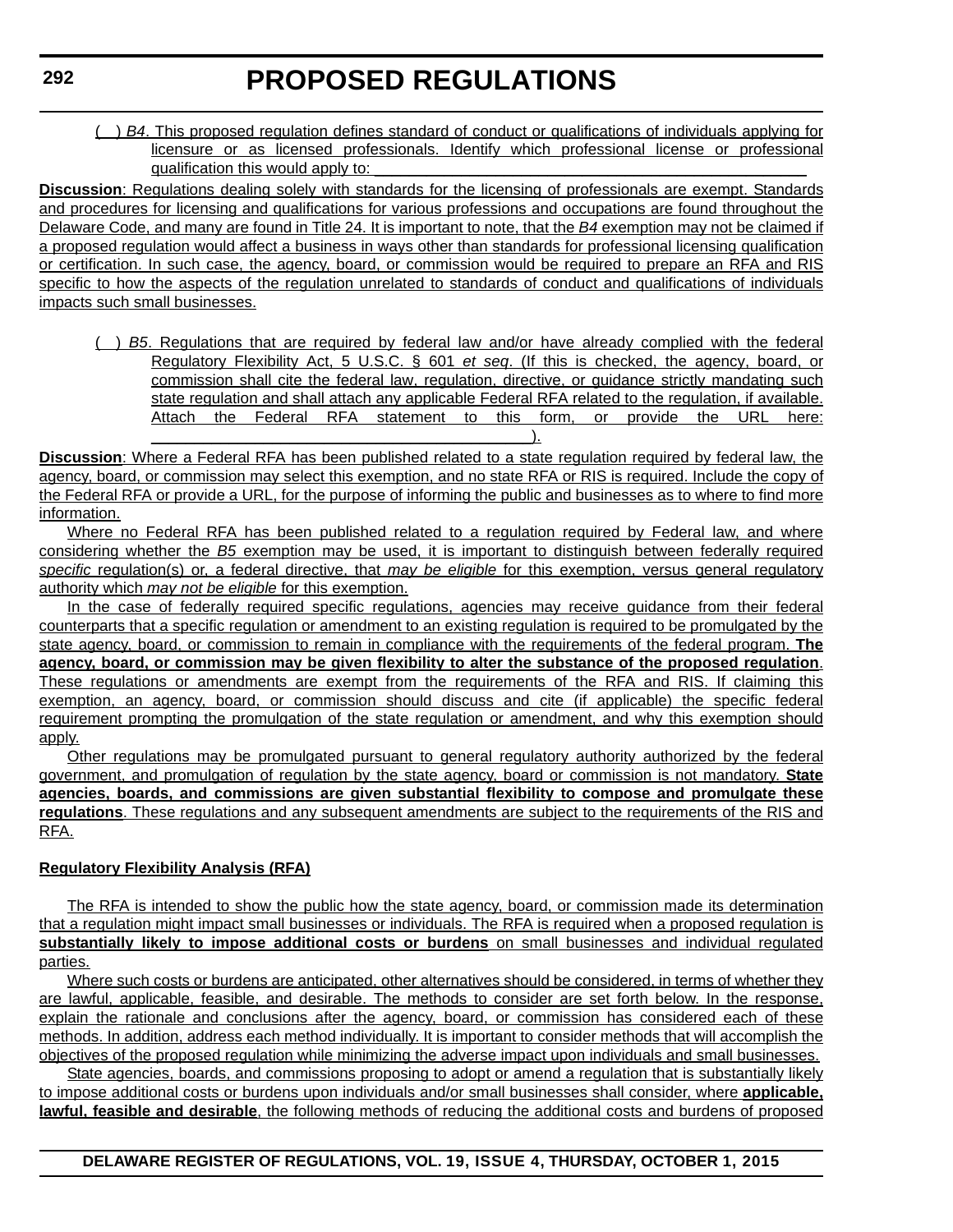( ) *B4*. This proposed regulation defines standard of conduct or qualifications of individuals applying for licensure or as licensed professionals. Identify which professional license or professional qualification this would apply to: ____________________________________________________

**Discussion**: Regulations dealing solely with standards for the licensing of professionals are exempt. Standards and procedures for licensing and qualifications for various professions and occupations are found throughout the Delaware Code, and many are found in Title 24. It is important to note, that the *B4* exemption may not be claimed if a proposed regulation would affect a business in ways other than standards for professional licensing qualification or certification. In such case, the agency, board, or commission would be required to prepare an RFA and RIS specific to how the aspects of the regulation unrelated to standards of conduct and qualifications of individuals impacts such small businesses.

( ) *B5*. Regulations that are required by federal law and/or have already complied with the federal Regulatory Flexibility Act, 5 U.S.C. § 601 *et seq*. (If this is checked, the agency, board, or commission shall cite the federal law, regulation, directive, or guidance strictly mandating such state regulation and shall attach any applicable Federal RFA related to the regulation, if available. Attach the Federal RFA statement to this form, or provide the URL here: ____________________________________________).

**Discussion**: Where a Federal RFA has been published related to a state regulation required by federal law, the agency, board, or commission may select this exemption, and no state RFA or RIS is required. Include the copy of the Federal RFA or provide a URL, for the purpose of informing the public and businesses as to where to find more information.

Where no Federal RFA has been published related to a regulation required by Federal law, and where considering whether the *B5* exemption may be used, it is important to distinguish between federally required *specific* regulation(s) or, a federal directive, that *may be eligible* for this exemption, versus general regulatory authority which *may not be eligible* for this exemption.

In the case of federally required specific regulations, agencies may receive guidance from their federal counterparts that a specific regulation or amendment to an existing regulation is required to be promulgated by the state agency, board, or commission to remain in compliance with the requirements of the federal program. **The agency, board, or commission may be given flexibility to alter the substance of the proposed regulation**. These regulations or amendments are exempt from the requirements of the RFA and RIS. If claiming this exemption, an agency, board, or commission should discuss and cite (if applicable) the specific federal requirement prompting the promulgation of the state regulation or amendment, and why this exemption should apply.

Other regulations may be promulgated pursuant to general regulatory authority authorized by the federal government, and promulgation of regulation by the state agency, board or commission is not mandatory. **State agencies, boards, and commissions are given substantial flexibility to compose and promulgate these regulations**. These regulations and any subsequent amendments are subject to the requirements of the RIS and RFA.

**Regulatory Flexibility Analysis (RFA)**

The RFA is intended to show the public how the state agency, board, or commission made its determination that a regulation might impact small businesses or individuals. The RFA is required when a proposed regulation is **substantially likely to impose additional costs or burdens** on small businesses and individual regulated parties.

Where such costs or burdens are anticipated, other alternatives should be considered, in terms of whether they are lawful, applicable, feasible, and desirable. The methods to consider are set forth below. In the response, explain the rationale and conclusions after the agency, board, or commission has considered each of these methods. In addition, address each method individually. It is important to consider methods that will accomplish the objectives of the proposed regulation while minimizing the adverse impact upon individuals and small businesses.

State agencies, boards, and commissions proposing to adopt or amend a regulation that is substantially likely to impose additional costs or burdens upon individuals and/or small businesses shall consider, where **applicable, lawful, feasible and desirable**, the following methods of reducing the additional costs and burdens of proposed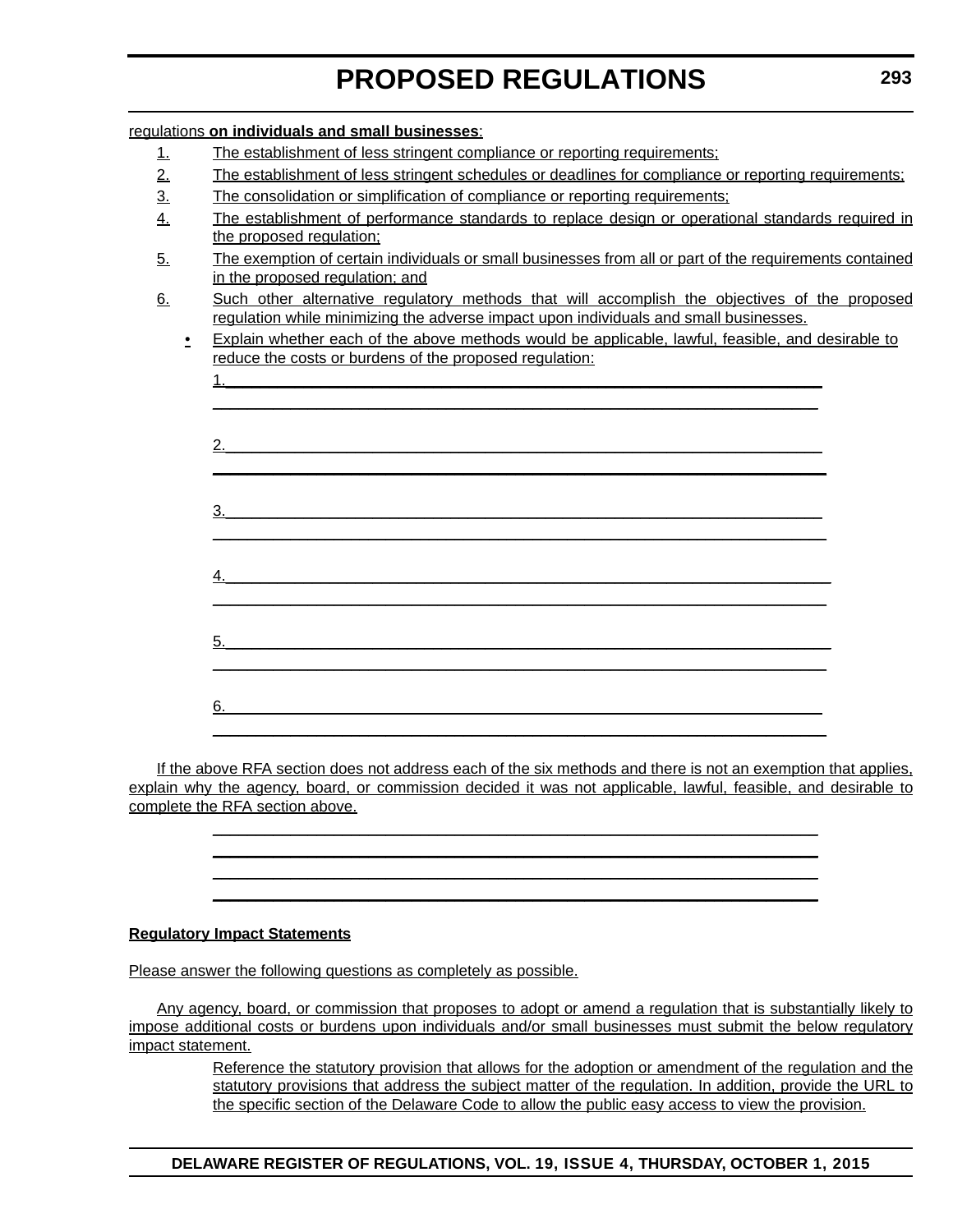regulations **on individuals and small businesses**:

1. The establishment of less stringent compliance or reporting requirements;
2. The establishment of less stringent schedules or deadlines for compliance or reporting requirements;
3. The consolidation or simplification of compliance or reporting requirements;
4. The establishment of performance standards to replace design or operational standards required in the proposed regulation;
5. The exemption of certain individuals or small businesses from all or part of the requirements contained in the proposed regulation; and
6. Such other alternative regulatory methods that will accomplish the objectives of the proposed regulation while minimizing the adverse impact upon individuals and small businesses.
   - Explain whether each of the above methods would be applicable, lawful, feasible, and desirable to reduce the costs or burdens of the proposed regulation:

     1.\_\_\_\_\_\_\_\_\_\_\_\_\_\_\_\_\_\_\_\_\_\_\_\_\_\_\_\_\_\_\_\_\_\_\_\_\_\_\_\_\_\_\_\_\_\_\_\_\_\_\_\_\_\_\_\_\_\_\_\_\_\_\_\_\_\_\_

     2.\_\_\_\_\_\_\_\_\_\_\_\_\_\_\_\_\_\_\_\_\_\_\_\_\_\_\_\_\_\_\_\_\_\_\_\_\_\_\_\_\_\_\_\_\_\_\_\_\_\_\_\_\_\_\_\_\_\_\_\_\_\_\_\_\_\_\_

     3.\_\_\_\_\_\_\_\_\_\_\_\_\_\_\_\_\_\_\_\_\_\_\_\_\_\_\_\_\_\_\_\_\_\_\_\_\_\_\_\_\_\_\_\_\_\_\_\_\_\_\_\_\_\_\_\_\_\_\_\_\_\_\_\_\_\_\_

     4.\_\_\_\_\_\_\_\_\_\_\_\_\_\_\_\_\_\_\_\_\_\_\_\_\_\_\_\_\_\_\_\_\_\_\_\_\_\_\_\_\_\_\_\_\_\_\_\_\_\_\_\_\_\_\_\_\_\_\_\_\_\_\_\_\_\_\_

     5.\_\_\_\_\_\_\_\_\_\_\_\_\_\_\_\_\_\_\_\_\_\_\_\_\_\_\_\_\_\_\_\_\_\_\_\_\_\_\_\_\_\_\_\_\_\_\_\_\_\_\_\_\_\_\_\_\_\_\_\_\_\_\_\_\_\_\_

     6.\_\_\_\_\_\_\_\_\_\_\_\_\_\_\_\_\_\_\_\_\_\_\_\_\_\_\_\_\_\_\_\_\_\_\_\_\_\_\_\_\_\_\_\_\_\_\_\_\_\_\_\_\_\_\_\_\_\_\_\_\_\_\_\_\_\_\_

If the above RFA section does not address each of the six methods and there is not an exemption that applies, explain why the agency, board, or commission decided it was not applicable, lawful, feasible, and desirable to complete the RFA section above.

\_\_\_\_\_\_\_\_\_\_\_\_\_\_\_\_\_\_\_\_\_\_\_\_\_\_\_\_\_\_\_\_\_\_\_\_\_\_\_\_\_\_\_\_\_\_\_\_\_\_\_\_\_\_\_\_\_\_\_\_\_\_\_\_\_\_\_

**Regulatory Impact Statements**

Please answer the following questions as completely as possible.

Any agency, board, or commission that proposes to adopt or amend a regulation that is substantially likely to impose additional costs or burdens upon individuals and/or small businesses must submit the below regulatory impact statement.

Reference the statutory provision that allows for the adoption or amendment of the regulation and the statutory provisions that address the subject matter of the regulation. In addition, provide the URL to the specific section of the Delaware Code to allow the public easy access to view the provision.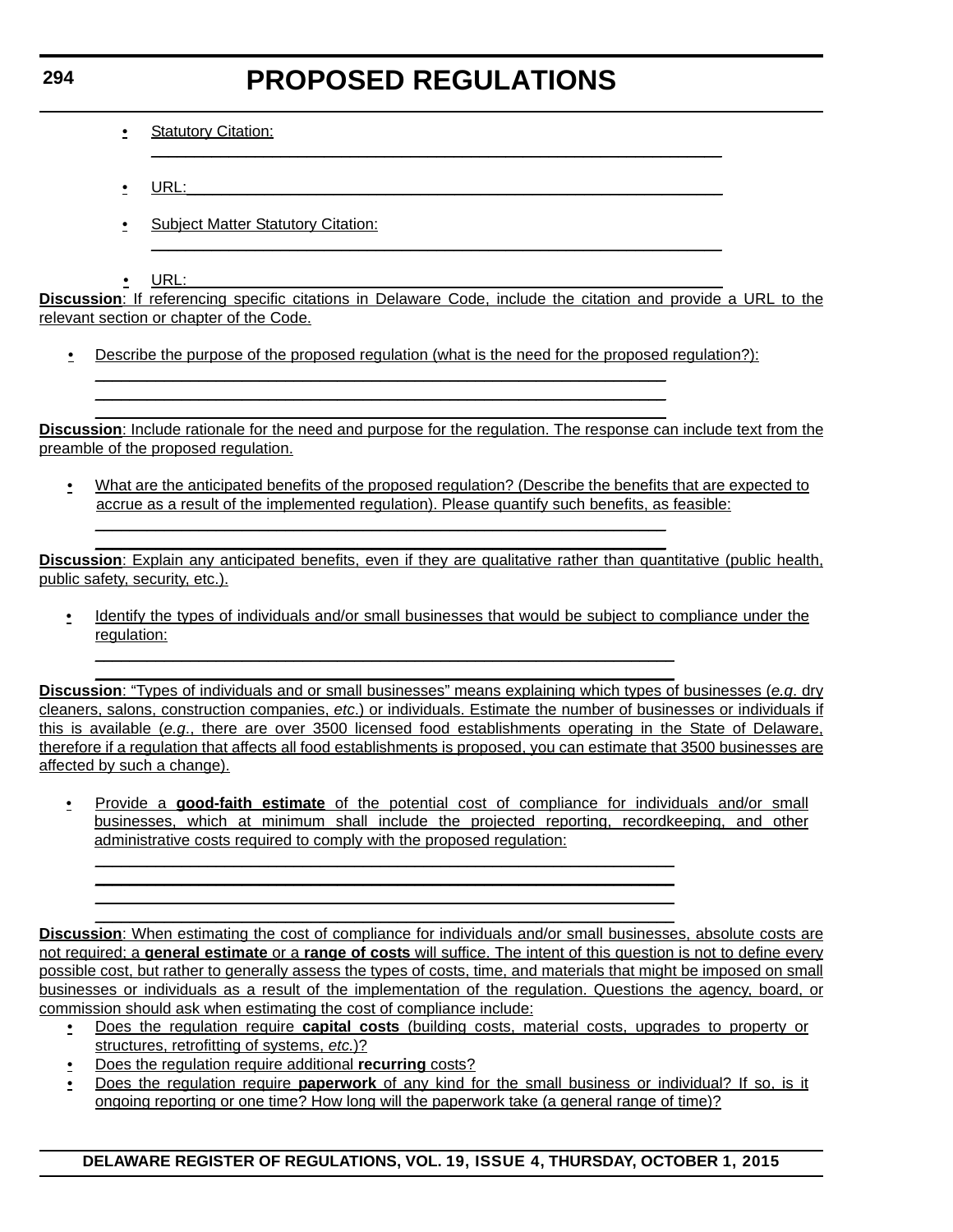- Statistical Citation: ___________________________________________

- URL: ___________________________________________

- Subject Matter Statutory Citation: ___________________________________________

- URL: ___________________________________________

**Discussion**: If referencing specific citations in Delaware Code, include the citation and provide a URL to the relevant section or chapter of the Code.

- Describe the purpose of the proposed regulation (what is the need for the proposed regulation?): ___________________________________________

**Discussion**: Include rationale for the need and purpose for the regulation. The response can include text from the preamble of the proposed regulation.

- What are the anticipated benefits of the proposed regulation? (Describe the benefits that are expected to accrue as a result of the implemented regulation). Please quantify such benefits, as feasible: ___________________________________________

**Discussion**: Explain any anticipated benefits, even if they are qualitative rather than quantitative (public health, public safety, security, etc.).

- Identify the types of individuals and/or small businesses that would be subject to compliance under the regulation: ___________________________________________

**Discussion**: "Types of individuals and or small businesses" means explaining which types of businesses (*e.g.* dry cleaners, salons, construction companies, *etc*.) or individuals. Estimate the number of businesses or individuals if this is available (*e.g.*, there are over 3500 licensed food establishments operating in the State of Delaware, therefore if a regulation that affects all food establishments is proposed, you can estimate that 3500 businesses are affected by such a change).

- Provide a **good-faith estimate** of the potential cost of compliance for individuals and/or small businesses, which at minimum shall include the projected reporting, recordkeeping, and other administrative costs required to comply with the proposed regulation: ___________________________________________

**Discussion**: When estimating the cost of compliance for individuals and/or small businesses, absolute costs are not required; a **general estimate** or a **range of costs** will suffice. The intent of this question is not to define every possible cost, but rather to generally assess the types of costs, time, and materials that might be imposed on small businesses or individuals as a result of the implementation of the regulation. Questions the agency, board, or commission should ask when estimating the cost of compliance include:

- Does the regulation require **capital costs** (building costs, material costs, upgrades to property or structures, retrofitting of systems, *etc*.)?
- Does the regulation require additional **recurring** costs?
- Does the regulation require **paperwork** of any kind for the small business or individual? If so, is it ongoing reporting or one time? How long will the paperwork take (a general range of time)?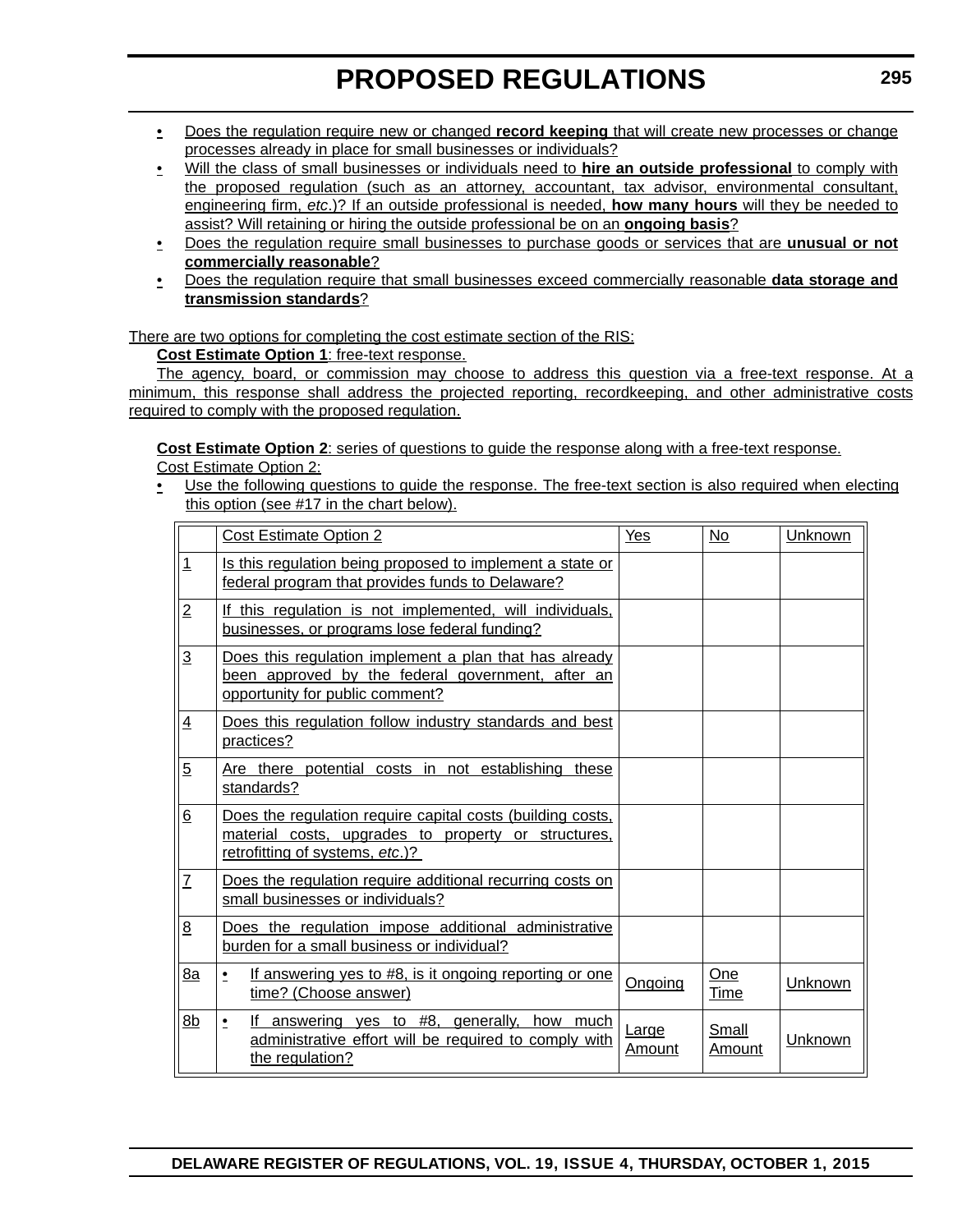- Does the regulation require new or changed **record keeping** that will create new processes or change processes already in place for small businesses or individuals?
- Will the class of small businesses or individuals need to **hire an outside professional** to comply with the proposed regulation (such as an attorney, accountant, tax advisor, environmental consultant, engineering firm, *etc*.)? If an outside professional is needed, **how many hours** will they be needed to assist? Will retaining or hiring the outside professional be on an **ongoing basis**?
- Does the regulation require small businesses to purchase goods or services that are **unusual or not commercially reasonable**?
- Does the regulation require that small businesses exceed commercially reasonable **data storage and transmission standards**?

There are two options for completing the cost estimate section of the RIS:

**Cost Estimate Option 1**: free-text response.

The agency, board, or commission may choose to address this question via a free-text response. At a minimum, this response shall address the projected reporting, recordkeeping, and other administrative costs required to comply with the proposed regulation.

**Cost Estimate Option 2**: series of questions to guide the response along with a free-text response.

Cost Estimate Option 2:

- Use the following questions to guide the response. The free-text section is also required when electing this option (see #17 in the chart below).

| | Cost Estimate Option 2 | Yes | No | Unknown |
|---|---|---|---|---|
| 1 | Is this regulation being proposed to implement a state or federal program that provides funds to Delaware? | | | |
| 2 | If this regulation is not implemented, will individuals, businesses, or programs lose federal funding? | | | |
| 3 | Does this regulation implement a plan that has already been approved by the federal government, after an opportunity for public comment? | | | |
| 4 | Does this regulation follow industry standards and best practices? | | | |
| 5 | Are there potential costs in not establishing these standards? | | | |
| 6 | Does the regulation require capital costs (building costs, material costs, upgrades to property or structures, retrofitting of systems, *etc*.)? | | | |
| 7 | Does the regulation require additional recurring costs on small businesses or individuals? | | | |
| 8 | Does the regulation impose additional administrative burden for a small business or individual? | | | |
| 8a | • If answering yes to #8, is it ongoing reporting or one time? (Choose answer) | Ongoing | One Time | Unknown |
| 8b | • If answering yes to #8, generally, how much administrative effort will be required to comply with the regulation? | Large Amount | Small Amount | Unknown |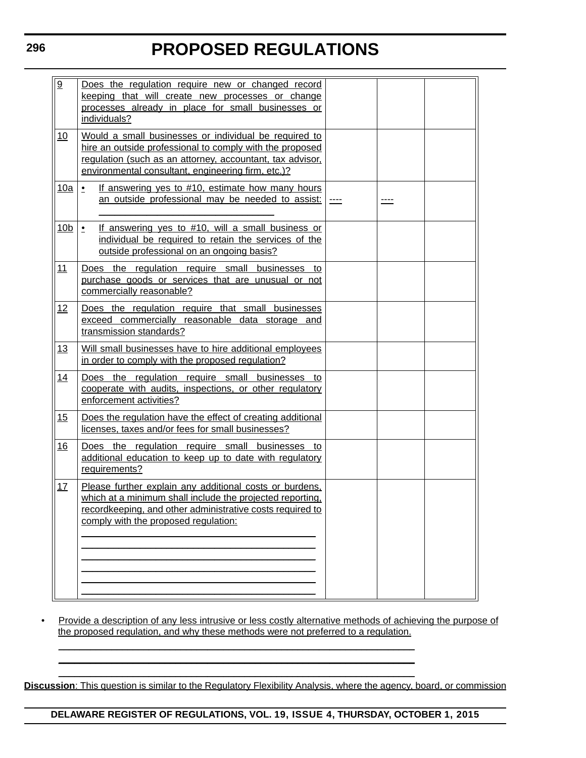| 9 | Does the regulation require new or changed record keeping that will create new processes or change processes already in place for small businesses or individuals? | | | |
|---|---|---|---|---|
| 10 | Would a small businesses or individual be required to hire an outside professional to comply with the proposed regulation (such as an attorney, accountant, tax advisor, environmental consultant, engineering firm, etc.)? | | | |
| 10a | • If answering yes to #10, estimate how many hours an outside professional may be needed to assist: ______________________________ | ---- | ---- | |
| 10b | • If answering yes to #10, will a small business or individual be required to retain the services of the outside professional on an ongoing basis? | | | |
| 11 | Does the regulation require small businesses to purchase goods or services that are unusual or not commercially reasonable? | | | |
| 12 | Does the regulation require that small businesses exceed commercially reasonable data storage and transmission standards? | | | |
| 13 | Will small businesses have to hire additional employees in order to comply with the proposed regulation? | | | |
| 14 | Does the regulation require small businesses to cooperate with audits, inspections, or other regulatory enforcement activities? | | | |
| 15 | Does the regulation have the effect of creating additional licenses, taxes and/or fees for small businesses? | | | |
| 16 | Does the regulation require small businesses to additional education to keep up to date with regulatory requirements? | | | |
| 17 | Please further explain any additional costs or burdens, which at a minimum shall include the projected reporting, recordkeeping, and other administrative costs required to comply with the proposed regulation: ______________________________ ______________________________ ______________________________ ______________________________ ______________________________ ______________________________ | | | |

- Provide a description of any less intrusive or less costly alternative methods of achieving the purpose of the proposed regulation, and why these methods were not preferred to a regulation.

  ______________________________________________________________

  ______________________________________________________________

  ______________________________________________________________

**Discussion**: This question is similar to the Regulatory Flexibility Analysis, where the agency, board, or commission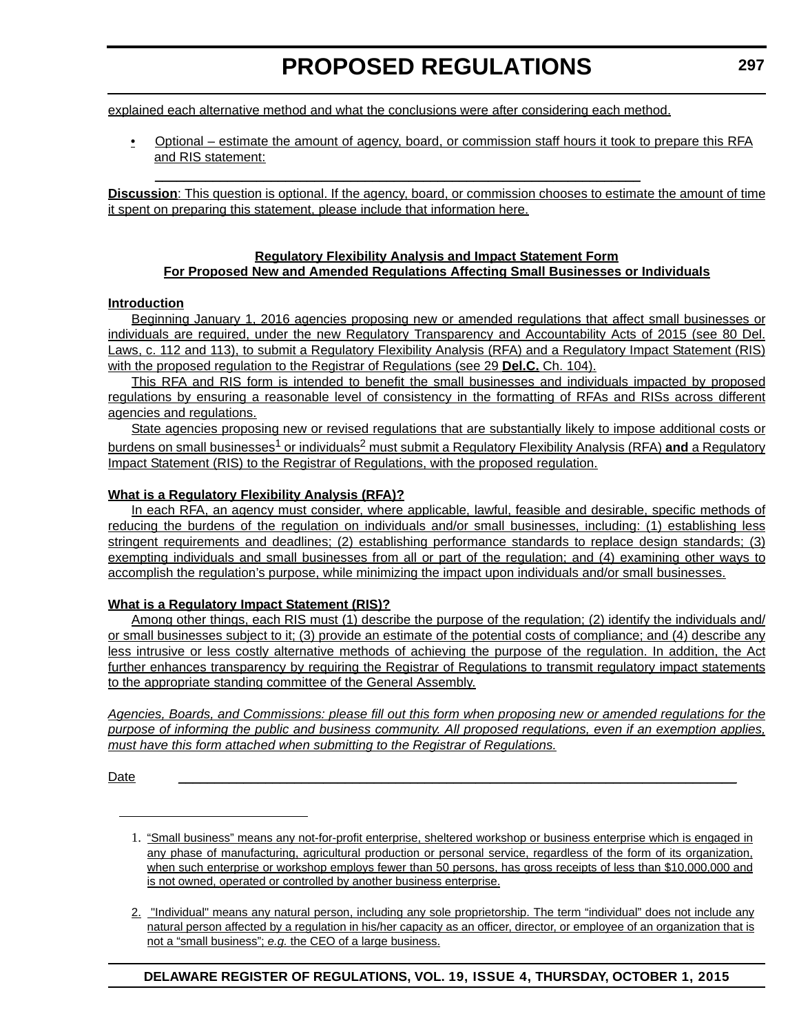explained each alternative method and what the conclusions were after considering each method.

- Optional – estimate the amount of agency, board, or commission staff hours it took to prepare this RFA and RIS statement:

  ______________________________________________________________

**Discussion**: This question is optional. If the agency, board, or commission chooses to estimate the amount of time it spent on preparing this statement, please include that information here.

**Regulatory Flexibility Analysis and Impact Statement Form**
**For Proposed New and Amended Regulations Affecting Small Businesses or Individuals**

**Introduction**

Beginning January 1, 2016 agencies proposing new or amended regulations that affect small businesses or individuals are required, under the new Regulatory Transparency and Accountability Acts of 2015 (see 80 Del. Laws, c. 112 and 113), to submit a Regulatory Flexibility Analysis (RFA) and a Regulatory Impact Statement (RIS) with the proposed regulation to the Registrar of Regulations (see 29 **Del.C.** Ch. 104).

This RFA and RIS form is intended to benefit the small businesses and individuals impacted by proposed regulations by ensuring a reasonable level of consistency in the formatting of RFAs and RISs across different agencies and regulations.

State agencies proposing new or revised regulations that are substantially likely to impose additional costs or burdens on small businesses[1] or individuals[2] must submit a Regulatory Flexibility Analysis (RFA) **and** a Regulatory Impact Statement (RIS) to the Registrar of Regulations, with the proposed regulation.

**What is a Regulatory Flexibility Analysis (RFA)?**

In each RFA, an agency must consider, where applicable, lawful, feasible and desirable, specific methods of reducing the burdens of the regulation on individuals and/or small businesses, including: (1) establishing less stringent requirements and deadlines; (2) establishing performance standards to replace design standards; (3) exempting individuals and small businesses from all or part of the regulation; and (4) examining other ways to accomplish the regulation's purpose, while minimizing the impact upon individuals and/or small businesses.

**What is a Regulatory Impact Statement (RIS)?**

Among other things, each RIS must (1) describe the purpose of the regulation; (2) identify the individuals and/or small businesses subject to it; (3) provide an estimate of the potential costs of compliance; and (4) describe any less intrusive or less costly alternative methods of achieving the purpose of the regulation. In addition, the Act further enhances transparency by requiring the Registrar of Regulations to transmit regulatory impact statements to the appropriate standing committee of the General Assembly.

*Agencies, Boards, and Commissions: please fill out this form when proposing new or amended regulations for the purpose of informing the public and business community. All proposed regulations, even if an exemption applies, must have this form attached when submitting to the Registrar of Regulations.*

Date ______________________________________________________________

---

1. "Small business" means any not-for-profit enterprise, sheltered workshop or business enterprise which is engaged in any phase of manufacturing, agricultural production or personal service, regardless of the form of its organization, when such enterprise or workshop employs fewer than 50 persons, has gross receipts of less than $10,000,000 and is not owned, operated or controlled by another business enterprise.

2. "Individual" means any natural person, including any sole proprietorship. The term "individual" does not include any natural person affected by a regulation in his/her capacity as an officer, director, or employee of an organization that is not a "small business"; *e.g.* the CEO of a large business.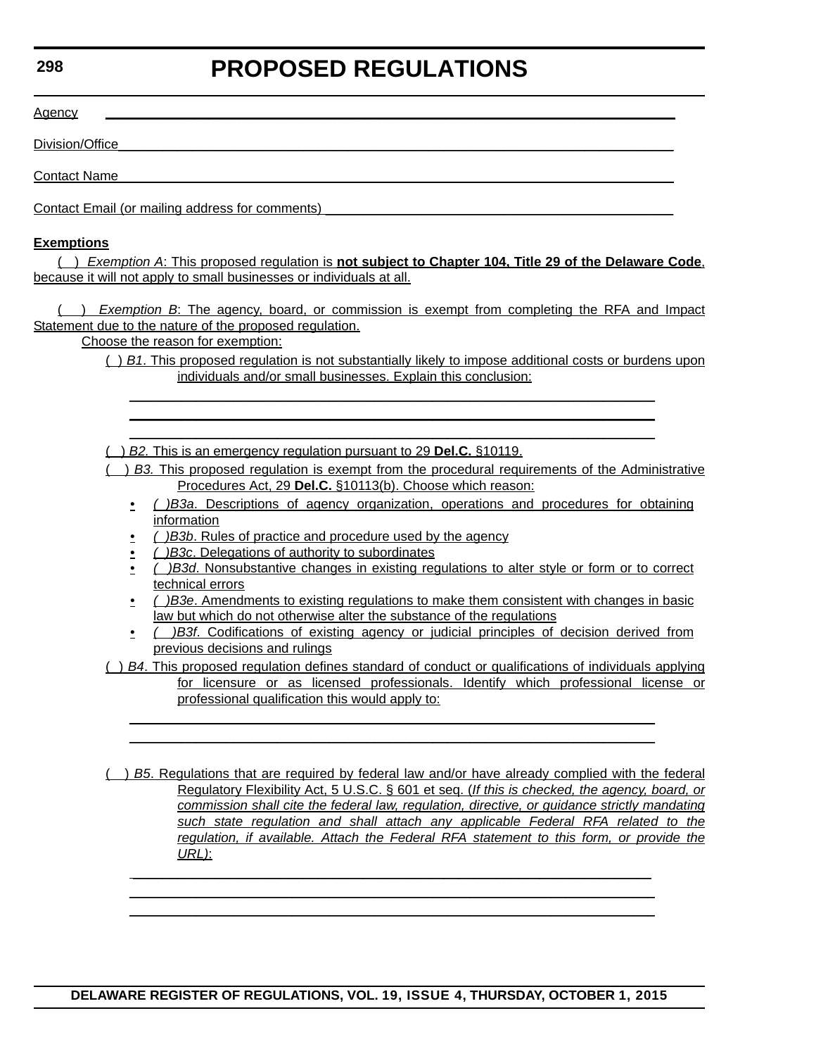Agency ____________________________________________________________________________

Division/Office______________________________________________________________________

Contact Name_______________________________________________________________________

Contact Email (or mailing address for comments) ____________________________________________

**Exemptions**

( ) *Exemption A*: This proposed regulation is **not subject to Chapter 104, Title 29 of the Delaware Code**, because it will not apply to small businesses or individuals at all.

( ) *Exemption B*: The agency, board, or commission is exempt from completing the RFA and Impact Statement due to the nature of the proposed regulation.

Choose the reason for exemption:

( ) *B1*. This proposed regulation is not substantially likely to impose additional costs or burdens upon individuals and/or small businesses. Explain this conclusion:

______________________________________________________________________

______________________________________________________________________

______________________________________________________________________

( ) *B2.* This is an emergency regulation pursuant to 29 **Del.C.** §10119.

( ) *B3.* This proposed regulation is exempt from the procedural requirements of the Administrative Procedures Act, 29 **Del.C.** §10113(b). Choose which reason:

- *( )B3a*. Descriptions of agency organization, operations and procedures for obtaining information
- *( )B3b*. Rules of practice and procedure used by the agency
- *( )B3c*. Delegations of authority to subordinates
- *( )B3d*. Nonsubstantive changes in existing regulations to alter style or form or to correct technical errors
- *( )B3e*. Amendments to existing regulations to make them consistent with changes in basic law but which do not otherwise alter the substance of the regulations
- *( )B3f.* Codifications of existing agency or judicial principles of decision derived from previous decisions and rulings

( ) *B4*. This proposed regulation defines standard of conduct or qualifications of individuals applying for licensure or as licensed professionals. Identify which professional license or professional qualification this would apply to:

______________________________________________________________________

______________________________________________________________________

( ) *B5*. Regulations that are required by federal law and/or have already complied with the federal Regulatory Flexibility Act, 5 U.S.C. § 601 et seq. (*If this is checked, the agency, board, or commission shall cite the federal law, regulation, directive, or guidance strictly mandating such state regulation and shall attach any applicable Federal RFA related to the regulation, if available. Attach the Federal RFA statement to this form, or provide the URL*):

______________________________________________________________________

______________________________________________________________________

______________________________________________________________________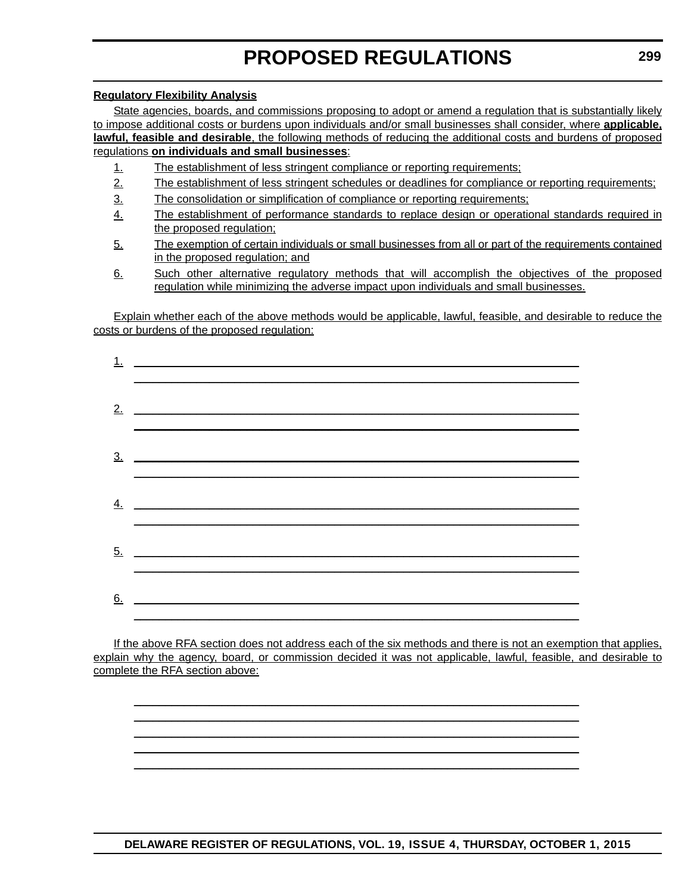**Regulatory Flexibility Analysis**

State agencies, boards, and commissions proposing to adopt or amend a regulation that is substantially likely to impose additional costs or burdens upon individuals and/or small businesses shall consider, where **applicable, lawful, feasible and desirable**, the following methods of reducing the additional costs and burdens of proposed regulations **on individuals and small businesses**:

1. The establishment of less stringent compliance or reporting requirements;
2. The establishment of less stringent schedules or deadlines for compliance or reporting requirements;
3. The consolidation or simplification of compliance or reporting requirements;
4. The establishment of performance standards to replace design or operational standards required in the proposed regulation;
5. The exemption of certain individuals or small businesses from all or part of the requirements contained in the proposed regulation; and
6. Such other alternative regulatory methods that will accomplish the objectives of the proposed regulation while minimizing the adverse impact upon individuals and small businesses.

Explain whether each of the above methods would be applicable, lawful, feasible, and desirable to reduce the costs or burdens of the proposed regulation:

1. ______________________________________________________________________
______________________________________________________________________

2. ______________________________________________________________________
______________________________________________________________________

3. ______________________________________________________________________
______________________________________________________________________

4. ______________________________________________________________________
______________________________________________________________________

5. ______________________________________________________________________
______________________________________________________________________

6. ______________________________________________________________________
______________________________________________________________________

If the above RFA section does not address each of the six methods and there is not an exemption that applies, explain why the agency, board, or commission decided it was not applicable, lawful, feasible, and desirable to complete the RFA section above:

______________________________________________________________________
______________________________________________________________________
______________________________________________________________________
______________________________________________________________________
______________________________________________________________________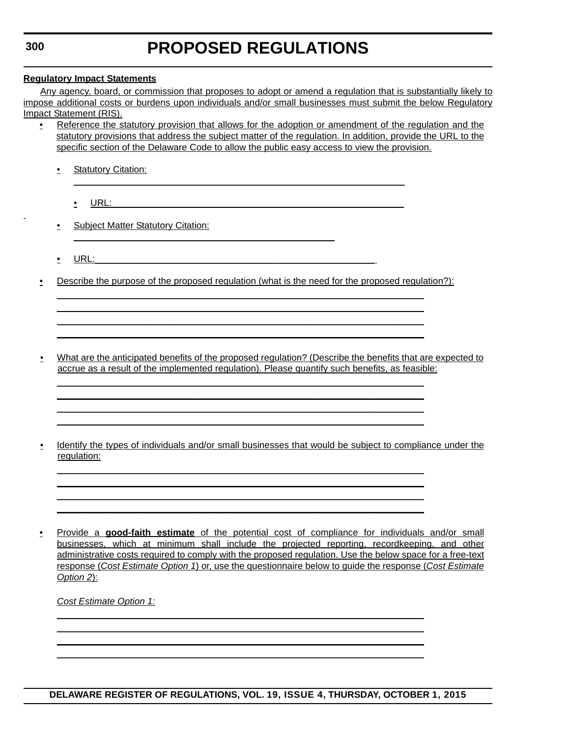**Regulatory Impact Statements**

Any agency, board, or commission that proposes to adopt or amend a regulation that is substantially likely to impose additional costs or burdens upon individuals and/or small businesses must submit the below Regulatory Impact Statement (RIS).

- Reference the statutory provision that allows for the adoption or amendment of the regulation and the statutory provisions that address the subject matter of the regulation. In addition, provide the URL to the specific section of the Delaware Code to allow the public easy access to view the provision.
  - Statutory Citation: ______________________________
    - URL: ______________________________
  - Subject Matter Statutory Citation: ______________________________
  - URL: ______________________________
- Describe the purpose of the proposed regulation (what is the need for the proposed regulation?):

  ______________________________
  ______________________________
  ______________________________
  ______________________________

- What are the anticipated benefits of the proposed regulation? (Describe the benefits that are expected to accrue as a result of the implemented regulation). Please quantify such benefits, as feasible:

  ______________________________
  ______________________________
  ______________________________
  ______________________________

- Identify the types of individuals and/or small businesses that would be subject to compliance under the regulation:

  ______________________________
  ______________________________
  ______________________________
  ______________________________

- Provide a **good-faith estimate** of the potential cost of compliance for individuals and/or small businesses, which at minimum shall include the projected reporting, recordkeeping, and other administrative costs required to comply with the proposed regulation. Use the below space for a free-text response (*Cost Estimate Option 1*) or, use the questionnaire below to guide the response (*Cost Estimate Option 2*):

  *Cost Estimate Option 1:*

  ______________________________
  ______________________________
  ______________________________
  ______________________________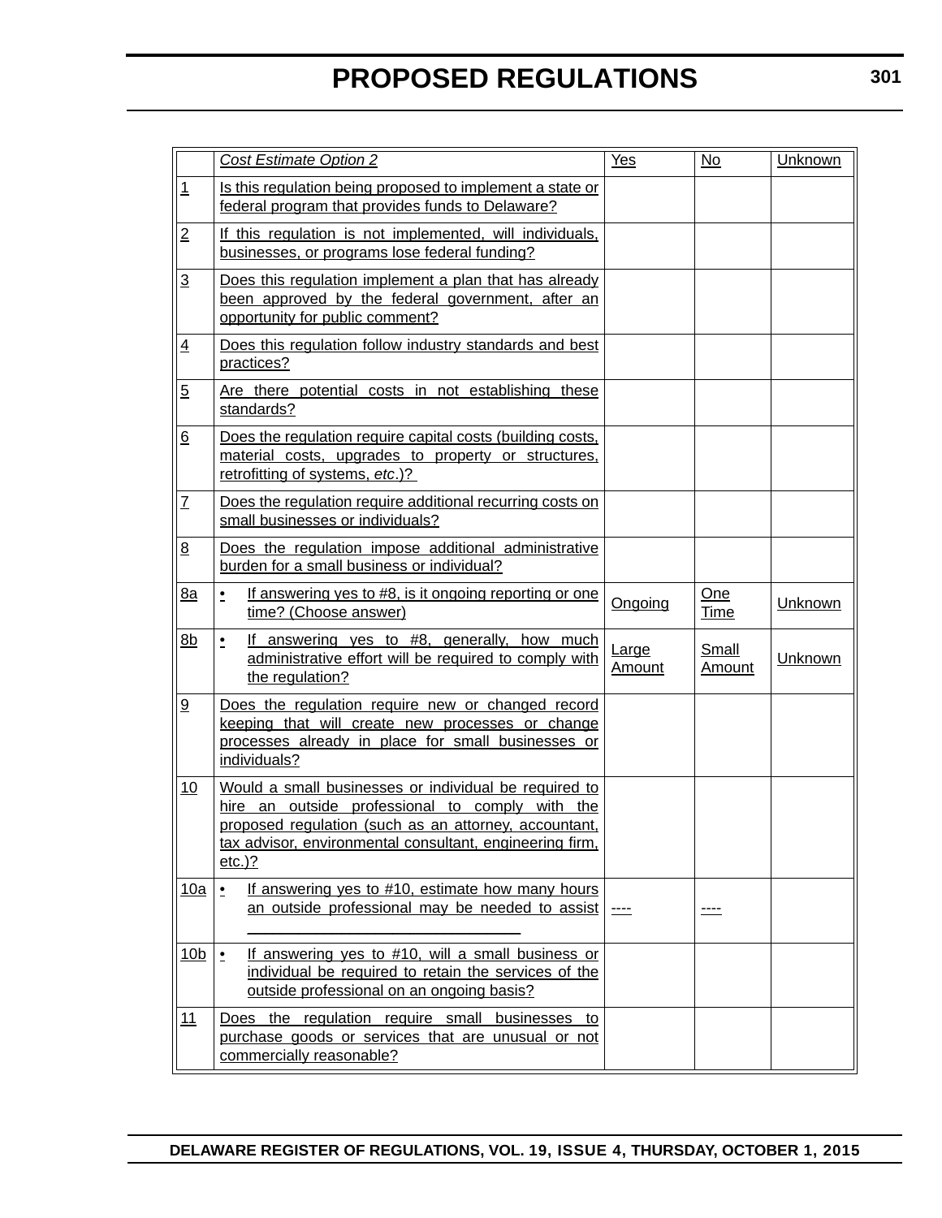| | *Cost Estimate Option 2* | Yes | No | Unknown |
|---|---|---|---|---|
| 1 | Is this regulation being proposed to implement a state or federal program that provides funds to Delaware? | | | |
| 2 | If this regulation is not implemented, will individuals, businesses, or programs lose federal funding? | | | |
| 3 | Does this regulation implement a plan that has already been approved by the federal government, after an opportunity for public comment? | | | |
| 4 | Does this regulation follow industry standards and best practices? | | | |
| 5 | Are there potential costs in not establishing these standards? | | | |
| 6 | Does the regulation require capital costs (building costs, material costs, upgrades to property or structures, retrofitting of systems, *etc*.)? | | | |
| 7 | Does the regulation require additional recurring costs on small businesses or individuals? | | | |
| 8 | Does the regulation impose additional administrative burden for a small business or individual? | | | |
| 8a | • If answering yes to #8, is it ongoing reporting or one time? (Choose answer) | Ongoing | One Time | Unknown |
| 8b | • If answering yes to #8, generally, how much administrative effort will be required to comply with the regulation? | Large Amount | Small Amount | Unknown |
| 9 | Does the regulation require new or changed record keeping that will create new processes or change processes already in place for small businesses or individuals? | | | |
| 10 | Would a small businesses or individual be required to hire an outside professional to comply with the proposed regulation (such as an attorney, accountant, tax advisor, environmental consultant, engineering firm, etc.)? | | | |
| 10a | • If answering yes to #10, estimate how many hours an outside professional may be needed to assist ______________________________ | ---- | ---- | |
| 10b | • If answering yes to #10, will a small business or individual be required to retain the services of the outside professional on an ongoing basis? | | | |
| 11 | Does the regulation require small businesses to purchase goods or services that are unusual or not commercially reasonable? | | | |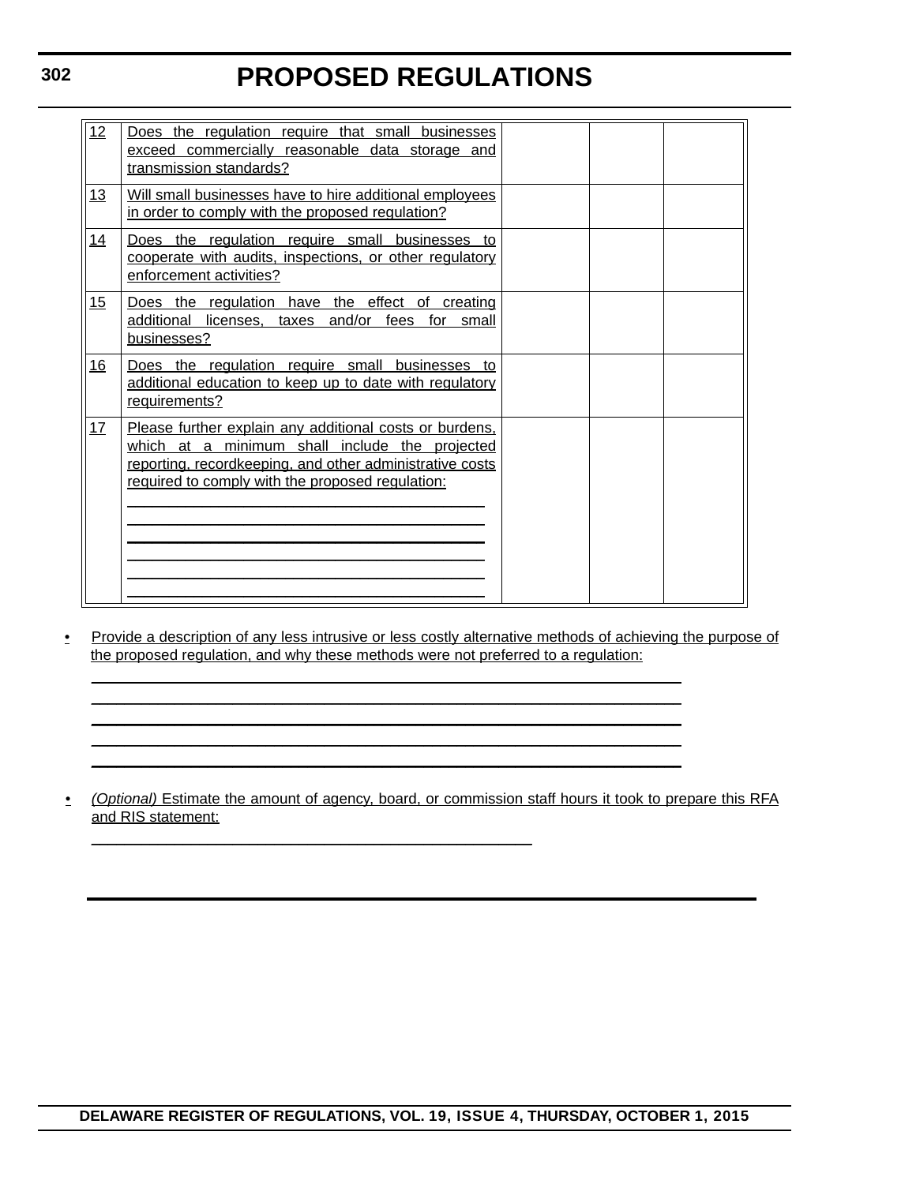| | | | | |
|---|---|---|---|---|
| 12 | Does the regulation require that small businesses exceed commercially reasonable data storage and transmission standards? | | | |
| 13 | Will small businesses have to hire additional employees in order to comply with the proposed regulation? | | | |
| 14 | Does the regulation require small businesses to cooperate with audits, inspections, or other regulatory enforcement activities? | | | |
| 15 | Does the regulation have the effect of creating additional licenses, taxes and/or fees for small businesses? | | | |
| 16 | Does the regulation require small businesses to additional education to keep up to date with regulatory requirements? | | | |
| 17 | Please further explain any additional costs or burdens, which at a minimum shall include the projected reporting, recordkeeping, and other administrative costs required to comply with the proposed regulation: ________________________________________ ________________________________________ ________________________________________ ________________________________________ ________________________________________ ________________________________________ | | | |

- Provide a description of any less intrusive or less costly alternative methods of achieving the purpose of the proposed regulation, and why these methods were not preferred to a regulation:
  ________________________________________________________________
  ________________________________________________________________
  ________________________________________________________________
  ________________________________________________________________
  ________________________________________________________________

- *(Optional)* Estimate the amount of agency, board, or commission staff hours it took to prepare this RFA and RIS statement:
  ________________________________________________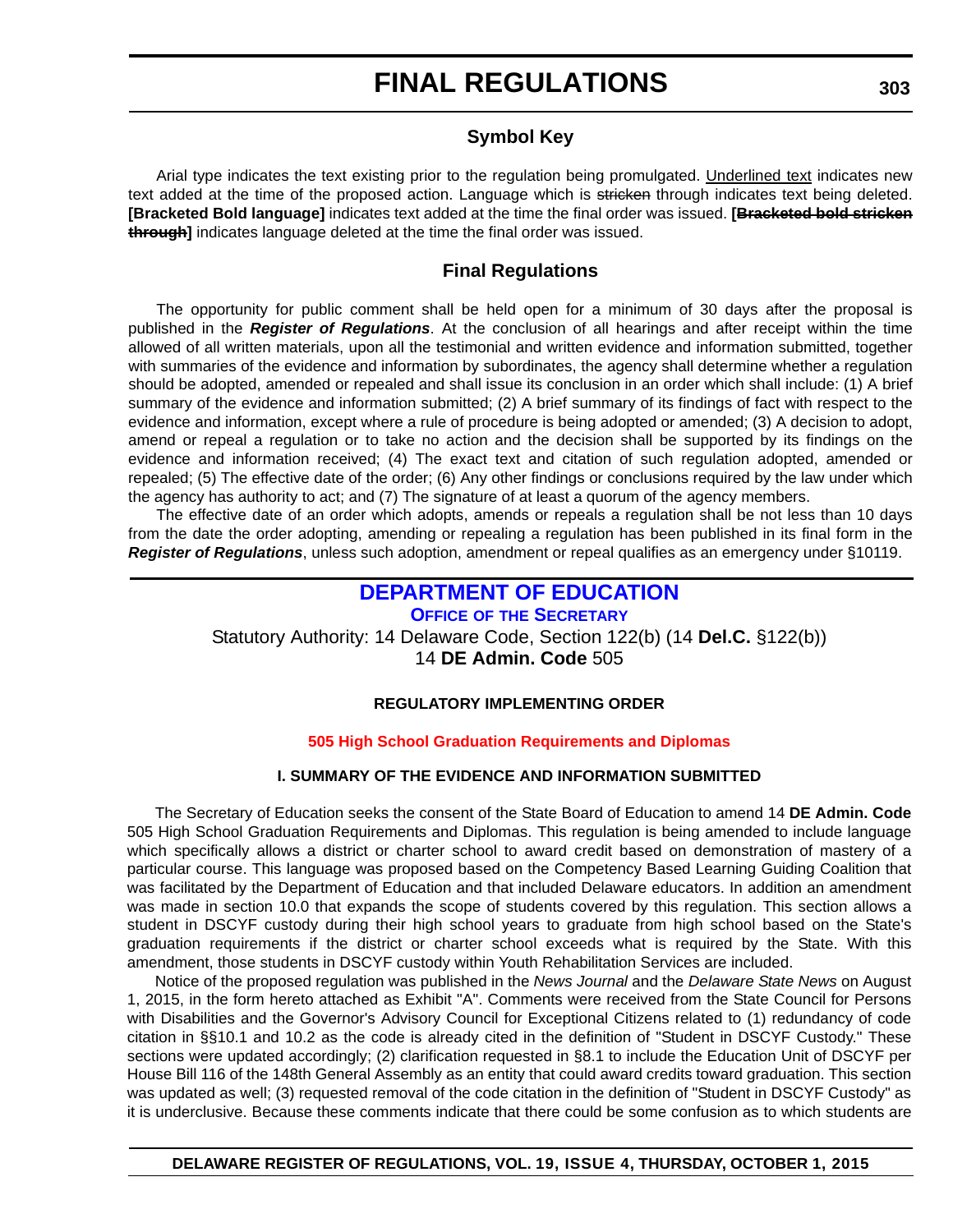## Symbol Key

Arial type indicates the text existing prior to the regulation being promulgated. Underlined text indicates new text added at the time of the proposed action. Language which is ~~stricken~~ through indicates text being deleted. **[Bracketed Bold language]** indicates text added at the time the final order was issued. **[~~Bracketed bold stricken through~~]** indicates language deleted at the time the final order was issued.

## Final Regulations

The opportunity for public comment shall be held open for a minimum of 30 days after the proposal is published in the ***Register of Regulations***. At the conclusion of all hearings and after receipt within the time allowed of all written materials, upon all the testimonial and written evidence and information submitted, together with summaries of the evidence and information by subordinates, the agency shall determine whether a regulation should be adopted, amended or repealed and shall issue its conclusion in an order which shall include: (1) A brief summary of the evidence and information submitted; (2) A brief summary of its findings of fact with respect to the evidence and information, except where a rule of procedure is being adopted or amended; (3) A decision to adopt, amend or repeal a regulation or to take no action and the decision shall be supported by its findings on the evidence and information received; (4) The exact text and citation of such regulation adopted, amended or repealed; (5) The effective date of the order; (6) Any other findings or conclusions required by the law under which the agency has authority to act; and (7) The signature of at least a quorum of the agency members.

The effective date of an order which adopts, amends or repeals a regulation shall be not less than 10 days from the date the order adopting, amending or repealing a regulation has been published in its final form in the ***Register of Regulations***, unless such adoption, amendment or repeal qualifies as an emergency under §10119.

# DEPARTMENT OF EDUCATION

### OFFICE OF THE SECRETARY

Statutory Authority: 14 Delaware Code, Section 122(b) (14 **Del.C.** §122(b))
14 **DE Admin. Code** 505

**REGULATORY IMPLEMENTING ORDER**

**505 High School Graduation Requirements and Diplomas**

**I. SUMMARY OF THE EVIDENCE AND INFORMATION SUBMITTED**

The Secretary of Education seeks the consent of the State Board of Education to amend 14 **DE Admin. Code** 505 High School Graduation Requirements and Diplomas. This regulation is being amended to include language which specifically allows a district or charter school to award credit based on demonstration of mastery of a particular course. This language was proposed based on the Competency Based Learning Guiding Coalition that was facilitated by the Department of Education and that included Delaware educators. In addition an amendment was made in section 10.0 that expands the scope of students covered by this regulation. This section allows a student in DSCYF custody during their high school years to graduate from high school based on the State's graduation requirements if the district or charter school exceeds what is required by the State. With this amendment, those students in DSCYF custody within Youth Rehabilitation Services are included.

Notice of the proposed regulation was published in the *News Journal* and the *Delaware State News* on August 1, 2015, in the form hereto attached as Exhibit "A". Comments were received from the State Council for Persons with Disabilities and the Governor's Advisory Council for Exceptional Citizens related to (1) redundancy of code citation in §§10.1 and 10.2 as the code is already cited in the definition of "Student in DSCYF Custody." These sections were updated accordingly; (2) clarification requested in §8.1 to include the Education Unit of DSCYF per House Bill 116 of the 148th General Assembly as an entity that could award credits toward graduation. This section was updated as well; (3) requested removal of the code citation in the definition of "Student in DSCYF Custody" as it is underclusive. Because these comments indicate that there could be some confusion as to which students are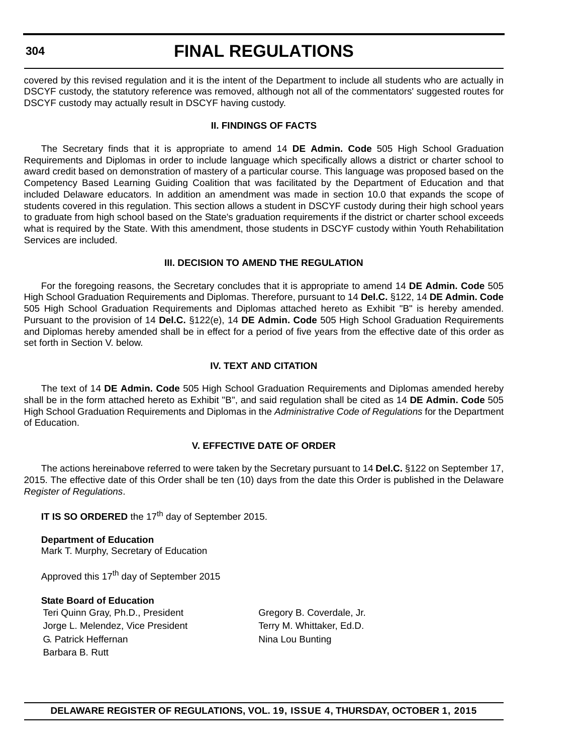covered by this revised regulation and it is the intent of the Department to include all students who are actually in DSCYF custody, the statutory reference was removed, although not all of the commentators' suggested routes for DSCYF custody may actually result in DSCYF having custody.

### II. FINDINGS OF FACTS

The Secretary finds that it is appropriate to amend 14 **DE Admin. Code** 505 High School Graduation Requirements and Diplomas in order to include language which specifically allows a district or charter school to award credit based on demonstration of mastery of a particular course. This language was proposed based on the Competency Based Learning Guiding Coalition that was facilitated by the Department of Education and that included Delaware educators. In addition an amendment was made in section 10.0 that expands the scope of students covered in this regulation. This section allows a student in DSCYF custody during their high school years to graduate from high school based on the State's graduation requirements if the district or charter school exceeds what is required by the State. With this amendment, those students in DSCYF custody within Youth Rehabilitation Services are included.

### III. DECISION TO AMEND THE REGULATION

For the foregoing reasons, the Secretary concludes that it is appropriate to amend 14 **DE Admin. Code** 505 High School Graduation Requirements and Diplomas. Therefore, pursuant to 14 **Del.C.** §122, 14 **DE Admin. Code** 505 High School Graduation Requirements and Diplomas attached hereto as Exhibit "B" is hereby amended. Pursuant to the provision of 14 **Del.C.** §122(e), 14 **DE Admin. Code** 505 High School Graduation Requirements and Diplomas hereby amended shall be in effect for a period of five years from the effective date of this order as set forth in Section V. below.

### IV. TEXT AND CITATION

The text of 14 **DE Admin. Code** 505 High School Graduation Requirements and Diplomas amended hereby shall be in the form attached hereto as Exhibit "B", and said regulation shall be cited as 14 **DE Admin. Code** 505 High School Graduation Requirements and Diplomas in the *Administrative Code of Regulations* for the Department of Education.

### V. EFFECTIVE DATE OF ORDER

The actions hereinabove referred to were taken by the Secretary pursuant to 14 **Del.C.** §122 on September 17, 2015. The effective date of this Order shall be ten (10) days from the date this Order is published in the Delaware *Register of Regulations*.

**IT IS SO ORDERED** the 17th day of September 2015.

**Department of Education**
Mark T. Murphy, Secretary of Education

Approved this 17th day of September 2015

**State Board of Education**

| | |
|---|---|
| Teri Quinn Gray, Ph.D., President | Gregory B. Coverdale, Jr. |
| Jorge L. Melendez, Vice President | Terry M. Whittaker, Ed.D. |
| G. Patrick Heffernan | Nina Lou Bunting |
| Barbara B. Rutt | |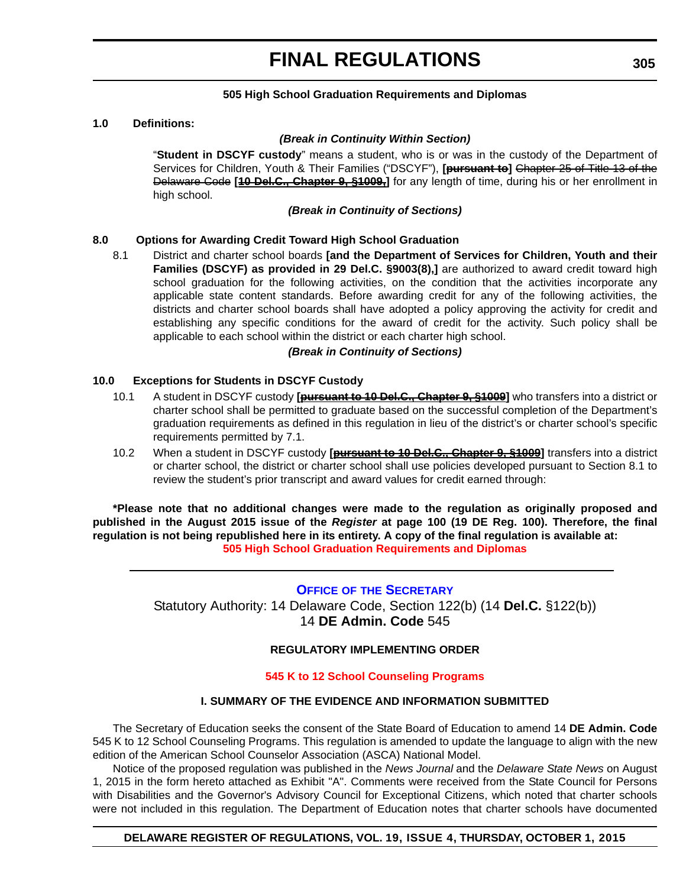### 505 High School Graduation Requirements and Diplomas

**1.0 Definitions:**

***(Break in Continuity Within Section)***

"**Student in DSCYF custody**" means a student, who is or was in the custody of the Department of Services for Children, Youth & Their Families ("DSCYF"), **[~~pursuant to~~]** ~~Chapter 25 of Title 13 of the Delaware Code~~ **[~~10 Del.C., Chapter 9, §1009,~~]** for any length of time, during his or her enrollment in high school.

***(Break in Continuity of Sections)***

**8.0 Options for Awarding Credit Toward High School Graduation**

8.1 District and charter school boards **[and the Department of Services for Children, Youth and their Families (DSCYF) as provided in 29 Del.C. §9003(8),]** are authorized to award credit toward high school graduation for the following activities, on the condition that the activities incorporate any applicable state content standards. Before awarding credit for any of the following activities, the districts and charter school boards shall have adopted a policy approving the activity for credit and establishing any specific conditions for the award of credit for the activity. Such policy shall be applicable to each school within the district or each charter high school.

***(Break in Continuity of Sections)***

**10.0 Exceptions for Students in DSCYF Custody**

10.1 A student in DSCYF custody **[~~pursuant to 10 Del.C., Chapter 9, §1009~~]** who transfers into a district or charter school shall be permitted to graduate based on the successful completion of the Department's graduation requirements as defined in this regulation in lieu of the district's or charter school's specific requirements permitted by 7.1.

10.2 When a student in DSCYF custody **[~~pursuant to 10 Del.C., Chapter 9, §1009~~]** transfers into a district or charter school, the district or charter school shall use policies developed pursuant to Section 8.1 to review the student's prior transcript and award values for credit earned through:

**\*Please note that no additional changes were made to the regulation as originally proposed and published in the August 2015 issue of the *Register* at page 100 (19 DE Reg. 100). Therefore, the final regulation is not being republished here in its entirety. A copy of the final regulation is available at:**
**505 High School Graduation Requirements and Diplomas**

---

## OFFICE OF THE SECRETARY

Statutory Authority: 14 Delaware Code, Section 122(b) (14 **Del.C.** §122(b))
14 **DE Admin. Code** 545

### REGULATORY IMPLEMENTING ORDER

### 545 K to 12 School Counseling Programs

### I. SUMMARY OF THE EVIDENCE AND INFORMATION SUBMITTED

The Secretary of Education seeks the consent of the State Board of Education to amend 14 **DE Admin. Code** 545 K to 12 School Counseling Programs. This regulation is amended to update the language to align with the new edition of the American School Counselor Association (ASCA) National Model.

Notice of the proposed regulation was published in the *News Journal* and the *Delaware State News* on August 1, 2015 in the form hereto attached as Exhibit "A". Comments were received from the State Council for Persons with Disabilities and the Governor's Advisory Council for Exceptional Citizens, which noted that charter schools were not included in this regulation. The Department of Education notes that charter schools have documented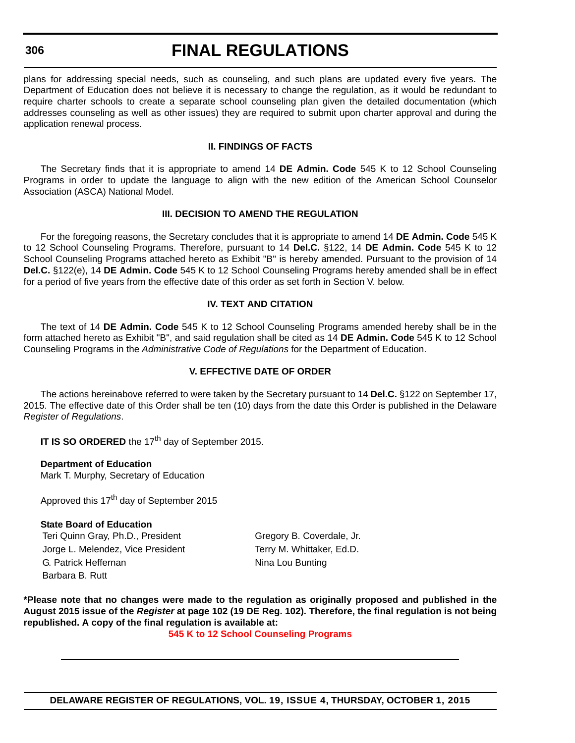plans for addressing special needs, such as counseling, and such plans are updated every five years. The Department of Education does not believe it is necessary to change the regulation, as it would be redundant to require charter schools to create a separate school counseling plan given the detailed documentation (which addresses counseling as well as other issues) they are required to submit upon charter approval and during the application renewal process.

### II. FINDINGS OF FACTS

The Secretary finds that it is appropriate to amend 14 **DE Admin. Code** 545 K to 12 School Counseling Programs in order to update the language to align with the new edition of the American School Counselor Association (ASCA) National Model.

### III. DECISION TO AMEND THE REGULATION

For the foregoing reasons, the Secretary concludes that it is appropriate to amend 14 **DE Admin. Code** 545 K to 12 School Counseling Programs. Therefore, pursuant to 14 **Del.C.** §122, 14 **DE Admin. Code** 545 K to 12 School Counseling Programs attached hereto as Exhibit "B" is hereby amended. Pursuant to the provision of 14 **Del.C.** §122(e), 14 **DE Admin. Code** 545 K to 12 School Counseling Programs hereby amended shall be in effect for a period of five years from the effective date of this order as set forth in Section V. below.

### IV. TEXT AND CITATION

The text of 14 **DE Admin. Code** 545 K to 12 School Counseling Programs amended hereby shall be in the form attached hereto as Exhibit "B", and said regulation shall be cited as 14 **DE Admin. Code** 545 K to 12 School Counseling Programs in the *Administrative Code of Regulations* for the Department of Education.

### V. EFFECTIVE DATE OF ORDER

The actions hereinabove referred to were taken by the Secretary pursuant to 14 **Del.C.** §122 on September 17, 2015. The effective date of this Order shall be ten (10) days from the date this Order is published in the Delaware *Register of Regulations*.

**IT IS SO ORDERED** the 17th day of September 2015.

**Department of Education**
Mark T. Murphy, Secretary of Education

Approved this 17th day of September 2015

**State Board of Education**

Teri Quinn Gray, Ph.D., President
Jorge L. Melendez, Vice President
G. Patrick Heffernan
Barbara B. Rutt
Gregory B. Coverdale, Jr.
Terry M. Whittaker, Ed.D.
Nina Lou Bunting

**\*Please note that no changes were made to the regulation as originally proposed and published in the August 2015 issue of the *Register* at page 102 (19 DE Reg. 102). Therefore, the final regulation is not being republished. A copy of the final regulation is available at:**

**545 K to 12 School Counseling Programs**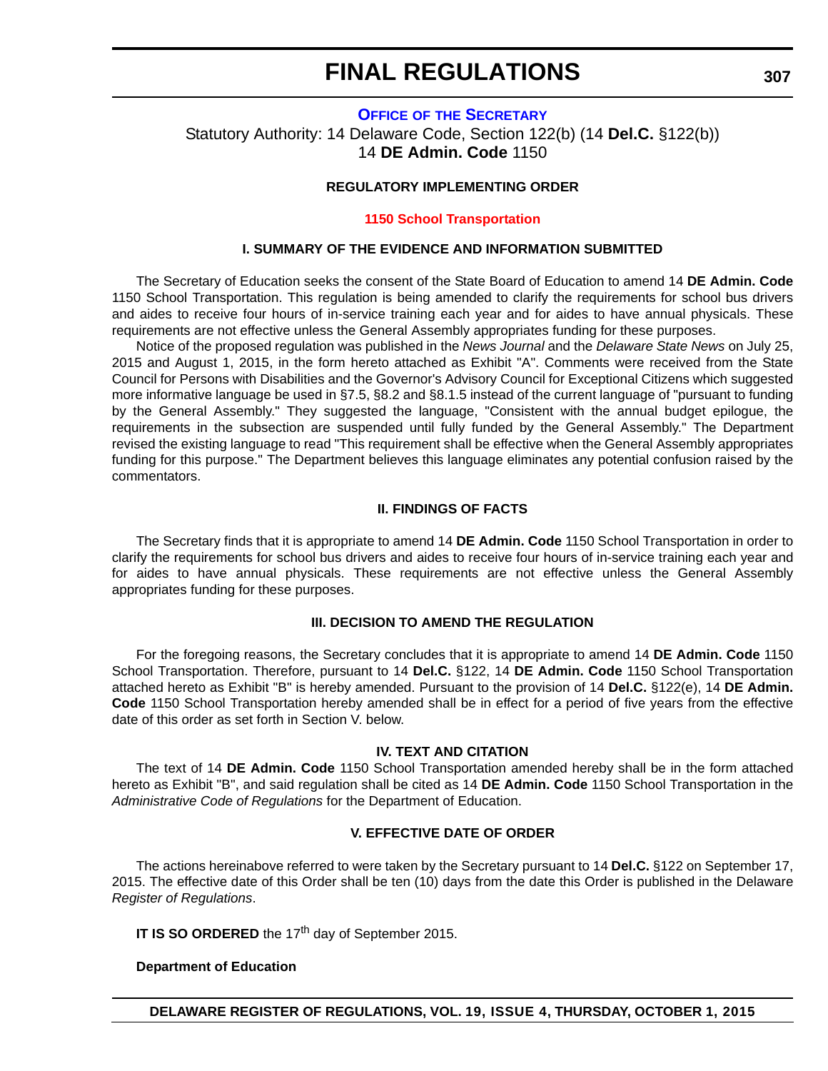# FINAL REGULATIONS

**OFFICE OF THE SECRETARY**

Statutory Authority: 14 Delaware Code, Section 122(b) (14 **Del.C.** §122(b))
14 **DE Admin. Code** 1150

**REGULATORY IMPLEMENTING ORDER**

**1150 School Transportation**

### I. SUMMARY OF THE EVIDENCE AND INFORMATION SUBMITTED

The Secretary of Education seeks the consent of the State Board of Education to amend 14 **DE Admin. Code** 1150 School Transportation. This regulation is being amended to clarify the requirements for school bus drivers and aides to receive four hours of in-service training each year and for aides to have annual physicals. These requirements are not effective unless the General Assembly appropriates funding for these purposes.

Notice of the proposed regulation was published in the *News Journal* and the *Delaware State News* on July 25, 2015 and August 1, 2015, in the form hereto attached as Exhibit "A". Comments were received from the State Council for Persons with Disabilities and the Governor's Advisory Council for Exceptional Citizens which suggested more informative language be used in §7.5, §8.2 and §8.1.5 instead of the current language of "pursuant to funding by the General Assembly." They suggested the language, "Consistent with the annual budget epilogue, the requirements in the subsection are suspended until fully funded by the General Assembly." The Department revised the existing language to read "This requirement shall be effective when the General Assembly appropriates funding for this purpose." The Department believes this language eliminates any potential confusion raised by the commentators.

### II. FINDINGS OF FACTS

The Secretary finds that it is appropriate to amend 14 **DE Admin. Code** 1150 School Transportation in order to clarify the requirements for school bus drivers and aides to receive four hours of in-service training each year and for aides to have annual physicals. These requirements are not effective unless the General Assembly appropriates funding for these purposes.

### III. DECISION TO AMEND THE REGULATION

For the foregoing reasons, the Secretary concludes that it is appropriate to amend 14 **DE Admin. Code** 1150 School Transportation. Therefore, pursuant to 14 **Del.C.** §122, 14 **DE Admin. Code** 1150 School Transportation attached hereto as Exhibit "B" is hereby amended. Pursuant to the provision of 14 **Del.C.** §122(e), 14 **DE Admin. Code** 1150 School Transportation hereby amended shall be in effect for a period of five years from the effective date of this order as set forth in Section V. below.

### IV. TEXT AND CITATION

The text of 14 **DE Admin. Code** 1150 School Transportation amended hereby shall be in the form attached hereto as Exhibit "B", and said regulation shall be cited as 14 **DE Admin. Code** 1150 School Transportation in the *Administrative Code of Regulations* for the Department of Education.

### V. EFFECTIVE DATE OF ORDER

The actions hereinabove referred to were taken by the Secretary pursuant to 14 **Del.C.** §122 on September 17, 2015. The effective date of this Order shall be ten (10) days from the date this Order is published in the Delaware *Register of Regulations*.

**IT IS SO ORDERED** the 17th day of September 2015.

**Department of Education**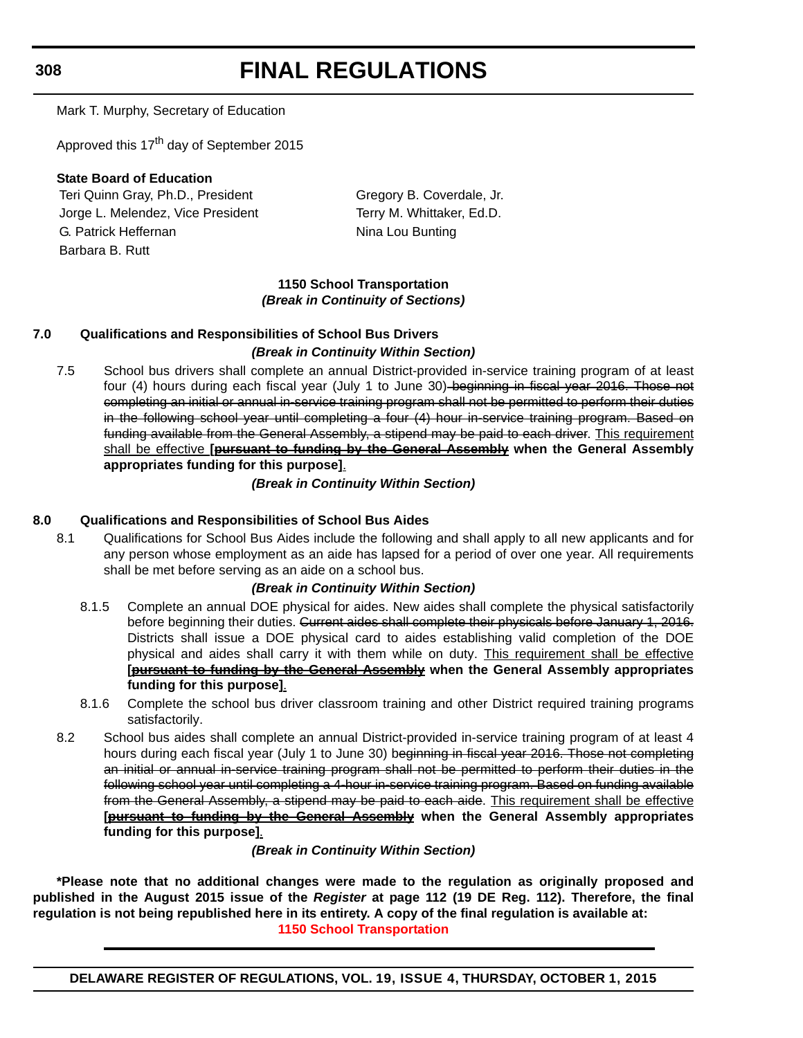Mark T. Murphy, Secretary of Education

Approved this 17th day of September 2015

**State Board of Education**

Teri Quinn Gray, Ph.D., President
Jorge L. Melendez, Vice President
G. Patrick Heffernan
Barbara B. Rutt
Gregory B. Coverdale, Jr.
Terry M. Whittaker, Ed.D.
Nina Lou Bunting

**1150 School Transportation**
***(Break in Continuity of Sections)***

**7.0 Qualifications and Responsibilities of School Bus Drivers**

***(Break in Continuity Within Section)***

7.5 School bus drivers shall complete an annual District-provided in-service training program of at least four (4) hours during each fiscal year (July 1 to June 30)~~ beginning in fiscal year 2016. Those not completing an initial or annual in-service training program shall not be permitted to perform their duties in the following school year until completing a four (4) hour in-service training program. Based on funding available from the General Assembly, a stipend may be paid to each driver~~. <u>This requirement shall be effective</u> **[~~<u>pursuant to funding by the General Assembly</u>~~ when the General Assembly appropriates funding for this purpose]**<u>.</u>

***(Break in Continuity Within Section)***

**8.0 Qualifications and Responsibilities of School Bus Aides**

8.1 Qualifications for School Bus Aides include the following and shall apply to all new applicants and for any person whose employment as an aide has lapsed for a period of over one year. All requirements shall be met before serving as an aide on a school bus.

***(Break in Continuity Within Section)***

8.1.5 Complete an annual DOE physical for aides. New aides shall complete the physical satisfactorily before beginning their duties. ~~Current aides shall complete their physicals before January 1, 2016.~~ Districts shall issue a DOE physical card to aides establishing valid completion of the DOE physical and aides shall carry it with them while on duty. <u>This requirement shall be effective</u> **[~~<u>pursuant to funding by the General Assembly</u>~~ when the General Assembly appropriates funding for this purpose]**<u>.</u>

8.1.6 Complete the school bus driver classroom training and other District required training programs satisfactorily.

8.2 School bus aides shall complete an annual District-provided in-service training program of at least 4 hours during each fiscal year (July 1 to June 30) ~~beginning in fiscal year 2016. Those not completing an initial or annual in-service training program shall not be permitted to perform their duties in the following school year until completing a 4-hour in-service training program. Based on funding available from the General Assembly, a stipend may be paid to each aide~~. <u>This requirement shall be effective</u> **[~~<u>pursuant to funding by the General Assembly</u>~~ when the General Assembly appropriates funding for this purpose]**<u>.</u>

***(Break in Continuity Within Section)***

**\*Please note that no additional changes were made to the regulation as originally proposed and published in the August 2015 issue of the *Register* at page 112 (19 DE Reg. 112). Therefore, the final regulation is not being republished here in its entirety. A copy of the final regulation is available at:**

**1150 School Transportation**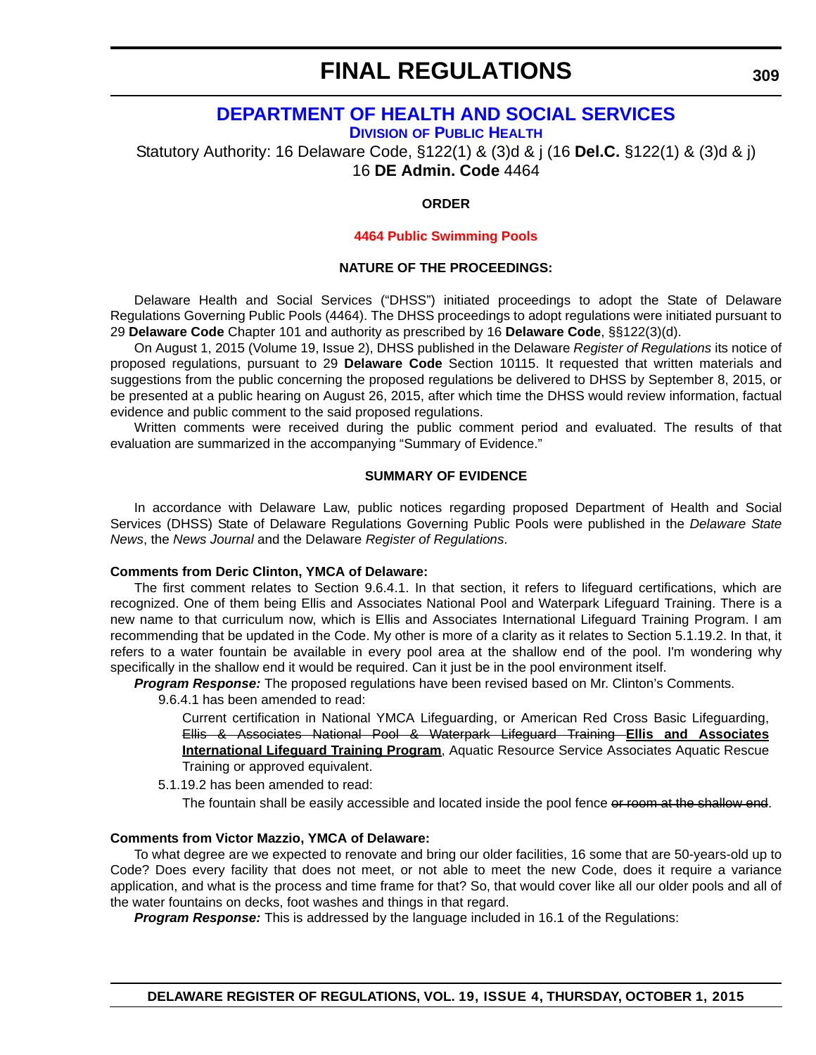# FINAL REGULATIONS

## DEPARTMENT OF HEALTH AND SOCIAL SERVICES

### DIVISION OF PUBLIC HEALTH

Statutory Authority: 16 Delaware Code, §122(1) & (3)d & j (16 **Del.C.** §122(1) & (3)d & j)
16 **DE Admin. Code** 4464

**ORDER**

**4464 Public Swimming Pools**

**NATURE OF THE PROCEEDINGS:**

Delaware Health and Social Services ("DHSS") initiated proceedings to adopt the State of Delaware Regulations Governing Public Pools (4464). The DHSS proceedings to adopt regulations were initiated pursuant to 29 **Delaware Code** Chapter 101 and authority as prescribed by 16 **Delaware Code**, §§122(3)(d).

On August 1, 2015 (Volume 19, Issue 2), DHSS published in the Delaware *Register of Regulations* its notice of proposed regulations, pursuant to 29 **Delaware Code** Section 10115. It requested that written materials and suggestions from the public concerning the proposed regulations be delivered to DHSS by September 8, 2015, or be presented at a public hearing on August 26, 2015, after which time the DHSS would review information, factual evidence and public comment to the said proposed regulations.

Written comments were received during the public comment period and evaluated. The results of that evaluation are summarized in the accompanying "Summary of Evidence."

**SUMMARY OF EVIDENCE**

In accordance with Delaware Law, public notices regarding proposed Department of Health and Social Services (DHSS) State of Delaware Regulations Governing Public Pools were published in the *Delaware State News*, the *News Journal* and the Delaware *Register of Regulations*.

**Comments from Deric Clinton, YMCA of Delaware:**

The first comment relates to Section 9.6.4.1. In that section, it refers to lifeguard certifications, which are recognized. One of them being Ellis and Associates National Pool and Waterpark Lifeguard Training. There is a new name to that curriculum now, which is Ellis and Associates International Lifeguard Training Program. I am recommending that be updated in the Code. My other is more of a clarity as it relates to Section 5.1.19.2. In that, it refers to a water fountain be available in every pool area at the shallow end of the pool. I'm wondering why specifically in the shallow end it would be required. Can it just be in the pool environment itself.

***Program Response:*** The proposed regulations have been revised based on Mr. Clinton's Comments.

9.6.4.1 has been amended to read:

Current certification in National YMCA Lifeguarding, or American Red Cross Basic Lifeguarding, ~~Ellis & Associates National Pool & Waterpark Lifeguard Training~~ **<u>Ellis and Associates International Lifeguard Training Program</u>**, Aquatic Resource Service Associates Aquatic Rescue Training or approved equivalent.

5.1.19.2 has been amended to read:

The fountain shall be easily accessible and located inside the pool fence ~~or room at the shallow end~~.

**Comments from Victor Mazzio, YMCA of Delaware:**

To what degree are we expected to renovate and bring our older facilities, 16 some that are 50-years-old up to Code? Does every facility that does not meet, or not able to meet the new Code, does it require a variance application, and what is the process and time frame for that? So, that would cover like all our older pools and all of the water fountains on decks, foot washes and things in that regard.

***Program Response:*** This is addressed by the language included in 16.1 of the Regulations: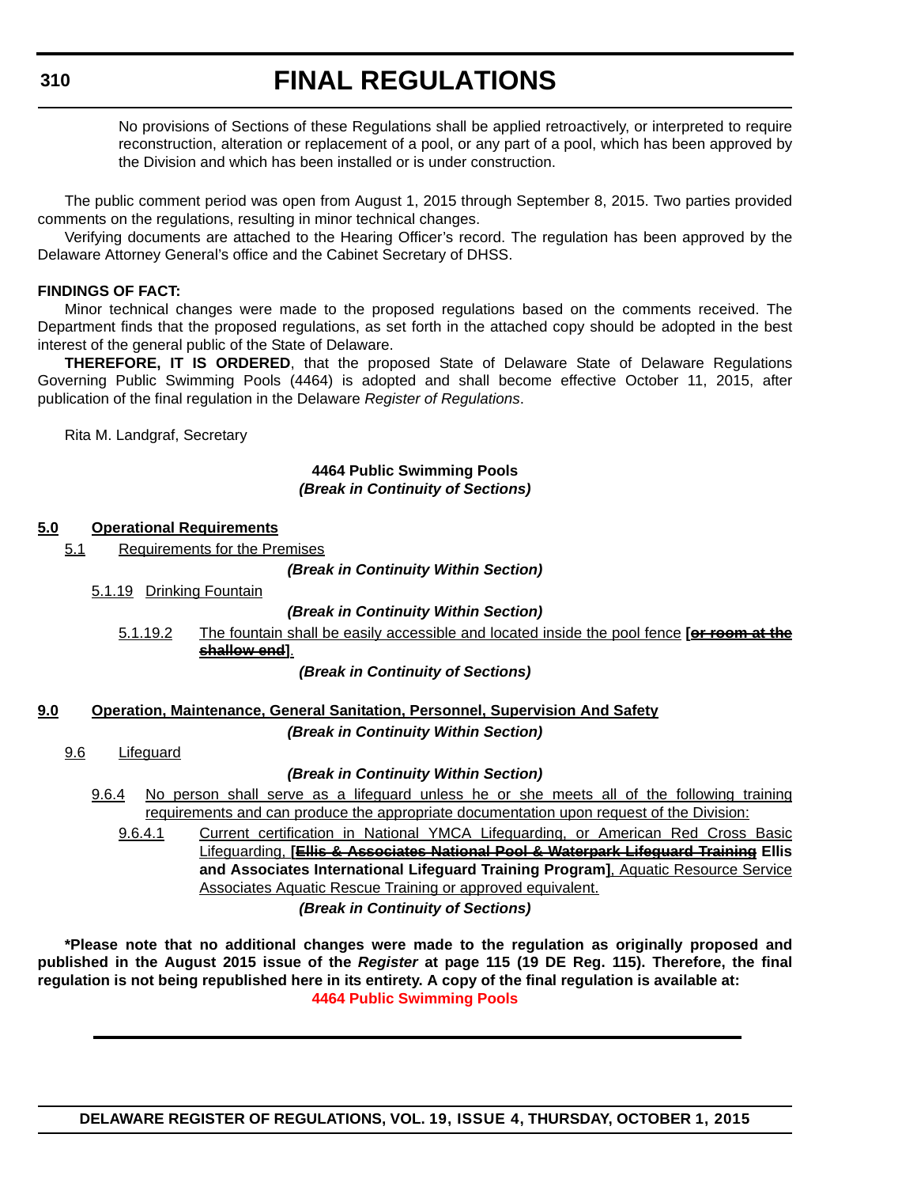No provisions of Sections of these Regulations shall be applied retroactively, or interpreted to require reconstruction, alteration or replacement of a pool, or any part of a pool, which has been approved by the Division and which has been installed or is under construction.

The public comment period was open from August 1, 2015 through September 8, 2015. Two parties provided comments on the regulations, resulting in minor technical changes.

Verifying documents are attached to the Hearing Officer's record. The regulation has been approved by the Delaware Attorney General's office and the Cabinet Secretary of DHSS.

**FINDINGS OF FACT:**

Minor technical changes were made to the proposed regulations based on the comments received. The Department finds that the proposed regulations, as set forth in the attached copy should be adopted in the best interest of the general public of the State of Delaware.

**THEREFORE, IT IS ORDERED**, that the proposed State of Delaware State of Delaware Regulations Governing Public Swimming Pools (4464) is adopted and shall become effective October 11, 2015, after publication of the final regulation in the Delaware *Register of Regulations*.

Rita M. Landgraf, Secretary

**4464 Public Swimming Pools**
***(Break in Continuity of Sections)***

**5.0 Operational Requirements**

5.1 Requirements for the Premises

***(Break in Continuity Within Section)***

5.1.19 Drinking Fountain

***(Break in Continuity Within Section)***

5.1.19.2 The fountain shall be easily accessible and located inside the pool fence **[~~or room at the shallow end~~]**.

***(Break in Continuity of Sections)***

**9.0 Operation, Maintenance, General Sanitation, Personnel, Supervision And Safety**

***(Break in Continuity Within Section)***

9.6 Lifeguard

***(Break in Continuity Within Section)***

9.6.4 No person shall serve as a lifeguard unless he or she meets all of the following training requirements and can produce the appropriate documentation upon request of the Division:

9.6.4.1 Current certification in National YMCA Lifeguarding, or American Red Cross Basic Lifeguarding, **[~~Ellis & Associates National Pool & Waterpark Lifeguard Training~~ Ellis and Associates International Lifeguard Training Program]**, Aquatic Resource Service Associates Aquatic Rescue Training or approved equivalent.

***(Break in Continuity of Sections)***

**\*Please note that no additional changes were made to the regulation as originally proposed and published in the August 2015 issue of the *Register* at page 115 (19 DE Reg. 115). Therefore, the final regulation is not being republished here in its entirety. A copy of the final regulation is available at:**

**4464 Public Swimming Pools**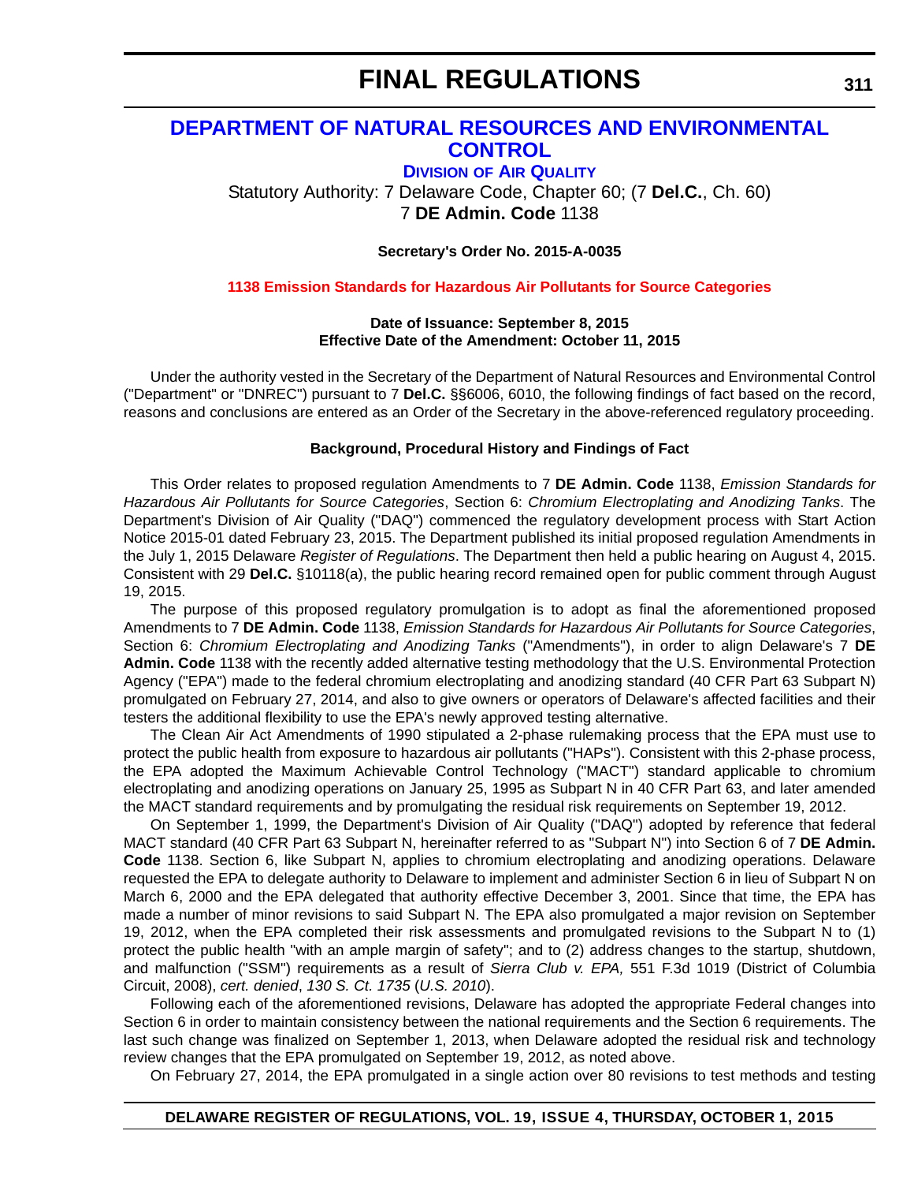# DEPARTMENT OF NATURAL RESOURCES AND ENVIRONMENTAL CONTROL

## DIVISION OF AIR QUALITY

Statutory Authority: 7 Delaware Code, Chapter 60; (7 **Del.C.**, Ch. 60)
7 **DE Admin. Code** 1138

**Secretary's Order No. 2015-A-0035**

### 1138 Emission Standards for Hazardous Air Pollutants for Source Categories

**Date of Issuance: September 8, 2015**
**Effective Date of the Amendment: October 11, 2015**

Under the authority vested in the Secretary of the Department of Natural Resources and Environmental Control ("Department" or "DNREC") pursuant to 7 **Del.C.** §§6006, 6010, the following findings of fact based on the record, reasons and conclusions are entered as an Order of the Secretary in the above-referenced regulatory proceeding.

**Background, Procedural History and Findings of Fact**

This Order relates to proposed regulation Amendments to 7 **DE Admin. Code** 1138, *Emission Standards for Hazardous Air Pollutants for Source Categories*, Section 6: *Chromium Electroplating and Anodizing Tanks*. The Department's Division of Air Quality ("DAQ") commenced the regulatory development process with Start Action Notice 2015-01 dated February 23, 2015. The Department published its initial proposed regulation Amendments in the July 1, 2015 Delaware *Register of Regulations*. The Department then held a public hearing on August 4, 2015. Consistent with 29 **Del.C.** §10118(a), the public hearing record remained open for public comment through August 19, 2015.

The purpose of this proposed regulatory promulgation is to adopt as final the aforementioned proposed Amendments to 7 **DE Admin. Code** 1138, *Emission Standards for Hazardous Air Pollutants for Source Categories*, Section 6: *Chromium Electroplating and Anodizing Tanks* ("Amendments"), in order to align Delaware's 7 **DE Admin. Code** 1138 with the recently added alternative testing methodology that the U.S. Environmental Protection Agency ("EPA") made to the federal chromium electroplating and anodizing standard (40 CFR Part 63 Subpart N) promulgated on February 27, 2014, and also to give owners or operators of Delaware's affected facilities and their testers the additional flexibility to use the EPA's newly approved testing alternative.

The Clean Air Act Amendments of 1990 stipulated a 2-phase rulemaking process that the EPA must use to protect the public health from exposure to hazardous air pollutants ("HAPs"). Consistent with this 2-phase process, the EPA adopted the Maximum Achievable Control Technology ("MACT") standard applicable to chromium electroplating and anodizing operations on January 25, 1995 as Subpart N in 40 CFR Part 63, and later amended the MACT standard requirements and by promulgating the residual risk requirements on September 19, 2012.

On September 1, 1999, the Department's Division of Air Quality ("DAQ") adopted by reference that federal MACT standard (40 CFR Part 63 Subpart N, hereinafter referred to as "Subpart N") into Section 6 of 7 **DE Admin. Code** 1138. Section 6, like Subpart N, applies to chromium electroplating and anodizing operations. Delaware requested the EPA to delegate authority to Delaware to implement and administer Section 6 in lieu of Subpart N on March 6, 2000 and the EPA delegated that authority effective December 3, 2001. Since that time, the EPA has made a number of minor revisions to said Subpart N. The EPA also promulgated a major revision on September 19, 2012, when the EPA completed their risk assessments and promulgated revisions to the Subpart N to (1) protect the public health "with an ample margin of safety"; and to (2) address changes to the startup, shutdown, and malfunction ("SSM") requirements as a result of *Sierra Club v. EPA,* 551 F.3d 1019 (District of Columbia Circuit, 2008), *cert. denied*, *130 S. Ct. 1735* (*U.S. 2010*).

Following each of the aforementioned revisions, Delaware has adopted the appropriate Federal changes into Section 6 in order to maintain consistency between the national requirements and the Section 6 requirements. The last such change was finalized on September 1, 2013, when Delaware adopted the residual risk and technology review changes that the EPA promulgated on September 19, 2012, as noted above.

On February 27, 2014, the EPA promulgated in a single action over 80 revisions to test methods and testing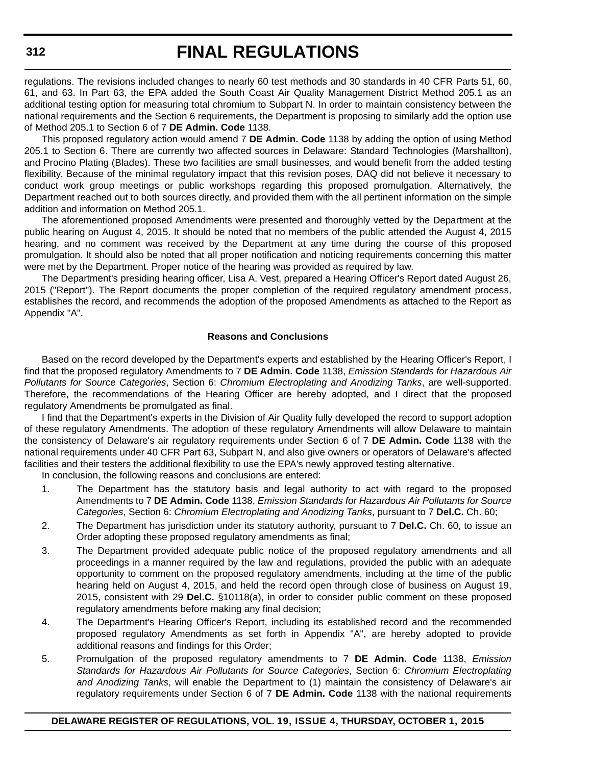regulations. The revisions included changes to nearly 60 test methods and 30 standards in 40 CFR Parts 51, 60, 61, and 63. In Part 63, the EPA added the South Coast Air Quality Management District Method 205.1 as an additional testing option for measuring total chromium to Subpart N. In order to maintain consistency between the national requirements and the Section 6 requirements, the Department is proposing to similarly add the option use of Method 205.1 to Section 6 of 7 **DE Admin. Code** 1138.

This proposed regulatory action would amend 7 **DE Admin. Code** 1138 by adding the option of using Method 205.1 to Section 6. There are currently two affected sources in Delaware: Standard Technologies (Marshallton), and Procino Plating (Blades). These two facilities are small businesses, and would benefit from the added testing flexibility. Because of the minimal regulatory impact that this revision poses, DAQ did not believe it necessary to conduct work group meetings or public workshops regarding this proposed promulgation. Alternatively, the Department reached out to both sources directly, and provided them with the all pertinent information on the simple addition and information on Method 205.1.

The aforementioned proposed Amendments were presented and thoroughly vetted by the Department at the public hearing on August 4, 2015. It should be noted that no members of the public attended the August 4, 2015 hearing, and no comment was received by the Department at any time during the course of this proposed promulgation. It should also be noted that all proper notification and noticing requirements concerning this matter were met by the Department. Proper notice of the hearing was provided as required by law.

The Department's presiding hearing officer, Lisa A. Vest, prepared a Hearing Officer's Report dated August 26, 2015 ("Report"). The Report documents the proper completion of the required regulatory amendment process, establishes the record, and recommends the adoption of the proposed Amendments as attached to the Report as Appendix "A".

#### Reasons and Conclusions

Based on the record developed by the Department's experts and established by the Hearing Officer's Report, I find that the proposed regulatory Amendments to 7 **DE Admin. Code** 1138, *Emission Standards for Hazardous Air Pollutants for Source Categories*, Section 6: *Chromium Electroplating and Anodizing Tanks*, are well-supported. Therefore, the recommendations of the Hearing Officer are hereby adopted, and I direct that the proposed regulatory Amendments be promulgated as final.

I find that the Department's experts in the Division of Air Quality fully developed the record to support adoption of these regulatory Amendments. The adoption of these regulatory Amendments will allow Delaware to maintain the consistency of Delaware's air regulatory requirements under Section 6 of 7 **DE Admin. Code** 1138 with the national requirements under 40 CFR Part 63, Subpart N, and also give owners or operators of Delaware's affected facilities and their testers the additional flexibility to use the EPA's newly approved testing alternative.

In conclusion, the following reasons and conclusions are entered:

1. The Department has the statutory basis and legal authority to act with regard to the proposed Amendments to 7 **DE Admin. Code** 1138, *Emission Standards for Hazardous Air Pollutants for Source Categories*, Section 6: *Chromium Electroplating and Anodizing Tanks*, pursuant to 7 **Del.C.** Ch. 60;
2. The Department has jurisdiction under its statutory authority, pursuant to 7 **Del.C.** Ch. 60, to issue an Order adopting these proposed regulatory amendments as final;
3. The Department provided adequate public notice of the proposed regulatory amendments and all proceedings in a manner required by the law and regulations, provided the public with an adequate opportunity to comment on the proposed regulatory amendments, including at the time of the public hearing held on August 4, 2015, and held the record open through close of business on August 19, 2015, consistent with 29 **Del.C.** §10118(a), in order to consider public comment on these proposed regulatory amendments before making any final decision;
4. The Department's Hearing Officer's Report, including its established record and the recommended proposed regulatory Amendments as set forth in Appendix "A", are hereby adopted to provide additional reasons and findings for this Order;
5. Promulgation of the proposed regulatory amendments to 7 **DE Admin. Code** 1138, *Emission Standards for Hazardous Air Pollutants for Source Categories*, Section 6: *Chromium Electroplating and Anodizing Tanks*, will enable the Department to (1) maintain the consistency of Delaware's air regulatory requirements under Section 6 of 7 **DE Admin. Code** 1138 with the national requirements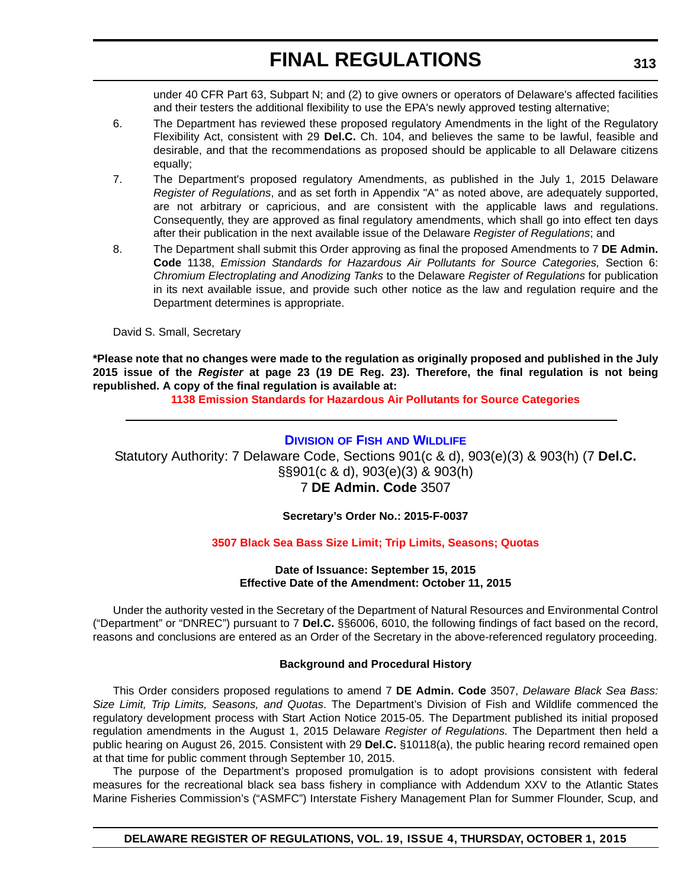under 40 CFR Part 63, Subpart N; and (2) to give owners or operators of Delaware's affected facilities and their testers the additional flexibility to use the EPA's newly approved testing alternative;

6. The Department has reviewed these proposed regulatory Amendments in the light of the Regulatory Flexibility Act, consistent with 29 **Del.C.** Ch. 104, and believes the same to be lawful, feasible and desirable, and that the recommendations as proposed should be applicable to all Delaware citizens equally;

7. The Department's proposed regulatory Amendments, as published in the July 1, 2015 Delaware *Register of Regulations*, and as set forth in Appendix "A" as noted above, are adequately supported, are not arbitrary or capricious, and are consistent with the applicable laws and regulations. Consequently, they are approved as final regulatory amendments, which shall go into effect ten days after their publication in the next available issue of the Delaware *Register of Regulations*; and

8. The Department shall submit this Order approving as final the proposed Amendments to 7 **DE Admin. Code** 1138, *Emission Standards for Hazardous Air Pollutants for Source Categories,* Section 6: *Chromium Electroplating and Anodizing Tanks* to the Delaware *Register of Regulations* for publication in its next available issue, and provide such other notice as the law and regulation require and the Department determines is appropriate.

David S. Small, Secretary

**\*Please note that no changes were made to the regulation as originally proposed and published in the July 2015 issue of the *Register* at page 23 (19 DE Reg. 23). Therefore, the final regulation is not being republished. A copy of the final regulation is available at:**

**1138 Emission Standards for Hazardous Air Pollutants for Source Categories**

---

## Division of Fish and Wildlife

Statutory Authority: 7 Delaware Code, Sections 901(c & d), 903(e)(3) & 903(h) (7 **Del.C.** §§901(c & d), 903(e)(3) & 903(h)
7 **DE Admin. Code** 3507

**Secretary's Order No.: 2015-F-0037**

**3507 Black Sea Bass Size Limit; Trip Limits, Seasons; Quotas**

**Date of Issuance: September 15, 2015**
**Effective Date of the Amendment: October 11, 2015**

Under the authority vested in the Secretary of the Department of Natural Resources and Environmental Control ("Department" or "DNREC") pursuant to 7 **Del.C.** §§6006, 6010, the following findings of fact based on the record, reasons and conclusions are entered as an Order of the Secretary in the above-referenced regulatory proceeding.

**Background and Procedural History**

This Order considers proposed regulations to amend 7 **DE Admin. Code** 3507, *Delaware Black Sea Bass: Size Limit, Trip Limits, Seasons, and Quotas*. The Department's Division of Fish and Wildlife commenced the regulatory development process with Start Action Notice 2015-05. The Department published its initial proposed regulation amendments in the August 1, 2015 Delaware *Register of Regulations.* The Department then held a public hearing on August 26, 2015. Consistent with 29 **Del.C.** §10118(a), the public hearing record remained open at that time for public comment through September 10, 2015.

The purpose of the Department's proposed promulgation is to adopt provisions consistent with federal measures for the recreational black sea bass fishery in compliance with Addendum XXV to the Atlantic States Marine Fisheries Commission's ("ASMFC") Interstate Fishery Management Plan for Summer Flounder, Scup, and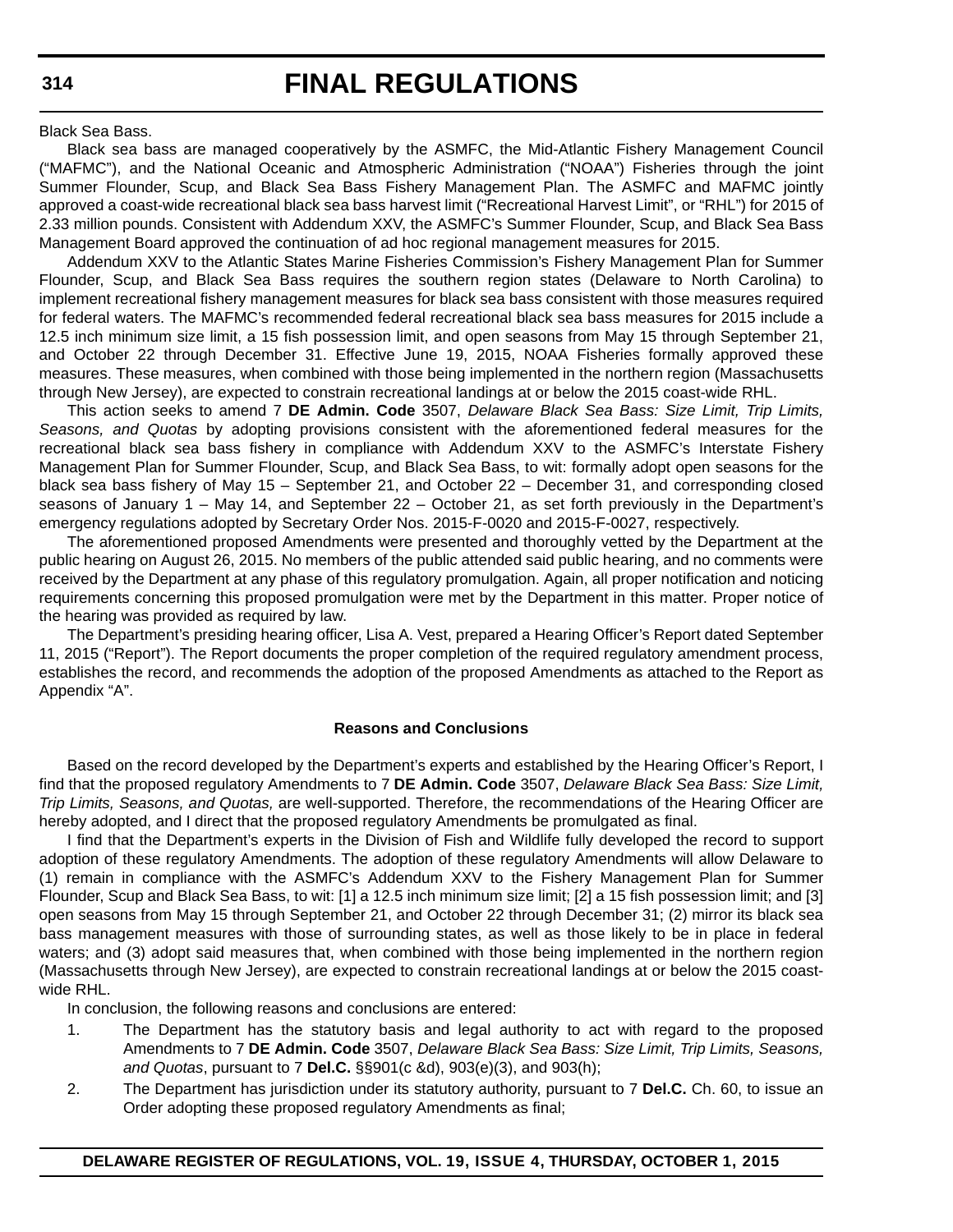Black Sea Bass.

Black sea bass are managed cooperatively by the ASMFC, the Mid-Atlantic Fishery Management Council ("MAFMC"), and the National Oceanic and Atmospheric Administration ("NOAA") Fisheries through the joint Summer Flounder, Scup, and Black Sea Bass Fishery Management Plan. The ASMFC and MAFMC jointly approved a coast-wide recreational black sea bass harvest limit ("Recreational Harvest Limit", or "RHL") for 2015 of 2.33 million pounds. Consistent with Addendum XXV, the ASMFC's Summer Flounder, Scup, and Black Sea Bass Management Board approved the continuation of ad hoc regional management measures for 2015.

Addendum XXV to the Atlantic States Marine Fisheries Commission's Fishery Management Plan for Summer Flounder, Scup, and Black Sea Bass requires the southern region states (Delaware to North Carolina) to implement recreational fishery management measures for black sea bass consistent with those measures required for federal waters. The MAFMC's recommended federal recreational black sea bass measures for 2015 include a 12.5 inch minimum size limit, a 15 fish possession limit, and open seasons from May 15 through September 21, and October 22 through December 31. Effective June 19, 2015, NOAA Fisheries formally approved these measures. These measures, when combined with those being implemented in the northern region (Massachusetts through New Jersey), are expected to constrain recreational landings at or below the 2015 coast-wide RHL.

This action seeks to amend 7 **DE Admin. Code** 3507, *Delaware Black Sea Bass: Size Limit, Trip Limits, Seasons, and Quotas* by adopting provisions consistent with the aforementioned federal measures for the recreational black sea bass fishery in compliance with Addendum XXV to the ASMFC's Interstate Fishery Management Plan for Summer Flounder, Scup, and Black Sea Bass, to wit: formally adopt open seasons for the black sea bass fishery of May 15 – September 21, and October 22 – December 31, and corresponding closed seasons of January 1 – May 14, and September 22 – October 21, as set forth previously in the Department's emergency regulations adopted by Secretary Order Nos. 2015-F-0020 and 2015-F-0027, respectively.

The aforementioned proposed Amendments were presented and thoroughly vetted by the Department at the public hearing on August 26, 2015. No members of the public attended said public hearing, and no comments were received by the Department at any phase of this regulatory promulgation. Again, all proper notification and noticing requirements concerning this proposed promulgation were met by the Department in this matter. Proper notice of the hearing was provided as required by law.

The Department's presiding hearing officer, Lisa A. Vest, prepared a Hearing Officer's Report dated September 11, 2015 ("Report"). The Report documents the proper completion of the required regulatory amendment process, establishes the record, and recommends the adoption of the proposed Amendments as attached to the Report as Appendix "A".

**Reasons and Conclusions**

Based on the record developed by the Department's experts and established by the Hearing Officer's Report, I find that the proposed regulatory Amendments to 7 **DE Admin. Code** 3507, *Delaware Black Sea Bass: Size Limit, Trip Limits, Seasons, and Quotas,* are well-supported. Therefore, the recommendations of the Hearing Officer are hereby adopted, and I direct that the proposed regulatory Amendments be promulgated as final.

I find that the Department's experts in the Division of Fish and Wildlife fully developed the record to support adoption of these regulatory Amendments. The adoption of these regulatory Amendments will allow Delaware to (1) remain in compliance with the ASMFC's Addendum XXV to the Fishery Management Plan for Summer Flounder, Scup and Black Sea Bass, to wit: [1] a 12.5 inch minimum size limit; [2] a 15 fish possession limit; and [3] open seasons from May 15 through September 21, and October 22 through December 31; (2) mirror its black sea bass management measures with those of surrounding states, as well as those likely to be in place in federal waters; and (3) adopt said measures that, when combined with those being implemented in the northern region (Massachusetts through New Jersey), are expected to constrain recreational landings at or below the 2015 coast-wide RHL.

In conclusion, the following reasons and conclusions are entered:

1. The Department has the statutory basis and legal authority to act with regard to the proposed Amendments to 7 **DE Admin. Code** 3507, *Delaware Black Sea Bass: Size Limit, Trip Limits, Seasons, and Quotas*, pursuant to 7 **Del.C.** §§901(c &d), 903(e)(3), and 903(h);
2. The Department has jurisdiction under its statutory authority, pursuant to 7 **Del.C.** Ch. 60, to issue an Order adopting these proposed regulatory Amendments as final;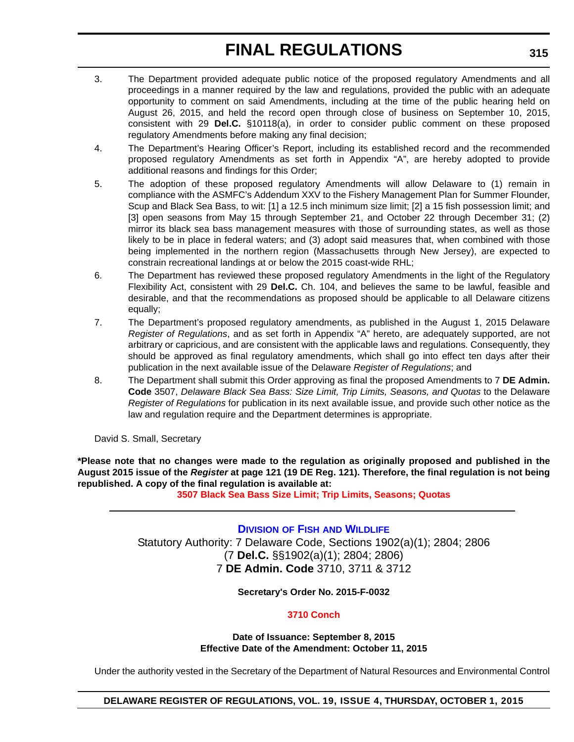3. The Department provided adequate public notice of the proposed regulatory Amendments and all proceedings in a manner required by the law and regulations, provided the public with an adequate opportunity to comment on said Amendments, including at the time of the public hearing held on August 26, 2015, and held the record open through close of business on September 10, 2015, consistent with 29 **Del.C.** §10118(a), in order to consider public comment on these proposed regulatory Amendments before making any final decision;

4. The Department's Hearing Officer's Report, including its established record and the recommended proposed regulatory Amendments as set forth in Appendix "A", are hereby adopted to provide additional reasons and findings for this Order;

5. The adoption of these proposed regulatory Amendments will allow Delaware to (1) remain in compliance with the ASMFC's Addendum XXV to the Fishery Management Plan for Summer Flounder, Scup and Black Sea Bass, to wit: [1] a 12.5 inch minimum size limit; [2] a 15 fish possession limit; and [3] open seasons from May 15 through September 21, and October 22 through December 31; (2) mirror its black sea bass management measures with those of surrounding states, as well as those likely to be in place in federal waters; and (3) adopt said measures that, when combined with those being implemented in the northern region (Massachusetts through New Jersey), are expected to constrain recreational landings at or below the 2015 coast-wide RHL;

6. The Department has reviewed these proposed regulatory Amendments in the light of the Regulatory Flexibility Act, consistent with 29 **Del.C.** Ch. 104, and believes the same to be lawful, feasible and desirable, and that the recommendations as proposed should be applicable to all Delaware citizens equally;

7. The Department's proposed regulatory amendments, as published in the August 1, 2015 Delaware *Register of Regulations*, and as set forth in Appendix "A" hereto, are adequately supported, are not arbitrary or capricious, and are consistent with the applicable laws and regulations. Consequently, they should be approved as final regulatory amendments, which shall go into effect ten days after their publication in the next available issue of the Delaware *Register of Regulations*; and

8. The Department shall submit this Order approving as final the proposed Amendments to 7 **DE Admin. Code** 3507, *Delaware Black Sea Bass: Size Limit, Trip Limits, Seasons, and Quotas* to the Delaware *Register of Regulations* for publication in its next available issue, and provide such other notice as the law and regulation require and the Department determines is appropriate.

David S. Small, Secretary

**\*Please note that no changes were made to the regulation as originally proposed and published in the August 2015 issue of the *Register* at page 121 (19 DE Reg. 121). Therefore, the final regulation is not being republished. A copy of the final regulation is available at:**

**3507 Black Sea Bass Size Limit; Trip Limits, Seasons; Quotas**

---

## DIVISION OF FISH AND WILDLIFE

Statutory Authority: 7 Delaware Code, Sections 1902(a)(1); 2804; 2806
(7 **Del.C.** §§1902(a)(1); 2804; 2806)
7 **DE Admin. Code** 3710, 3711 & 3712

**Secretary's Order No. 2015-F-0032**

### 3710 Conch

**Date of Issuance: September 8, 2015**
**Effective Date of the Amendment: October 11, 2015**

Under the authority vested in the Secretary of the Department of Natural Resources and Environmental Control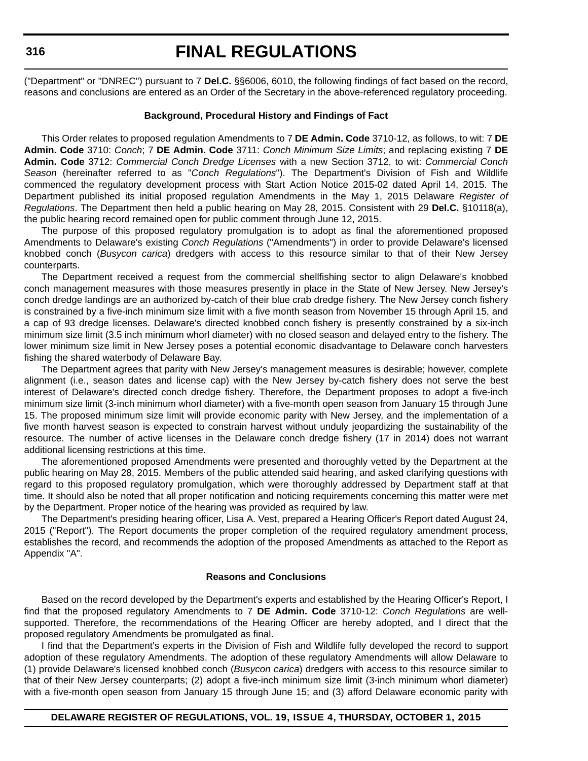("Department" or "DNREC") pursuant to 7 **Del.C.** §§6006, 6010, the following findings of fact based on the record, reasons and conclusions are entered as an Order of the Secretary in the above-referenced regulatory proceeding.

**Background, Procedural History and Findings of Fact**

This Order relates to proposed regulation Amendments to 7 **DE Admin. Code** 3710-12, as follows, to wit: 7 **DE Admin. Code** 3710: *Conch*; 7 **DE Admin. Code** 3711: *Conch Minimum Size Limits*; and replacing existing 7 **DE Admin. Code** 3712: *Commercial Conch Dredge Licenses* with a new Section 3712, to wit: *Commercial Conch Season* (hereinafter referred to as "*Conch Regulations*"). The Department's Division of Fish and Wildlife commenced the regulatory development process with Start Action Notice 2015-02 dated April 14, 2015. The Department published its initial proposed regulation Amendments in the May 1, 2015 Delaware *Register of Regulations*. The Department then held a public hearing on May 28, 2015. Consistent with 29 **Del.C.** §10118(a), the public hearing record remained open for public comment through June 12, 2015.

The purpose of this proposed regulatory promulgation is to adopt as final the aforementioned proposed Amendments to Delaware's existing *Conch Regulations* ("Amendments") in order to provide Delaware's licensed knobbed conch (*Busycon carica*) dredgers with access to this resource similar to that of their New Jersey counterparts.

The Department received a request from the commercial shellfishing sector to align Delaware's knobbed conch management measures with those measures presently in place in the State of New Jersey. New Jersey's conch dredge landings are an authorized by-catch of their blue crab dredge fishery. The New Jersey conch fishery is constrained by a five-inch minimum size limit with a five month season from November 15 through April 15, and a cap of 93 dredge licenses. Delaware's directed knobbed conch fishery is presently constrained by a six-inch minimum size limit (3.5 inch minimum whorl diameter) with no closed season and delayed entry to the fishery. The lower minimum size limit in New Jersey poses a potential economic disadvantage to Delaware conch harvesters fishing the shared waterbody of Delaware Bay.

The Department agrees that parity with New Jersey's management measures is desirable; however, complete alignment (i.e., season dates and license cap) with the New Jersey by-catch fishery does not serve the best interest of Delaware's directed conch dredge fishery. Therefore, the Department proposes to adopt a five-inch minimum size limit (3-inch minimum whorl diameter) with a five-month open season from January 15 through June 15. The proposed minimum size limit will provide economic parity with New Jersey, and the implementation of a five month harvest season is expected to constrain harvest without unduly jeopardizing the sustainability of the resource. The number of active licenses in the Delaware conch dredge fishery (17 in 2014) does not warrant additional licensing restrictions at this time.

The aforementioned proposed Amendments were presented and thoroughly vetted by the Department at the public hearing on May 28, 2015. Members of the public attended said hearing, and asked clarifying questions with regard to this proposed regulatory promulgation, which were thoroughly addressed by Department staff at that time. It should also be noted that all proper notification and noticing requirements concerning this matter were met by the Department. Proper notice of the hearing was provided as required by law.

The Department's presiding hearing officer, Lisa A. Vest, prepared a Hearing Officer's Report dated August 24, 2015 ("Report"). The Report documents the proper completion of the required regulatory amendment process, establishes the record, and recommends the adoption of the proposed Amendments as attached to the Report as Appendix "A".

**Reasons and Conclusions**

Based on the record developed by the Department's experts and established by the Hearing Officer's Report, I find that the proposed regulatory Amendments to 7 **DE Admin. Code** 3710-12: *Conch Regulations* are well-supported. Therefore, the recommendations of the Hearing Officer are hereby adopted, and I direct that the proposed regulatory Amendments be promulgated as final.

I find that the Department's experts in the Division of Fish and Wildlife fully developed the record to support adoption of these regulatory Amendments. The adoption of these regulatory Amendments will allow Delaware to (1) provide Delaware's licensed knobbed conch (*Busycon carica*) dredgers with access to this resource similar to that of their New Jersey counterparts; (2) adopt a five-inch minimum size limit (3-inch minimum whorl diameter) with a five-month open season from January 15 through June 15; and (3) afford Delaware economic parity with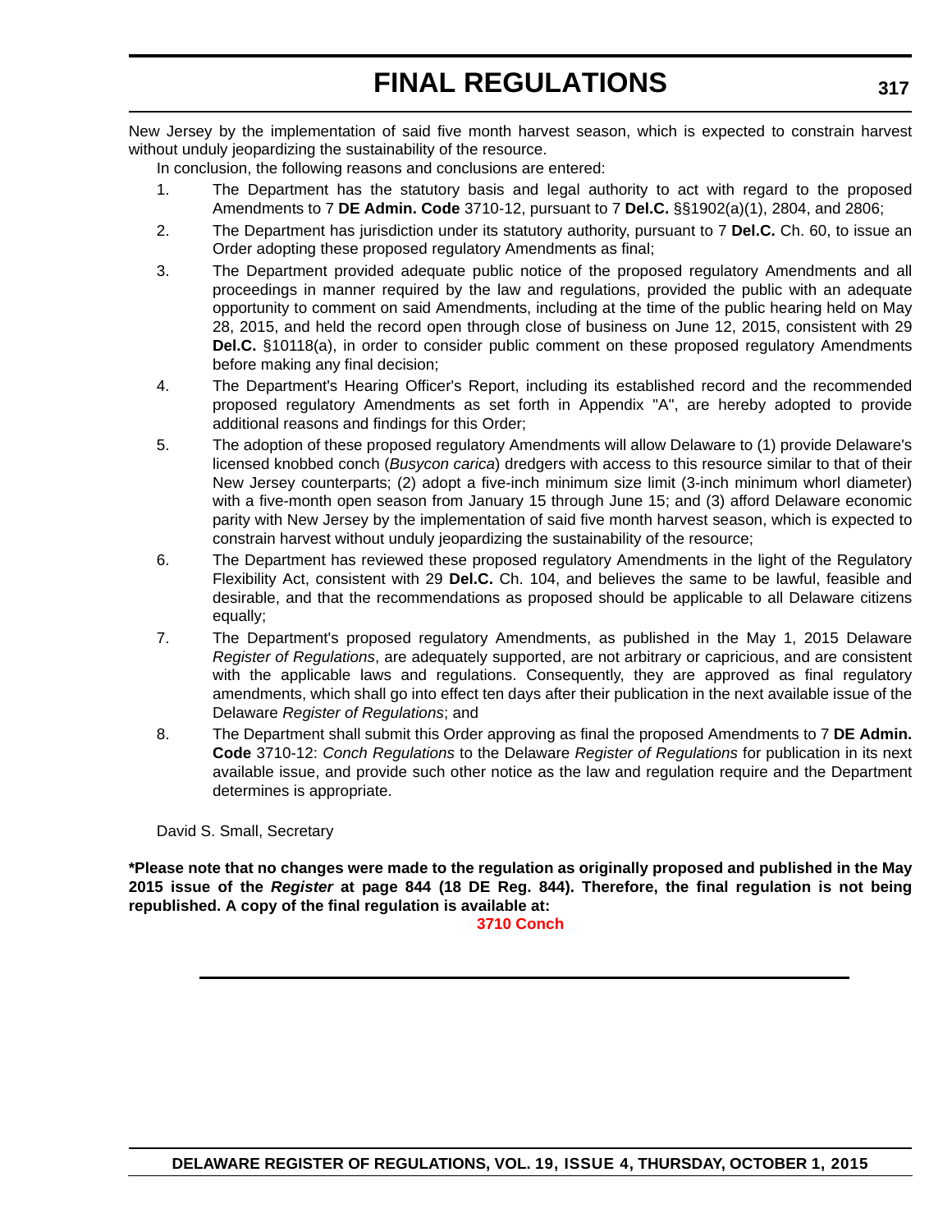New Jersey by the implementation of said five month harvest season, which is expected to constrain harvest without unduly jeopardizing the sustainability of the resource.

In conclusion, the following reasons and conclusions are entered:

1. The Department has the statutory basis and legal authority to act with regard to the proposed Amendments to 7 **DE Admin. Code** 3710-12, pursuant to 7 **Del.C.** §§1902(a)(1), 2804, and 2806;
2. The Department has jurisdiction under its statutory authority, pursuant to 7 **Del.C.** Ch. 60, to issue an Order adopting these proposed regulatory Amendments as final;
3. The Department provided adequate public notice of the proposed regulatory Amendments and all proceedings in manner required by the law and regulations, provided the public with an adequate opportunity to comment on said Amendments, including at the time of the public hearing held on May 28, 2015, and held the record open through close of business on June 12, 2015, consistent with 29 **Del.C.** §10118(a), in order to consider public comment on these proposed regulatory Amendments before making any final decision;
4. The Department's Hearing Officer's Report, including its established record and the recommended proposed regulatory Amendments as set forth in Appendix "A", are hereby adopted to provide additional reasons and findings for this Order;
5. The adoption of these proposed regulatory Amendments will allow Delaware to (1) provide Delaware's licensed knobbed conch (*Busycon carica*) dredgers with access to this resource similar to that of their New Jersey counterparts; (2) adopt a five-inch minimum size limit (3-inch minimum whorl diameter) with a five-month open season from January 15 through June 15; and (3) afford Delaware economic parity with New Jersey by the implementation of said five month harvest season, which is expected to constrain harvest without unduly jeopardizing the sustainability of the resource;
6. The Department has reviewed these proposed regulatory Amendments in the light of the Regulatory Flexibility Act, consistent with 29 **Del.C.** Ch. 104, and believes the same to be lawful, feasible and desirable, and that the recommendations as proposed should be applicable to all Delaware citizens equally;
7. The Department's proposed regulatory Amendments, as published in the May 1, 2015 Delaware *Register of Regulations*, are adequately supported, are not arbitrary or capricious, and are consistent with the applicable laws and regulations. Consequently, they are approved as final regulatory amendments, which shall go into effect ten days after their publication in the next available issue of the Delaware *Register of Regulations*; and
8. The Department shall submit this Order approving as final the proposed Amendments to 7 **DE Admin. Code** 3710-12: *Conch Regulations* to the Delaware *Register of Regulations* for publication in its next available issue, and provide such other notice as the law and regulation require and the Department determines is appropriate.

David S. Small, Secretary

**\*Please note that no changes were made to the regulation as originally proposed and published in the May 2015 issue of the *Register* at page 844 (18 DE Reg. 844). Therefore, the final regulation is not being republished. A copy of the final regulation is available at:**

**3710 Conch**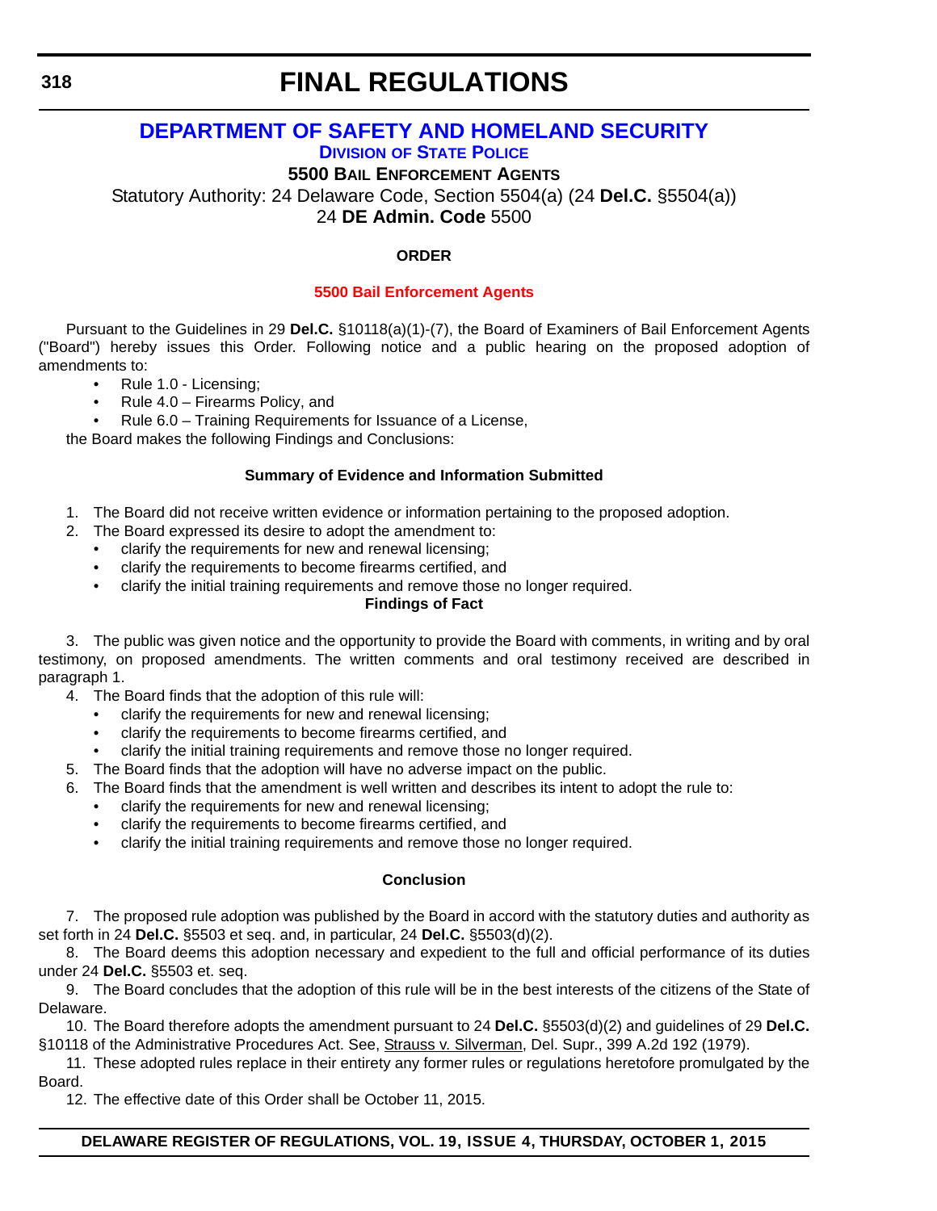# FINAL REGULATIONS

## DEPARTMENT OF SAFETY AND HOMELAND SECURITY

### DIVISION OF STATE POLICE

### 5500 BAIL ENFORCEMENT AGENTS

Statutory Authority: 24 Delaware Code, Section 5504(a) (24 **Del.C.** §5504(a))
24 **DE Admin. Code** 5500

**ORDER**

**5500 Bail Enforcement Agents**

Pursuant to the Guidelines in 29 **Del.C.** §10118(a)(1)-(7), the Board of Examiners of Bail Enforcement Agents ("Board") hereby issues this Order. Following notice and a public hearing on the proposed adoption of amendments to:

- Rule 1.0 - Licensing;
- Rule 4.0 – Firearms Policy, and
- Rule 6.0 – Training Requirements for Issuance of a License,

the Board makes the following Findings and Conclusions:

**Summary of Evidence and Information Submitted**

1. The Board did not receive written evidence or information pertaining to the proposed adoption.
2. The Board expressed its desire to adopt the amendment to:
   - clarify the requirements for new and renewal licensing;
   - clarify the requirements to become firearms certified, and
   - clarify the initial training requirements and remove those no longer required.

**Findings of Fact**

3. The public was given notice and the opportunity to provide the Board with comments, in writing and by oral testimony, on proposed amendments. The written comments and oral testimony received are described in paragraph 1.
4. The Board finds that the adoption of this rule will:
   - clarify the requirements for new and renewal licensing;
   - clarify the requirements to become firearms certified, and
   - clarify the initial training requirements and remove those no longer required.
5. The Board finds that the adoption will have no adverse impact on the public.
6. The Board finds that the amendment is well written and describes its intent to adopt the rule to:
   - clarify the requirements for new and renewal licensing;
   - clarify the requirements to become firearms certified, and
   - clarify the initial training requirements and remove those no longer required.

**Conclusion**

7. The proposed rule adoption was published by the Board in accord with the statutory duties and authority as set forth in 24 **Del.C.** §5503 et seq. and, in particular, 24 **Del.C.** §5503(d)(2).
8. The Board deems this adoption necessary and expedient to the full and official performance of its duties under 24 **Del.C.** §5503 et. seq.
9. The Board concludes that the adoption of this rule will be in the best interests of the citizens of the State of Delaware.
10. The Board therefore adopts the amendment pursuant to 24 **Del.C.** §5503(d)(2) and guidelines of 29 **Del.C.** §10118 of the Administrative Procedures Act. See, Strauss v. Silverman, Del. Supr., 399 A.2d 192 (1979).
11. These adopted rules replace in their entirety any former rules or regulations heretofore promulgated by the Board.
12. The effective date of this Order shall be October 11, 2015.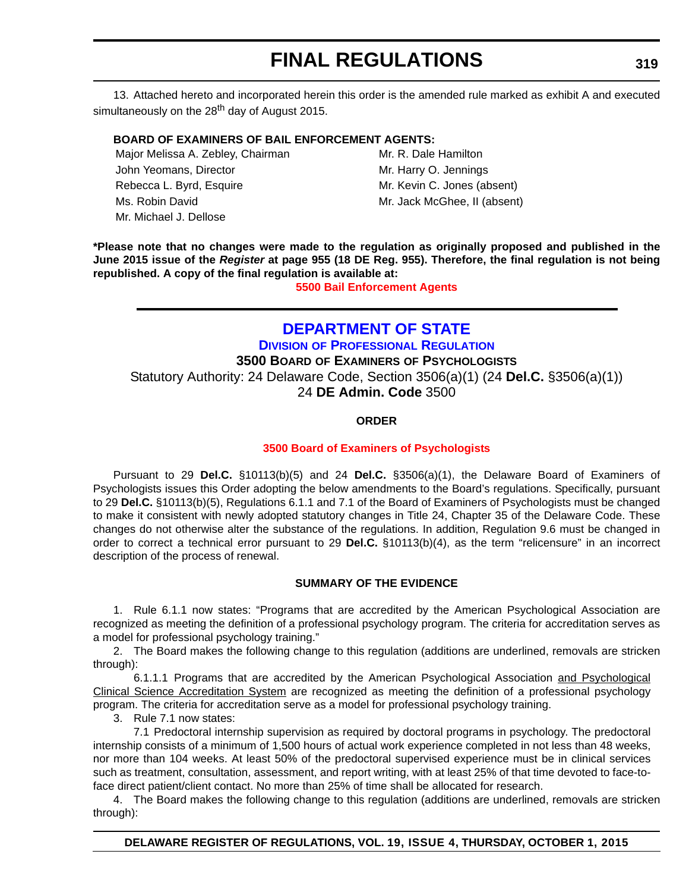13. Attached hereto and incorporated herein this order is the amended rule marked as exhibit A and executed simultaneously on the 28th day of August 2015.

**BOARD OF EXAMINERS OF BAIL ENFORCEMENT AGENTS:**

Major Melissa A. Zebley, Chairman
John Yeomans, Director
Rebecca L. Byrd, Esquire
Ms. Robin David
Mr. Michael J. Dellose
Mr. R. Dale Hamilton
Mr. Harry O. Jennings
Mr. Kevin C. Jones (absent)
Mr. Jack McGhee, II (absent)

**\*Please note that no changes were made to the regulation as originally proposed and published in the June 2015 issue of the *Register* at page 955 (18 DE Reg. 955). Therefore, the final regulation is not being republished. A copy of the final regulation is available at:**

**5500 Bail Enforcement Agents**

---

# DEPARTMENT OF STATE

## DIVISION OF PROFESSIONAL REGULATION

### 3500 BOARD OF EXAMINERS OF PSYCHOLOGISTS

Statutory Authority: 24 Delaware Code, Section 3506(a)(1) (24 **Del.C.** §3506(a)(1))
24 **DE Admin. Code** 3500

**ORDER**

**3500 Board of Examiners of Psychologists**

Pursuant to 29 **Del.C.** §10113(b)(5) and 24 **Del.C.** §3506(a)(1), the Delaware Board of Examiners of Psychologists issues this Order adopting the below amendments to the Board's regulations. Specifically, pursuant to 29 **Del.C.** §10113(b)(5), Regulations 6.1.1 and 7.1 of the Board of Examiners of Psychologists must be changed to make it consistent with newly adopted statutory changes in Title 24, Chapter 35 of the Delaware Code. These changes do not otherwise alter the substance of the regulations. In addition, Regulation 9.6 must be changed in order to correct a technical error pursuant to 29 **Del.C.** §10113(b)(4), as the term "relicensure" in an incorrect description of the process of renewal.

**SUMMARY OF THE EVIDENCE**

1. Rule 6.1.1 now states: "Programs that are accredited by the American Psychological Association are recognized as meeting the definition of a professional psychology program. The criteria for accreditation serves as a model for professional psychology training."

2. The Board makes the following change to this regulation (additions are underlined, removals are stricken through):

6.1.1.1 Programs that are accredited by the American Psychological Association <u>and Psychological Clinical Science Accreditation System</u> are recognized as meeting the definition of a professional psychology program. The criteria for accreditation serve as a model for professional psychology training.

3. Rule 7.1 now states:

7.1 Predoctoral internship supervision as required by doctoral programs in psychology. The predoctoral internship consists of a minimum of 1,500 hours of actual work experience completed in not less than 48 weeks, nor more than 104 weeks. At least 50% of the predoctoral supervised experience must be in clinical services such as treatment, consultation, assessment, and report writing, with at least 25% of that time devoted to face-to-face direct patient/client contact. No more than 25% of time shall be allocated for research.

4. The Board makes the following change to this regulation (additions are underlined, removals are stricken through):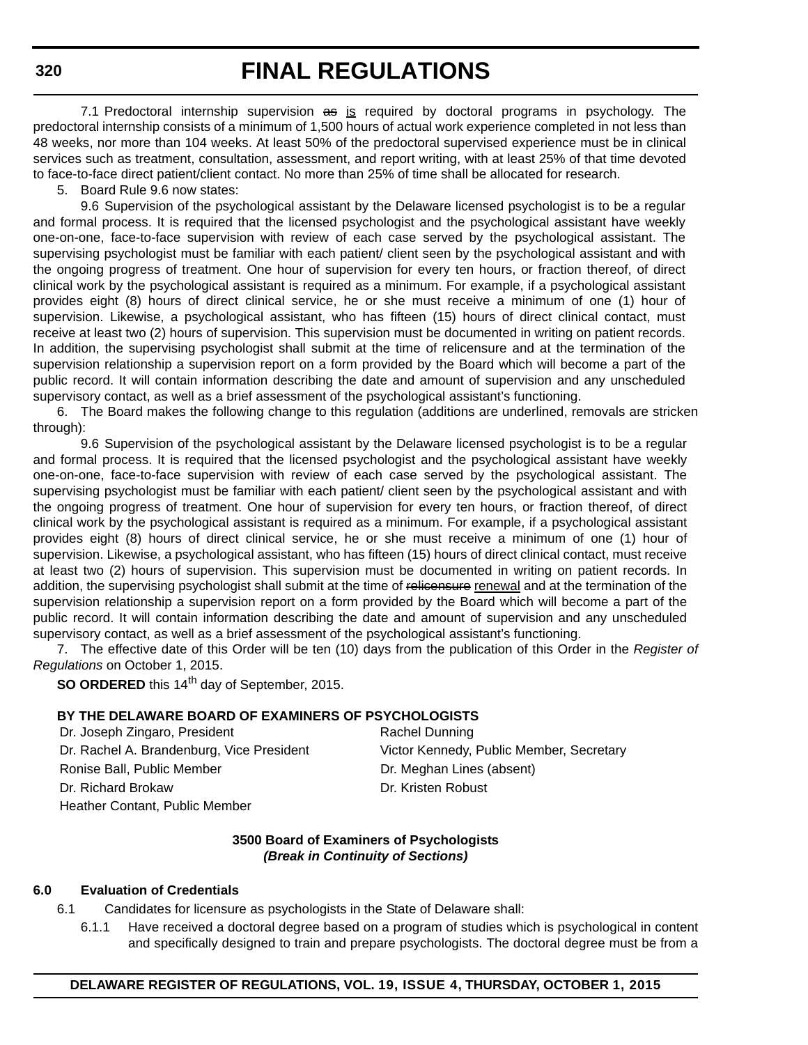7.1 Predoctoral internship supervision ~~as~~ <u>is</u> required by doctoral programs in psychology. The predoctoral internship consists of a minimum of 1,500 hours of actual work experience completed in not less than 48 weeks, nor more than 104 weeks. At least 50% of the predoctoral supervised experience must be in clinical services such as treatment, consultation, assessment, and report writing, with at least 25% of that time devoted to face-to-face direct patient/client contact. No more than 25% of time shall be allocated for research.

5. Board Rule 9.6 now states:

9.6 Supervision of the psychological assistant by the Delaware licensed psychologist is to be a regular and formal process. It is required that the licensed psychologist and the psychological assistant have weekly one-on-one, face-to-face supervision with review of each case served by the psychological assistant. The supervising psychologist must be familiar with each patient/ client seen by the psychological assistant and with the ongoing progress of treatment. One hour of supervision for every ten hours, or fraction thereof, of direct clinical work by the psychological assistant is required as a minimum. For example, if a psychological assistant provides eight (8) hours of direct clinical service, he or she must receive a minimum of one (1) hour of supervision. Likewise, a psychological assistant, who has fifteen (15) hours of direct clinical contact, must receive at least two (2) hours of supervision. This supervision must be documented in writing on patient records. In addition, the supervising psychologist shall submit at the time of relicensure and at the termination of the supervision relationship a supervision report on a form provided by the Board which will become a part of the public record. It will contain information describing the date and amount of supervision and any unscheduled supervisory contact, as well as a brief assessment of the psychological assistant's functioning.

6. The Board makes the following change to this regulation (additions are underlined, removals are stricken through):

9.6 Supervision of the psychological assistant by the Delaware licensed psychologist is to be a regular and formal process. It is required that the licensed psychologist and the psychological assistant have weekly one-on-one, face-to-face supervision with review of each case served by the psychological assistant. The supervising psychologist must be familiar with each patient/ client seen by the psychological assistant and with the ongoing progress of treatment. One hour of supervision for every ten hours, or fraction thereof, of direct clinical work by the psychological assistant is required as a minimum. For example, if a psychological assistant provides eight (8) hours of direct clinical service, he or she must receive a minimum of one (1) hour of supervision. Likewise, a psychological assistant, who has fifteen (15) hours of direct clinical contact, must receive at least two (2) hours of supervision. This supervision must be documented in writing on patient records. In addition, the supervising psychologist shall submit at the time of ~~relicensure~~ <u>renewal</u> and at the termination of the supervision relationship a supervision report on a form provided by the Board which will become a part of the public record. It will contain information describing the date and amount of supervision and any unscheduled supervisory contact, as well as a brief assessment of the psychological assistant's functioning.

7. The effective date of this Order will be ten (10) days from the publication of this Order in the *Register of Regulations* on October 1, 2015.

**SO ORDERED** this 14th day of September, 2015.

**BY THE DELAWARE BOARD OF EXAMINERS OF PSYCHOLOGISTS**

Dr. Joseph Zingaro, President
Dr. Rachel A. Brandenburg, Vice President
Ronise Ball, Public Member
Dr. Richard Brokaw
Heather Contant, Public Member
Rachel Dunning
Victor Kennedy, Public Member, Secretary
Dr. Meghan Lines (absent)
Dr. Kristen Robust

**3500 Board of Examiners of Psychologists**
***(Break in Continuity of Sections)***

**6.0 Evaluation of Credentials**

6.1 Candidates for licensure as psychologists in the State of Delaware shall:

6.1.1 Have received a doctoral degree based on a program of studies which is psychological in content and specifically designed to train and prepare psychologists. The doctoral degree must be from a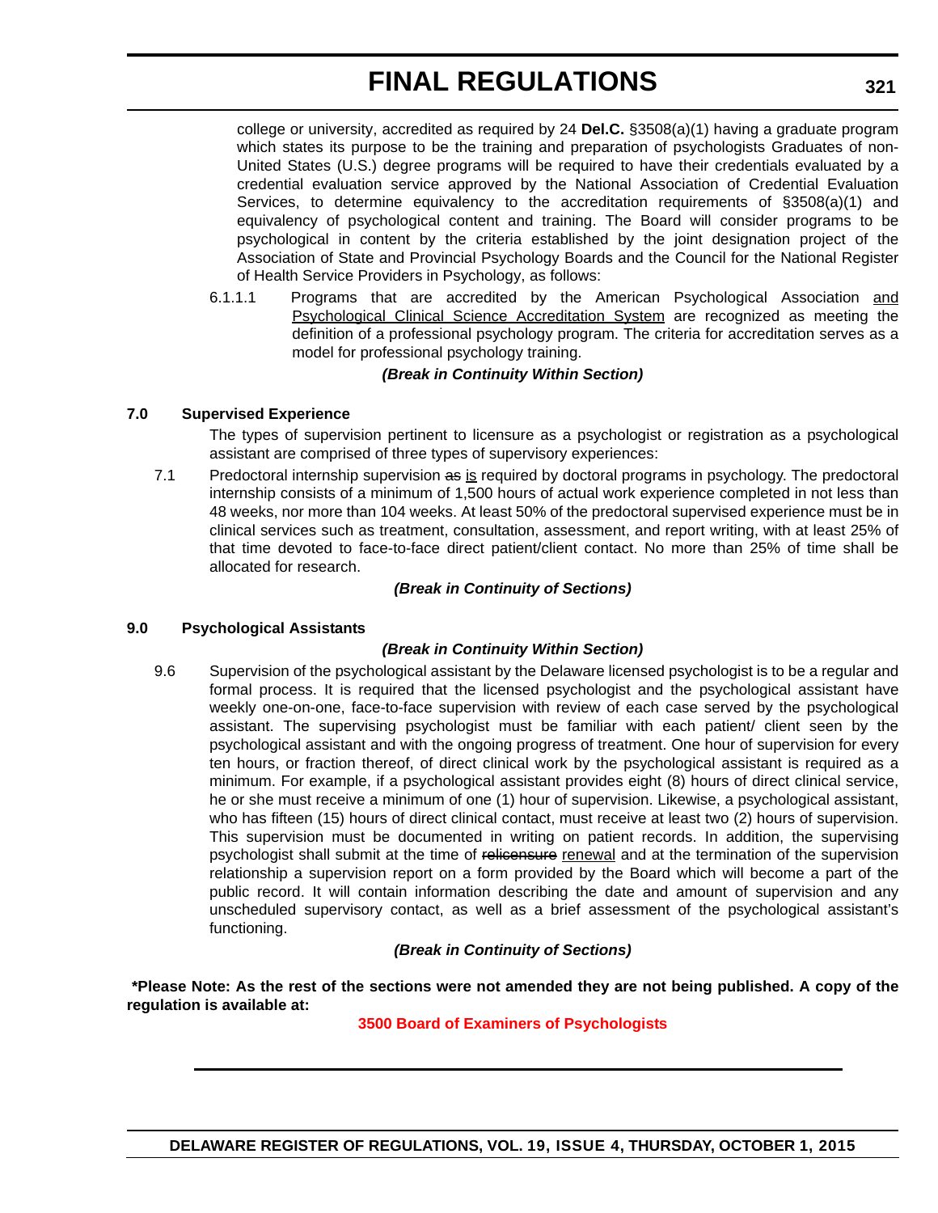college or university, accredited as required by 24 **Del.C.** §3508(a)(1) having a graduate program which states its purpose to be the training and preparation of psychologists Graduates of non-United States (U.S.) degree programs will be required to have their credentials evaluated by a credential evaluation service approved by the National Association of Credential Evaluation Services, to determine equivalency to the accreditation requirements of §3508(a)(1) and equivalency of psychological content and training. The Board will consider programs to be psychological in content by the criteria established by the joint designation project of the Association of State and Provincial Psychology Boards and the Council for the National Register of Health Service Providers in Psychology, as follows:

6.1.1.1 Programs that are accredited by the American Psychological Association <u>and Psychological Clinical Science Accreditation System</u> are recognized as meeting the definition of a professional psychology program. The criteria for accreditation serves as a model for professional psychology training.

***(Break in Continuity Within Section)***

**7.0 Supervised Experience**

The types of supervision pertinent to licensure as a psychologist or registration as a psychological assistant are comprised of three types of supervisory experiences:

7.1 Predoctoral internship supervision ~~as~~ <u>is</u> required by doctoral programs in psychology. The predoctoral internship consists of a minimum of 1,500 hours of actual work experience completed in not less than 48 weeks, nor more than 104 weeks. At least 50% of the predoctoral supervised experience must be in clinical services such as treatment, consultation, assessment, and report writing, with at least 25% of that time devoted to face-to-face direct patient/client contact. No more than 25% of time shall be allocated for research.

***(Break in Continuity of Sections)***

**9.0 Psychological Assistants**

***(Break in Continuity Within Section)***

9.6 Supervision of the psychological assistant by the Delaware licensed psychologist is to be a regular and formal process. It is required that the licensed psychologist and the psychological assistant have weekly one-on-one, face-to-face supervision with review of each case served by the psychological assistant. The supervising psychologist must be familiar with each patient/ client seen by the psychological assistant and with the ongoing progress of treatment. One hour of supervision for every ten hours, or fraction thereof, of direct clinical work by the psychological assistant is required as a minimum. For example, if a psychological assistant provides eight (8) hours of direct clinical service, he or she must receive a minimum of one (1) hour of supervision. Likewise, a psychological assistant, who has fifteen (15) hours of direct clinical contact, must receive at least two (2) hours of supervision. This supervision must be documented in writing on patient records. In addition, the supervising psychologist shall submit at the time of ~~relicensure~~ <u>renewal</u> and at the termination of the supervision relationship a supervision report on a form provided by the Board which will become a part of the public record. It will contain information describing the date and amount of supervision and any unscheduled supervisory contact, as well as a brief assessment of the psychological assistant's functioning.

***(Break in Continuity of Sections)***

**\*Please Note: As the rest of the sections were not amended they are not being published. A copy of the regulation is available at:**

**3500 Board of Examiners of Psychologists**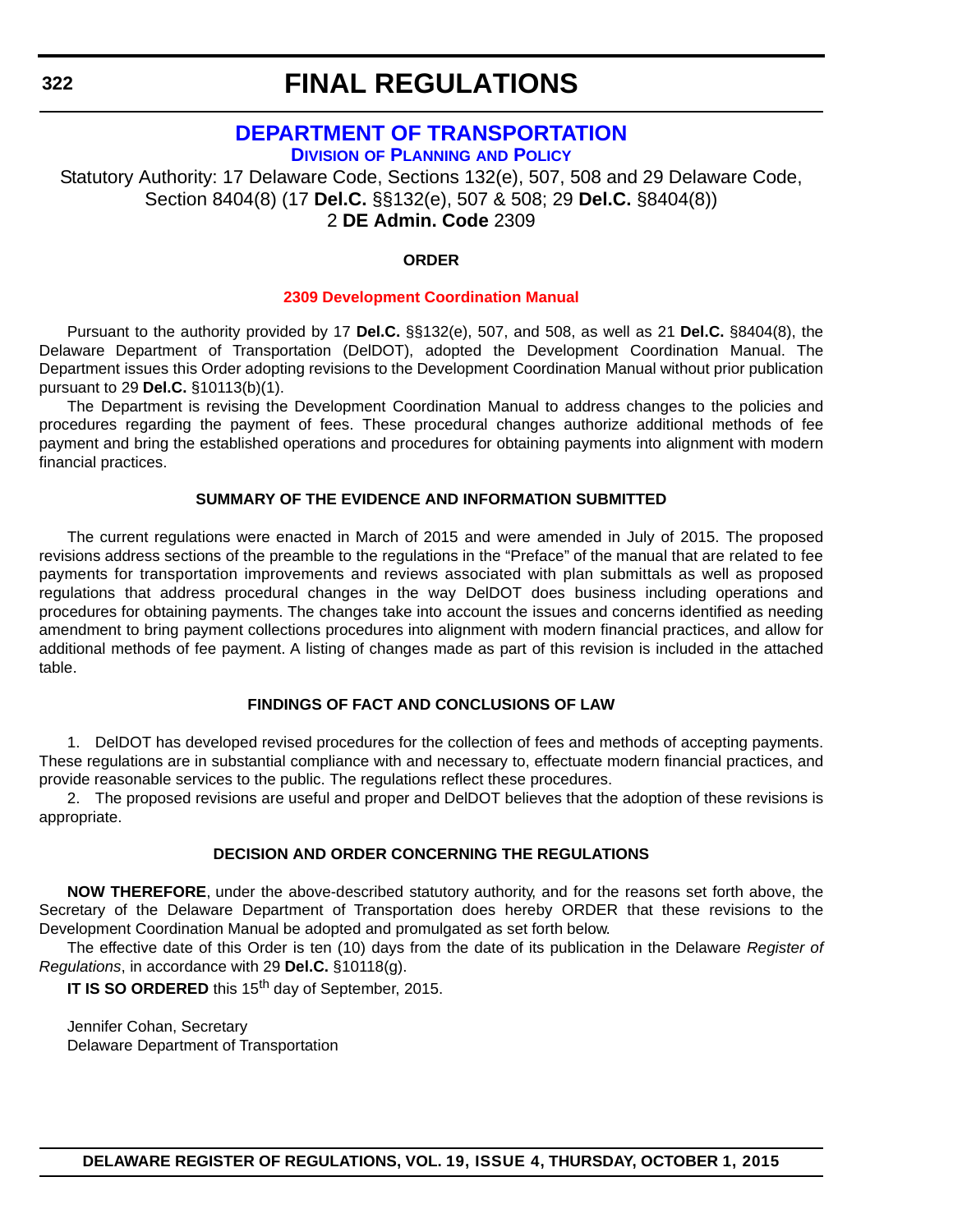# FINAL REGULATIONS

## DEPARTMENT OF TRANSPORTATION

### DIVISION OF PLANNING AND POLICY

Statutory Authority: 17 Delaware Code, Sections 132(e), 507, 508 and 29 Delaware Code, Section 8404(8) (17 **Del.C.** §§132(e), 507 & 508; 29 **Del.C.** §8404(8))
2 **DE Admin. Code** 2309

**ORDER**

**2309 Development Coordination Manual**

Pursuant to the authority provided by 17 **Del.C.** §§132(e), 507, and 508, as well as 21 **Del.C.** §8404(8), the Delaware Department of Transportation (DelDOT), adopted the Development Coordination Manual. The Department issues this Order adopting revisions to the Development Coordination Manual without prior publication pursuant to 29 **Del.C.** §10113(b)(1).

The Department is revising the Development Coordination Manual to address changes to the policies and procedures regarding the payment of fees. These procedural changes authorize additional methods of fee payment and bring the established operations and procedures for obtaining payments into alignment with modern financial practices.

**SUMMARY OF THE EVIDENCE AND INFORMATION SUBMITTED**

The current regulations were enacted in March of 2015 and were amended in July of 2015. The proposed revisions address sections of the preamble to the regulations in the "Preface" of the manual that are related to fee payments for transportation improvements and reviews associated with plan submittals as well as proposed regulations that address procedural changes in the way DelDOT does business including operations and procedures for obtaining payments. The changes take into account the issues and concerns identified as needing amendment to bring payment collections procedures into alignment with modern financial practices, and allow for additional methods of fee payment. A listing of changes made as part of this revision is included in the attached table.

**FINDINGS OF FACT AND CONCLUSIONS OF LAW**

1. DelDOT has developed revised procedures for the collection of fees and methods of accepting payments. These regulations are in substantial compliance with and necessary to, effectuate modern financial practices, and provide reasonable services to the public. The regulations reflect these procedures.

2. The proposed revisions are useful and proper and DelDOT believes that the adoption of these revisions is appropriate.

**DECISION AND ORDER CONCERNING THE REGULATIONS**

**NOW THEREFORE**, under the above-described statutory authority, and for the reasons set forth above, the Secretary of the Delaware Department of Transportation does hereby ORDER that these revisions to the Development Coordination Manual be adopted and promulgated as set forth below.

The effective date of this Order is ten (10) days from the date of its publication in the Delaware *Register of Regulations*, in accordance with 29 **Del.C.** §10118(g).

**IT IS SO ORDERED** this 15th day of September, 2015.

Jennifer Cohan, Secretary
Delaware Department of Transportation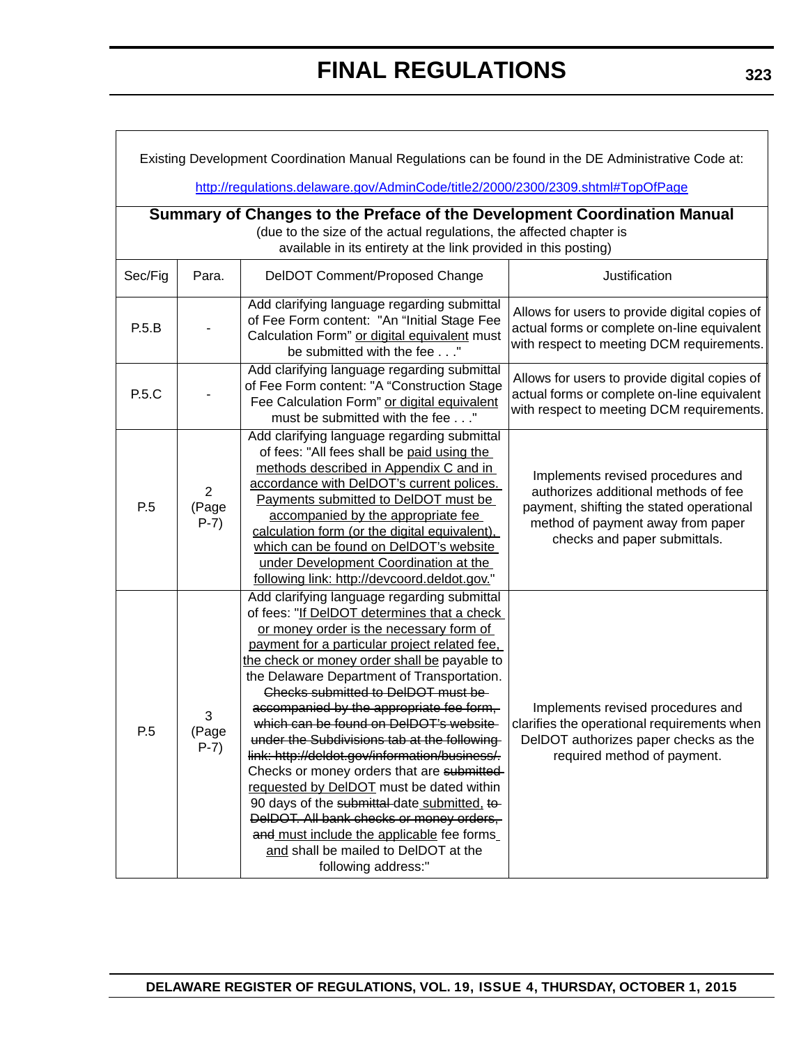Existing Development Coordination Manual Regulations can be found in the DE Administrative Code at:

http://regulations.delaware.gov/AdminCode/title2/2000/2300/2309.shtml#TopOfPage

**Summary of Changes to the Preface of the Development Coordination Manual**

(due to the size of the actual regulations, the affected chapter is available in its entirety at the link provided in this posting)

| Sec/Fig | Para. | DelDOT Comment/Proposed Change | Justification |
|---|---|---|---|
| P.5.B | - | Add clarifying language regarding submittal of Fee Form content: "An "Initial Stage Fee Calculation Form" <u>or digital equivalent</u> must be submitted with the fee . . ." | Allows for users to provide digital copies of actual forms or complete on-line equivalent with respect to meeting DCM requirements. |
| P.5.C | - | Add clarifying language regarding submittal of Fee Form content: "A "Construction Stage Fee Calculation Form" <u>or digital equivalent</u> must be submitted with the fee . . ." | Allows for users to provide digital copies of actual forms or complete on-line equivalent with respect to meeting DCM requirements. |
| P.5 | 2 (Page P-7) | Add clarifying language regarding submittal of fees: "All fees shall be <u>paid using the methods described in Appendix C and in accordance with DelDOT's current polices. Payments submitted to DelDOT must be accompanied by the appropriate fee calculation form (or the digital equivalent), which can be found on DelDOT's website under Development Coordination at the following link: http://devcoord.deldot.gov.</u>" | Implements revised procedures and authorizes additional methods of fee payment, shifting the stated operational method of payment away from paper checks and paper submittals. |
| P.5 | 3 (Page P-7) | Add clarifying language regarding submittal of fees: "<u>If DelDOT determines that a check or money order is the necessary form of payment for a particular project related fee, the check or money order shall be</u> payable to the Delaware Department of Transportation. ~~Checks submitted to DelDOT must be accompanied by the appropriate fee form, which can be found on DelDOT's website under the Subdivisions tab at the following link: http://deldot.gov/information/business/.~~ Checks or money orders that are ~~submitted~~ <u>requested by DelDOT</u> must be dated within 90 days of the ~~submittal~~ date <u>submitted,</u> ~~to DelDOT. All bank checks or money orders, and~~ <u>must include the applicable</u> fee forms <u>and</u> shall be mailed to DelDOT at the following address:" | Implements revised procedures and clarifies the operational requirements when DelDOT authorizes paper checks as the required method of payment. |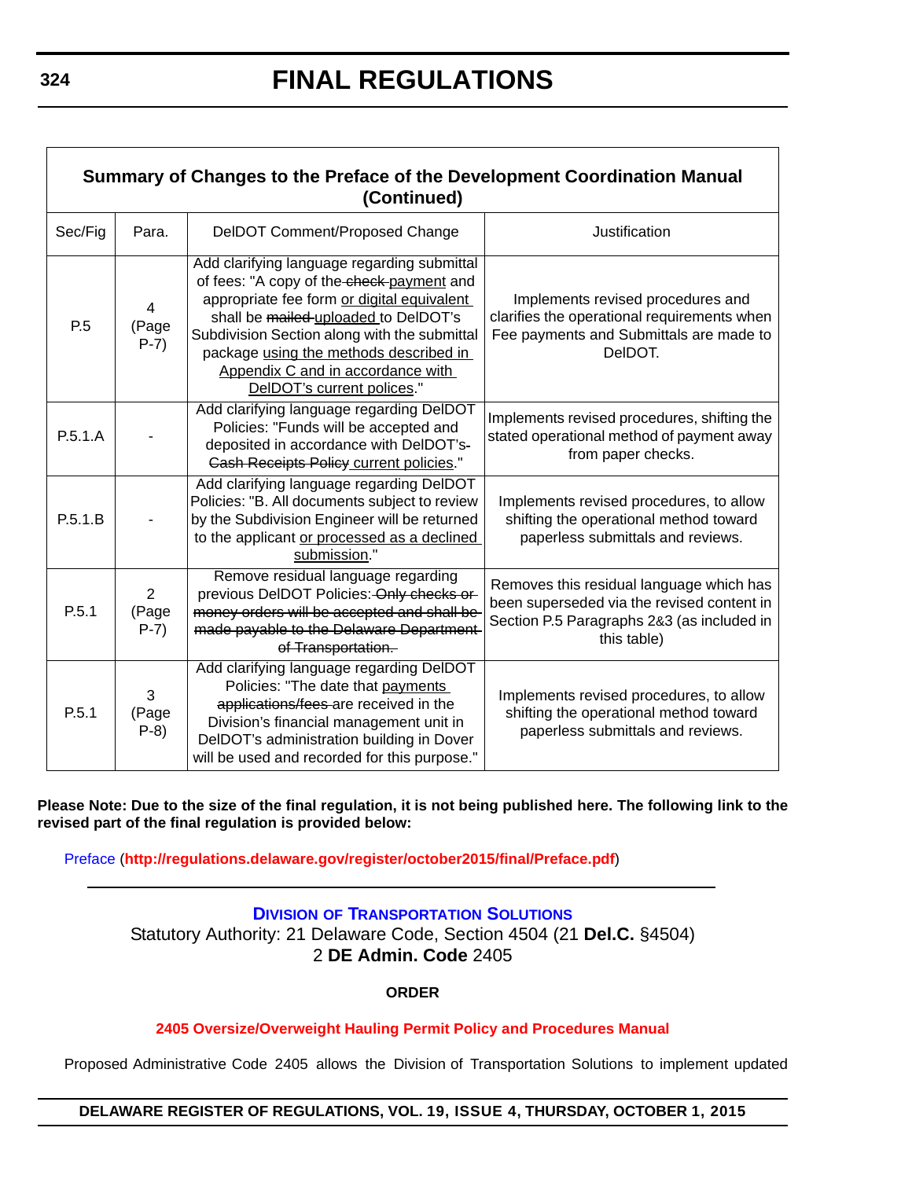| Summary of Changes to the Preface of the Development Coordination Manual (Continued) | | | |
|---|---|---|---|
| Sec/Fig | Para. | DelDOT Comment/Proposed Change | Justification |
| P.5 | 4 (Page P-7) | Add clarifying language regarding submittal of fees: "A copy of the ~~check~~ <u>payment</u> and appropriate fee form <u>or digital equivalent</u> shall be ~~mailed~~ <u>uploaded</u> to DelDOT's Subdivision Section along with the submittal package <u>using the methods described in Appendix C and in accordance with DelDOT's current polices</u>." | Implements revised procedures and clarifies the operational requirements when Fee payments and Submittals are made to DelDOT. |
| P.5.1.A | - | Add clarifying language regarding DelDOT Policies: "Funds will be accepted and deposited in accordance with DelDOT's ~~Cash Receipts Policy~~ <u>current policies</u>." | Implements revised procedures, shifting the stated operational method of payment away from paper checks. |
| P.5.1.B | - | Add clarifying language regarding DelDOT Policies: "B. All documents subject to review by the Subdivision Engineer will be returned to the applicant <u>or processed as a declined submission</u>." | Implements revised procedures, to allow shifting the operational method toward paperless submittals and reviews. |
| P.5.1 | 2 (Page P-7) | Remove residual language regarding previous DelDOT Policies: ~~Only checks or money orders will be accepted and shall be made payable to the Delaware Department of Transportation.~~ | Removes this residual language which has been superseded via the revised content in Section P.5 Paragraphs 2&3 (as included in this table) |
| P.5.1 | 3 (Page P-8) | Add clarifying language regarding DelDOT Policies: "The date that <u>payments</u> ~~applications/fees~~ are received in the Division's financial management unit in DelDOT's administration building in Dover will be used and recorded for this purpose." | Implements revised procedures, to allow shifting the operational method toward paperless submittals and reviews. |

**Please Note: Due to the size of the final regulation, it is not being published here. The following link to the revised part of the final regulation is provided below:**

Preface (**http://regulations.delaware.gov/register/october2015/final/Preface.pdf**)

---

**DIVISION OF TRANSPORTATION SOLUTIONS**

Statutory Authority: 21 Delaware Code, Section 4504 (21 **Del.C.** §4504)
2 **DE Admin. Code** 2405

**ORDER**

**2405 Oversize/Overweight Hauling Permit Policy and Procedures Manual**

Proposed Administrative Code 2405 allows the Division of Transportation Solutions to implement updated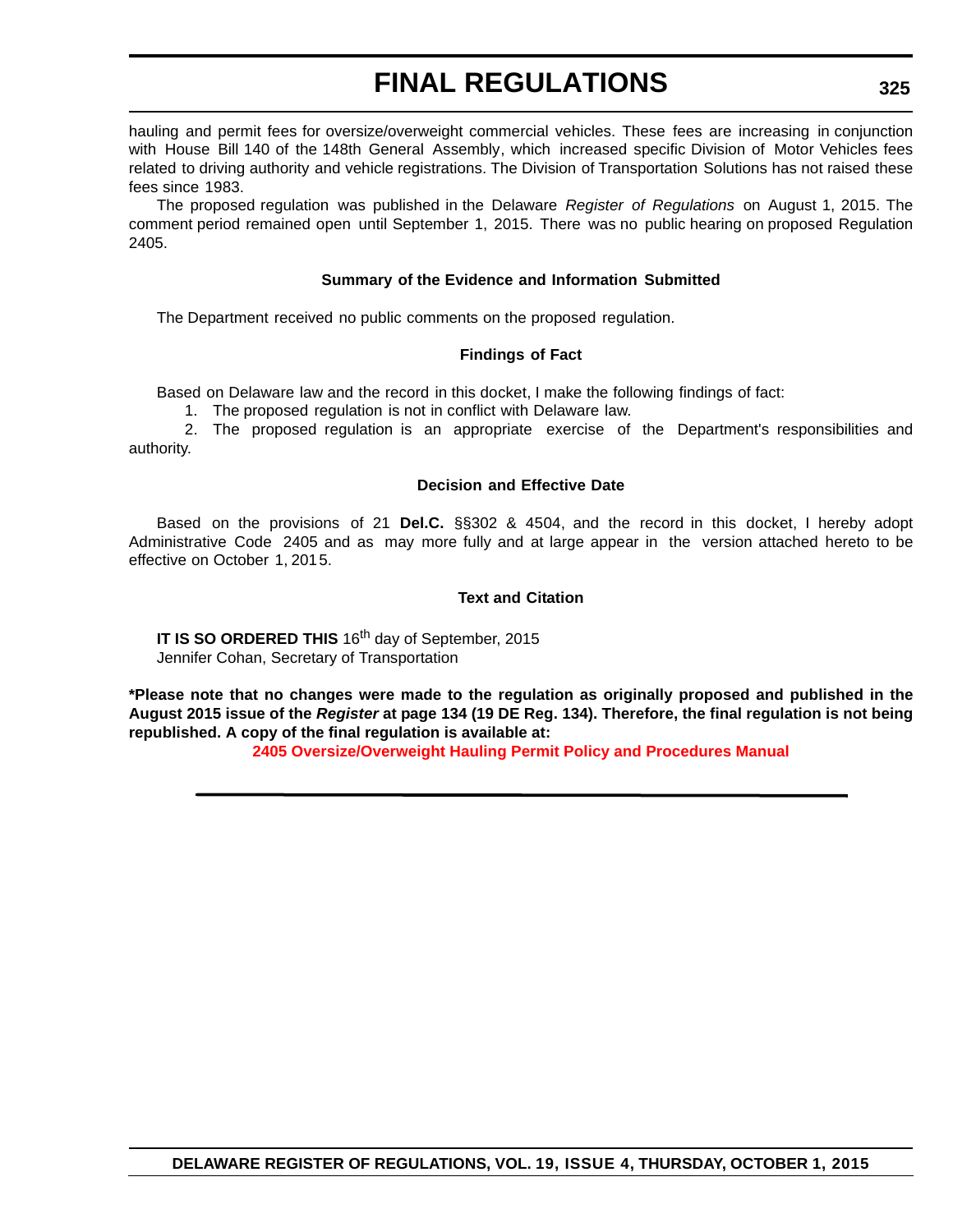hauling and permit fees for oversize/overweight commercial vehicles. These fees are increasing in conjunction with House Bill 140 of the 148th General Assembly, which increased specific Division of Motor Vehicles fees related to driving authority and vehicle registrations. The Division of Transportation Solutions has not raised these fees since 1983.

The proposed regulation was published in the Delaware *Register of Regulations* on August 1, 2015. The comment period remained open until September 1, 2015. There was no public hearing on proposed Regulation 2405.

### Summary of the Evidence and Information Submitted

The Department received no public comments on the proposed regulation.

### Findings of Fact

Based on Delaware law and the record in this docket, I make the following findings of fact:

1. The proposed regulation is not in conflict with Delaware law.
2. The proposed regulation is an appropriate exercise of the Department's responsibilities and authority.

### Decision and Effective Date

Based on the provisions of 21 **Del.C.** §§302 & 4504, and the record in this docket, I hereby adopt Administrative Code 2405 and as may more fully and at large appear in the version attached hereto to be effective on October 1, 2015.

### Text and Citation

**IT IS SO ORDERED THIS** 16th day of September, 2015
Jennifer Cohan, Secretary of Transportation

**\*Please note that no changes were made to the regulation as originally proposed and published in the August 2015 issue of the *Register* at page 134 (19 DE Reg. 134). Therefore, the final regulation is not being republished. A copy of the final regulation is available at:**

**2405 Oversize/Overweight Hauling Permit Policy and Procedures Manual**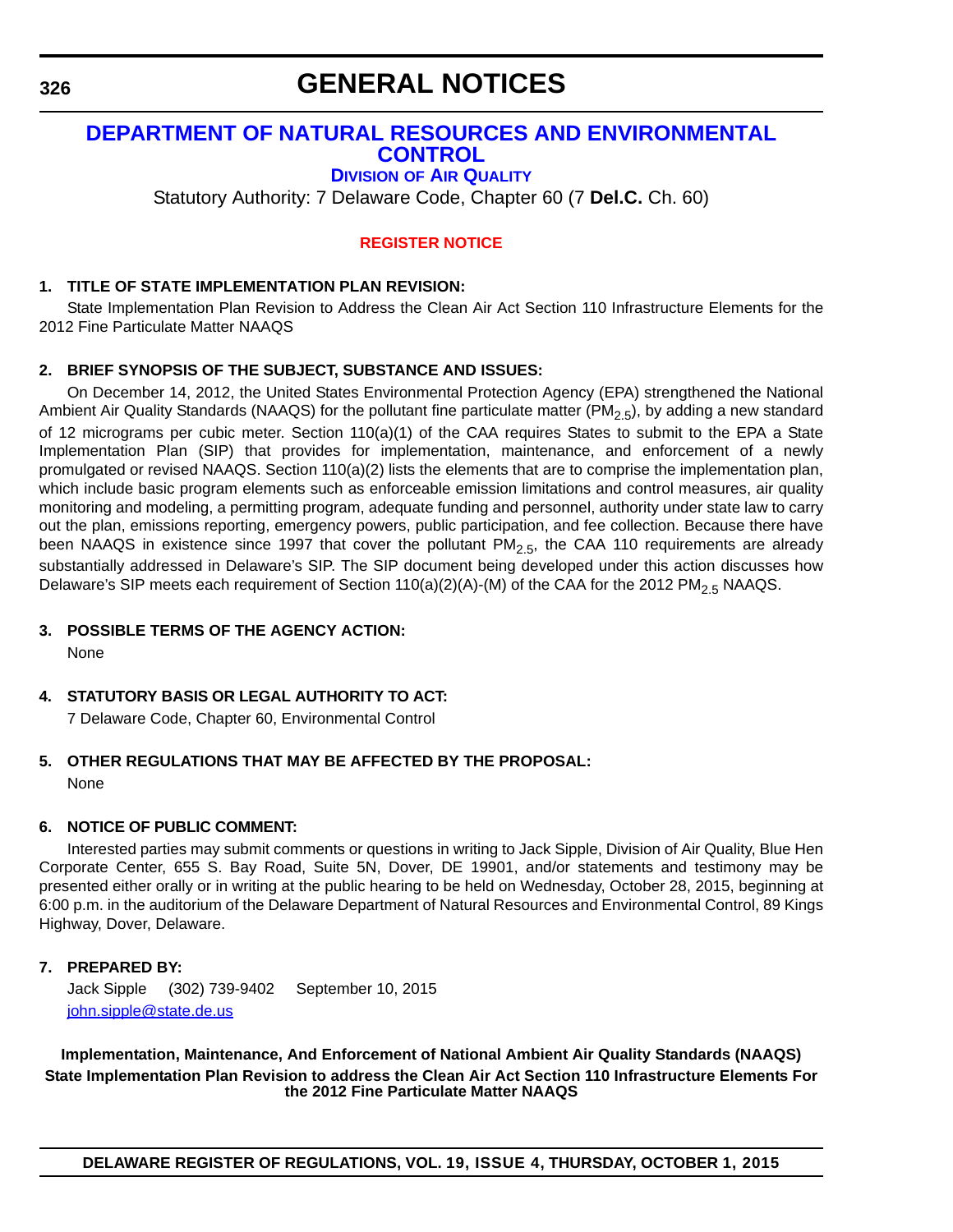# GENERAL NOTICES

## DEPARTMENT OF NATURAL RESOURCES AND ENVIRONMENTAL CONTROL

### DIVISION OF AIR QUALITY

Statutory Authority: 7 Delaware Code, Chapter 60 (7 **Del.C.** Ch. 60)

**REGISTER NOTICE**

**1. TITLE OF STATE IMPLEMENTATION PLAN REVISION:**

State Implementation Plan Revision to Address the Clean Air Act Section 110 Infrastructure Elements for the 2012 Fine Particulate Matter NAAQS

**2. BRIEF SYNOPSIS OF THE SUBJECT, SUBSTANCE AND ISSUES:**

On December 14, 2012, the United States Environmental Protection Agency (EPA) strengthened the National Ambient Air Quality Standards (NAAQS) for the pollutant fine particulate matter ($PM_{2.5}$), by adding a new standard of 12 micrograms per cubic meter. Section 110(a)(1) of the CAA requires States to submit to the EPA a State Implementation Plan (SIP) that provides for implementation, maintenance, and enforcement of a newly promulgated or revised NAAQS. Section 110(a)(2) lists the elements that are to comprise the implementation plan, which include basic program elements such as enforceable emission limitations and control measures, air quality monitoring and modeling, a permitting program, adequate funding and personnel, authority under state law to carry out the plan, emissions reporting, emergency powers, public participation, and fee collection. Because there have been NAAQS in existence since 1997 that cover the pollutant $PM_{2.5}$, the CAA 110 requirements are already substantially addressed in Delaware's SIP. The SIP document being developed under this action discusses how Delaware's SIP meets each requirement of Section 110(a)(2)(A)-(M) of the CAA for the 2012 $PM_{2.5}$ NAAQS.

**3. POSSIBLE TERMS OF THE AGENCY ACTION:**

None

**4. STATUTORY BASIS OR LEGAL AUTHORITY TO ACT:**

7 Delaware Code, Chapter 60, Environmental Control

**5. OTHER REGULATIONS THAT MAY BE AFFECTED BY THE PROPOSAL:**

None

**6. NOTICE OF PUBLIC COMMENT:**

Interested parties may submit comments or questions in writing to Jack Sipple, Division of Air Quality, Blue Hen Corporate Center, 655 S. Bay Road, Suite 5N, Dover, DE 19901, and/or statements and testimony may be presented either orally or in writing at the public hearing to be held on Wednesday, October 28, 2015, beginning at 6:00 p.m. in the auditorium of the Delaware Department of Natural Resources and Environmental Control, 89 Kings Highway, Dover, Delaware.

**7. PREPARED BY:**

Jack Sipple (302) 739-9402 September 10, 2015
john.sipple@state.de.us

**Implementation, Maintenance, And Enforcement of National Ambient Air Quality Standards (NAAQS)**
**State Implementation Plan Revision to address the Clean Air Act Section 110 Infrastructure Elements For the 2012 Fine Particulate Matter NAAQS**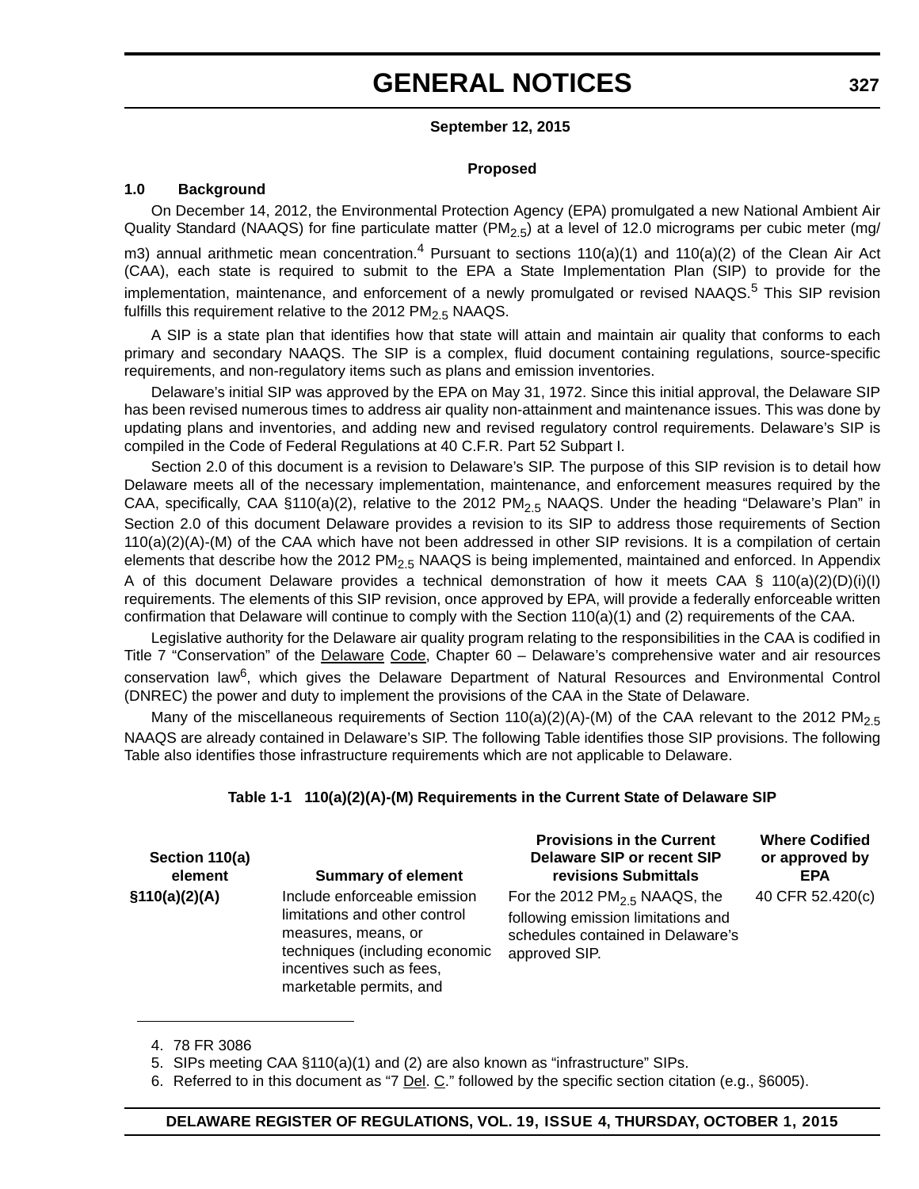**September 12, 2015**

**Proposed**

### 1.0 Background

On December 14, 2012, the Environmental Protection Agency (EPA) promulgated a new National Ambient Air Quality Standard (NAAQS) for fine particulate matter ($PM_{2.5}$) at a level of 12.0 micrograms per cubic meter (mg/m3) annual arithmetic mean concentration.[4] Pursuant to sections 110(a)(1) and 110(a)(2) of the Clean Air Act (CAA), each state is required to submit to the EPA a State Implementation Plan (SIP) to provide for the implementation, maintenance, and enforcement of a newly promulgated or revised NAAQS.[5] This SIP revision fulfills this requirement relative to the 2012 $PM_{2.5}$ NAAQS.

A SIP is a state plan that identifies how that state will attain and maintain air quality that conforms to each primary and secondary NAAQS. The SIP is a complex, fluid document containing regulations, source-specific requirements, and non-regulatory items such as plans and emission inventories.

Delaware's initial SIP was approved by the EPA on May 31, 1972. Since this initial approval, the Delaware SIP has been revised numerous times to address air quality non-attainment and maintenance issues. This was done by updating plans and inventories, and adding new and revised regulatory control requirements. Delaware's SIP is compiled in the Code of Federal Regulations at 40 C.F.R. Part 52 Subpart I.

Section 2.0 of this document is a revision to Delaware's SIP. The purpose of this SIP revision is to detail how Delaware meets all of the necessary implementation, maintenance, and enforcement measures required by the CAA, specifically, CAA §110(a)(2), relative to the 2012 $PM_{2.5}$ NAAQS. Under the heading "Delaware's Plan" in Section 2.0 of this document Delaware provides a revision to its SIP to address those requirements of Section 110(a)(2)(A)-(M) of the CAA which have not been addressed in other SIP revisions. It is a compilation of certain elements that describe how the 2012 $PM_{2.5}$ NAAQS is being implemented, maintained and enforced. In Appendix A of this document Delaware provides a technical demonstration of how it meets CAA § 110(a)(2)(D)(i)(I) requirements. The elements of this SIP revision, once approved by EPA, will provide a federally enforceable written confirmation that Delaware will continue to comply with the Section 110(a)(1) and (2) requirements of the CAA.

Legislative authority for the Delaware air quality program relating to the responsibilities in the CAA is codified in Title 7 "Conservation" of the Delaware Code, Chapter 60 – Delaware's comprehensive water and air resources conservation law[6], which gives the Delaware Department of Natural Resources and Environmental Control (DNREC) the power and duty to implement the provisions of the CAA in the State of Delaware.

Many of the miscellaneous requirements of Section 110(a)(2)(A)-(M) of the CAA relevant to the 2012 $PM_{2.5}$ NAAQS are already contained in Delaware's SIP. The following Table identifies those SIP provisions. The following Table also identifies those infrastructure requirements which are not applicable to Delaware.

**Table 1-1 110(a)(2)(A)-(M) Requirements in the Current State of Delaware SIP**

| Section 110(a) element | Summary of element | Provisions in the Current Delaware SIP or recent SIP revisions Submittals | Where Codified or approved by EPA |
|---|---|---|---|
| §110(a)(2)(A) | Include enforceable emission limitations and other control measures, means, or techniques (including economic incentives such as fees, marketable permits, and | For the 2012 $PM_{2.5}$ NAAQS, the following emission limitations and schedules contained in Delaware's approved SIP. | 40 CFR 52.420(c) |

4. 78 FR 3086

5. SIPs meeting CAA §110(a)(1) and (2) are also known as "infrastructure" SIPs.

6. Referred to in this document as "7 Del. C." followed by the specific section citation (e.g., §6005).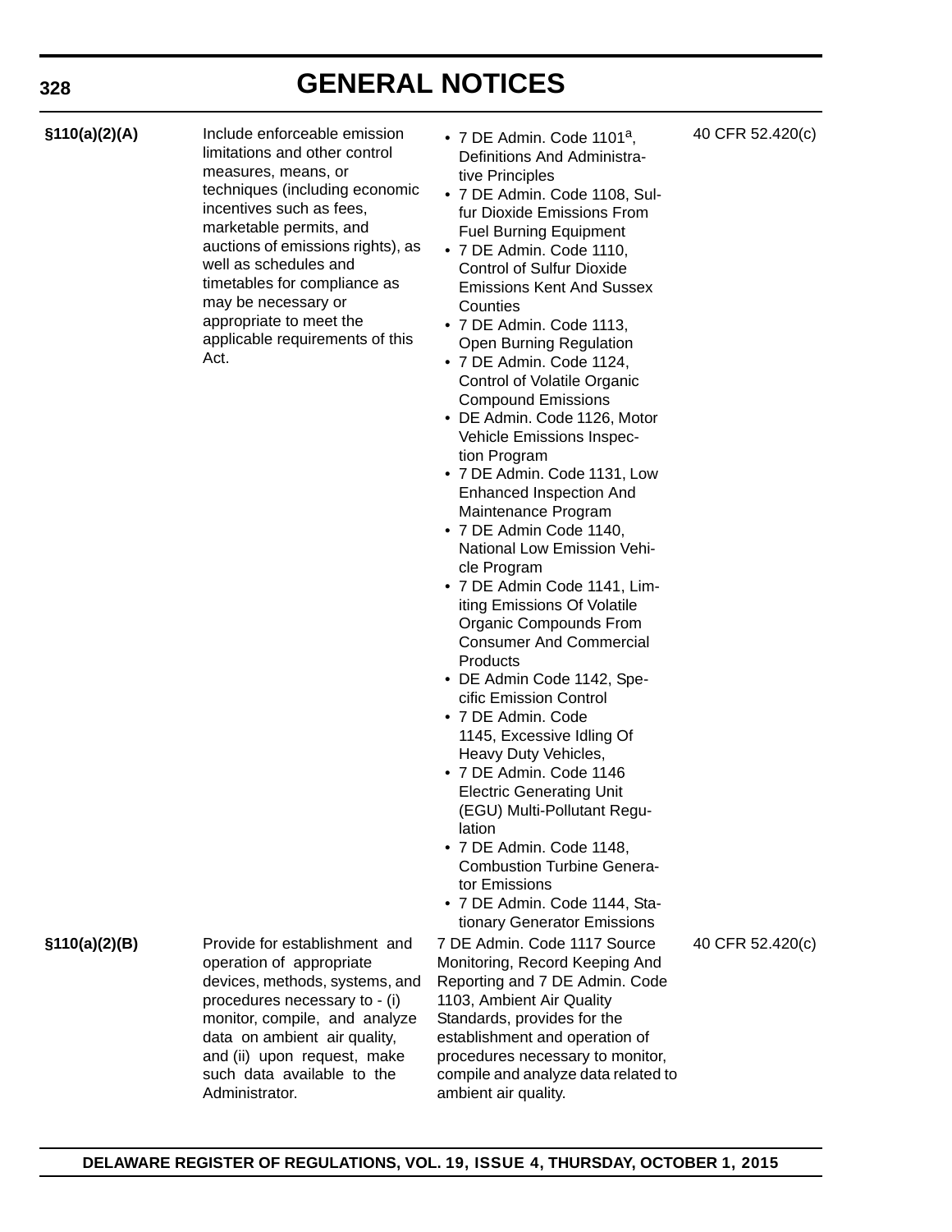| | | | |
|---|---|---|---|
| **§110(a)(2)(A)** | Include enforceable emission limitations and other control measures, means, or techniques (including economic incentives such as fees, marketable permits, and auctions of emissions rights), as well as schedules and timetables for compliance as may be necessary or appropriate to meet the applicable requirements of this Act. | • 7 DE Admin. Code 1101[a], Definitions And Administrative Principles<br>• 7 DE Admin. Code 1108, Sulfur Dioxide Emissions From Fuel Burning Equipment<br>• 7 DE Admin. Code 1110, Control of Sulfur Dioxide Emissions Kent And Sussex Counties<br>• 7 DE Admin. Code 1113, Open Burning Regulation<br>• 7 DE Admin. Code 1124, Control of Volatile Organic Compound Emissions<br>• DE Admin. Code 1126, Motor Vehicle Emissions Inspection Program<br>• 7 DE Admin. Code 1131, Low Enhanced Inspection And Maintenance Program<br>• 7 DE Admin Code 1140, National Low Emission Vehicle Program<br>• 7 DE Admin Code 1141, Limiting Emissions Of Volatile Organic Compounds From Consumer And Commercial Products<br>• DE Admin Code 1142, Specific Emission Control<br>• 7 DE Admin. Code 1145, Excessive Idling Of Heavy Duty Vehicles,<br>• 7 DE Admin. Code 1146 Electric Generating Unit (EGU) Multi-Pollutant Regulation<br>• 7 DE Admin. Code 1148, Combustion Turbine Generator Emissions<br>• 7 DE Admin. Code 1144, Stationary Generator Emissions | 40 CFR 52.420(c) |
| **§110(a)(2)(B)** | Provide for establishment and operation of appropriate devices, methods, systems, and procedures necessary to - (i) monitor, compile, and analyze data on ambient air quality, and (ii) upon request, make such data available to the Administrator. | 7 DE Admin. Code 1117 Source Monitoring, Record Keeping And Reporting and 7 DE Admin. Code 1103, Ambient Air Quality Standards, provides for the establishment and operation of procedures necessary to monitor, compile and analyze data related to ambient air quality. | 40 CFR 52.420(c) |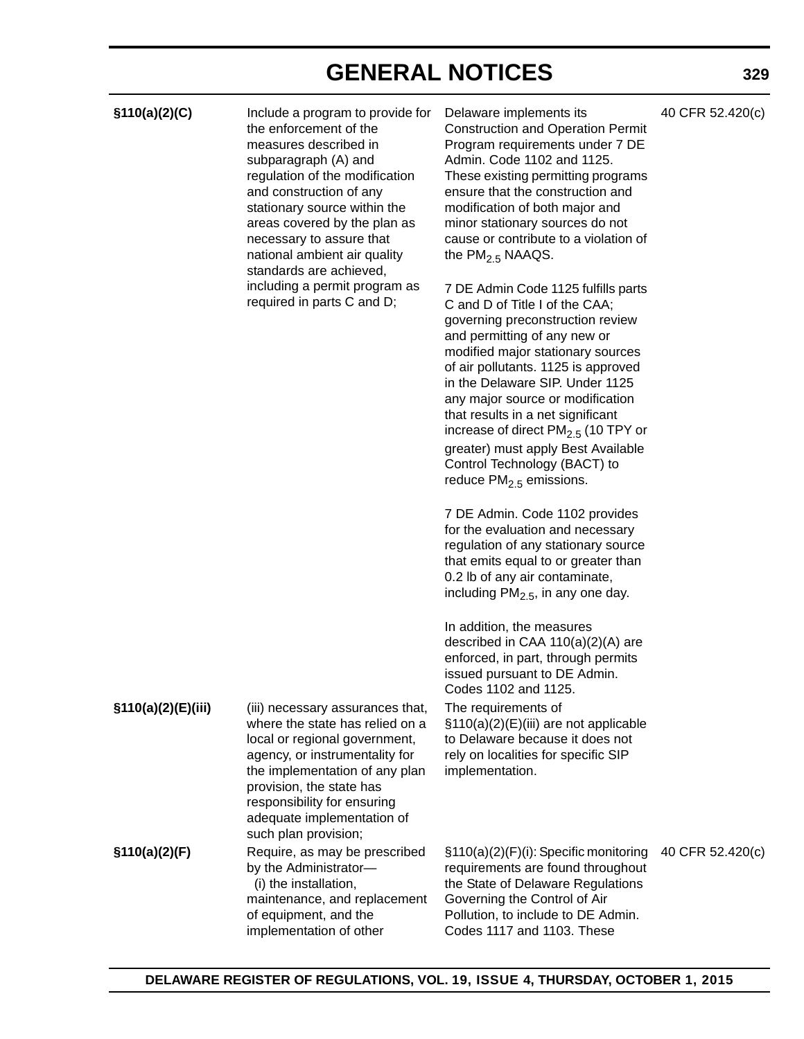| | | | |
|---|---|---|---|
| **§110(a)(2)(C)** | Include a program to provide for the enforcement of the measures described in subparagraph (A) and regulation of the modification and construction of any stationary source within the areas covered by the plan as necessary to assure that national ambient air quality standards are achieved, including a permit program as required in parts C and D; | Delaware implements its Construction and Operation Permit Program requirements under 7 DE Admin. Code 1102 and 1125. These existing permitting programs ensure that the construction and modification of both major and minor stationary sources do not cause or contribute to a violation of the $PM_{2.5}$ NAAQS.<br><br>7 DE Admin Code 1125 fulfills parts C and D of Title I of the CAA; governing preconstruction review and permitting of any new or modified major stationary sources of air pollutants. 1125 is approved in the Delaware SIP. Under 1125 any major source or modification that results in a net significant increase of direct $PM_{2.5}$ (10 TPY or greater) must apply Best Available Control Technology (BACT) to reduce $PM_{2.5}$ emissions.<br><br>7 DE Admin. Code 1102 provides for the evaluation and necessary regulation of any stationary source that emits equal to or greater than 0.2 lb of any air contaminate, including $PM_{2.5}$, in any one day.<br><br>In addition, the measures described in CAA 110(a)(2)(A) are enforced, in part, through permits issued pursuant to DE Admin. Codes 1102 and 1125. | 40 CFR 52.420(c) |
| **§110(a)(2)(E)(iii)** | (iii) necessary assurances that, where the state has relied on a local or regional government, agency, or instrumentality for the implementation of any plan provision, the state has responsibility for ensuring adequate implementation of such plan provision; | The requirements of §110(a)(2)(E)(iii) are not applicable to Delaware because it does not rely on localities for specific SIP implementation. | |
| **§110(a)(2)(F)** | Require, as may be prescribed by the Administrator—<br>(i) the installation, maintenance, and replacement of equipment, and the implementation of other | §110(a)(2)(F)(i): Specific monitoring requirements are found throughout the State of Delaware Regulations Governing the Control of Air Pollution, to include to DE Admin. Codes 1117 and 1103. These | 40 CFR 52.420(c) |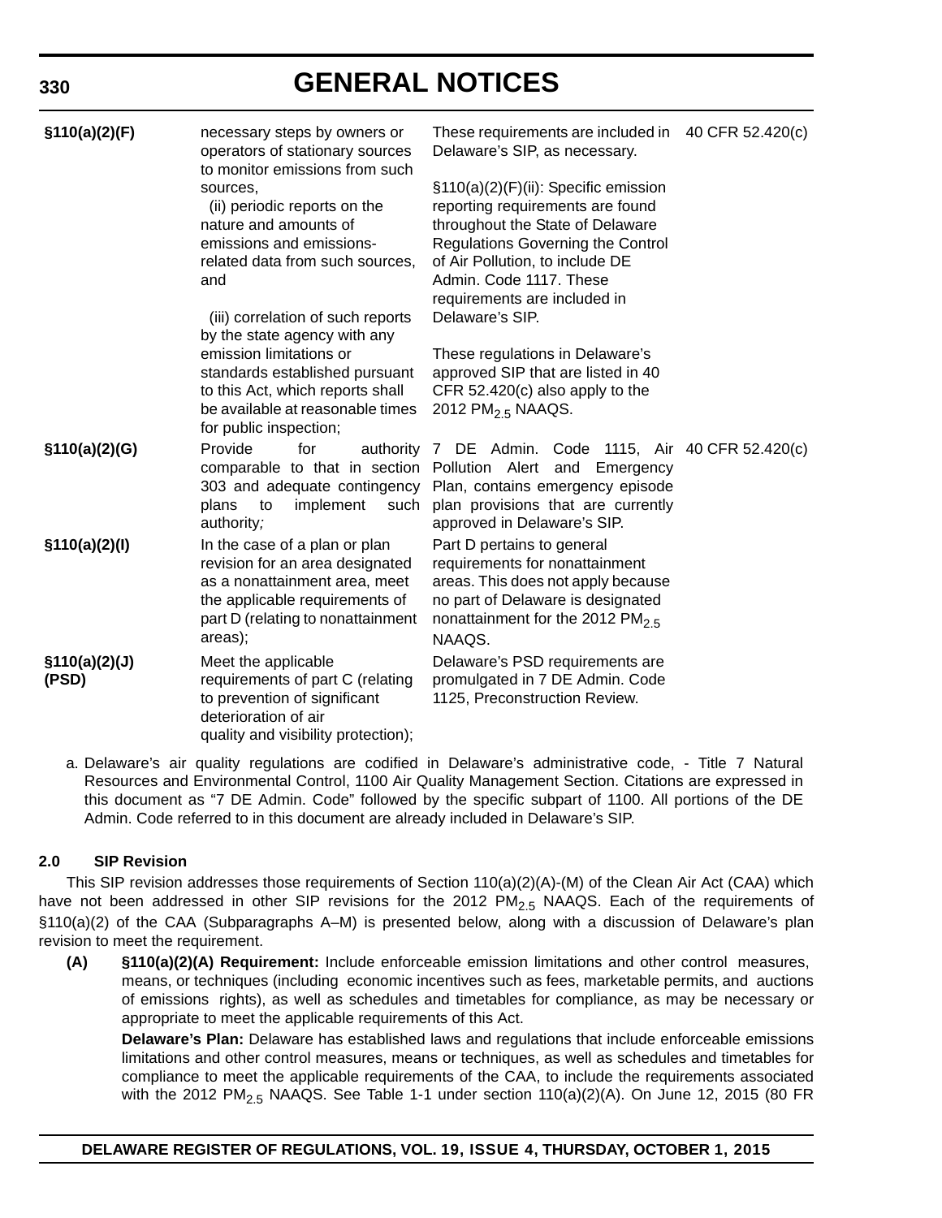| | | | |
|---|---|---|---|
| **§110(a)(2)(F)** | necessary steps by owners or operators of stationary sources to monitor emissions from such sources,<br>(ii) periodic reports on the nature and amounts of emissions and emissions-related data from such sources, and<br>(iii) correlation of such reports by the state agency with any emission limitations or standards established pursuant to this Act, which reports shall be available at reasonable times for public inspection; | These requirements are included in Delaware's SIP, as necessary.<br>§110(a)(2)(F)(ii): Specific emission reporting requirements are found throughout the State of Delaware Regulations Governing the Control of Air Pollution, to include DE Admin. Code 1117. These requirements are included in Delaware's SIP.<br>These regulations in Delaware's approved SIP that are listed in 40 CFR 52.420(c) also apply to the 2012 $PM_{2.5}$ NAAQS. | 40 CFR 52.420(c) |
| **§110(a)(2)(G)** | Provide for authority comparable to that in section 303 and adequate contingency plans to implement such authority*;* | 7 DE Admin. Code 1115, Air Pollution Alert and Emergency Plan, contains emergency episode plan provisions that are currently approved in Delaware's SIP. | 40 CFR 52.420(c) |
| **§110(a)(2)(I)** | In the case of a plan or plan revision for an area designated as a nonattainment area, meet the applicable requirements of part D (relating to nonattainment areas); | Part D pertains to general requirements for nonattainment areas. This does not apply because no part of Delaware is designated nonattainment for the 2012 $PM_{2.5}$ NAAQS. | |
| **§110(a)(2)(J) (PSD)** | Meet the applicable requirements of part C (relating to prevention of significant deterioration of air quality and visibility protection); | Delaware's PSD requirements are promulgated in 7 DE Admin. Code 1125, Preconstruction Review. | |

a. Delaware's air quality regulations are codified in Delaware's administrative code, - Title 7 Natural Resources and Environmental Control, 1100 Air Quality Management Section. Citations are expressed in this document as "7 DE Admin. Code" followed by the specific subpart of 1100. All portions of the DE Admin. Code referred to in this document are already included in Delaware's SIP.

**2.0 SIP Revision**

This SIP revision addresses those requirements of Section 110(a)(2)(A)-(M) of the Clean Air Act (CAA) which have not been addressed in other SIP revisions for the 2012 $PM_{2.5}$ NAAQS. Each of the requirements of §110(a)(2) of the CAA (Subparagraphs A–M) is presented below, along with a discussion of Delaware's plan revision to meet the requirement.

**(A) §110(a)(2)(A) Requirement:** Include enforceable emission limitations and other control measures, means, or techniques (including economic incentives such as fees, marketable permits, and auctions of emissions rights), as well as schedules and timetables for compliance, as may be necessary or appropriate to meet the applicable requirements of this Act.

**Delaware's Plan:** Delaware has established laws and regulations that include enforceable emissions limitations and other control measures, means or techniques, as well as schedules and timetables for compliance to meet the applicable requirements of the CAA, to include the requirements associated with the 2012 $PM_{2.5}$ NAAQS. See Table 1-1 under section 110(a)(2)(A). On June 12, 2015 (80 FR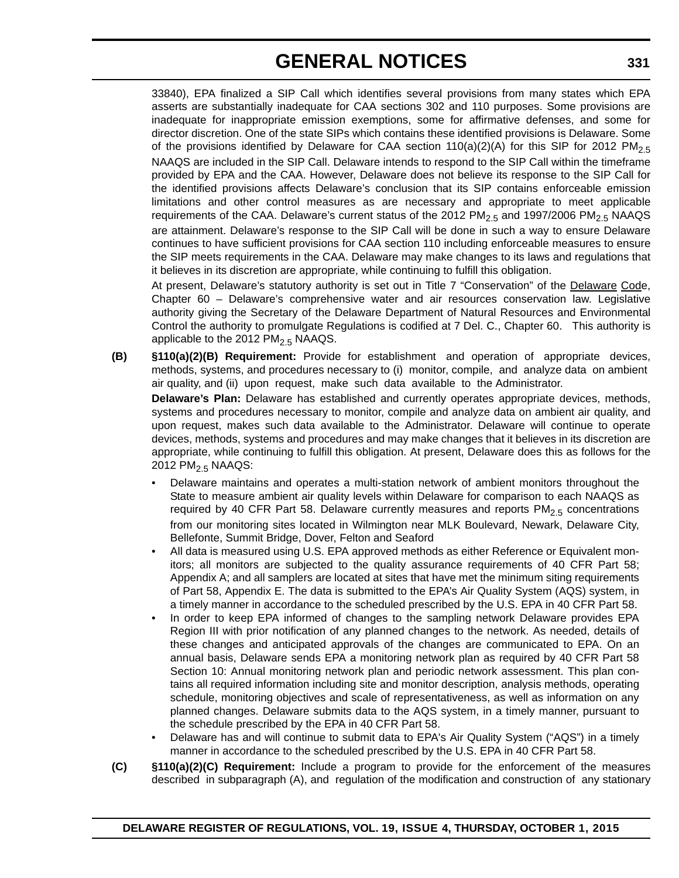33840), EPA finalized a SIP Call which identifies several provisions from many states which EPA asserts are substantially inadequate for CAA sections 302 and 110 purposes. Some provisions are inadequate for inappropriate emission exemptions, some for affirmative defenses, and some for director discretion. One of the state SIPs which contains these identified provisions is Delaware. Some of the provisions identified by Delaware for CAA section 110(a)(2)(A) for this SIP for 2012 $PM_{2.5}$ NAAQS are included in the SIP Call. Delaware intends to respond to the SIP Call within the timeframe provided by EPA and the CAA. However, Delaware does not believe its response to the SIP Call for the identified provisions affects Delaware's conclusion that its SIP contains enforceable emission limitations and other control measures as are necessary and appropriate to meet applicable requirements of the CAA. Delaware's current status of the 2012 $PM_{2.5}$ and 1997/2006 $PM_{2.5}$ NAAQS are attainment. Delaware's response to the SIP Call will be done in such a way to ensure Delaware continues to have sufficient provisions for CAA section 110 including enforceable measures to ensure the SIP meets requirements in the CAA. Delaware may make changes to its laws and regulations that it believes in its discretion are appropriate, while continuing to fulfill this obligation.

At present, Delaware's statutory authority is set out in Title 7 "Conservation" of the Delaware Code, Chapter 60 – Delaware's comprehensive water and air resources conservation law. Legislative authority giving the Secretary of the Delaware Department of Natural Resources and Environmental Control the authority to promulgate Regulations is codified at 7 Del. C., Chapter 60. This authority is applicable to the 2012 $PM_{2.5}$ NAAQS.

**(B)** **§110(a)(2)(B) Requirement:** Provide for establishment and operation of appropriate devices, methods, systems, and procedures necessary to (i) monitor, compile, and analyze data on ambient air quality, and (ii) upon request, make such data available to the Administrator.

**Delaware's Plan:** Delaware has established and currently operates appropriate devices, methods, systems and procedures necessary to monitor, compile and analyze data on ambient air quality, and upon request, makes such data available to the Administrator. Delaware will continue to operate devices, methods, systems and procedures and may make changes that it believes in its discretion are appropriate, while continuing to fulfill this obligation. At present, Delaware does this as follows for the 2012 $PM_{2.5}$ NAAQS:

- Delaware maintains and operates a multi-station network of ambient monitors throughout the State to measure ambient air quality levels within Delaware for comparison to each NAAQS as required by 40 CFR Part 58. Delaware currently measures and reports $PM_{2.5}$ concentrations from our monitoring sites located in Wilmington near MLK Boulevard, Newark, Delaware City, Bellefonte, Summit Bridge, Dover, Felton and Seaford
- All data is measured using U.S. EPA approved methods as either Reference or Equivalent monitors; all monitors are subjected to the quality assurance requirements of 40 CFR Part 58; Appendix A; and all samplers are located at sites that have met the minimum siting requirements of Part 58, Appendix E. The data is submitted to the EPA's Air Quality System (AQS) system, in a timely manner in accordance to the scheduled prescribed by the U.S. EPA in 40 CFR Part 58.
- In order to keep EPA informed of changes to the sampling network Delaware provides EPA Region III with prior notification of any planned changes to the network. As needed, details of these changes and anticipated approvals of the changes are communicated to EPA. On an annual basis, Delaware sends EPA a monitoring network plan as required by 40 CFR Part 58 Section 10: Annual monitoring network plan and periodic network assessment. This plan contains all required information including site and monitor description, analysis methods, operating schedule, monitoring objectives and scale of representativeness, as well as information on any planned changes. Delaware submits data to the AQS system, in a timely manner, pursuant to the schedule prescribed by the EPA in 40 CFR Part 58.
- Delaware has and will continue to submit data to EPA's Air Quality System ("AQS") in a timely manner in accordance to the scheduled prescribed by the U.S. EPA in 40 CFR Part 58.

**(C)** **§110(a)(2)(C) Requirement:** Include a program to provide for the enforcement of the measures described in subparagraph (A), and regulation of the modification and construction of any stationary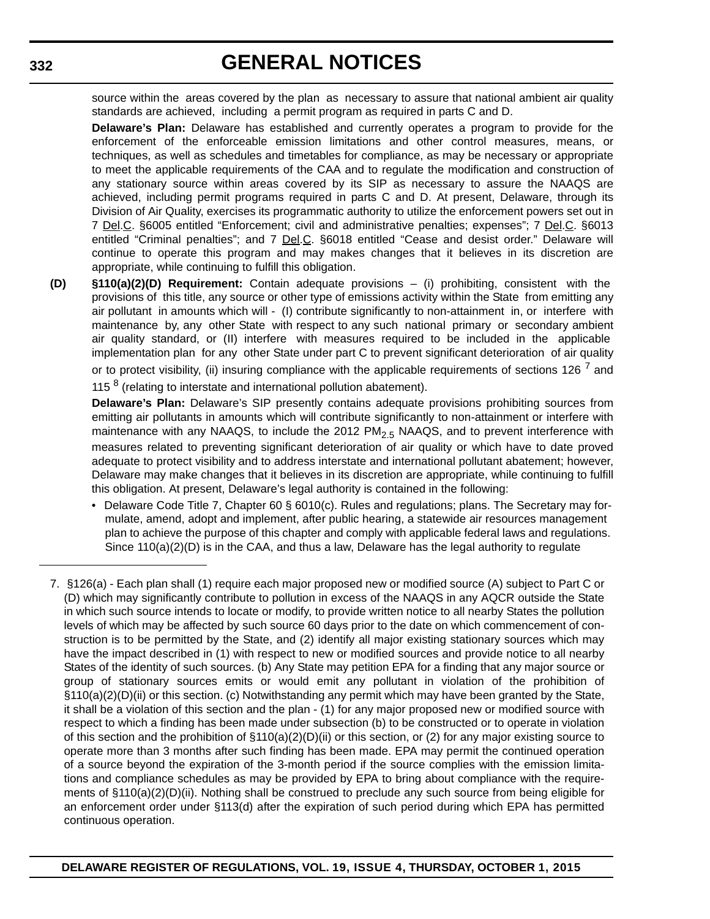source within the areas covered by the plan as necessary to assure that national ambient air quality standards are achieved, including a permit program as required in parts C and D.

**Delaware's Plan:** Delaware has established and currently operates a program to provide for the enforcement of the enforceable emission limitations and other control measures, means, or techniques, as well as schedules and timetables for compliance, as may be necessary or appropriate to meet the applicable requirements of the CAA and to regulate the modification and construction of any stationary source within areas covered by its SIP as necessary to assure the NAAQS are achieved, including permit programs required in parts C and D. At present, Delaware, through its Division of Air Quality, exercises its programmatic authority to utilize the enforcement powers set out in 7 Del.C. §6005 entitled "Enforcement; civil and administrative penalties; expenses"; 7 Del.C. §6013 entitled "Criminal penalties"; and 7 Del.C. §6018 entitled "Cease and desist order." Delaware will continue to operate this program and may makes changes that it believes in its discretion are appropriate, while continuing to fulfill this obligation.

**(D)** **§110(a)(2)(D) Requirement:** Contain adequate provisions – (i) prohibiting, consistent with the provisions of this title, any source or other type of emissions activity within the State from emitting any air pollutant in amounts which will - (I) contribute significantly to non-attainment in, or interfere with maintenance by, any other State with respect to any such national primary or secondary ambient air quality standard, or (II) interfere with measures required to be included in the applicable implementation plan for any other State under part C to prevent significant deterioration of air quality or to protect visibility, (ii) insuring compliance with the applicable requirements of sections 126 [7] and 115 [8] (relating to interstate and international pollution abatement).

**Delaware's Plan:** Delaware's SIP presently contains adequate provisions prohibiting sources from emitting air pollutants in amounts which will contribute significantly to non-attainment or interfere with maintenance with any NAAQS, to include the 2012 $PM_{2.5}$ NAAQS, and to prevent interference with measures related to preventing significant deterioration of air quality or which have to date proved adequate to protect visibility and to address interstate and international pollutant abatement; however, Delaware may make changes that it believes in its discretion are appropriate, while continuing to fulfill this obligation. At present, Delaware's legal authority is contained in the following:

- Delaware Code Title 7, Chapter 60 § 6010(c). Rules and regulations; plans. The Secretary may formulate, amend, adopt and implement, after public hearing, a statewide air resources management plan to achieve the purpose of this chapter and comply with applicable federal laws and regulations. Since 110(a)(2)(D) is in the CAA, and thus a law, Delaware has the legal authority to regulate

---

7. §126(a) - Each plan shall (1) require each major proposed new or modified source (A) subject to Part C or (D) which may significantly contribute to pollution in excess of the NAAQS in any AQCR outside the State in which such source intends to locate or modify, to provide written notice to all nearby States the pollution levels of which may be affected by such source 60 days prior to the date on which commencement of construction is to be permitted by the State, and (2) identify all major existing stationary sources which may have the impact described in (1) with respect to new or modified sources and provide notice to all nearby States of the identity of such sources. (b) Any State may petition EPA for a finding that any major source or group of stationary sources emits or would emit any pollutant in violation of the prohibition of §110(a)(2)(D)(ii) or this section. (c) Notwithstanding any permit which may have been granted by the State, it shall be a violation of this section and the plan - (1) for any major proposed new or modified source with respect to which a finding has been made under subsection (b) to be constructed or to operate in violation of this section and the prohibition of §110(a)(2)(D)(ii) or this section, or (2) for any major existing source to operate more than 3 months after such finding has been made. EPA may permit the continued operation of a source beyond the expiration of the 3-month period if the source complies with the emission limitations and compliance schedules as may be provided by EPA to bring about compliance with the requirements of §110(a)(2)(D)(ii). Nothing shall be construed to preclude any such source from being eligible for an enforcement order under §113(d) after the expiration of such period during which EPA has permitted continuous operation.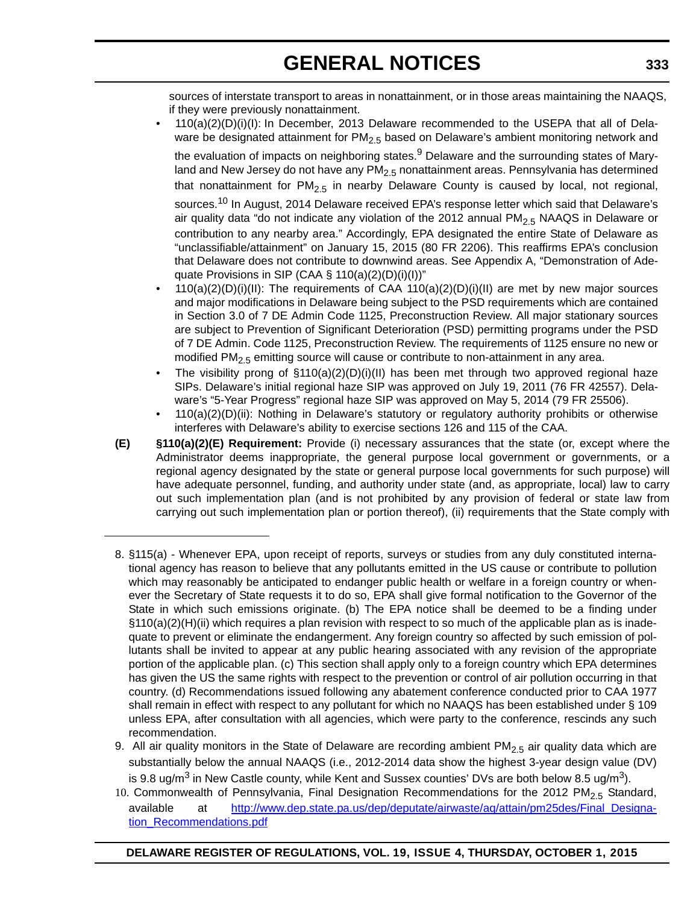sources of interstate transport to areas in nonattainment, or in those areas maintaining the NAAQS, if they were previously nonattainment.

- 110(a)(2)(D)(i)(I): In December, 2013 Delaware recommended to the USEPA that all of Delaware be designated attainment for $PM_{2.5}$ based on Delaware's ambient monitoring network and the evaluation of impacts on neighboring states.[9] Delaware and the surrounding states of Maryland and New Jersey do not have any $PM_{2.5}$ nonattainment areas. Pennsylvania has determined that nonattainment for $PM_{2.5}$ in nearby Delaware County is caused by local, not regional, sources.[10] In August, 2014 Delaware received EPA's response letter which said that Delaware's air quality data "do not indicate any violation of the 2012 annual $PM_{2.5}$ NAAQS in Delaware or contribution to any nearby area." Accordingly, EPA designated the entire State of Delaware as "unclassifiable/attainment" on January 15, 2015 (80 FR 2206). This reaffirms EPA's conclusion that Delaware does not contribute to downwind areas. See Appendix A, "Demonstration of Adequate Provisions in SIP (CAA § 110(a)(2)(D)(i)(I))"
- 110(a)(2)(D)(i)(II): The requirements of CAA 110(a)(2)(D)(i)(II) are met by new major sources and major modifications in Delaware being subject to the PSD requirements which are contained in Section 3.0 of 7 DE Admin Code 1125, Preconstruction Review. All major stationary sources are subject to Prevention of Significant Deterioration (PSD) permitting programs under the PSD of 7 DE Admin. Code 1125, Preconstruction Review. The requirements of 1125 ensure no new or modified $PM_{2.5}$ emitting source will cause or contribute to non-attainment in any area.
- The visibility prong of §110(a)(2)(D)(i)(II) has been met through two approved regional haze SIPs. Delaware's initial regional haze SIP was approved on July 19, 2011 (76 FR 42557). Delaware's "5-Year Progress" regional haze SIP was approved on May 5, 2014 (79 FR 25506).
- 110(a)(2)(D)(ii): Nothing in Delaware's statutory or regulatory authority prohibits or otherwise interferes with Delaware's ability to exercise sections 126 and 115 of the CAA.

**(E)** **§110(a)(2)(E) Requirement:** Provide (i) necessary assurances that the state (or, except where the Administrator deems inappropriate, the general purpose local government or governments, or a regional agency designated by the state or general purpose local governments for such purpose) will have adequate personnel, funding, and authority under state (and, as appropriate, local) law to carry out such implementation plan (and is not prohibited by any provision of federal or state law from carrying out such implementation plan or portion thereof), (ii) requirements that the State comply with

---

8. §115(a) - Whenever EPA, upon receipt of reports, surveys or studies from any duly constituted international agency has reason to believe that any pollutants emitted in the US cause or contribute to pollution which may reasonably be anticipated to endanger public health or welfare in a foreign country or whenever the Secretary of State requests it to do so, EPA shall give formal notification to the Governor of the State in which such emissions originate. (b) The EPA notice shall be deemed to be a finding under §110(a)(2)(H)(ii) which requires a plan revision with respect to so much of the applicable plan as is inadequate to prevent or eliminate the endangerment. Any foreign country so affected by such emission of pollutants shall be invited to appear at any public hearing associated with any revision of the appropriate portion of the applicable plan. (c) This section shall apply only to a foreign country which EPA determines has given the US the same rights with respect to the prevention or control of air pollution occurring in that country. (d) Recommendations issued following any abatement conference conducted prior to CAA 1977 shall remain in effect with respect to any pollutant for which no NAAQS has been established under § 109 unless EPA, after consultation with all agencies, which were party to the conference, rescinds any such recommendation.
9. All air quality monitors in the State of Delaware are recording ambient $PM_{2.5}$ air quality data which are substantially below the annual NAAQS (i.e., 2012-2014 data show the highest 3-year design value (DV) is 9.8 $ug/m^3$ in New Castle county, while Kent and Sussex counties' DVs are both below 8.5 $ug/m^3$).
10. Commonwealth of Pennsylvania, Final Designation Recommendations for the 2012 $PM_{2.5}$ Standard, available at [http://www.dep.state.pa.us/dep/deputate/airwaste/aq/attain/pm25des/Final_Designation_Recommendations.pdf](http://www.dep.state.pa.us/dep/deputate/airwaste/aq/attain/pm25des/Final_Designation_Recommendations.pdf)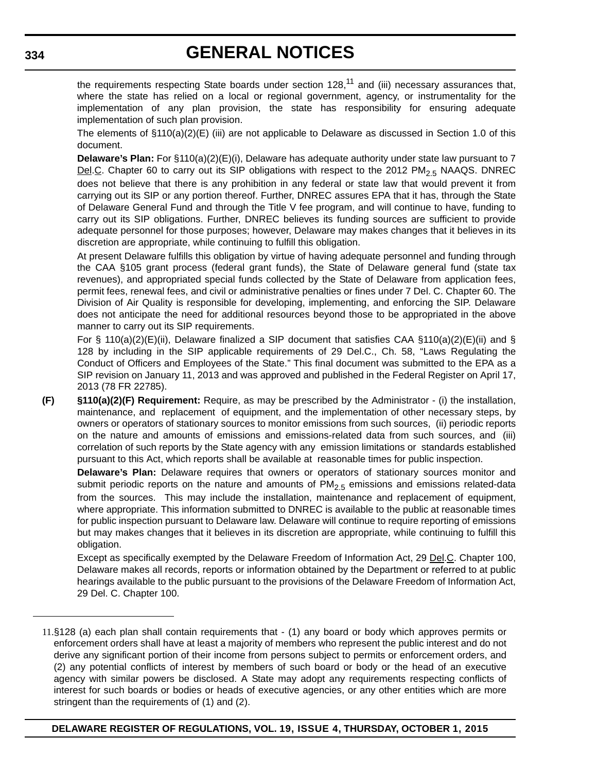the requirements respecting State boards under section 128,[11] and (iii) necessary assurances that, where the state has relied on a local or regional government, agency, or instrumentality for the implementation of any plan provision, the state has responsibility for ensuring adequate implementation of such plan provision.

The elements of §110(a)(2)(E) (iii) are not applicable to Delaware as discussed in Section 1.0 of this document.

**Delaware's Plan:** For §110(a)(2)(E)(i), Delaware has adequate authority under state law pursuant to 7 Del.C. Chapter 60 to carry out its SIP obligations with respect to the 2012 $PM_{2.5}$ NAAQS. DNREC does not believe that there is any prohibition in any federal or state law that would prevent it from carrying out its SIP or any portion thereof. Further, DNREC assures EPA that it has, through the State of Delaware General Fund and through the Title V fee program, and will continue to have, funding to carry out its SIP obligations. Further, DNREC believes its funding sources are sufficient to provide adequate personnel for those purposes; however, Delaware may makes changes that it believes in its discretion are appropriate, while continuing to fulfill this obligation.

At present Delaware fulfills this obligation by virtue of having adequate personnel and funding through the CAA §105 grant process (federal grant funds), the State of Delaware general fund (state tax revenues), and appropriated special funds collected by the State of Delaware from application fees, permit fees, renewal fees, and civil or administrative penalties or fines under 7 Del. C. Chapter 60. The Division of Air Quality is responsible for developing, implementing, and enforcing the SIP. Delaware does not anticipate the need for additional resources beyond those to be appropriated in the above manner to carry out its SIP requirements.

For § 110(a)(2)(E)(ii), Delaware finalized a SIP document that satisfies CAA §110(a)(2)(E)(ii) and § 128 by including in the SIP applicable requirements of 29 Del.C., Ch. 58, "Laws Regulating the Conduct of Officers and Employees of the State." This final document was submitted to the EPA as a SIP revision on January 11, 2013 and was approved and published in the Federal Register on April 17, 2013 (78 FR 22785).

**(F)** **§110(a)(2)(F) Requirement:** Require, as may be prescribed by the Administrator - (i) the installation, maintenance, and replacement of equipment, and the implementation of other necessary steps, by owners or operators of stationary sources to monitor emissions from such sources, (ii) periodic reports on the nature and amounts of emissions and emissions-related data from such sources, and (iii) correlation of such reports by the State agency with any emission limitations or standards established pursuant to this Act, which reports shall be available at reasonable times for public inspection.

**Delaware's Plan:** Delaware requires that owners or operators of stationary sources monitor and submit periodic reports on the nature and amounts of $PM_{2.5}$ emissions and emissions related-data from the sources. This may include the installation, maintenance and replacement of equipment, where appropriate. This information submitted to DNREC is available to the public at reasonable times for public inspection pursuant to Delaware law. Delaware will continue to require reporting of emissions but may makes changes that it believes in its discretion are appropriate, while continuing to fulfill this obligation.

Except as specifically exempted by the Delaware Freedom of Information Act, 29 Del.C. Chapter 100, Delaware makes all records, reports or information obtained by the Department or referred to at public hearings available to the public pursuant to the provisions of the Delaware Freedom of Information Act, 29 Del. C. Chapter 100.

---

11. §128 (a) each plan shall contain requirements that - (1) any board or body which approves permits or enforcement orders shall have at least a majority of members who represent the public interest and do not derive any significant portion of their income from persons subject to permits or enforcement orders, and (2) any potential conflicts of interest by members of such board or body or the head of an executive agency with similar powers be disclosed. A State may adopt any requirements respecting conflicts of interest for such boards or bodies or heads of executive agencies, or any other entities which are more stringent than the requirements of (1) and (2).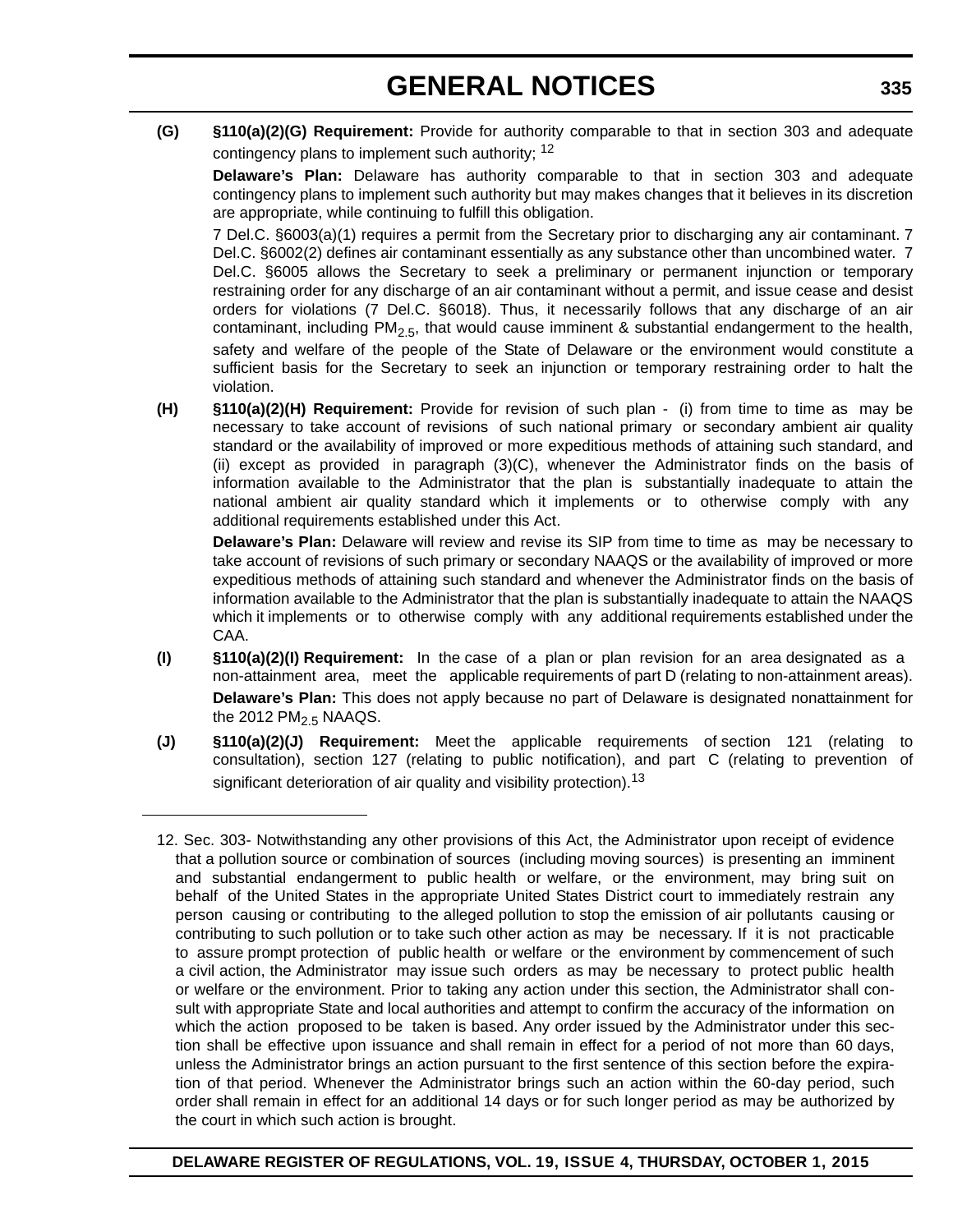**(G)** **§110(a)(2)(G) Requirement:** Provide for authority comparable to that in section 303 and adequate contingency plans to implement such authority; [12]

**Delaware's Plan:** Delaware has authority comparable to that in section 303 and adequate contingency plans to implement such authority but may makes changes that it believes in its discretion are appropriate, while continuing to fulfill this obligation.

7 Del.C. §6003(a)(1) requires a permit from the Secretary prior to discharging any air contaminant. 7 Del.C. §6002(2) defines air contaminant essentially as any substance other than uncombined water. 7 Del.C. §6005 allows the Secretary to seek a preliminary or permanent injunction or temporary restraining order for any discharge of an air contaminant without a permit, and issue cease and desist orders for violations (7 Del.C. §6018). Thus, it necessarily follows that any discharge of an air contaminant, including $PM_{2.5}$, that would cause imminent & substantial endangerment to the health, safety and welfare of the people of the State of Delaware or the environment would constitute a sufficient basis for the Secretary to seek an injunction or temporary restraining order to halt the violation.

**(H)** **§110(a)(2)(H) Requirement:** Provide for revision of such plan - (i) from time to time as may be necessary to take account of revisions of such national primary or secondary ambient air quality standard or the availability of improved or more expeditious methods of attaining such standard, and (ii) except as provided in paragraph (3)(C), whenever the Administrator finds on the basis of information available to the Administrator that the plan is substantially inadequate to attain the national ambient air quality standard which it implements or to otherwise comply with any additional requirements established under this Act.

**Delaware's Plan:** Delaware will review and revise its SIP from time to time as may be necessary to take account of revisions of such primary or secondary NAAQS or the availability of improved or more expeditious methods of attaining such standard and whenever the Administrator finds on the basis of information available to the Administrator that the plan is substantially inadequate to attain the NAAQS which it implements or to otherwise comply with any additional requirements established under the CAA.

**(I)** **§110(a)(2)(I) Requirement:** In the case of a plan or plan revision for an area designated as a non-attainment area, meet the applicable requirements of part D (relating to non-attainment areas).

**Delaware's Plan:** This does not apply because no part of Delaware is designated nonattainment for the 2012 $PM_{2.5}$ NAAQS.

**(J)** **§110(a)(2)(J) Requirement:** Meet the applicable requirements of section 121 (relating to consultation), section 127 (relating to public notification), and part C (relating to prevention of significant deterioration of air quality and visibility protection).[13]

---

12. Sec. 303- Notwithstanding any other provisions of this Act, the Administrator upon receipt of evidence that a pollution source or combination of sources (including moving sources) is presenting an imminent and substantial endangerment to public health or welfare, or the environment, may bring suit on behalf of the United States in the appropriate United States District court to immediately restrain any person causing or contributing to the alleged pollution to stop the emission of air pollutants causing or contributing to such pollution or to take such other action as may be necessary. If it is not practicable to assure prompt protection of public health or welfare or the environment by commencement of such a civil action, the Administrator may issue such orders as may be necessary to protect public health or welfare or the environment. Prior to taking any action under this section, the Administrator shall consult with appropriate State and local authorities and attempt to confirm the accuracy of the information on which the action proposed to be taken is based. Any order issued by the Administrator under this section shall be effective upon issuance and shall remain in effect for a period of not more than 60 days, unless the Administrator brings an action pursuant to the first sentence of this section before the expiration of that period. Whenever the Administrator brings such an action within the 60-day period, such order shall remain in effect for an additional 14 days or for such longer period as may be authorized by the court in which such action is brought.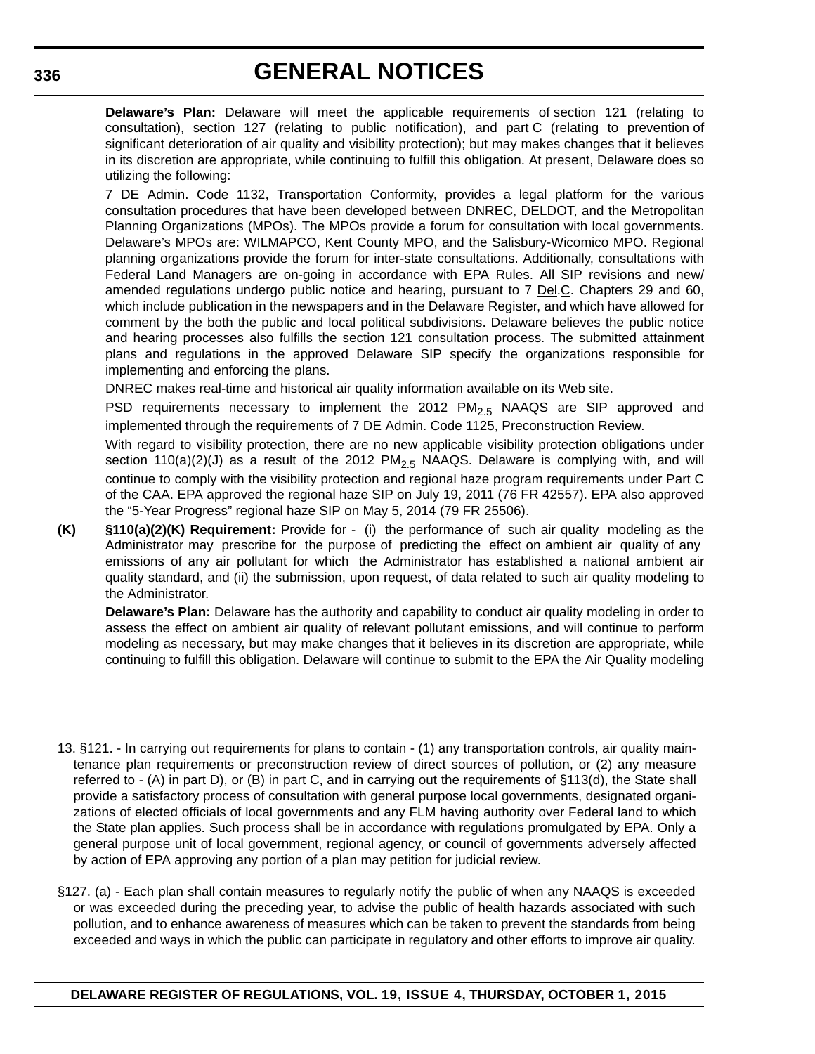**Delaware's Plan:** Delaware will meet the applicable requirements of section 121 (relating to consultation), section 127 (relating to public notification), and part C (relating to prevention of significant deterioration of air quality and visibility protection); but may makes changes that it believes in its discretion are appropriate, while continuing to fulfill this obligation. At present, Delaware does so utilizing the following:

7 DE Admin. Code 1132, Transportation Conformity, provides a legal platform for the various consultation procedures that have been developed between DNREC, DELDOT, and the Metropolitan Planning Organizations (MPOs). The MPOs provide a forum for consultation with local governments. Delaware's MPOs are: WILMAPCO, Kent County MPO, and the Salisbury-Wicomico MPO. Regional planning organizations provide the forum for inter-state consultations. Additionally, consultations with Federal Land Managers are on-going in accordance with EPA Rules. All SIP revisions and new/amended regulations undergo public notice and hearing, pursuant to 7 Del.C. Chapters 29 and 60, which include publication in the newspapers and in the Delaware Register, and which have allowed for comment by the both the public and local political subdivisions. Delaware believes the public notice and hearing processes also fulfills the section 121 consultation process. The submitted attainment plans and regulations in the approved Delaware SIP specify the organizations responsible for implementing and enforcing the plans.

DNREC makes real-time and historical air quality information available on its Web site.

PSD requirements necessary to implement the 2012 $PM_{2.5}$ NAAQS are SIP approved and implemented through the requirements of 7 DE Admin. Code 1125, Preconstruction Review.

With regard to visibility protection, there are no new applicable visibility protection obligations under section 110(a)(2)(J) as a result of the 2012 $PM_{2.5}$ NAAQS. Delaware is complying with, and will continue to comply with the visibility protection and regional haze program requirements under Part C of the CAA. EPA approved the regional haze SIP on July 19, 2011 (76 FR 42557). EPA also approved the "5-Year Progress" regional haze SIP on May 5, 2014 (79 FR 25506).

**(K)** **§110(a)(2)(K) Requirement:** Provide for - (i) the performance of such air quality modeling as the Administrator may prescribe for the purpose of predicting the effect on ambient air quality of any emissions of any air pollutant for which the Administrator has established a national ambient air quality standard, and (ii) the submission, upon request, of data related to such air quality modeling to the Administrator.

**Delaware's Plan:** Delaware has the authority and capability to conduct air quality modeling in order to assess the effect on ambient air quality of relevant pollutant emissions, and will continue to perform modeling as necessary, but may make changes that it believes in its discretion are appropriate, while continuing to fulfill this obligation. Delaware will continue to submit to the EPA the Air Quality modeling

---

13. §121. - In carrying out requirements for plans to contain - (1) any transportation controls, air quality maintenance plan requirements or preconstruction review of direct sources of pollution, or (2) any measure referred to - (A) in part D), or (B) in part C, and in carrying out the requirements of §113(d), the State shall provide a satisfactory process of consultation with general purpose local governments, designated organizations of elected officials of local governments and any FLM having authority over Federal land to which the State plan applies. Such process shall be in accordance with regulations promulgated by EPA. Only a general purpose unit of local government, regional agency, or council of governments adversely affected by action of EPA approving any portion of a plan may petition for judicial review.

§127. (a) - Each plan shall contain measures to regularly notify the public of when any NAAQS is exceeded or was exceeded during the preceding year, to advise the public of health hazards associated with such pollution, and to enhance awareness of measures which can be taken to prevent the standards from being exceeded and ways in which the public can participate in regulatory and other efforts to improve air quality.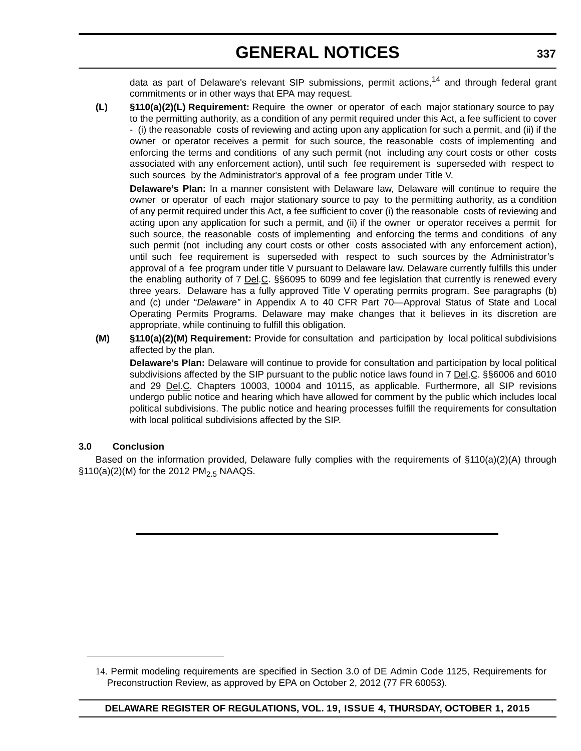data as part of Delaware's relevant SIP submissions, permit actions,[14] and through federal grant commitments or in other ways that EPA may request.

**(L)** **§110(a)(2)(L) Requirement:** Require the owner or operator of each major stationary source to pay to the permitting authority, as a condition of any permit required under this Act, a fee sufficient to cover - (i) the reasonable costs of reviewing and acting upon any application for such a permit, and (ii) if the owner or operator receives a permit for such source, the reasonable costs of implementing and enforcing the terms and conditions of any such permit (not including any court costs or other costs associated with any enforcement action), until such fee requirement is superseded with respect to such sources by the Administrator's approval of a fee program under Title V.

**Delaware's Plan:** In a manner consistent with Delaware law, Delaware will continue to require the owner or operator of each major stationary source to pay to the permitting authority, as a condition of any permit required under this Act, a fee sufficient to cover (i) the reasonable costs of reviewing and acting upon any application for such a permit, and (ii) if the owner or operator receives a permit for such source, the reasonable costs of implementing and enforcing the terms and conditions of any such permit (not including any court costs or other costs associated with any enforcement action), until such fee requirement is superseded with respect to such sources by the Administrator's approval of a fee program under title V pursuant to Delaware law. Delaware currently fulfills this under the enabling authority of 7 Del.C. §§6095 to 6099 and fee legislation that currently is renewed every three years. Delaware has a fully approved Title V operating permits program. See paragraphs (b) and (c) under "*Delaware"* in Appendix A to 40 CFR Part 70—Approval Status of State and Local Operating Permits Programs. Delaware may make changes that it believes in its discretion are appropriate, while continuing to fulfill this obligation.

**(M)** **§110(a)(2)(M) Requirement:** Provide for consultation and participation by local political subdivisions affected by the plan.

**Delaware's Plan:** Delaware will continue to provide for consultation and participation by local political subdivisions affected by the SIP pursuant to the public notice laws found in 7 Del.C. §§6006 and 6010 and 29 Del.C. Chapters 10003, 10004 and 10115, as applicable. Furthermore, all SIP revisions undergo public notice and hearing which have allowed for comment by the public which includes local political subdivisions. The public notice and hearing processes fulfill the requirements for consultation with local political subdivisions affected by the SIP.

### 3.0 Conclusion

Based on the information provided, Delaware fully complies with the requirements of §110(a)(2)(A) through §110(a)(2)(M) for the 2012 $PM_{2.5}$ NAAQS.

---

14. Permit modeling requirements are specified in Section 3.0 of DE Admin Code 1125, Requirements for Preconstruction Review, as approved by EPA on October 2, 2012 (77 FR 60053).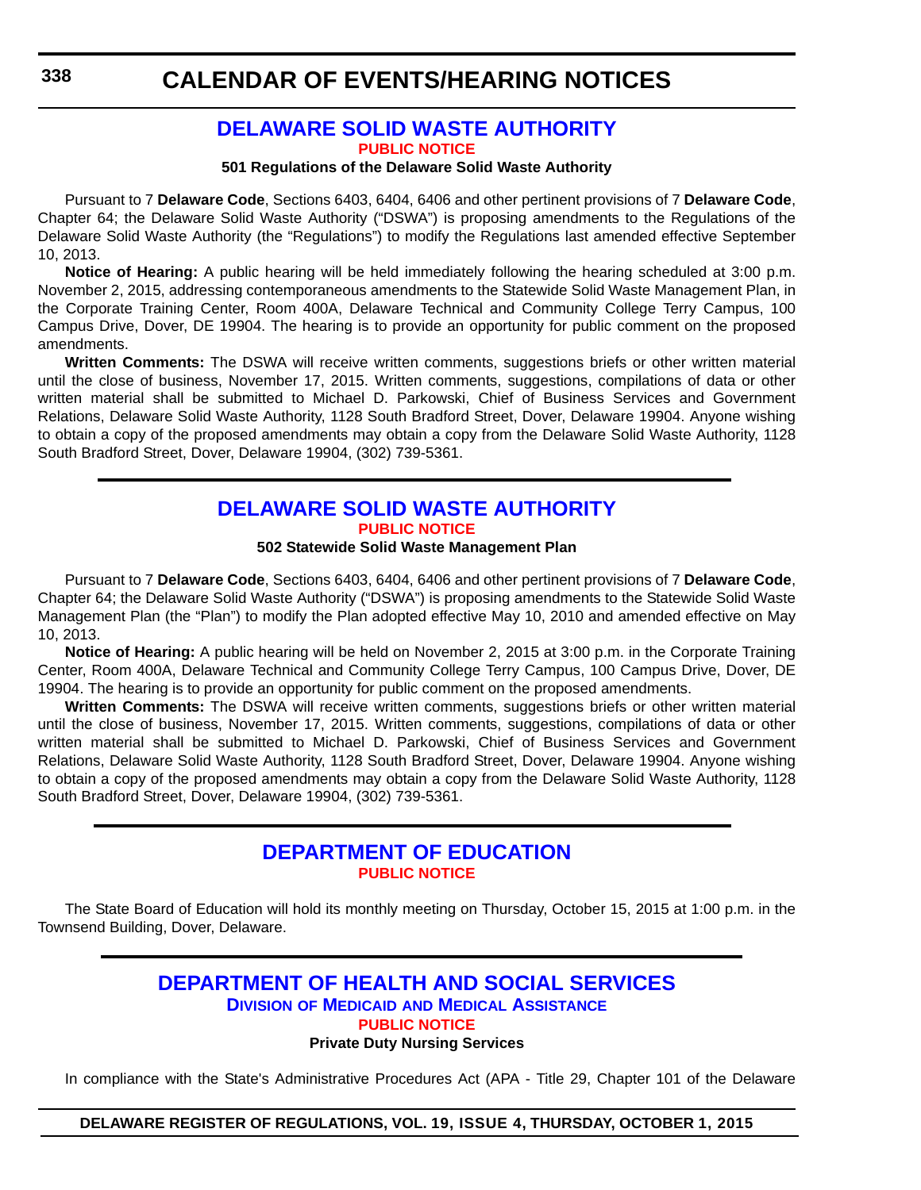# CALENDAR OF EVENTS/HEARING NOTICES

## DELAWARE SOLID WASTE AUTHORITY

**PUBLIC NOTICE**

**501 Regulations of the Delaware Solid Waste Authority**

Pursuant to 7 **Delaware Code**, Sections 6403, 6404, 6406 and other pertinent provisions of 7 **Delaware Code**, Chapter 64; the Delaware Solid Waste Authority ("DSWA") is proposing amendments to the Regulations of the Delaware Solid Waste Authority (the "Regulations") to modify the Regulations last amended effective September 10, 2013.

**Notice of Hearing:** A public hearing will be held immediately following the hearing scheduled at 3:00 p.m. November 2, 2015, addressing contemporaneous amendments to the Statewide Solid Waste Management Plan, in the Corporate Training Center, Room 400A, Delaware Technical and Community College Terry Campus, 100 Campus Drive, Dover, DE 19904. The hearing is to provide an opportunity for public comment on the proposed amendments.

**Written Comments:** The DSWA will receive written comments, suggestions briefs or other written material until the close of business, November 17, 2015. Written comments, suggestions, compilations of data or other written material shall be submitted to Michael D. Parkowski, Chief of Business Services and Government Relations, Delaware Solid Waste Authority, 1128 South Bradford Street, Dover, Delaware 19904. Anyone wishing to obtain a copy of the proposed amendments may obtain a copy from the Delaware Solid Waste Authority, 1128 South Bradford Street, Dover, Delaware 19904, (302) 739-5361.

## DELAWARE SOLID WASTE AUTHORITY

**PUBLIC NOTICE**

**502 Statewide Solid Waste Management Plan**

Pursuant to 7 **Delaware Code**, Sections 6403, 6404, 6406 and other pertinent provisions of 7 **Delaware Code**, Chapter 64; the Delaware Solid Waste Authority ("DSWA") is proposing amendments to the Statewide Solid Waste Management Plan (the "Plan") to modify the Plan adopted effective May 10, 2010 and amended effective on May 10, 2013.

**Notice of Hearing:** A public hearing will be held on November 2, 2015 at 3:00 p.m. in the Corporate Training Center, Room 400A, Delaware Technical and Community College Terry Campus, 100 Campus Drive, Dover, DE 19904. The hearing is to provide an opportunity for public comment on the proposed amendments.

**Written Comments:** The DSWA will receive written comments, suggestions briefs or other written material until the close of business, November 17, 2015. Written comments, suggestions, compilations of data or other written material shall be submitted to Michael D. Parkowski, Chief of Business Services and Government Relations, Delaware Solid Waste Authority, 1128 South Bradford Street, Dover, Delaware 19904. Anyone wishing to obtain a copy of the proposed amendments may obtain a copy from the Delaware Solid Waste Authority, 1128 South Bradford Street, Dover, Delaware 19904, (302) 739-5361.

## DEPARTMENT OF EDUCATION

**PUBLIC NOTICE**

The State Board of Education will hold its monthly meeting on Thursday, October 15, 2015 at 1:00 p.m. in the Townsend Building, Dover, Delaware.

## DEPARTMENT OF HEALTH AND SOCIAL SERVICES

**DIVISION OF MEDICAID AND MEDICAL ASSISTANCE**

**PUBLIC NOTICE**

**Private Duty Nursing Services**

In compliance with the State's Administrative Procedures Act (APA - Title 29, Chapter 101 of the Delaware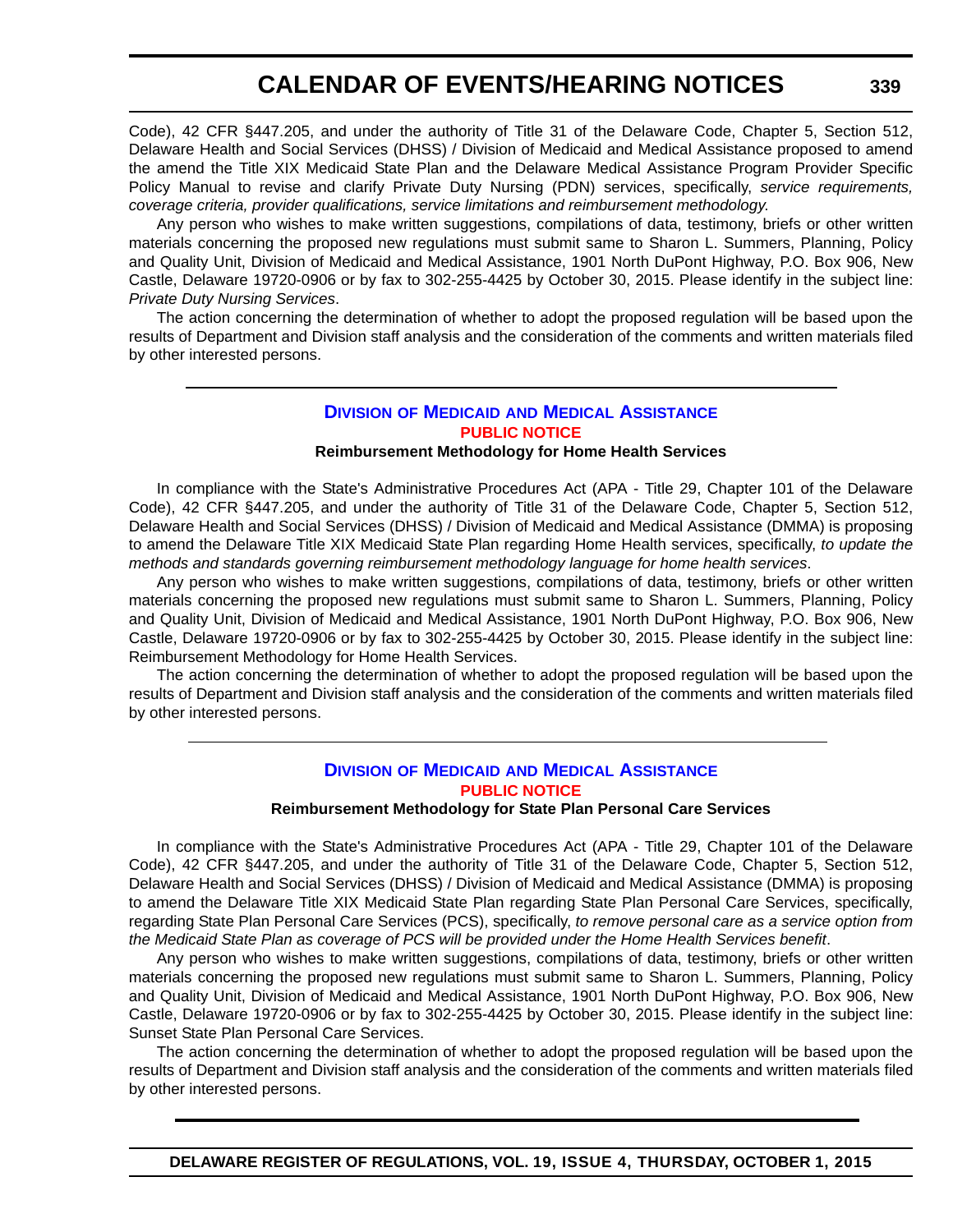Code), 42 CFR §447.205, and under the authority of Title 31 of the Delaware Code, Chapter 5, Section 512, Delaware Health and Social Services (DHSS) / Division of Medicaid and Medical Assistance proposed to amend the amend the Title XIX Medicaid State Plan and the Delaware Medical Assistance Program Provider Specific Policy Manual to revise and clarify Private Duty Nursing (PDN) services, specifically, *service requirements, coverage criteria, provider qualifications, service limitations and reimbursement methodology*.

Any person who wishes to make written suggestions, compilations of data, testimony, briefs or other written materials concerning the proposed new regulations must submit same to Sharon L. Summers, Planning, Policy and Quality Unit, Division of Medicaid and Medical Assistance, 1901 North DuPont Highway, P.O. Box 906, New Castle, Delaware 19720-0906 or by fax to 302-255-4425 by October 30, 2015. Please identify in the subject line: *Private Duty Nursing Services*.

The action concerning the determination of whether to adopt the proposed regulation will be based upon the results of Department and Division staff analysis and the consideration of the comments and written materials filed by other interested persons.

---

## Division of Medicaid and Medical Assistance

### PUBLIC NOTICE

**Reimbursement Methodology for Home Health Services**

In compliance with the State's Administrative Procedures Act (APA - Title 29, Chapter 101 of the Delaware Code), 42 CFR §447.205, and under the authority of Title 31 of the Delaware Code, Chapter 5, Section 512, Delaware Health and Social Services (DHSS) / Division of Medicaid and Medical Assistance (DMMA) is proposing to amend the Delaware Title XIX Medicaid State Plan regarding Home Health services, specifically, *to update the methods and standards governing reimbursement methodology language for home health services*.

Any person who wishes to make written suggestions, compilations of data, testimony, briefs or other written materials concerning the proposed new regulations must submit same to Sharon L. Summers, Planning, Policy and Quality Unit, Division of Medicaid and Medical Assistance, 1901 North DuPont Highway, P.O. Box 906, New Castle, Delaware 19720-0906 or by fax to 302-255-4425 by October 30, 2015. Please identify in the subject line: Reimbursement Methodology for Home Health Services.

The action concerning the determination of whether to adopt the proposed regulation will be based upon the results of Department and Division staff analysis and the consideration of the comments and written materials filed by other interested persons.

---

## Division of Medicaid and Medical Assistance

### PUBLIC NOTICE

**Reimbursement Methodology for State Plan Personal Care Services**

In compliance with the State's Administrative Procedures Act (APA - Title 29, Chapter 101 of the Delaware Code), 42 CFR §447.205, and under the authority of Title 31 of the Delaware Code, Chapter 5, Section 512, Delaware Health and Social Services (DHSS) / Division of Medicaid and Medical Assistance (DMMA) is proposing to amend the Delaware Title XIX Medicaid State Plan regarding State Plan Personal Care Services, specifically, regarding State Plan Personal Care Services (PCS), specifically, *to remove personal care as a service option from the Medicaid State Plan as coverage of PCS will be provided under the Home Health Services benefit*.

Any person who wishes to make written suggestions, compilations of data, testimony, briefs or other written materials concerning the proposed new regulations must submit same to Sharon L. Summers, Planning, Policy and Quality Unit, Division of Medicaid and Medical Assistance, 1901 North DuPont Highway, P.O. Box 906, New Castle, Delaware 19720-0906 or by fax to 302-255-4425 by October 30, 2015. Please identify in the subject line: Sunset State Plan Personal Care Services.

The action concerning the determination of whether to adopt the proposed regulation will be based upon the results of Department and Division staff analysis and the consideration of the comments and written materials filed by other interested persons.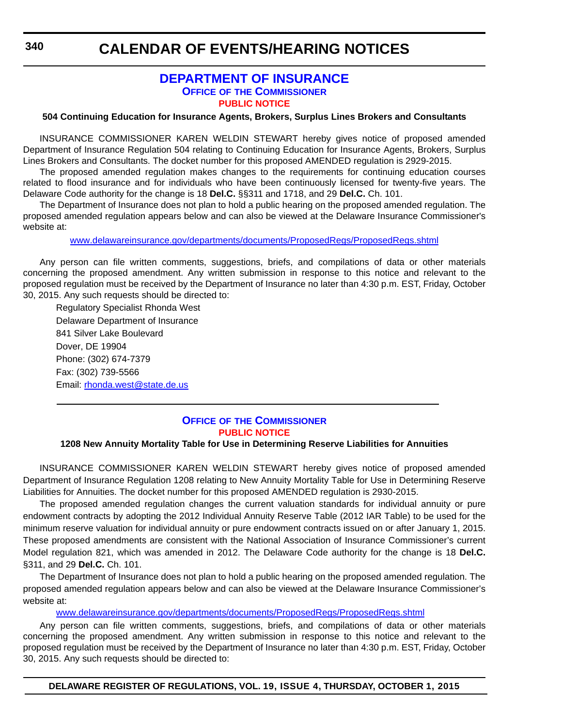## DEPARTMENT OF INSURANCE

### OFFICE OF THE COMMISSIONER

**PUBLIC NOTICE**

**504 Continuing Education for Insurance Agents, Brokers, Surplus Lines Brokers and Consultants**

INSURANCE COMMISSIONER KAREN WELDIN STEWART hereby gives notice of proposed amended Department of Insurance Regulation 504 relating to Continuing Education for Insurance Agents, Brokers, Surplus Lines Brokers and Consultants. The docket number for this proposed AMENDED regulation is 2929-2015.

The proposed amended regulation makes changes to the requirements for continuing education courses related to flood insurance and for individuals who have been continuously licensed for twenty-five years. The Delaware Code authority for the change is 18 **Del.C.** §§311 and 1718, and 29 **Del.C.** Ch. 101.

The Department of Insurance does not plan to hold a public hearing on the proposed amended regulation. The proposed amended regulation appears below and can also be viewed at the Delaware Insurance Commissioner's website at:

www.delawareinsurance.gov/departments/documents/ProposedRegs/ProposedRegs.shtml

Any person can file written comments, suggestions, briefs, and compilations of data or other materials concerning the proposed amendment. Any written submission in response to this notice and relevant to the proposed regulation must be received by the Department of Insurance no later than 4:30 p.m. EST, Friday, October 30, 2015. Any such requests should be directed to:

Regulatory Specialist Rhonda West
Delaware Department of Insurance
841 Silver Lake Boulevard
Dover, DE 19904
Phone: (302) 674-7379
Fax: (302) 739-5566
Email: rhonda.west@state.de.us

---

### OFFICE OF THE COMMISSIONER

**PUBLIC NOTICE**

**1208 New Annuity Mortality Table for Use in Determining Reserve Liabilities for Annuities**

INSURANCE COMMISSIONER KAREN WELDIN STEWART hereby gives notice of proposed amended Department of Insurance Regulation 1208 relating to New Annuity Mortality Table for Use in Determining Reserve Liabilities for Annuities. The docket number for this proposed AMENDED regulation is 2930-2015.

The proposed amended regulation changes the current valuation standards for individual annuity or pure endowment contracts by adopting the 2012 Individual Annuity Reserve Table (2012 IAR Table) to be used for the minimum reserve valuation for individual annuity or pure endowment contracts issued on or after January 1, 2015. These proposed amendments are consistent with the National Association of Insurance Commissioner's current Model regulation 821, which was amended in 2012. The Delaware Code authority for the change is 18 **Del.C.** §311, and 29 **Del.C.** Ch. 101.

The Department of Insurance does not plan to hold a public hearing on the proposed amended regulation. The proposed amended regulation appears below and can also be viewed at the Delaware Insurance Commissioner's website at:

www.delawareinsurance.gov/departments/documents/ProposedRegs/ProposedRegs.shtml

Any person can file written comments, suggestions, briefs, and compilations of data or other materials concerning the proposed amendment. Any written submission in response to this notice and relevant to the proposed regulation must be received by the Department of Insurance no later than 4:30 p.m. EST, Friday, October 30, 2015. Any such requests should be directed to: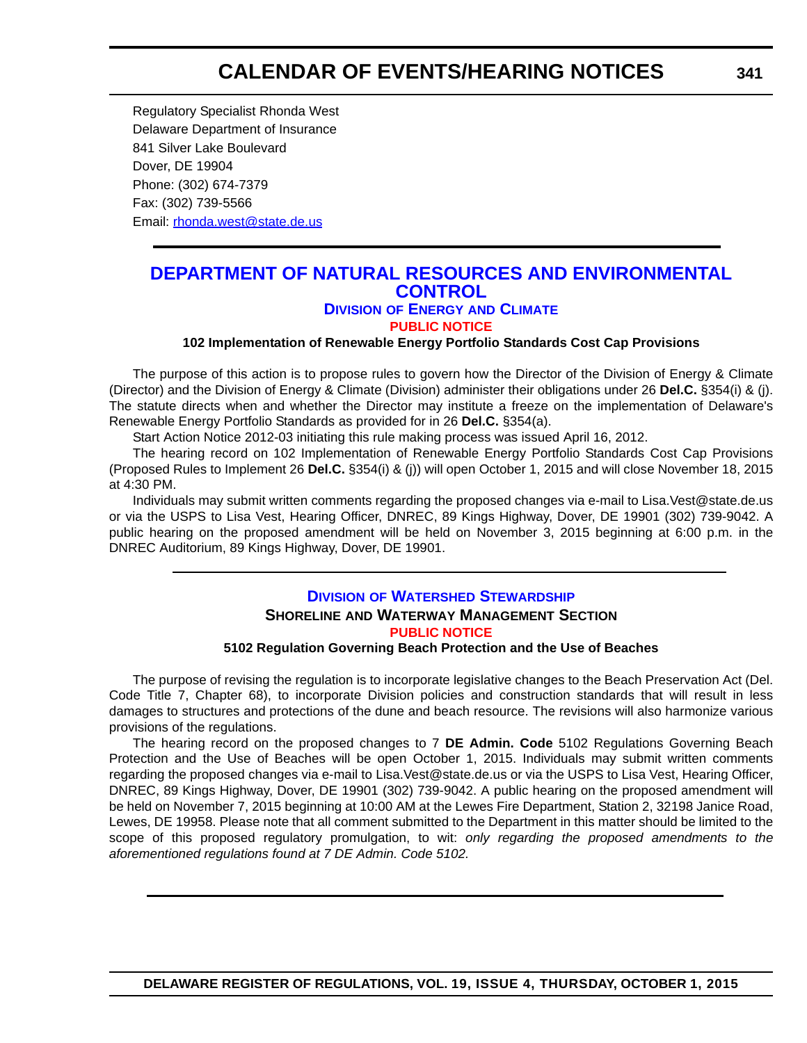Regulatory Specialist Rhonda West
Delaware Department of Insurance
841 Silver Lake Boulevard
Dover, DE 19904
Phone: (302) 674-7379
Fax: (302) 739-5566
Email: [rhonda.west@state.de.us](mailto:rhonda.west@state.de.us)

---

# DEPARTMENT OF NATURAL RESOURCES AND ENVIRONMENTAL CONTROL

## DIVISION OF ENERGY AND CLIMATE

### PUBLIC NOTICE

**102 Implementation of Renewable Energy Portfolio Standards Cost Cap Provisions**

The purpose of this action is to propose rules to govern how the Director of the Division of Energy & Climate (Director) and the Division of Energy & Climate (Division) administer their obligations under 26 **Del.C.** §354(i) & (j). The statute directs when and whether the Director may institute a freeze on the implementation of Delaware's Renewable Energy Portfolio Standards as provided for in 26 **Del.C.** §354(a).

Start Action Notice 2012-03 initiating this rule making process was issued April 16, 2012.

The hearing record on 102 Implementation of Renewable Energy Portfolio Standards Cost Cap Provisions (Proposed Rules to Implement 26 **Del.C.** §354(i) & (j)) will open October 1, 2015 and will close November 18, 2015 at 4:30 PM.

Individuals may submit written comments regarding the proposed changes via e-mail to Lisa.Vest@state.de.us or via the USPS to Lisa Vest, Hearing Officer, DNREC, 89 Kings Highway, Dover, DE 19901 (302) 739-9042. A public hearing on the proposed amendment will be held on November 3, 2015 beginning at 6:00 p.m. in the DNREC Auditorium, 89 Kings Highway, Dover, DE 19901.

---

## DIVISION OF WATERSHED STEWARDSHIP

### SHORELINE AND WATERWAY MANAGEMENT SECTION

### PUBLIC NOTICE

**5102 Regulation Governing Beach Protection and the Use of Beaches**

The purpose of revising the regulation is to incorporate legislative changes to the Beach Preservation Act (Del. Code Title 7, Chapter 68), to incorporate Division policies and construction standards that will result in less damages to structures and protections of the dune and beach resource. The revisions will also harmonize various provisions of the regulations.

The hearing record on the proposed changes to 7 **DE Admin. Code** 5102 Regulations Governing Beach Protection and the Use of Beaches will be open October 1, 2015. Individuals may submit written comments regarding the proposed changes via e-mail to Lisa.Vest@state.de.us or via the USPS to Lisa Vest, Hearing Officer, DNREC, 89 Kings Highway, Dover, DE 19901 (302) 739-9042. A public hearing on the proposed amendment will be held on November 7, 2015 beginning at 10:00 AM at the Lewes Fire Department, Station 2, 32198 Janice Road, Lewes, DE 19958. Please note that all comment submitted to the Department in this matter should be limited to the scope of this proposed regulatory promulgation, to wit: *only regarding the proposed amendments to the aforementioned regulations found at 7 DE Admin. Code 5102.*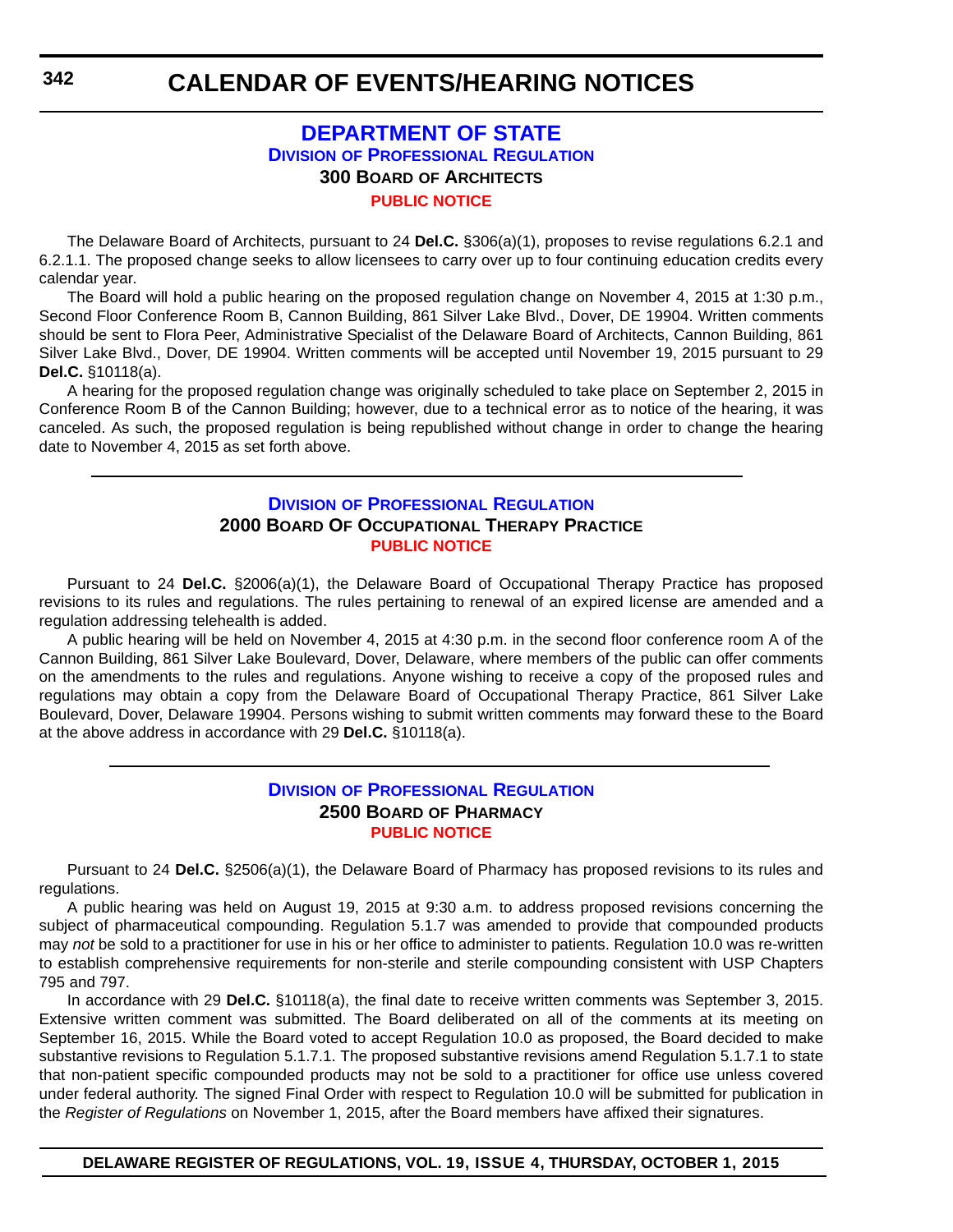# CALENDAR OF EVENTS/HEARING NOTICES

## DEPARTMENT OF STATE

### Division of Professional Regulation

### 300 Board of Architects

**PUBLIC NOTICE**

The Delaware Board of Architects, pursuant to 24 **Del.C.** §306(a)(1), proposes to revise regulations 6.2.1 and 6.2.1.1. The proposed change seeks to allow licensees to carry over up to four continuing education credits every calendar year.

The Board will hold a public hearing on the proposed regulation change on November 4, 2015 at 1:30 p.m., Second Floor Conference Room B, Cannon Building, 861 Silver Lake Blvd., Dover, DE 19904. Written comments should be sent to Flora Peer, Administrative Specialist of the Delaware Board of Architects, Cannon Building, 861 Silver Lake Blvd., Dover, DE 19904. Written comments will be accepted until November 19, 2015 pursuant to 29 **Del.C.** §10118(a).

A hearing for the proposed regulation change was originally scheduled to take place on September 2, 2015 in Conference Room B of the Cannon Building; however, due to a technical error as to notice of the hearing, it was canceled. As such, the proposed regulation is being republished without change in order to change the hearing date to November 4, 2015 as set forth above.

---

### Division of Professional Regulation

### 2000 Board Of Occupational Therapy Practice

**PUBLIC NOTICE**

Pursuant to 24 **Del.C.** §2006(a)(1), the Delaware Board of Occupational Therapy Practice has proposed revisions to its rules and regulations. The rules pertaining to renewal of an expired license are amended and a regulation addressing telehealth is added.

A public hearing will be held on November 4, 2015 at 4:30 p.m. in the second floor conference room A of the Cannon Building, 861 Silver Lake Boulevard, Dover, Delaware, where members of the public can offer comments on the amendments to the rules and regulations. Anyone wishing to receive a copy of the proposed rules and regulations may obtain a copy from the Delaware Board of Occupational Therapy Practice, 861 Silver Lake Boulevard, Dover, Delaware 19904. Persons wishing to submit written comments may forward these to the Board at the above address in accordance with 29 **Del.C.** §10118(a).

---

### Division of Professional Regulation

### 2500 Board of Pharmacy

**PUBLIC NOTICE**

Pursuant to 24 **Del.C.** §2506(a)(1), the Delaware Board of Pharmacy has proposed revisions to its rules and regulations.

A public hearing was held on August 19, 2015 at 9:30 a.m. to address proposed revisions concerning the subject of pharmaceutical compounding. Regulation 5.1.7 was amended to provide that compounded products may *not* be sold to a practitioner for use in his or her office to administer to patients. Regulation 10.0 was re-written to establish comprehensive requirements for non-sterile and sterile compounding consistent with USP Chapters 795 and 797.

In accordance with 29 **Del.C.** §10118(a), the final date to receive written comments was September 3, 2015. Extensive written comment was submitted. The Board deliberated on all of the comments at its meeting on September 16, 2015. While the Board voted to accept Regulation 10.0 as proposed, the Board decided to make substantive revisions to Regulation 5.1.7.1. The proposed substantive revisions amend Regulation 5.1.7.1 to state that non-patient specific compounded products may not be sold to a practitioner for office use unless covered under federal authority. The signed Final Order with respect to Regulation 10.0 will be submitted for publication in the *Register of Regulations* on November 1, 2015, after the Board members have affixed their signatures.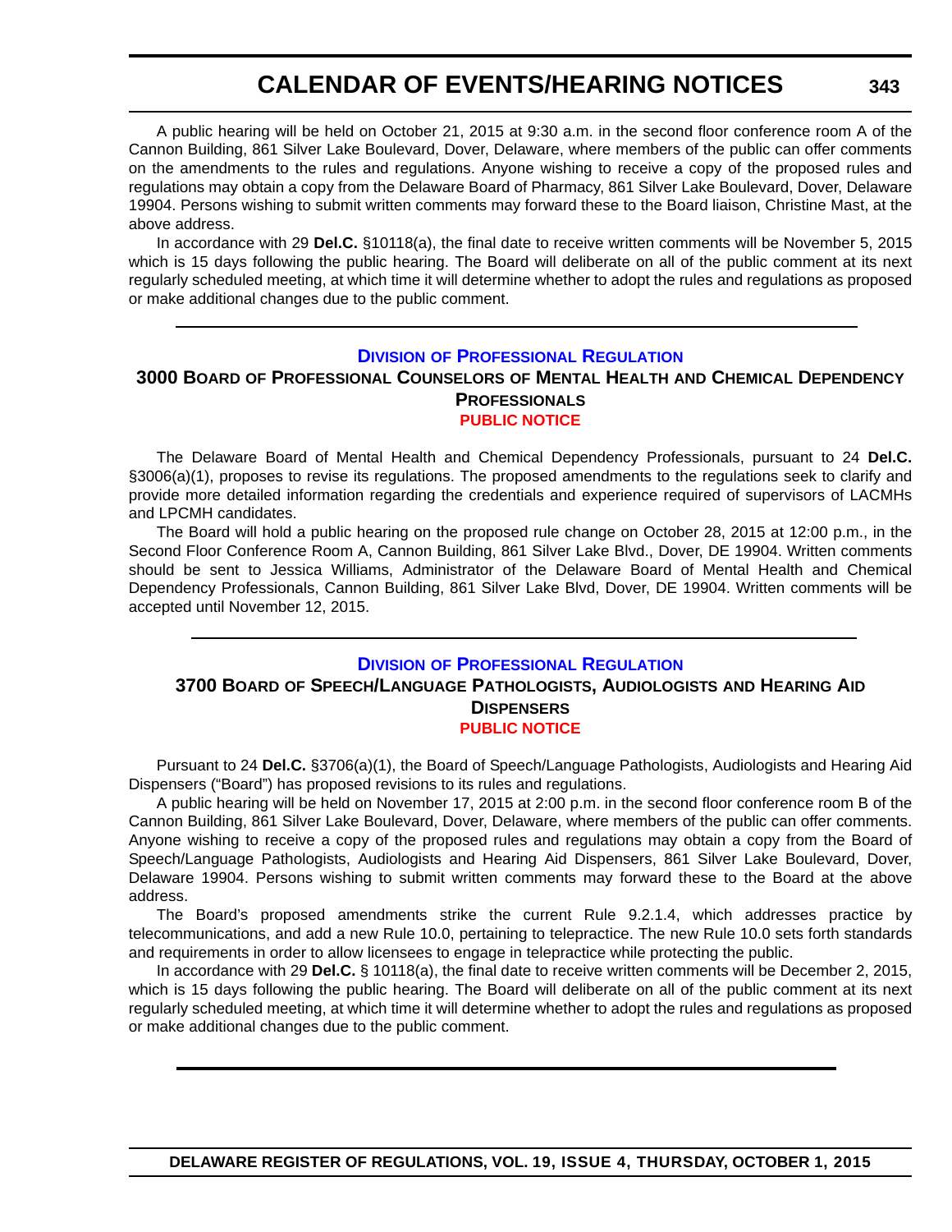A public hearing will be held on October 21, 2015 at 9:30 a.m. in the second floor conference room A of the Cannon Building, 861 Silver Lake Boulevard, Dover, Delaware, where members of the public can offer comments on the amendments to the rules and regulations. Anyone wishing to receive a copy of the proposed rules and regulations may obtain a copy from the Delaware Board of Pharmacy, 861 Silver Lake Boulevard, Dover, Delaware 19904. Persons wishing to submit written comments may forward these to the Board liaison, Christine Mast, at the above address.

In accordance with 29 **Del.C.** §10118(a), the final date to receive written comments will be November 5, 2015 which is 15 days following the public hearing. The Board will deliberate on all of the public comment at its next regularly scheduled meeting, at which time it will determine whether to adopt the rules and regulations as proposed or make additional changes due to the public comment.

---

## Division of Professional Regulation

## 3000 Board of Professional Counselors of Mental Health and Chemical Dependency Professionals

### PUBLIC NOTICE

The Delaware Board of Mental Health and Chemical Dependency Professionals, pursuant to 24 **Del.C.** §3006(a)(1), proposes to revise its regulations. The proposed amendments to the regulations seek to clarify and provide more detailed information regarding the credentials and experience required of supervisors of LACMHs and LPCMH candidates.

The Board will hold a public hearing on the proposed rule change on October 28, 2015 at 12:00 p.m., in the Second Floor Conference Room A, Cannon Building, 861 Silver Lake Blvd., Dover, DE 19904. Written comments should be sent to Jessica Williams, Administrator of the Delaware Board of Mental Health and Chemical Dependency Professionals, Cannon Building, 861 Silver Lake Blvd, Dover, DE 19904. Written comments will be accepted until November 12, 2015.

---

## Division of Professional Regulation

## 3700 Board of Speech/Language Pathologists, Audiologists and Hearing Aid Dispensers

### PUBLIC NOTICE

Pursuant to 24 **Del.C.** §3706(a)(1), the Board of Speech/Language Pathologists, Audiologists and Hearing Aid Dispensers ("Board") has proposed revisions to its rules and regulations.

A public hearing will be held on November 17, 2015 at 2:00 p.m. in the second floor conference room B of the Cannon Building, 861 Silver Lake Boulevard, Dover, Delaware, where members of the public can offer comments. Anyone wishing to receive a copy of the proposed rules and regulations may obtain a copy from the Board of Speech/Language Pathologists, Audiologists and Hearing Aid Dispensers, 861 Silver Lake Boulevard, Dover, Delaware 19904. Persons wishing to submit written comments may forward these to the Board at the above address.

The Board's proposed amendments strike the current Rule 9.2.1.4, which addresses practice by telecommunications, and add a new Rule 10.0, pertaining to telepractice. The new Rule 10.0 sets forth standards and requirements in order to allow licensees to engage in telepractice while protecting the public.

In accordance with 29 **Del.C.** § 10118(a), the final date to receive written comments will be December 2, 2015, which is 15 days following the public hearing. The Board will deliberate on all of the public comment at its next regularly scheduled meeting, at which time it will determine whether to adopt the rules and regulations as proposed or make additional changes due to the public comment.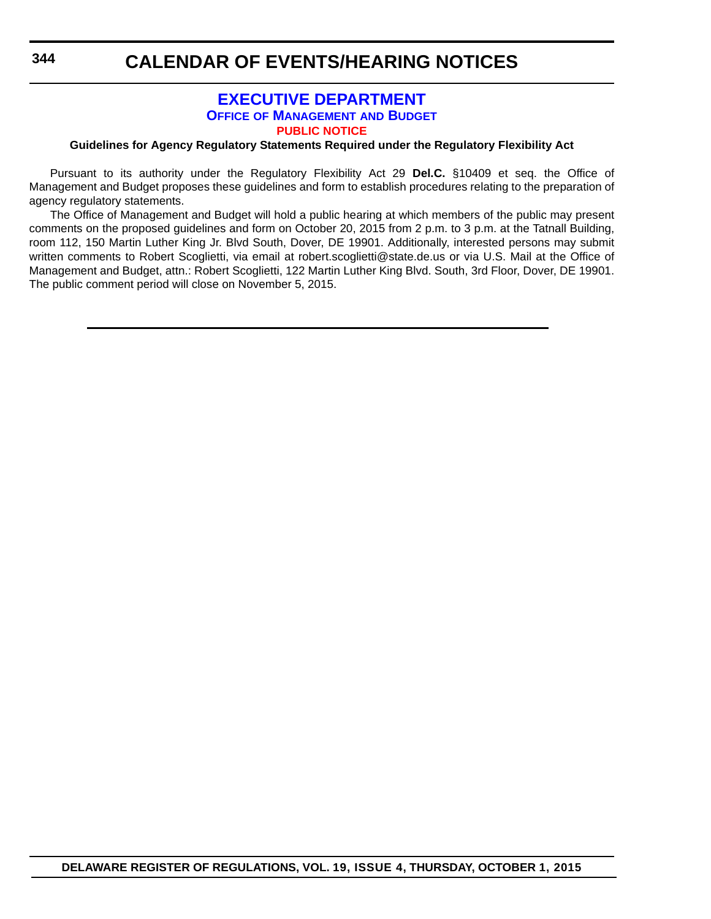# CALENDAR OF EVENTS/HEARING NOTICES

## EXECUTIVE DEPARTMENT

### OFFICE OF MANAGEMENT AND BUDGET

#### PUBLIC NOTICE

**Guidelines for Agency Regulatory Statements Required under the Regulatory Flexibility Act**

Pursuant to its authority under the Regulatory Flexibility Act 29 **Del.C.** §10409 et seq. the Office of Management and Budget proposes these guidelines and form to establish procedures relating to the preparation of agency regulatory statements.

The Office of Management and Budget will hold a public hearing at which members of the public may present comments on the proposed guidelines and form on October 20, 2015 from 2 p.m. to 3 p.m. at the Tatnall Building, room 112, 150 Martin Luther King Jr. Blvd South, Dover, DE 19901. Additionally, interested persons may submit written comments to Robert Scoglietti, via email at robert.scoglietti@state.de.us or via U.S. Mail at the Office of Management and Budget, attn.: Robert Scoglietti, 122 Martin Luther King Blvd. South, 3rd Floor, Dover, DE 19901. The public comment period will close on November 5, 2015.